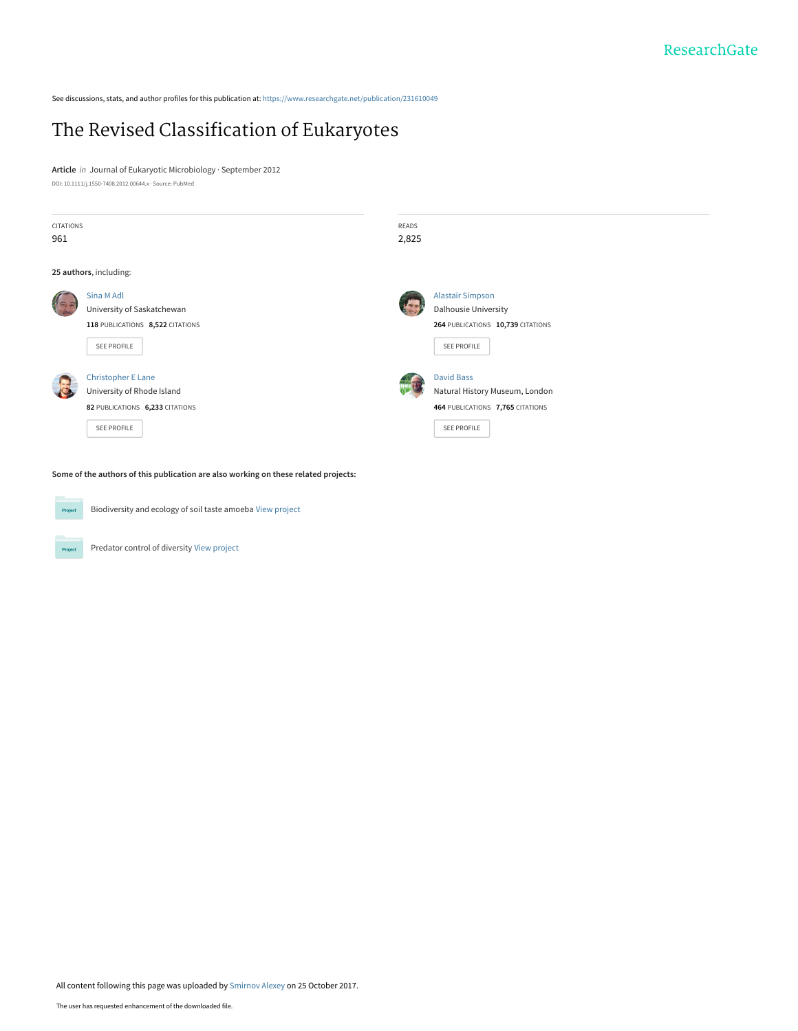ResearchGate

See discussions, stats, and author profiles for this publication at: https://www.researchgate.net/publication/231610049

# The Revised Classification of Eukaryotes

**Article** *in* Journal of Eukaryotic Microbiology · September 2012

DOI: 10.1111/j.1550-7408.2012.00644.x · Source: PubMed

| CITATIONS | READS |
| --- | --- |
| 961 | 2,825 |

**25 authors**, including:

Sina M Adl
University of Saskatchewan
**118** PUBLICATIONS **8,522** CITATIONS
SEE PROFILE

Alastair Simpson
Dalhousie University
**264** PUBLICATIONS **10,739** CITATIONS
SEE PROFILE

Christopher E Lane
University of Rhode Island
**82** PUBLICATIONS **6,233** CITATIONS
SEE PROFILE

David Bass
Natural History Museum, London
**464** PUBLICATIONS **7,765** CITATIONS
SEE PROFILE

**Some of the authors of this publication are also working on these related projects:**

Biodiversity and ecology of soil taste amoeba View project

Predator control of diversity View project

All content following this page was uploaded by Smirnov Alexey on 25 October 2017.

The user has requested enhancement of the downloaded file.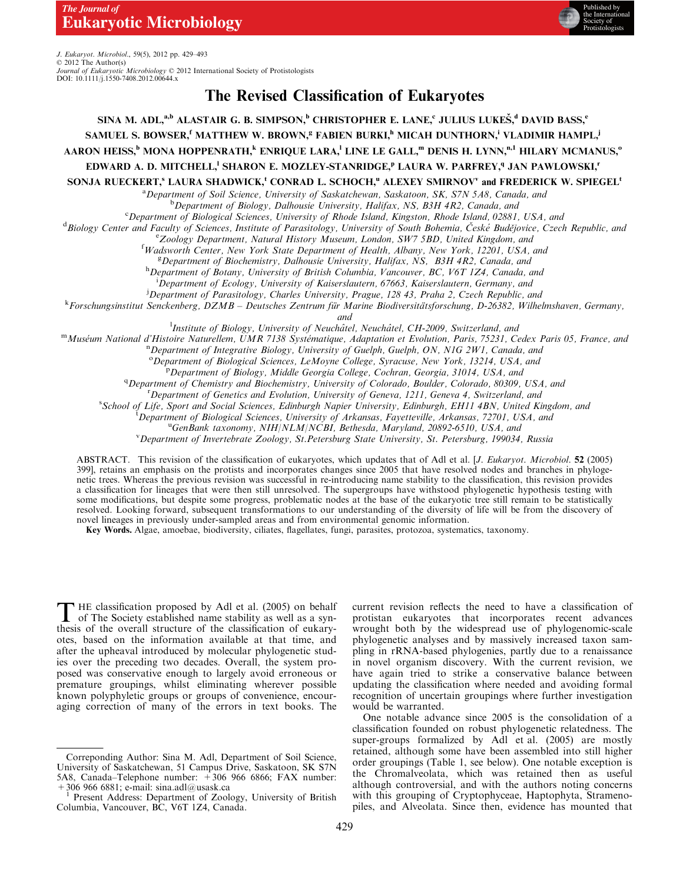# The Revised Classification of Eukaryotes

SINA M. ADL,[a,b] ALASTAIR G. B. SIMPSON,[b] CHRISTOPHER E. LANE,[c] JULIUS LUKEŠ,[d] DAVID BASS,[e] SAMUEL S. BOWSER,[f] MATTHEW W. BROWN,[g] FABIEN BURKI,[h] MICAH DUNTHORN,[i] VLADIMIR HAMPL,[j] AARON HEISS,[b] MONA HOPPENRATH,[k] ENRIQUE LARA,[l] LINE LE GALL,[m] DENIS H. LYNN,[n,1] HILARY MCMANUS,[o] EDWARD A. D. MITCHELL,[l] SHARON E. MOZLEY-STANRIDGE,[p] LAURA W. PARFREY,[q] JAN PAWLOWSKI,[r] SONJA RUECKERT,[s] LAURA SHADWICK,[t] CONRAD L. SCHOCH,[u] ALEXEY SMIRNOV[v] and FREDERICK W. SPIEGEL[t]

[a]*Department of Soil Science, University of Saskatchewan, Saskatoon, SK, S7N 5A8, Canada, and*
[b]*Department of Biology, Dalhousie University, Halifax, NS, B3H 4R2, Canada, and*
[c]*Department of Biological Sciences, University of Rhode Island, Kingston, Rhode Island, 02881, USA, and*
[d]*Biology Center and Faculty of Sciences, Institute of Parasitology, University of South Bohemia, České Budějovice, Czech Republic, and*
[e]*Zoology Department, Natural History Museum, London, SW7 5BD, United Kingdom, and*
[f]*Wadsworth Center, New York State Department of Health, Albany, New York, 12201, USA, and*
[g]*Department of Biochemistry, Dalhousie University, Halifax, NS, B3H 4R2, Canada, and*
[h]*Department of Botany, University of British Columbia, Vancouver, BC, V6T 1Z4, Canada, and*
[i]*Department of Ecology, University of Kaiserslautern, 67663, Kaiserslautern, Germany, and*
[j]*Department of Parasitology, Charles University, Prague, 128 43, Praha 2, Czech Republic, and*
[k]*Forschungsinstitut Senckenberg, DZMB – Deutsches Zentrum für Marine Biodiversitätsforschung, D-26382, Wilhelmshaven, Germany, and*
[l]*Institute of Biology, University of Neuchâtel, Neuchâtel, CH-2009, Switzerland, and*
[m]*Muséum National d'Histoire Naturellem, UMR 7138 Systématique, Adaptation et Evolution, Paris, 75231, Cedex Paris 05, France, and*
[n]*Department of Integrative Biology, University of Guelph, Guelph, ON, N1G 2W1, Canada, and*
[o]*Department of Biological Sciences, LeMoyne College, Syracuse, New York, 13214, USA, and*
[p]*Department of Biology, Middle Georgia College, Cochran, Georgia, 31014, USA, and*
[q]*Department of Chemistry and Biochemistry, University of Colorado, Boulder, Colorado, 80309, USA, and*
[r]*Department of Genetics and Evolution, University of Geneva, 1211, Geneva 4, Switzerland, and*
[s]*School of Life, Sport and Social Sciences, Edinburgh Napier University, Edinburgh, EH11 4BN, United Kingdom, and*
[t]*Department of Biological Sciences, University of Arkansas, Fayetteville, Arkansas, 72701, USA, and*
[u]*GenBank taxonomy, NIH/NLM/NCBI, Bethesda, Maryland, 20892-6510, USA, and*
[v]*Department of Invertebrate Zoology, St.Petersburg State University, St. Petersburg, 199034, Russia*

ABSTRACT. This revision of the classification of eukaryotes, which updates that of Adl et al. [*J. Eukaryot. Microbiol.* **52** (2005) 399], retains an emphasis on the protists and incorporates changes since 2005 that have resolved nodes and branches in phylogenetic trees. Whereas the previous revision was successful in re-introducing name stability to the classification, this revision provides a classification for lineages that were then still unresolved. The supergroups have withstood phylogenetic hypothesis testing with some modifications, but despite some progress, problematic nodes at the base of the eukaryotic tree still remain to be statistically resolved. Looking forward, subsequent transformations to our understanding of the diversity of life will be from the discovery of novel lineages in previously under-sampled areas and from environmental genomic information.

**Key Words.** Algae, amoebae, biodiversity, ciliates, flagellates, fungi, parasites, protozoa, systematics, taxonomy.

THE classification proposed by Adl et al. (2005) on behalf of The Society established name stability as well as a synthesis of the overall structure of the classification of eukaryotes, based on the information available at that time, and after the upheaval introduced by molecular phylogenetic studies over the preceding two decades. Overall, the system proposed was conservative enough to largely avoid erroneous or premature groupings, whilst eliminating wherever possible known polyphyletic groups or groups of convenience, encouraging correction of many of the errors in text books. The current revision reflects the need to have a classification of protistan eukaryotes that incorporates recent advances wrought both by the widespread use of phylogenomic-scale phylogenetic analyses and by massively increased taxon sampling in rRNA-based phylogenies, partly due to a renaissance in novel organism discovery. With the current revision, we have again tried to strike a conservative balance between updating the classification where needed and avoiding formal recognition of uncertain groupings where further investigation would be warranted.

One notable advance since 2005 is the consolidation of a classification founded on robust phylogenetic relatedness. The super-groups formalized by Adl et al. (2005) are mostly retained, although some have been assembled into still higher order groupings (Table 1, see below). One notable exception is the Chromalveolata, which was retained then as useful although controversial, and with the authors noting concerns with this grouping of Cryptophyceae, Haptophyta, Stramenopiles, and Alveolata. Since then, evidence has mounted that

Correponding Author: Sina M. Adl, Department of Soil Science, University of Saskatchewan, 51 Campus Drive, Saskatoon, SK S7N 5A8, Canada–Telephone number: +306 966 6866; FAX number: +306 966 6881; e-mail: sina.adl@usask.ca

[1] Present Address: Department of Zoology, University of British Columbia, Vancouver, BC, V6T 1Z4, Canada.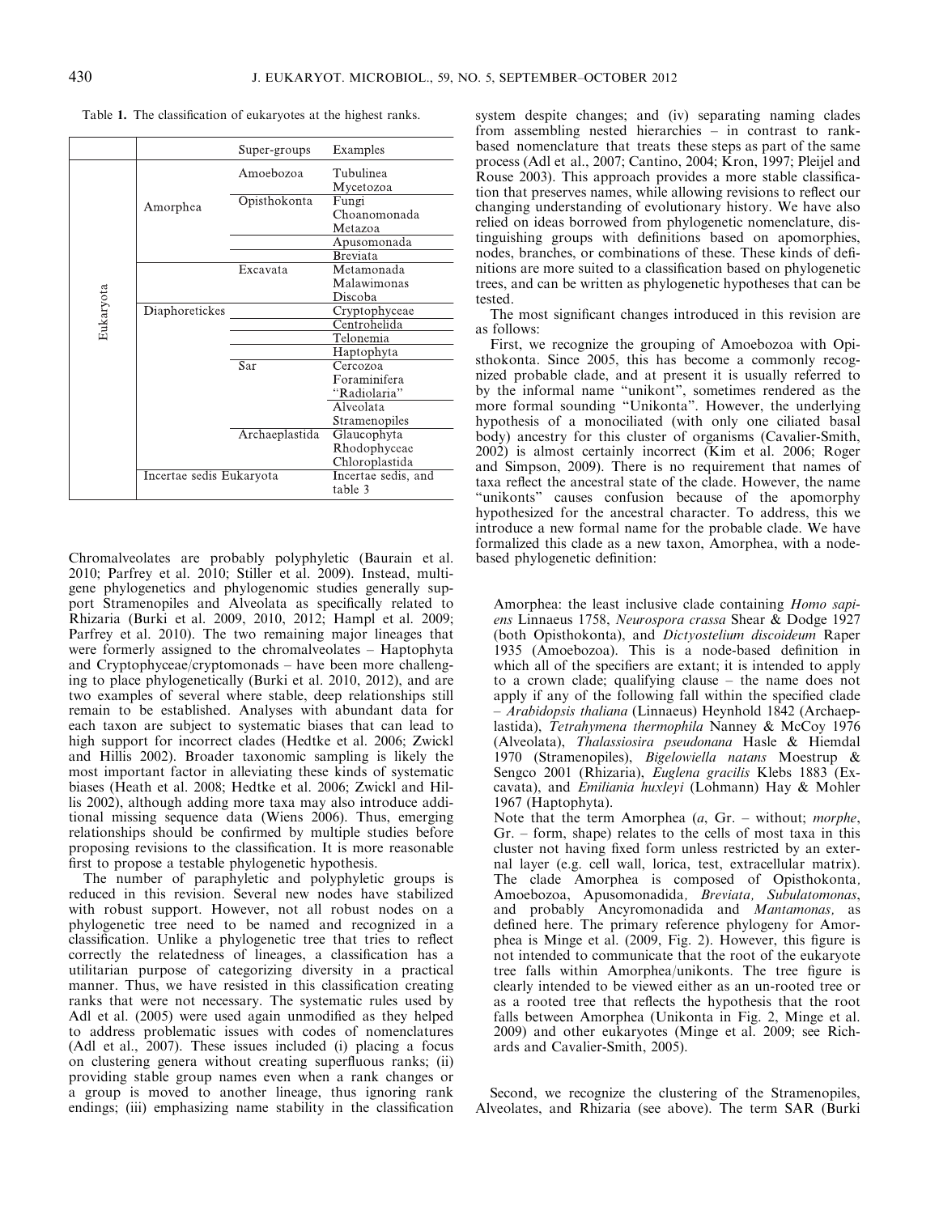Table 1. The classification of eukaryotes at the highest ranks.

| | | Super-groups | Examples |
|---|---|---|---|
| Eukaryota | Amorphea | Amoebozoa | Tubulinea<br>Mycetozoa |
| | | Opisthokonta | Fungi<br>Choanomonada<br>Metazoa |
| | | | Apusomonada |
| | | | Breviata |
| | | Excavata | Metamonada<br>Malawimonas<br>Discoba |
| | Diaphoretickes | | Cryptophyceae |
| | | | Centrohelida |
| | | | Telonemia |
| | | | Haptophyta |
| | | Sar | Cercozoa<br>Foraminifera<br>"Radiolaria" |
| | | | Alveolata<br>Stramenopiles |
| | | Archaeplastida | Glaucophyta<br>Rhodophyceae<br>Chloroplastida |
| | Incertae sedis Eukaryota | | Incertae sedis, and table 3 |

Chromalveolates are probably polyphyletic (Baurain et al. 2010; Parfrey et al. 2010; Stiller et al. 2009). Instead, multigene phylogenetics and phylogenomic studies generally support Stramenopiles and Alveolata as specifically related to Rhizaria (Burki et al. 2009, 2010, 2012; Hampl et al. 2009; Parfrey et al. 2010). The two remaining major lineages that were formerly assigned to the chromalveolates – Haptophyta and Cryptophyceae/cryptomonads – have been more challenging to place phylogenetically (Burki et al. 2010, 2012), and are two examples of several where stable, deep relationships still remain to be established. Analyses with abundant data for each taxon are subject to systematic biases that can lead to high support for incorrect clades (Hedtke et al. 2006; Zwickl and Hillis 2002). Broader taxonomic sampling is likely the most important factor in alleviating these kinds of systematic biases (Heath et al. 2008; Hedtke et al. 2006; Zwickl and Hillis 2002), although adding more taxa may also introduce additional missing sequence data (Wiens 2006). Thus, emerging relationships should be confirmed by multiple studies before proposing revisions to the classification. It is more reasonable first to propose a testable phylogenetic hypothesis.

The number of paraphyletic and polyphyletic groups is reduced in this revision. Several new nodes have stabilized with robust support. However, not all robust nodes on a phylogenetic tree need to be named and recognized in a classification. Unlike a phylogenetic tree that tries to reflect correctly the relatedness of lineages, a classification has a utilitarian purpose of categorizing diversity in a practical manner. Thus, we have resisted in this classification creating ranks that were not necessary. The systematic rules used by Adl et al. (2005) were used again unmodified as they helped to address problematic issues with codes of nomenclatures (Adl et al., 2007). These issues included (i) placing a focus on clustering genera without creating superfluous ranks; (ii) providing stable group names even when a rank changes or a group is moved to another lineage, thus ignoring rank endings; (iii) emphasizing name stability in the classification system despite changes; and (iv) separating naming clades from assembling nested hierarchies – in contrast to rank-based nomenclature that treats these steps as part of the same process (Adl et al., 2007; Cantino, 2004; Kron, 1997; Pleijel and Rouse 2003). This approach provides a more stable classification that preserves names, while allowing revisions to reflect our changing understanding of evolutionary history. We have also relied on ideas borrowed from phylogenetic nomenclature, distinguishing groups with definitions based on apomorphies, nodes, branches, or combinations of these. These kinds of definitions are more suited to a classification based on phylogenetic trees, and can be written as phylogenetic hypotheses that can be tested.

The most significant changes introduced in this revision are as follows:

First, we recognize the grouping of Amoebozoa with Opisthokonta. Since 2005, this has become a commonly recognized probable clade, and at present it is usually referred to by the informal name "unikont", sometimes rendered as the more formal sounding "Unikonta". However, the underlying hypothesis of a monociliated (with only one ciliated basal body) ancestry for this cluster of organisms (Cavalier-Smith, 2002) is almost certainly incorrect (Kim et al. 2006; Roger and Simpson, 2009). There is no requirement that names of taxa reflect the ancestral state of the clade. However, the name "unikonts" causes confusion because of the apomorphy hypothesized for the ancestral character. To address, this we introduce a new formal name for the probable clade. We have formalized this clade as a new taxon, Amorphea, with a node-based phylogenetic definition:

> Amorphea: the least inclusive clade containing *Homo sapiens* Linnaeus 1758, *Neurospora crassa* Shear & Dodge 1927 (both Opisthokonta), and *Dictyostelium discoideum* Raper 1935 (Amoebozoa). This is a node-based definition in which all of the specifiers are extant; it is intended to apply to a crown clade; qualifying clause – the name does not apply if any of the following fall within the specified clade – *Arabidopsis thaliana* (Linnaeus) Heynhold 1842 (Archaeplastida), *Tetrahymena thermophila* Nanney & McCoy 1976 (Alveolata), *Thalassiosira pseudonana* Hasle & Hiemdal 1970 (Stramenopiles), *Bigelowiella natans* Moestrup & Sengco 2001 (Rhizaria), *Euglena gracilis* Klebs 1883 (Excavata), and *Emiliania huxleyi* (Lohmann) Hay & Mohler 1967 (Haptophyta).
>
> Note that the term Amorphea (*a*, Gr. – without; *morphe*, Gr. – form, shape) relates to the cells of most taxa in this cluster not having fixed form unless restricted by an external layer (e.g. cell wall, lorica, test, extracellular matrix). The clade Amorphea is composed of Opisthokonta, Amoebozoa, Apusomonadida, *Breviata*, *Subulatomonas*, and probably Ancyromonadida and *Mantamonas*, as defined here. The primary reference phylogeny for Amorphea is Minge et al. (2009, Fig. 2). However, this figure is not intended to communicate that the root of the eukaryote tree falls within Amorphea/unikonts. The tree figure is clearly intended to be viewed either as an un-rooted tree or as a rooted tree that reflects the hypothesis that the root falls between Amorphea (Unikonta in Fig. 2, Minge et al. 2009) and other eukaryotes (Minge et al. 2009; see Richards and Cavalier-Smith, 2005).

Second, we recognize the clustering of the Stramenopiles, Alveolates, and Rhizaria (see above). The term SAR (Burki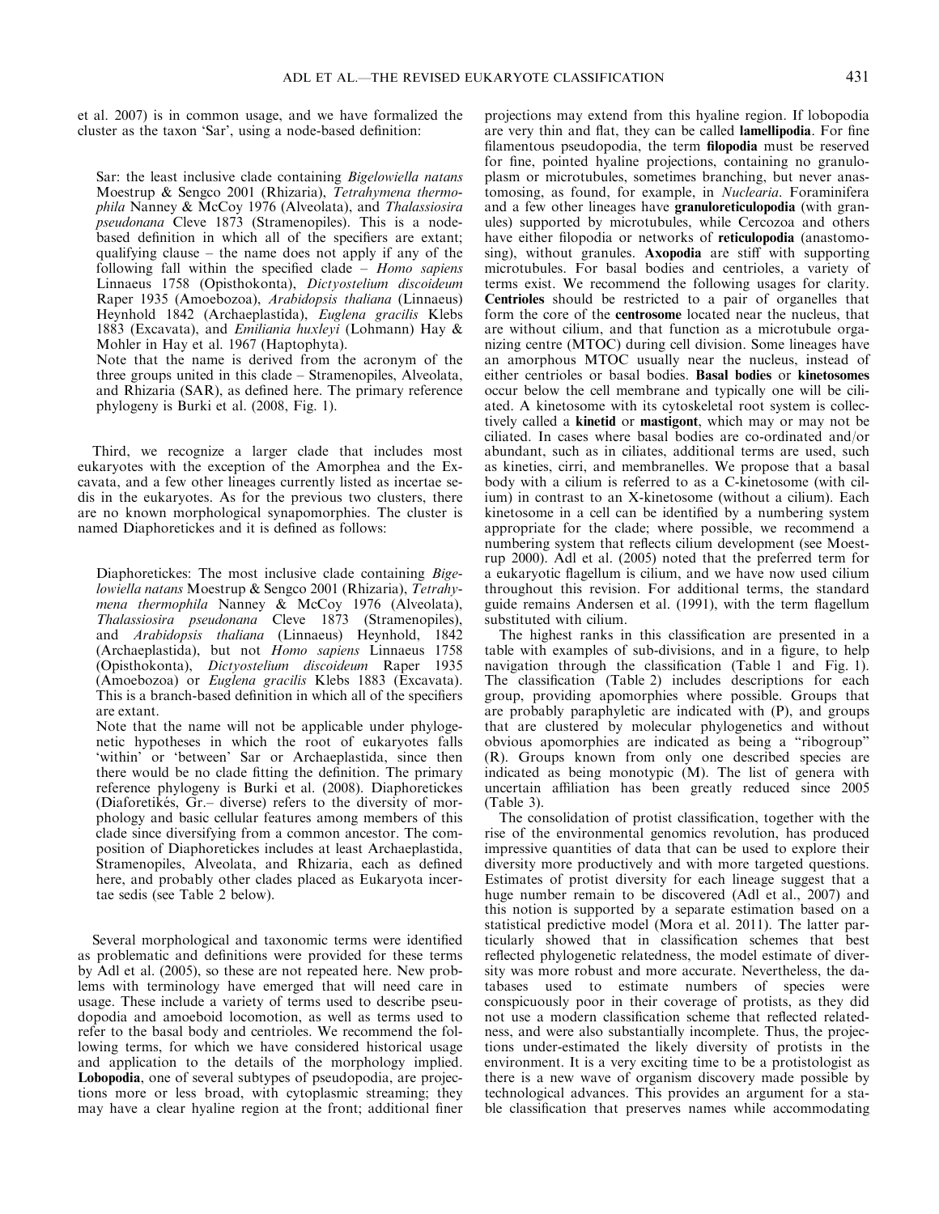et al. 2007) is in common usage, and we have formalized the cluster as the taxon 'Sar', using a node-based definition:

> Sar: the least inclusive clade containing *Bigelowiella natans* Moestrup & Sengco 2001 (Rhizaria), *Tetrahymena thermophila* Nanney & McCoy 1976 (Alveolata), and *Thalassiosira pseudonana* Cleve 1873 (Stramenopiles). This is a node-based definition in which all of the specifiers are extant; qualifying clause – the name does not apply if any of the following fall within the specified clade – *Homo sapiens* Linnaeus 1758 (Opisthokonta), *Dictyostelium discoideum* Raper 1935 (Amoebozoa), *Arabidopsis thaliana* (Linnaeus) Heynhold 1842 (Archaeplastida), *Euglena gracilis* Klebs 1883 (Excavata), and *Emiliania huxleyi* (Lohmann) Hay & Mohler in Hay et al. 1967 (Haptophyta).
>
> Note that the name is derived from the acronym of the three groups united in this clade – Stramenopiles, Alveolata, and Rhizaria (SAR), as defined here. The primary reference phylogeny is Burki et al. (2008, Fig. 1).

Third, we recognize a larger clade that includes most eukaryotes with the exception of the Amorphea and the Excavata, and a few other lineages currently listed as incertae sedis in the eukaryotes. As for the previous two clusters, there are no known morphological synapomorphies. The cluster is named Diaphoretickes and it is defined as follows:

> Diaphoretickes: The most inclusive clade containing *Bigelowiella natans* Moestrup & Sengco 2001 (Rhizaria), *Tetrahymena thermophila* Nanney & McCoy 1976 (Alveolata), *Thalassiosira pseudonana* Cleve 1873 (Stramenopiles), and *Arabidopsis thaliana* (Linnaeus) Heynhold, 1842 (Archaeplastida), but not *Homo sapiens* Linnaeus 1758 (Opisthokonta), *Dictyostelium discoideum* Raper 1935 (Amoebozoa) or *Euglena gracilis* Klebs 1883 (Excavata). This is a branch-based definition in which all of the specifiers are extant.
>
> Note that the name will not be applicable under phylogenetic hypotheses in which the root of eukaryotes falls 'within' or 'between' Sar or Archaeplastida, since then there would be no clade fitting the definition. The primary reference phylogeny is Burki et al. (2008). Diaphoretickes (Diaforetikés, Gr.– diverse) refers to the diversity of morphology and basic cellular features among members of this clade since diversifying from a common ancestor. The composition of Diaphoretickes includes at least Archaeplastida, Stramenopiles, Alveolata, and Rhizaria, each as defined here, and probably other clades placed as Eukaryota incertae sedis (see Table 2 below).

Several morphological and taxonomic terms were identified as problematic and definitions were provided for these terms by Adl et al. (2005), so these are not repeated here. New problems with terminology have emerged that will need care in usage. These include a variety of terms used to describe pseudopodia and amoeboid locomotion, as well as terms used to refer to the basal body and centrioles. We recommend the following terms, for which we have considered historical usage and application to the details of the morphology implied. **Lobopodia**, one of several subtypes of pseudopodia, are projections more or less broad, with cytoplasmic streaming; they may have a clear hyaline region at the front; additional finer projections may extend from this hyaline region. If lobopodia are very thin and flat, they can be called **lamellipodia**. For fine filamentous pseudopodia, the term **filopodia** must be reserved for fine, pointed hyaline projections, containing no granuloplasm or microtubules, sometimes branching, but never anastomosing, as found, for example, in *Nuclearia*. Foraminifera and a few other lineages have **granuloreticulopodia** (with granules) supported by microtubules, while Cercozoa and others have either filopodia or networks of **reticulopodia** (anastomosing), without granules. **Axopodia** are stiff with supporting microtubules. For basal bodies and centrioles, a variety of terms exist. We recommend the following usages for clarity. **Centrioles** should be restricted to a pair of organelles that form the core of the **centrosome** located near the nucleus, that are without cilium, and that function as a microtubule organizing centre (MTOC) during cell division. Some lineages have an amorphous MTOC usually near the nucleus, instead of either centrioles or basal bodies. **Basal bodies** or **kinetosomes** occur below the cell membrane and typically one will be ciliated. A kinetosome with its cytoskeletal root system is collectively called a **kinetid** or **mastigont**, which may or may not be ciliated. In cases where basal bodies are co-ordinated and/or abundant, such as in ciliates, additional terms are used, such as kineties, cirri, and membranelles. We propose that a basal body with a cilium is referred to as a C-kinetosome (with cilium) in contrast to an X-kinetosome (without a cilium). Each kinetosome in a cell can be identified by a numbering system appropriate for the clade; where possible, we recommend a numbering system that reflects cilium development (see Moestrup 2000). Adl et al. (2005) noted that the preferred term for a eukaryotic flagellum is cilium, and we have now used cilium throughout this revision. For additional terms, the standard guide remains Andersen et al. (1991), with the term flagellum substituted with cilium.

The highest ranks in this classification are presented in a table with examples of sub-divisions, and in a figure, to help navigation through the classification (Table 1 and Fig. 1). The classification (Table 2) includes descriptions for each group, providing apomorphies where possible. Groups that are probably paraphyletic are indicated with (P), and groups that are clustered by molecular phylogenetics and without obvious apomorphies are indicated as being a "ribogroup" (R). Groups known from only one described species are indicated as being monotypic (M). The list of genera with uncertain affiliation has been greatly reduced since 2005 (Table 3).

The consolidation of protist classification, together with the rise of the environmental genomics revolution, has produced impressive quantities of data that can be used to explore their diversity more productively and with more targeted questions. Estimates of protist diversity for each lineage suggest that a huge number remain to be discovered (Adl et al., 2007) and this notion is supported by a separate estimation based on a statistical predictive model (Mora et al. 2011). The latter particularly showed that in classification schemes that best reflected phylogenetic relatedness, the model estimate of diversity was more robust and more accurate. Nevertheless, the databases used to estimate numbers of species were conspicuously poor in their coverage of protists, as they did not use a modern classification scheme that reflected relatedness, and were also substantially incomplete. Thus, the projections under-estimated the likely diversity of protists in the environment. It is a very exciting time to be a protistologist as there is a new wave of organism discovery made possible by technological advances. This provides an argument for a stable classification that preserves names while accommodating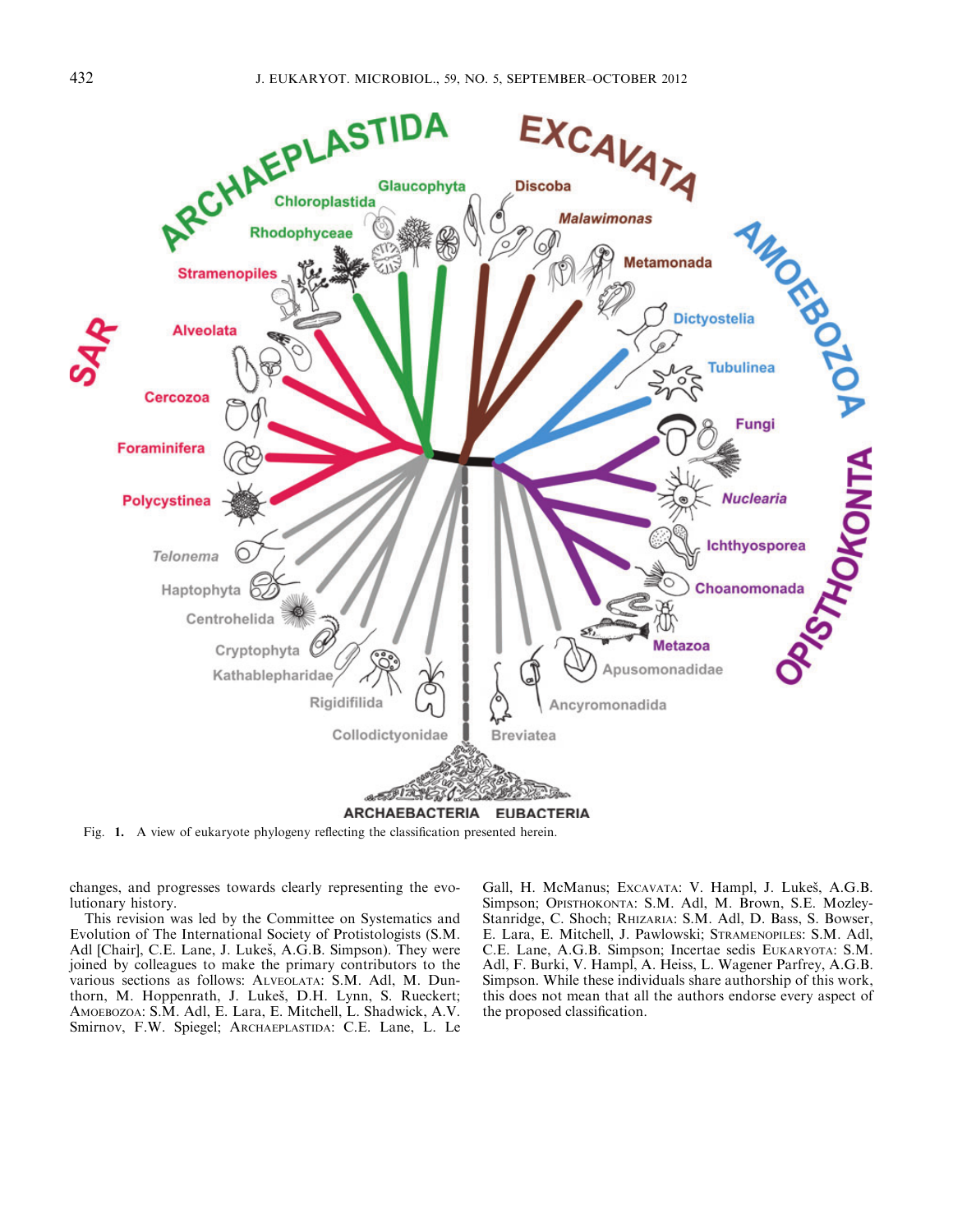Fig. 1. A view of eukaryote phylogeny reflecting the classification presented herein.

changes, and progresses towards clearly representing the evolutionary history.

This revision was led by the Committee on Systematics and Evolution of The International Society of Protistologists (S.M. Adl [Chair], C.E. Lane, J. Lukeš, A.G.B. Simpson). They were joined by colleagues to make the primary contributors to the various sections as follows: ALVEOLATA: S.M. Adl, M. Dunthorn, M. Hoppenrath, J. Lukeš, D.H. Lynn, S. Rueckert; AMOEBOZOA: S.M. Adl, E. Lara, E. Mitchell, L. Shadwick, A.V. Smirnov, F.W. Spiegel; ARCHAEPLASTIDA: C.E. Lane, L. Le Gall, H. McManus; EXCAVATA: V. Hampl, J. Lukeš, A.G.B. Simpson; OPISTHOKONTA: S.M. Adl, M. Brown, S.E. Mozley-Stanridge, C. Shoch; RHIZARIA: S.M. Adl, D. Bass, S. Bowser, E. Lara, E. Mitchell, J. Pawlowski; STRAMENOPILES: S.M. Adl, C.E. Lane, A.G.B. Simpson; Incertae sedis EUKARYOTA: S.M. Adl, F. Burki, V. Hampl, A. Heiss, L. Wagener Parfrey, A.G.B. Simpson. While these individuals share authorship of this work, this does not mean that all the authors endorse every aspect of the proposed classification.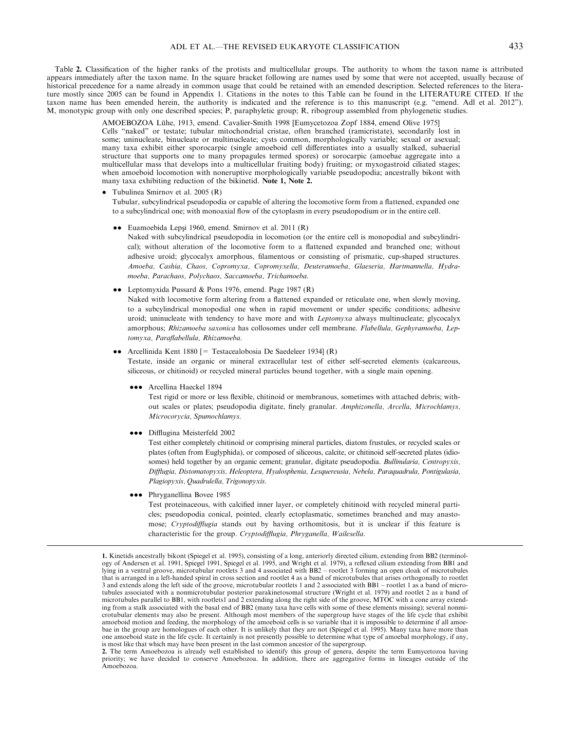Table **2.** Classification of the higher ranks of the protists and multicellular groups. The authority to whom the taxon name is attributed appears immediately after the taxon name. In the square bracket following are names used by some that were not accepted, usually because of historical precedence for a name already in common usage that could be retained with an emended description. Selected references to the literature mostly since 2005 can be found in Appendix 1. Citations in the notes to this Table can be found in the LITERATURE CITED. If the taxon name has been emended herein, the authority is indicated and the reference is to this manuscript (e.g. "emend. Adl et al. 2012"). M, monotypic group with only one described species; P, paraphyletic group; R, ribogroup assembled from phylogenetic studies.

AMOEBOZOA Lühe, 1913, emend. Cavalier-Smith 1998 [Eumycetozoa Zopf 1884, emend Olive 1975]
Cells "naked" or testate; tubular mitochondrial cristae, often branched (ramicristate), secondarily lost in some; uninucleate, binucleate or multinucleate; cysts common, morphologically variable; sexual or asexual; many taxa exhibit either sporocarpic (single amoeboid cell differentiates into a usually stalked, subaerial structure that supports one to many propagules termed spores) or sorocarpic (amoebae aggregate into a multicellular mass that develops into a multicellular fruiting body) fruiting; or myxogastroid ciliated stages; when amoeboid locomotion with noneruptive morphologically variable pseudopodia; ancestrally bikont with many taxa exhibiting reduction of the bikinetid. **Note 1, Note 2.**

- Tubulinea Smirnov et al. 2005 (R)
  Tubular, subcylindrical pseudopodia or capable of altering the locomotive form from a flattened, expanded one to a subcylindrical one; with monoaxial flow of the cytoplasm in every pseudopodium or in the entire cell.

  - •• Euamoebida Lepşi 1960, emend. Smirnov et al. 2011 (R)
    Naked with subcylindrical pseudopodia in locomotion (or the entire cell is monopodial and subcylindrical); without alteration of the locomotive form to a flattened expanded and branched one; without adhesive uroid; glycocalyx amorphous, filamentous or consisting of prismatic, cup-shaped structures. *Amoeba, Cashia, Chaos, Copromyxa, Copromyxella, Deuteramoeba, Glaeseria, Hartmannella, Hydramoeba, Parachaos, Polychaos, Saccamoeba, Trichamoeba.*

  - •• Leptomyxida Pussard & Pons 1976, emend. Page 1987 (R)
    Naked with locomotive form altering from a flattened expanded or reticulate one, when slowly moving, to a subcylindrical monopodial one when in rapid movement or under specific conditions; adhesive uroid; uninucleate with tendency to have more and with *Leptomyxa* always multinucleate; glycocalyx amorphous; *Rhizamoeba saxonica* has collosomes under cell membrane. *Flabellula, Gephyramoeba, Leptomyxa, Paraflabellula, Rhizamoeba.*

  - •• Arcellinida Kent 1880 [= Testacealobosia De Saedeleer 1934] (R)
    Testate, inside an organic or mineral extracellular test of either self-secreted elements (calcareous, siliceous, or chitinoid) or recycled mineral particles bound together, with a single main opening.

    - ••• Arcellina Haeckel 1894
      Test rigid or more or less flexible, chitinoid or membranous, sometimes with attached debris; without scales or plates; pseudopodia digitate, finely granular. *Amphizonella, Arcella, Microchlamys, Microcorycia, Spumochlamys.*

    - ••• Difflugina Meisterfeld 2002
      Test either completely chitinoid or comprising mineral particles, diatom frustules, or recycled scales or plates (often from Euglyphida), or composed of siliceous, calcite, or chitinoid self-secreted plates (idiosomes) held together by an organic cement; granular, digitate pseudopodia. *Bullinularia, Centropyxis, Difflugia, Distomatopyxis, Heleoptera, Hyalosphenia, Lesquereusia, Nebela, Paraquadrula, Pontigulasia, Plagiopyxis, Quadrulella, Trigonopyxis.*

    - ••• Phryganellina Bovee 1985
      Test proteinaceous, with calcified inner layer, or completely chitinoid with recycled mineral particles; pseudopodia conical, pointed, clearly ectoplasmatic, sometimes branched and may anastomose; *Cryptodifflugia* stands out by having orthomitosis, but it is unclear if this feature is characteristic for the group. *Cryptodifflugia, Phryganella, Wailesella.*

---

**1.** Kinetids ancestrally bikont (Spiegel et al. 1995), consisting of a long, anteriorly directed cilium, extending from BB2 (terminology of Andersen et al. 1991, Spiegel 1991, Spiegel et al. 1995, and Wright et al. 1979), a reflexed cilium extending from BB1 and lying in a ventral groove, microtubular rootlets 3 and 4 associated with BB2 – rootlet 3 forming an open cloak of microtubules that is arranged in a left-handed spiral in cross section and rootlet 4 as a band of microtubules that arises orthogonally to rootlet 3 and extends along the left side of the groove, microtubular rootlets 1 and 2 associated with BB1 – rootlet 1 as a band of microtubules associated with a nonmicrotubular posterior parakinetosomal structure (Wright et al. 1979) and rootlet 2 as a band of microtubules parallel to BB1, with rootlets1 and 2 extending along the right side of the groove, MTOC with a cone array extending from a stalk associated with the basal end of BB2 (many taxa have cells with some of these elements missing); several nonmicrotubular elements may also be present. Although most members of the supergroup have stages of the life cycle that exhibit amoeboid motion and feeding, the morphology of the amoeboid cells is so variable that it is impossible to determine if all amoebae in the group are homologues of each other. It is unlikely that they are not (Spiegel et al. 1995). Many taxa have more than one amoeboid state in the life cycle. It certainly is not presently possible to determine what type of amoebal morphology, if any, is most like that which may have been present in the last common ancestor of the supergroup.

**2.** The term Amoebozoa is already well established to identify this group of genera, despite the term Eumycetozoa having priority; we have decided to conserve Amoebozoa. In addition, there are aggregative forms in lineages outside of the Amoebozoa.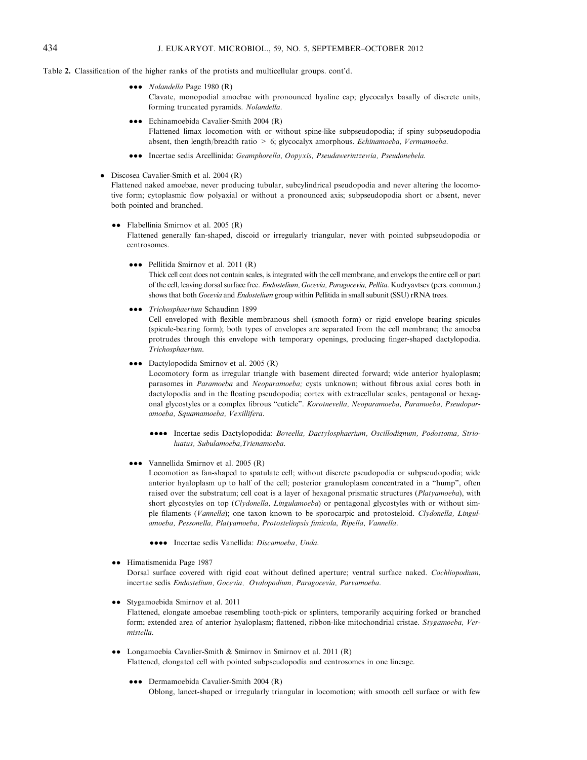Table 2. Classification of the higher ranks of the protists and multicellular groups. cont'd.

- ••• *Nolandella* Page 1980 (R)
  Clavate, monopodial amoebae with pronounced hyaline cap; glycocalyx basally of discrete units, forming truncated pyramids. *Nolandella*.

- ••• Echinamoebida Cavalier-Smith 2004 (R)
  Flattened limax locomotion with or without spine-like subpseudopodia; if spiny subpseudopodia absent, then length/breadth ratio > 6; glycocalyx amorphous. *Echinamoeba, Vermamoeba*.

- ••• Incertae sedis Arcellinida: *Geamphorella, Oopyxis, Pseudawerintzewia, Pseudonebela*.

- • Discosea Cavalier-Smith et al. 2004 (R)
  Flattened naked amoebae, never producing tubular, subcylindrical pseudopodia and never altering the locomotive form; cytoplasmic flow polyaxial or without a pronounced axis; subpseudopodia short or absent, never both pointed and branched.

  - •• Flabellinia Smirnov et al. 2005 (R)
    Flattened generally fan-shaped, discoid or irregularly triangular, never with pointed subpseudopodia or centrosomes.

    - ••• Pellitida Smirnov et al. 2011 (R)
      Thick cell coat does not contain scales, is integrated with the cell membrane, and envelops the entire cell or part of the cell, leaving dorsal surface free. *Endostelium, Gocevia, Paragocevia, Pellita*. Kudryavtsev (pers. commun.) shows that both *Gocevia* and *Endostelium* group within Pellitida in small subunit (SSU) rRNA trees.

    - ••• *Trichosphaerium* Schaudinn 1899
      Cell enveloped with flexible membranous shell (smooth form) or rigid envelope bearing spicules (spicule-bearing form); both types of envelopes are separated from the cell membrane; the amoeba protrudes through this envelope with temporary openings, producing finger-shaped dactylopodia. *Trichosphaerium*.

    - ••• Dactylopodida Smirnov et al. 2005 (R)
      Locomotory form as irregular triangle with basement directed forward; wide anterior hyaloplasm; parasomes in *Paramoeba* and *Neoparamoeba;* cysts unknown; without fibrous axial cores both in dactylopodia and in the floating pseudopodia; cortex with extracellular scales, pentagonal or hexagonal glycostyles or a complex fibrous "cuticle". *Korotnevella, Neoparamoeba, Paramoeba, Pseudoparamoeba, Squamamoeba, Vexillifera*.

      - •••• Incertae sedis Dactylopodida: *Boveella, Dactylosphaerium, Oscillodignum, Podostoma, Strioluatus, Subulamoeba,Trienamoeba*.

    - ••• Vannellida Smirnov et al. 2005 (R)
      Locomotion as fan-shaped to spatulate cell; without discrete pseudopodia or subpseudopodia; wide anterior hyaloplasm up to half of the cell; posterior granuloplasm concentrated in a "hump", often raised over the substratum; cell coat is a layer of hexagonal prismatic structures (*Platyamoeba*), with short glycostyles on top (*Clydonella, Lingulamoeba*) or pentagonal glycostyles with or without simple filaments (*Vannella*); one taxon known to be sporocarpic and protosteloid. *Clydonella, Lingulamoeba, Pessonella, Platyamoeba, Protosteliopsis fimicola, Ripella, Vannella*.

      - •••• Incertae sedis Vanellida: *Discamoeba, Unda*.

  - •• Himatismenida Page 1987
    Dorsal surface covered with rigid coat without defined aperture; ventral surface naked. *Cochliopodium*, incertae sedis *Endostelium, Gocevia, Ovalopodium, Paragocevia, Parvamoeba*.

  - •• Stygamoebida Smirnov et al. 2011
    Flattened, elongate amoebae resembling tooth-pick or splinters, temporarily acquiring forked or branched form; extended area of anterior hyaloplasm; flattened, ribbon-like mitochondrial cristae. *Stygamoeba, Vermistella*.

  - •• Longamoebia Cavalier-Smith & Smirnov in Smirnov et al. 2011 (R)
    Flattened, elongated cell with pointed subpseudopodia and centrosomes in one lineage.

    - ••• Dermamoebida Cavalier-Smith 2004 (R)
      Oblong, lancet-shaped or irregularly triangular in locomotion; with smooth cell surface or with few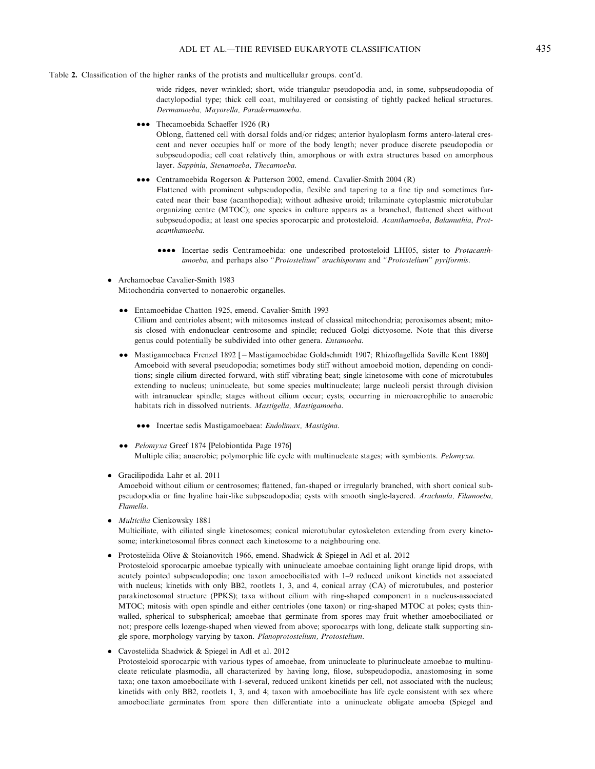Table 2. Classification of the higher ranks of the protists and multicellular groups. cont'd.

wide ridges, never wrinkled; short, wide triangular pseudopodia and, in some, subpseudopodia of dactylopodial type; thick cell coat, multilayered or consisting of tightly packed helical structures. *Dermamoeba, Mayorella, Paradermamoeba.*

- ●●● Thecamoebida Schaeffer 1926 (R)
  Oblong, flattened cell with dorsal folds and/or ridges; anterior hyaloplasm forms antero-lateral crescent and never occupies half or more of the body length; never produce discrete pseudopodia or subpseudopodia; cell coat relatively thin, amorphous or with extra structures based on amorphous layer. *Sappinia, Stenamoeba, Thecamoeba.*

- ●●● Centramoebida Rogerson & Patterson 2002, emend. Cavalier-Smith 2004 (R)
  Flattened with prominent subpseudopodia, flexible and tapering to a fine tip and sometimes furcated near their base (acanthopodia); without adhesive uroid; trilaminate cytoplasmic microtubular organizing centre (MTOC); one species in culture appears as a branched, flattened sheet without subpseudopodia; at least one species sporocarpic and protosteloid. *Acanthamoeba, Balamuthia, Protacanthamoeba.*

  - ●●●● Incertae sedis Centramoebida: one undescribed protosteloid LHI05, sister to *Protacanthamoeba*, and perhaps also *"Protostelium" arachisporum* and *"Protostelium" pyriformis*.

- ● Archamoebae Cavalier-Smith 1983
  Mitochondria converted to nonaerobic organelles.

  - ●● Entamoebidae Chatton 1925, emend. Cavalier-Smith 1993
    Cilium and centrioles absent; with mitosomes instead of classical mitochondria; peroxisomes absent; mitosis closed with endonuclear centrosome and spindle; reduced Golgi dictyosome. Note that this diverse genus could potentially be subdivided into other genera. *Entamoeba.*

  - ●● Mastigamoebaea Frenzel 1892 [= Mastigamoebidae Goldschmidt 1907; Rhizoflagellida Saville Kent 1880]
    Amoeboid with several pseudopodia; sometimes body stiff without amoeboid motion, depending on conditions; single cilium directed forward, with stiff vibrating beat; single kinetosome with cone of microtubules extending to nucleus; uninucleate, but some species multinucleate; large nucleoli persist through division with intranuclear spindle; stages without cilium occur; cysts; occurring in microaerophilic to anaerobic habitats rich in dissolved nutrients. *Mastigella, Mastigamoeba.*

    - ●●● Incertae sedis Mastigamoebaea: *Endolimax, Mastigina.*

  - ●● *Pelomyxa* Greef 1874 [Pelobiontida Page 1976]
    Multiple cilia; anaerobic; polymorphic life cycle with multinucleate stages; with symbionts. *Pelomyxa.*

- ● Gracilipodida Lahr et al. 2011
  Amoeboid without cilium or centrosomes; flattened, fan-shaped or irregularly branched, with short conical subpseudopodia or fine hyaline hair-like subpseudopodia; cysts with smooth single-layered. *Arachnula, Filamoeba, Flamella.*

- ● *Multicilia* Cienkowsky 1881
  Multiciliate, with ciliated single kinetosomes; conical microtubular cytoskeleton extending from every kinetosome; interkinetosomal fibres connect each kinetosome to a neighbouring one.

- ● Protosteliida Olive & Stoianovitch 1966, emend. Shadwick & Spiegel in Adl et al. 2012
  Protosteloid sporocarpic amoebae typically with uninucleate amoebae containing light orange lipid drops, with acutely pointed subpseudopodia; one taxon amoebociliated with 1–9 reduced unikont kinetids not associated with nucleus; kinetids with only BB2, rootlets 1, 3, and 4, conical array (CA) of microtubules, and posterior parakinetosomal structure (PPKS); taxa without cilium with ring-shaped component in a nucleus-associated MTOC; mitosis with open spindle and either centrioles (one taxon) or ring-shaped MTOC at poles; cysts thin-walled, spherical to subspherical; amoebae that germinate from spores may fruit whether amoebociliated or not; prespore cells lozenge-shaped when viewed from above; sporocarps with long, delicate stalk supporting single spore, morphology varying by taxon. *Planoprotostelium, Protostelium.*

- ● Cavosteliida Shadwick & Spiegel in Adl et al. 2012
  Protosteloid sporocarpic with various types of amoebae, from uninucleate to plurinucleate amoebae to multinucleate reticulate plasmodia, all characterized by having long, filose, subspseudopodia, anastomosing in some taxa; one taxon amoebociliate with 1-several, reduced unikont kinetids per cell, not associated with the nucleus; kinetids with only BB2, rootlets 1, 3, and 4; taxon with amoebociliate has life cycle consistent with sex where amoebociliate germinates from spore then differentiate into a uninucleate obligate amoeba (Spiegel and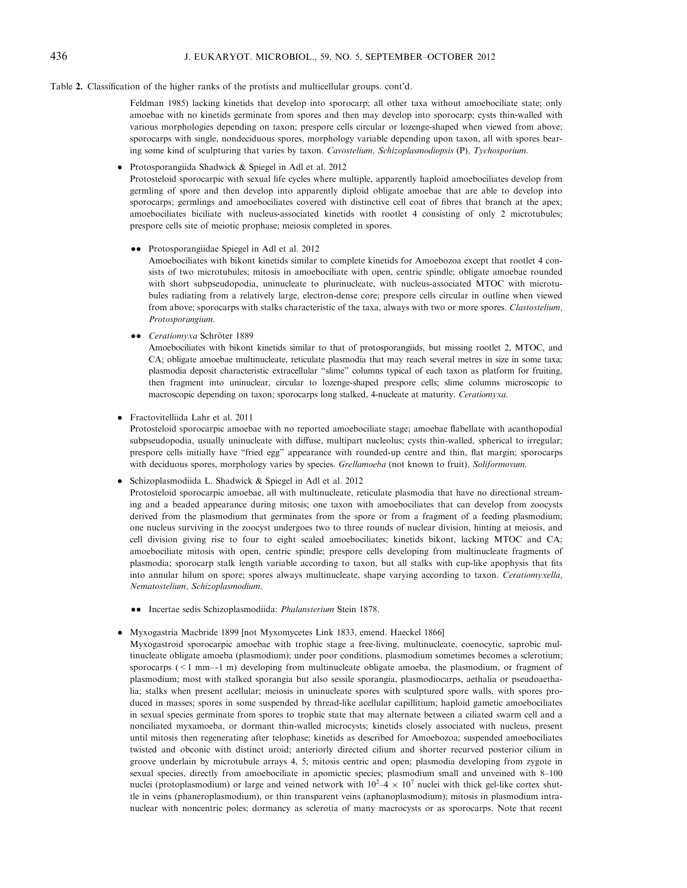Table 2. Classification of the higher ranks of the protists and multicellular groups. cont'd.

Feldman 1985) lacking kinetids that develop into sporocarp; all other taxa without amoebociliate state; only amoebae with no kinetids germinate from spores and then may develop into sporocarp; cysts thin-walled with various morphologies depending on taxon; prespore cells circular or lozenge-shaped when viewed from above; sporocarps with single, nondeciduous spores, morphology variable depending upon taxon, all with spores bearing some kind of sculpturing that varies by taxon. *Cavostelium, Schizoplasmodiopsis* (P)*, Tychosporium.*

- Protosporangiida Shadwick & Spiegel in Adl et al. 2012
  Protosteloid sporocarpic with sexual life cycles where multiple, apparently haploid amoebociliates develop from germling of spore and then develop into apparently diploid obligate amoebae that are able to develop into sporocarps; germlings and amoebociliates covered with distinctive cell coat of fibres that branch at the apex; amoebociliates biciliate with nucleus-associated kinetids with rootlet 4 consisting of only 2 microtubules; prespore cells site of meiotic prophase; meiosis completed in spores.

  - •• Protosporangiidae Spiegel in Adl et al. 2012
    Amoebociliates with bikont kinetids similar to complete kinetids for Amoebozoa except that rootlet 4 consists of two microtubules; mitosis in amoebociliate with open, centric spindle; obligate amoebae rounded with short subpseudopodia, uninucleate to plurinucleate, with nucleus-associated MTOC with microtubules radiating from a relatively large, electron-dense core; prespore cells circular in outline when viewed from above; sporocarps with stalks characteristic of the taxa, always with two or more spores. *Clastostelium, Protosporangium.*

  - •• *Ceratiomyxa* Schröter 1889
    Amoebociliates with bikont kinetids similar to that of protosporangiids, but missing rootlet 2, MTOC, and CA; obligate amoebae multinucleate, reticulate plasmodia that may reach several metres in size in some taxa; plasmodia deposit characteristic extracellular "slime" columns typical of each taxon as platform for fruiting, then fragment into uninuclear, circular to lozenge-shaped prespore cells; slime columns microscopic to macroscopic depending on taxon; sporocarps long stalked, 4-nucleate at maturity. *Ceratiomyxa.*

- Fractovitelliida Lahr et al. 2011
  Protosteloid sporocarpic amoebae with no reported amoebociliate stage; amoebae flabellate with acanthopodial subpseudopodia, usually uninucleate with diffuse, multipart nucleolus; cysts thin-walled, spherical to irregular; prespore cells initially have "fried egg" appearance with rounded-up centre and thin, flat margin; sporocarps with deciduous spores, morphology varies by species. *Grellamoeba* (not known to fruit)*, Soliformovum.*

- Schizoplasmodiida L. Shadwick & Spiegel in Adl et al. 2012
  Protosteloid sporocarpic amoebae, all with multinucleate, reticulate plasmodia that have no directional streaming and a beaded appearance during mitosis; one taxon with amoebociliates that can develop from zoocysts derived from the plasmodium that germinates from the spore or from a fragment of a feeding plasmodium; one nucleus surviving in the zoocyst undergoes two to three rounds of nuclear division, hinting at meiosis, and cell division giving rise to four to eight scaled amoebociliates; kinetids bikont, lacking MTOC and CA; amoebociliate mitosis with open, centric spindle; prespore cells developing from multinucleate fragments of plasmodia; sporocarp stalk length variable according to taxon, but all stalks with cup-like apophysis that fits into annular hilum on spore; spores always multinucleate, shape varying according to taxon. *Ceratiomyxella, Nematostelium, Schizoplasmodium.*

  - •• Incertae sedis Schizoplasmodiida: *Phalansterium* Stein 1878.

- Myxogastria Macbride 1899 [not Myxomycetes Link 1833, emend. Haeckel 1866]
  Myxogastroid sporocarpic amoebae with trophic stage a free-living, multinucleate, coenocytic, saprobic multinucleate obligate amoeba (plasmodium); under poor conditions, plasmodium sometimes becomes a sclerotium; sporocarps (< 1 mm–~1 m) developing from multinucleate obligate amoeba, the plasmodium, or fragment of plasmodium; most with stalked sporangia but also sessile sporangia, plasmodiocarps, aethalia or pseudoaethalia; stalks when present acellular; meiosis in uninucleate spores with sculptured spore walls, with spores produced in masses; spores in some suspended by thread-like acellular capillitium; haploid gametic amoebociliates in sexual species germinate from spores to trophic state that may alternate between a ciliated swarm cell and a nonciliated myxamoeba, or dormant thin-walled microcysts; kinetids closely associated with nucleus, present until mitosis then regenerating after telophase; kinetids as described for Amoebozoa; suspended amoebociliates twisted and obconic with distinct uroid; anteriorly directed cilium and shorter recurved posterior cilium in groove underlain by microtubule arrays 4, 5; mitosis centric and open; plasmodia developing from zygote in sexual species, directly from amoebociliate in apomictic species; plasmodium small and unveined with 8–100 nuclei (protoplasmodium) or large and veined network with $10^2$–$4 \times 10^7$ nuclei with thick gel-like cortex shuttle in veins (phaneroplasmodium), or thin transparent veins (aphanoplasmodium); mitosis in plasmodium intranuclear with noncentric poles; dormancy as sclerotia of many macrocysts or as sporocarps. Note that recent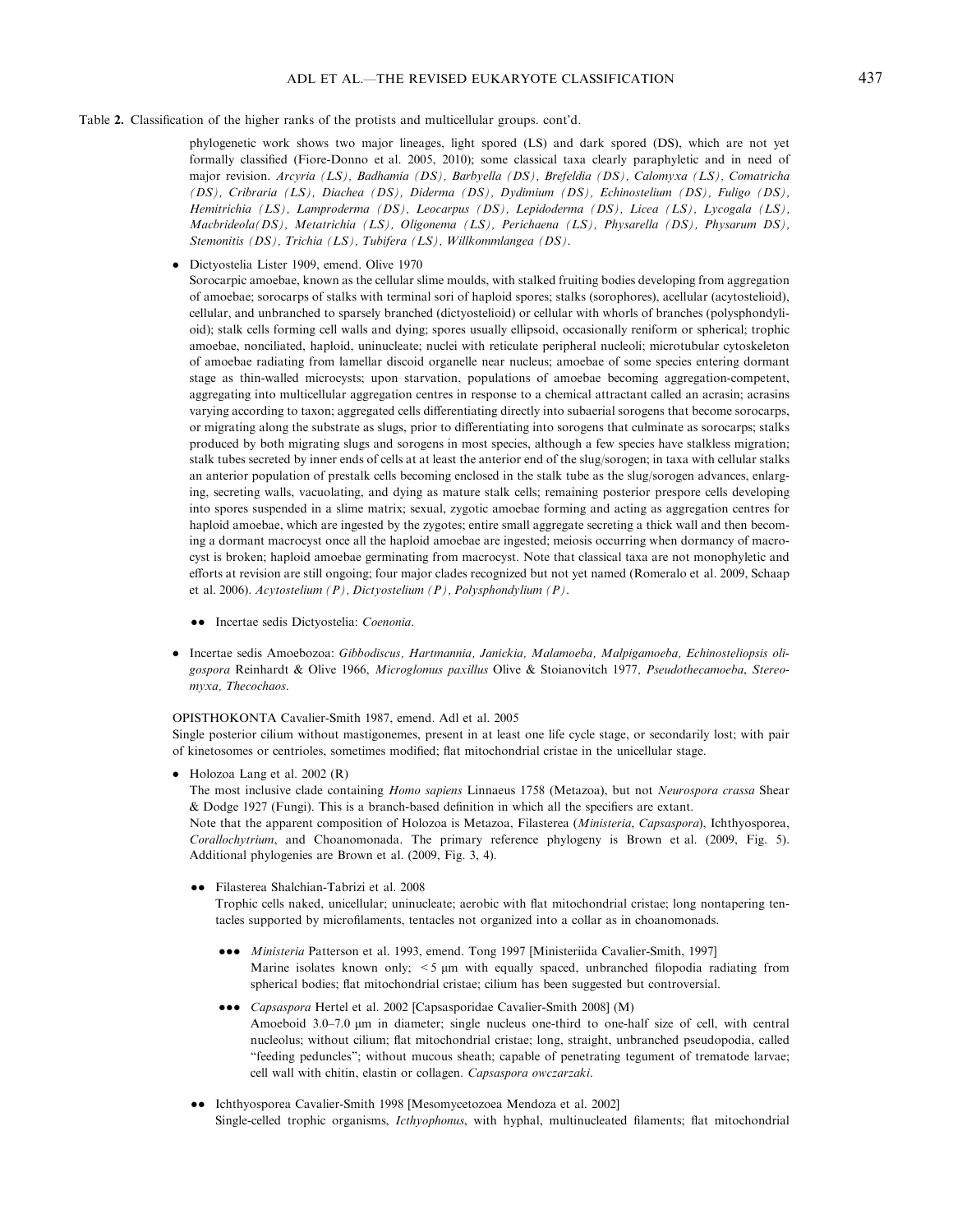Table 2. Classification of the higher ranks of the protists and multicellular groups. cont'd.

phylogenetic work shows two major lineages, light spored (LS) and dark spored (DS), which are not yet formally classified (Fiore-Donno et al. 2005, 2010); some classical taxa clearly paraphyletic and in need of major revision. *Arcyria (LS), Badhamia (DS), Barbyella (DS), Brefeldia (DS), Calomyxa (LS), Comatricha (DS), Cribraria (LS), Diachea (DS), Diderma (DS), Dydimium (DS), Echinostelium (DS), Fuligo (DS), Hemitrichia (LS), Lamproderma (DS), Leocarpus (DS), Lepidoderma (DS), Licea (LS), Lycogala (LS), Macbrideola(DS), Metatrichia (LS), Oligonema (LS), Perichaena (LS), Physarella (DS), Physarum DS), Stemonitis (DS), Trichia (LS), Tubifera (LS), Willkommlangea (DS).*

- Dictyostelia Lister 1909, emend. Olive 1970
  Sorocarpic amoebae, known as the cellular slime moulds, with stalked fruiting bodies developing from aggregation of amoebae; sorocarps of stalks with terminal sori of haploid spores; stalks (sorophores), acellular (acytostelioid), cellular, and unbranched to sparsely branched (dictyostelioid) or cellular with whorls of branches (polysphondylioid); stalk cells forming cell walls and dying; spores usually ellipsoid, occasionally reniform or spherical; trophic amoebae, nonciliated, haploid, uninucleate; nuclei with reticulate peripheral nucleoli; microtubular cytoskeleton of amoebae radiating from lamellar discoid organelle near nucleus; amoebae of some species entering dormant stage as thin-walled microcysts; upon starvation, populations of amoebae becoming aggregation-competent, aggregating into multicellular aggregation centres in response to a chemical attractant called an acrasin; acrasins varying according to taxon; aggregated cells differentiating directly into subaerial sorogens that become sorocarps, or migrating along the substrate as slugs, prior to differentiating into sorogens that culminate as sorocarps; stalks produced by both migrating slugs and sorogens in most species, although a few species have stalkless migration; stalk tubes secreted by inner ends of cells at at least the anterior end of the slug/sorogen; in taxa with cellular stalks an anterior population of prestalk cells becoming enclosed in the stalk tube as the slug/sorogen advances, enlarging, secreting walls, vacuolating, and dying as mature stalk cells; remaining posterior prespore cells developing into spores suspended in a slime matrix; sexual, zygotic amoebae forming and acting as aggregation centres for haploid amoebae, which are ingested by the zygotes; entire small aggregate secreting a thick wall and then becoming a dormant macrocyst once all the haploid amoebae are ingested; meiosis occurring when dormancy of macrocyst is broken; haploid amoebae germinating from macrocyst. Note that classical taxa are not monophyletic and efforts at revision are still ongoing; four major clades recognized but not yet named (Romeralo et al. 2009, Schaap et al. 2006). *Acytostelium (P), Dictyostelium (P), Polysphondylium (P).*

  - •• Incertae sedis Dictyostelia: *Coenonia.*

- Incertae sedis Amoebozoa: *Gibbodiscus, Hartmannia, Janickia, Malamoeba, Malpigamoeba, Echinosteliopsis oligospora* Reinhardt & Olive 1966, *Microglomus paxillus* Olive & Stoianovitch 1977*, Pseudothecamoeba, Stereomyxa, Thecochaos.*

OPISTHOKONTA Cavalier-Smith 1987, emend. Adl et al. 2005

Single posterior cilium without mastigonemes, present in at least one life cycle stage, or secondarily lost; with pair of kinetosomes or centrioles, sometimes modified; flat mitochondrial cristae in the unicellular stage.

- Holozoa Lang et al. 2002 (R)
  The most inclusive clade containing *Homo sapiens* Linnaeus 1758 (Metazoa), but not *Neurospora crassa* Shear & Dodge 1927 (Fungi). This is a branch-based definition in which all the specifiers are extant.
  Note that the apparent composition of Holozoa is Metazoa, Filasterea (*Ministeria*, *Capsaspora*), Ichthyosporea, *Corallochytrium*, and Choanomonada. The primary reference phylogeny is Brown et al. (2009, Fig. 5). Additional phylogenies are Brown et al. (2009, Fig. 3, 4).

  - •• Filasterea Shalchian-Tabrizi et al. 2008
    Trophic cells naked, unicellular; uninucleate; aerobic with flat mitochondrial cristae; long nontapering tentacles supported by microfilaments, tentacles not organized into a collar as in choanomonads.

    - ••• *Ministeria* Patterson et al. 1993, emend. Tong 1997 [Ministeriida Cavalier-Smith, 1997]
      Marine isolates known only; < 5 μm with equally spaced, unbranched filopodia radiating from spherical bodies; flat mitochondrial cristae; cilium has been suggested but controversial.

    - ••• *Capsaspora* Hertel et al. 2002 [Capsasporidae Cavalier-Smith 2008] (M)
      Amoeboid 3.0–7.0 μm in diameter; single nucleus one-third to one-half size of cell, with central nucleolus; without cilium; flat mitochondrial cristae; long, straight, unbranched pseudopodia, called "feeding peduncles"; without mucous sheath; capable of penetrating tegument of trematode larvae; cell wall with chitin, elastin or collagen. *Capsaspora owczarzaki.*

  - •• Ichthyosporea Cavalier-Smith 1998 [Mesomycetozoea Mendoza et al. 2002]
    Single-celled trophic organisms, *Icthyophonus*, with hyphal, multinucleated filaments; flat mitochondrial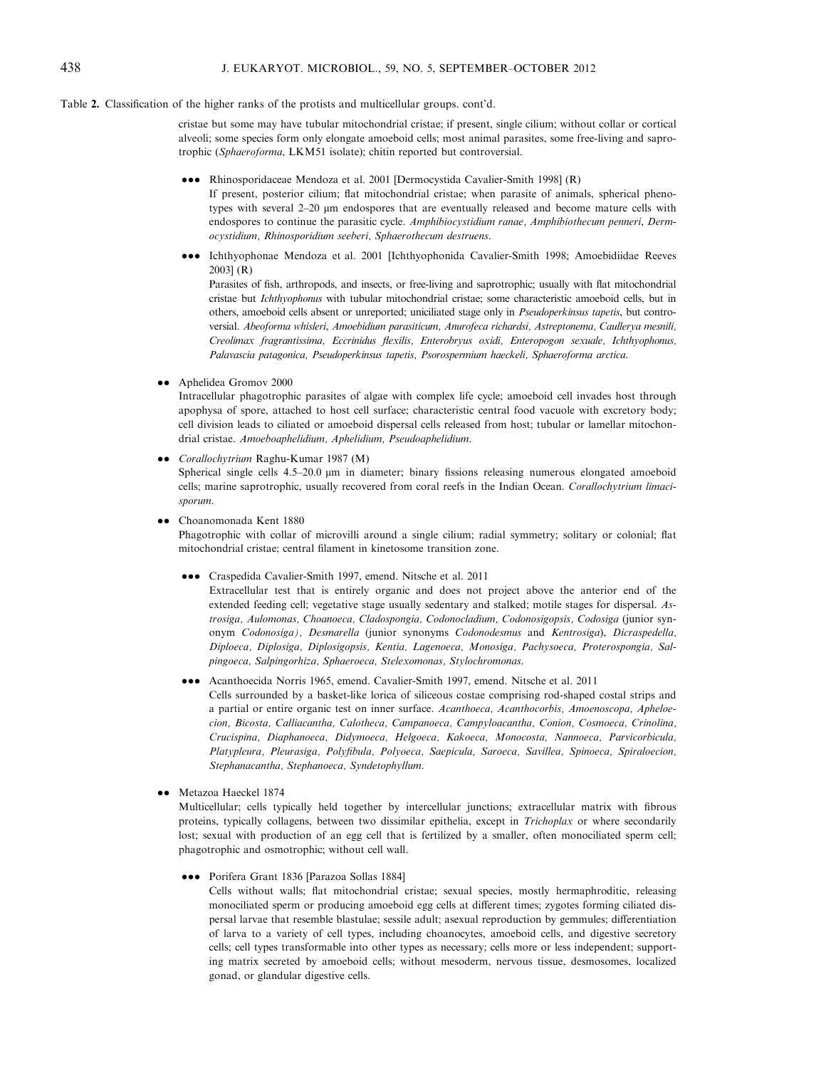Table 2. Classification of the higher ranks of the protists and multicellular groups. cont'd.

cristae but some may have tubular mitochondrial cristae; if present, single cilium; without collar or cortical alveoli; some species form only elongate amoeboid cells; most animal parasites, some free-living and saprotrophic (*Sphaeroforma*, LKM51 isolate); chitin reported but controversial.

- ●●● Rhinosporidaceae Mendoza et al. 2001 [Dermocystida Cavalier-Smith 1998] (R)
  If present, posterior cilium; flat mitochondrial cristae; when parasite of animals, spherical phenotypes with several 2–20 μm endospores that are eventually released and become mature cells with endospores to continue the parasitic cycle. *Amphibiocystidium ranae*, *Amphibiothecum penneri*, *Dermocystidium*, *Rhinosporidium seeberi*, *Sphaerothecum destruens*.

- ●●● Ichthyophonae Mendoza et al. 2001 [Ichthyophonida Cavalier-Smith 1998; Amoebidiidae Reeves 2003] (R)
  Parasites of fish, arthropods, and insects, or free-living and saprotrophic; usually with flat mitochondrial cristae but *Ichthyophonus* with tubular mitochondrial cristae; some characteristic amoeboid cells, but in others, amoeboid cells absent or unreported; uniciliated stage only in *Pseudoperkinsus tapetis*, but controversial. *Abeoforma whisleri*, *Amoebidium parasiticum*, *Anurofeca richardsi*, *Astreptonema*, *Caullerya mesnili*, *Creolimax fragrantissima*, *Eccrinidus flexilis*, *Enterobryus oxidi*, *Enteropogon sexuale*, *Ichthyophonus*, *Palavascia patagonica*, *Pseudoperkinsus tapetis*, *Psorospermium haeckeli*, *Sphaeroforma arctica*.

- ●● Aphelidea Gromov 2000
  Intracellular phagotrophic parasites of algae with complex life cycle; amoeboid cell invades host through apophysa of spore, attached to host cell surface; characteristic central food vacuole with excretory body; cell division leads to ciliated or amoeboid dispersal cells released from host; tubular or lamellar mitochondrial cristae. *Amoeboaphelidium*, *Aphelidium*, *Pseudoaphelidium*.

- ●● *Corallochytrium* Raghu-Kumar 1987 (M)
  Spherical single cells 4.5–20.0 μm in diameter; binary fissions releasing numerous elongated amoeboid cells; marine saprotrophic, usually recovered from coral reefs in the Indian Ocean. *Corallochytrium limacisporum*.

- ●● Choanomonada Kent 1880
  Phagotrophic with collar of microvilli around a single cilium; radial symmetry; solitary or colonial; flat mitochondrial cristae; central filament in kinetosome transition zone.

  - ●●● Craspedida Cavalier-Smith 1997, emend. Nitsche et al. 2011
    Extracellular test that is entirely organic and does not project above the anterior end of the extended feeding cell; vegetative stage usually sedentary and stalked; motile stages for dispersal. *Astrosiga*, *Aulomonas*, *Choanoeca*, *Cladospongia*, *Codonocladium*, *Codonosigopsis*, *Codosiga* (junior synonym *Codonosiga*), *Desmarella* (junior synonyms *Codonodesmus* and *Kentrosiga*), *Dicraspedella*, *Diploeca*, *Diplosiga*, *Diplosigopsis*, *Kentia*, *Lagenoeca*, *Monosiga*, *Pachysoeca*, *Proterospongia*, *Salpingoeca*, *Salpingorhiza*, *Sphaeroeca*, *Stelexomonas*, *Stylochromonas*.

  - ●●● Acanthoecida Norris 1965, emend. Cavalier-Smith 1997, emend. Nitsche et al. 2011
    Cells surrounded by a basket-like lorica of siliceous costae comprising rod-shaped costal strips and a partial or entire organic test on inner surface. *Acanthoeca*, *Acanthocorbis*, *Amoenoscopa*, *Apheloecion*, *Bicosta*, *Calliacantha*, *Calotheca*, *Campanoeca*, *Campyloacantha*, *Conion*, *Cosmoeca*, *Crinolina*, *Crucispina*, *Diaphanoeca*, *Didymoeca*, *Helgoeca*, *Kakoeca*, *Monocosta*, *Nannoeca*, *Parvicorbicula*, *Platypleura*, *Pleurasiga*, *Polyfibula*, *Polyoeca*, *Saepicula*, *Saroeca*, *Savillea*, *Spinoeca*, *Spiraloecion*, *Stephanacantha*, *Stephanoeca*, *Syndetophyllum*.

- ●● Metazoa Haeckel 1874
  Multicellular; cells typically held together by intercellular junctions; extracellular matrix with fibrous proteins, typically collagens, between two dissimilar epithelia, except in *Trichoplax* or where secondarily lost; sexual with production of an egg cell that is fertilized by a smaller, often monociliated sperm cell; phagotrophic and osmotrophic; without cell wall.

  - ●●● Porifera Grant 1836 [Parazoa Sollas 1884]
    Cells without walls; flat mitochondrial cristae; sexual species, mostly hermaphroditic, releasing monociliated sperm or producing amoeboid egg cells at different times; zygotes forming ciliated dispersal larvae that resemble blastulae; sessile adult; asexual reproduction by gemmules; differentiation of larva to a variety of cell types, including choanocytes, amoeboid cells, and digestive secretory cells; cell types transformable into other types as necessary; cells more or less independent; supporting matrix secreted by amoeboid cells; without mesoderm, nervous tissue, desmosomes, localized gonad, or glandular digestive cells.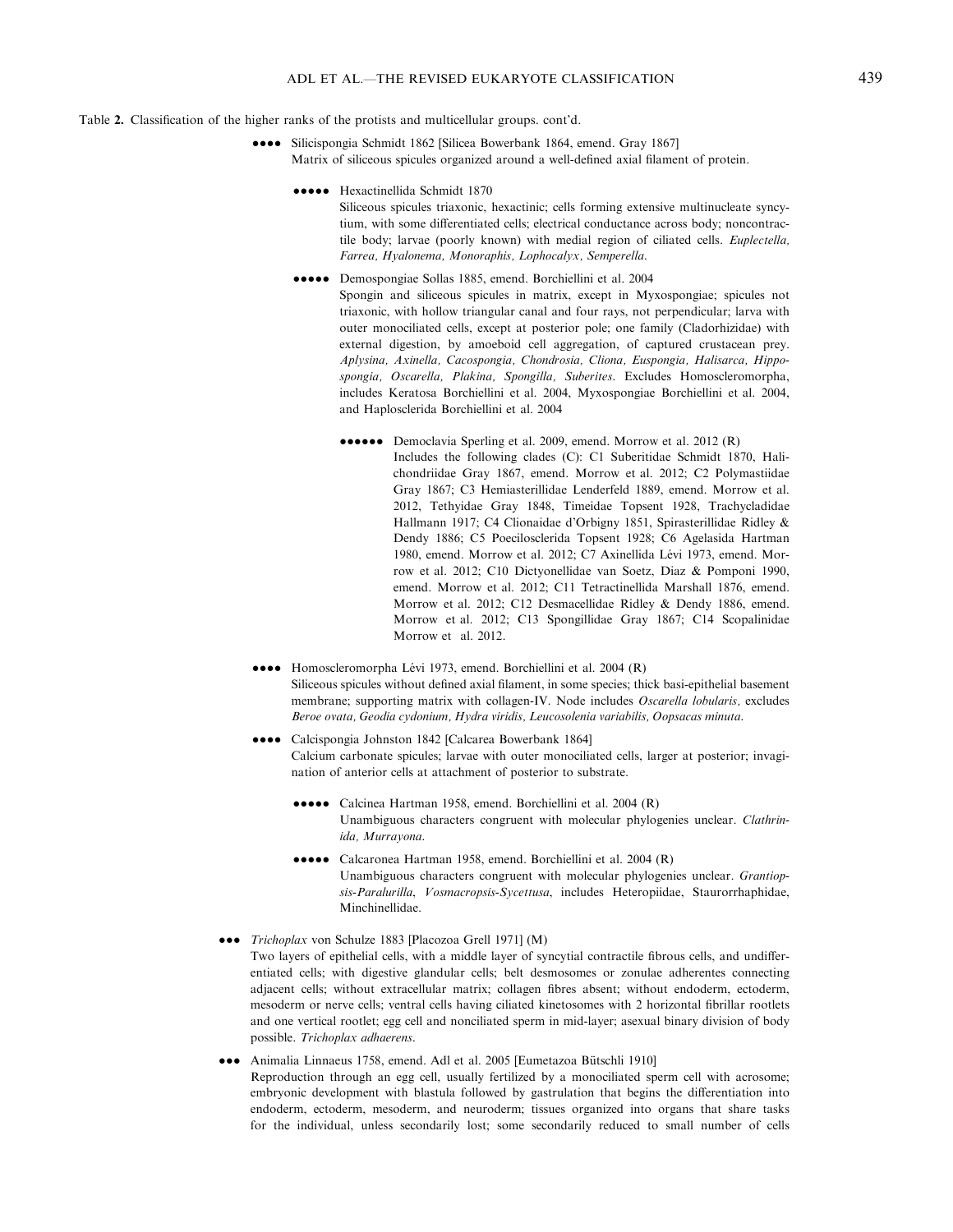Table 2. Classification of the higher ranks of the protists and multicellular groups. cont'd.

●●●● Silicispongia Schmidt 1862 [Silicea Bowerbank 1864, emend. Gray 1867]
Matrix of siliceous spicules organized around a well-defined axial filament of protein.

●●●●● Hexactinellida Schmidt 1870
Siliceous spicules triaxonic, hexactinic; cells forming extensive multinucleate syncytium, with some differentiated cells; electrical conductance across body; noncontractile body; larvae (poorly known) with medial region of ciliated cells. *Euplectella, Farrea, Hyalonema, Monoraphis, Lophocalyx, Semperella.*

●●●●● Demospongiae Sollas 1885, emend. Borchiellini et al. 2004
Spongin and siliceous spicules in matrix, except in Myxospongiae; spicules not triaxonic, with hollow triangular canal and four rays, not perpendicular; larva with outer monociliated cells, except at posterior pole; one family (Cladorhizidae) with external digestion, by amoeboid cell aggregation, of captured crustacean prey. *Aplysina, Axinella, Cacospongia, Chondrosia, Cliona, Euspongia, Halisarca, Hippospongia, Oscarella, Plakina, Spongilla, Suberites.* Excludes Homoscleromorpha, includes Keratosa Borchiellini et al. 2004, Myxospongiae Borchiellini et al. 2004, and Haplosclerida Borchiellini et al. 2004

●●●●●● Democlavia Sperling et al. 2009, emend. Morrow et al. 2012 (R)
Includes the following clades (C): C1 Suberitidae Schmidt 1870, Halichondriidae Gray 1867, emend. Morrow et al. 2012; C2 Polymastiidae Gray 1867; C3 Hemiasterillidae Lenderfeld 1889, emend. Morrow et al. 2012, Tethyidae Gray 1848, Timeidae Topsent 1928, Trachycladidae Hallmann 1917; C4 Clionaidae d'Orbigny 1851, Spirasterillidae Ridley & Dendy 1886; C5 Poecilosclerida Topsent 1928; C6 Agelasida Hartman 1980, emend. Morrow et al. 2012; C7 Axinellida Lévi 1973, emend. Morrow et al. 2012; C10 Dictyonellidae van Soetz, Diaz & Pomponi 1990, emend. Morrow et al. 2012; C11 Tetractinellida Marshall 1876, emend. Morrow et al. 2012; C12 Desmacellidae Ridley & Dendy 1886, emend. Morrow et al. 2012; C13 Spongillidae Gray 1867; C14 Scopalinidae Morrow et al. 2012.

●●●● Homoscleromorpha Lévi 1973, emend. Borchiellini et al. 2004 (R)
Siliceous spicules without defined axial filament, in some species; thick basi-epithelial basement membrane; supporting matrix with collagen-IV. Node includes *Oscarella lobularis,* excludes *Beroe ovata, Geodia cydonium, Hydra viridis, Leucosolenia variabilis, Oopsacas minuta.*

●●●● Calcispongia Johnston 1842 [Calcarea Bowerbank 1864]
Calcium carbonate spicules; larvae with outer monociliated cells, larger at posterior; invagination of anterior cells at attachment of posterior to substrate.

●●●●● Calcinea Hartman 1958, emend. Borchiellini et al. 2004 (R)
Unambiguous characters congruent with molecular phylogenies unclear. *Clathrinida, Murrayona.*

●●●●● Calcaronea Hartman 1958, emend. Borchiellini et al. 2004 (R)
Unambiguous characters congruent with molecular phylogenies unclear. *Grantiopsis-Paralurilla, Vosmacropsis-Sycettusa,* includes Heteropiidae, Staurorrhaphidae, Minchinellidae.

●●● *Trichoplax* von Schulze 1883 [Placozoa Grell 1971] (M)
Two layers of epithelial cells, with a middle layer of syncytial contractile fibrous cells, and undifferentiated cells; with digestive glandular cells; belt desmosomes or zonulae adherentes connecting adjacent cells; without extracellular matrix; collagen fibres absent; without endoderm, ectoderm, mesoderm or nerve cells; ventral cells having ciliated kinetosomes with 2 horizontal fibrillar rootlets and one vertical rootlet; egg cell and nonciliated sperm in mid-layer; asexual binary division of body possible. *Trichoplax adhaerens.*

●●● Animalia Linnaeus 1758, emend. Adl et al. 2005 [Eumetazoa Bütschli 1910]
Reproduction through an egg cell, usually fertilized by a monociliated sperm cell with acrosome; embryonic development with blastula followed by gastrulation that begins the differentiation into endoderm, ectoderm, mesoderm, and neuroderm; tissues organized into organs that share tasks for the individual, unless secondarily lost; some secondarily reduced to small number of cells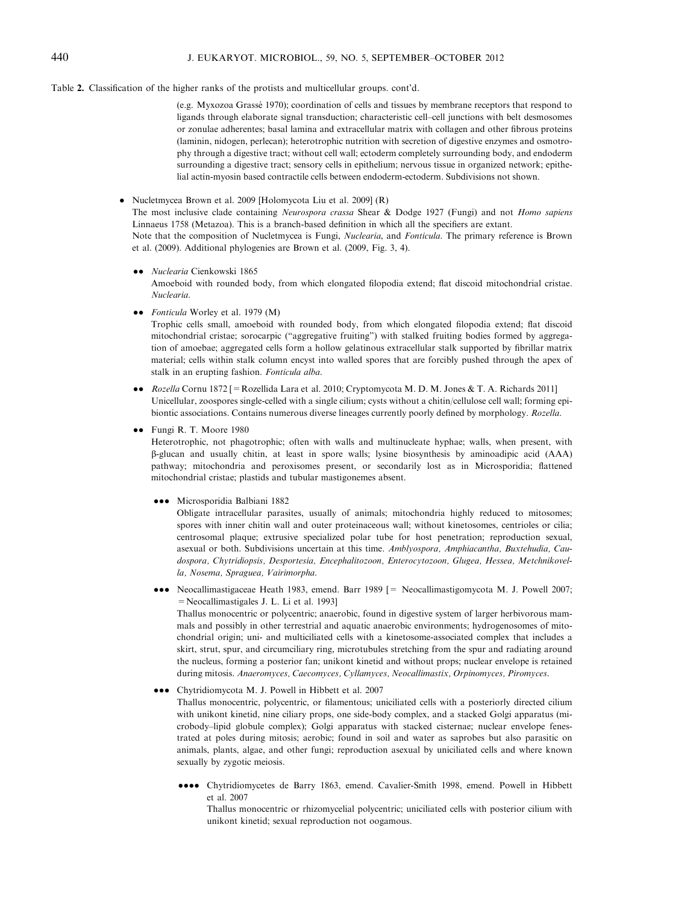Table 2. Classification of the higher ranks of the protists and multicellular groups. cont'd.

(e.g. Myxozoa Grassé 1970); coordination of cells and tissues by membrane receptors that respond to ligands through elaborate signal transduction; characteristic cell–cell junctions with belt desmosomes or zonulae adherentes; basal lamina and extracellular matrix with collagen and other fibrous proteins (laminin, nidogen, perlecan); heterotrophic nutrition with secretion of digestive enzymes and osmotrophy through a digestive tract; without cell wall; ectoderm completely surrounding body, and endoderm surrounding a digestive tract; sensory cells in epithelium; nervous tissue in organized network; epithelial actin-myosin based contractile cells between endoderm-ectoderm. Subdivisions not shown.

- Nucletmycea Brown et al. 2009 [Holomycota Liu et al. 2009] (R)
  The most inclusive clade containing *Neurospora crassa* Shear & Dodge 1927 (Fungi) and not *Homo sapiens* Linnaeus 1758 (Metazoa). This is a branch-based definition in which all the specifiers are extant.
  Note that the composition of Nucletmycea is Fungi, *Nuclearia*, and *Fonticula*. The primary reference is Brown et al. (2009). Additional phylogenies are Brown et al. (2009, Fig. 3, 4).

  - •• *Nuclearia* Cienkowski 1865
    Amoeboid with rounded body, from which elongated filopodia extend; flat discoid mitochondrial cristae. *Nuclearia*.

  - •• *Fonticula* Worley et al. 1979 (M)
    Trophic cells small, amoeboid with rounded body, from which elongated filopodia extend; flat discoid mitochondrial cristae; sorocarpic ("aggregative fruiting") with stalked fruiting bodies formed by aggregation of amoebae; aggregated cells form a hollow gelatinous extracellular stalk supported by fibrillar matrix material; cells within stalk column encyst into walled spores that are forcibly pushed through the apex of stalk in an erupting fashion. *Fonticula alba*.

  - •• *Rozella* Cornu 1872 [= Rozellida Lara et al. 2010; Cryptomycota M. D. M. Jones & T. A. Richards 2011]
    Unicellular, zoospores single-celled with a single cilium; cysts without a chitin/cellulose cell wall; forming epibiontic associations. Contains numerous diverse lineages currently poorly defined by morphology. *Rozella*.

  - •• Fungi R. T. Moore 1980
    Heterotrophic, not phagotrophic; often with walls and multinucleate hyphae; walls, when present, with β-glucan and usually chitin, at least in spore walls; lysine biosynthesis by aminoadipic acid (AAA) pathway; mitochondria and peroxisomes present, or secondarily lost as in Microsporidia; flattened mitochondrial cristae; plastids and tubular mastigonemes absent.

    - ••• Microsporidia Balbiani 1882
      Obligate intracellular parasites, usually of animals; mitochondria highly reduced to mitosomes; spores with inner chitin wall and outer proteinaceous wall; without kinetosomes, centrioles or cilia; centrosomal plaque; extrusive specialized polar tube for host penetration; reproduction sexual, asexual or both. Subdivisions uncertain at this time. *Amblyospora, Amphiacantha, Buxtehudia, Caudospora, Chytridiopsis, Desportesia, Encephalitozoon, Enterocytozoon, Glugea, Hessea, Metchnikovella, Nosema, Spraguea, Vairimorpha*.

    - ••• Neocallimastigaceae Heath 1983, emend. Barr 1989 [= Neocallimastigomycota M. J. Powell 2007; = Neocallimastigales J. L. Li et al. 1993]
      Thallus monocentric or polycentric; anaerobic, found in digestive system of larger herbivorous mammals and possibly in other terrestrial and aquatic anaerobic environments; hydrogenosomes of mitochondrial origin; uni- and multiciliated cells with a kinetosome-associated complex that includes a skirt, strut, spur, and circumciliary ring, microtubules stretching from the spur and radiating around the nucleus, forming a posterior fan; unikont kinetid and without props; nuclear envelope is retained during mitosis. *Anaeromyces, Caecomyces, Cyllamyces, Neocallimastix, Orpinomyces, Piromyces*.

    - ••• Chytridiomycota M. J. Powell in Hibbett et al. 2007
      Thallus monocentric, polycentric, or filamentous; uniciliated cells with a posteriorly directed cilium with unikont kinetid, nine ciliary props, one side-body complex, and a stacked Golgi apparatus (microbody–lipid globule complex); Golgi apparatus with stacked cisternae; nuclear envelope fenestrated at poles during mitosis; aerobic; found in soil and water as saprobes but also parasitic on animals, plants, algae, and other fungi; reproduction asexual by uniciliated cells and where known sexually by zygotic meiosis.

      - •••• Chytridiomycetes de Barry 1863, emend. Cavalier-Smith 1998, emend. Powell in Hibbett et al. 2007
        Thallus monocentric or rhizomycelial polycentric; uniciliated cells with posterior cilium with unikont kinetid; sexual reproduction not oogamous.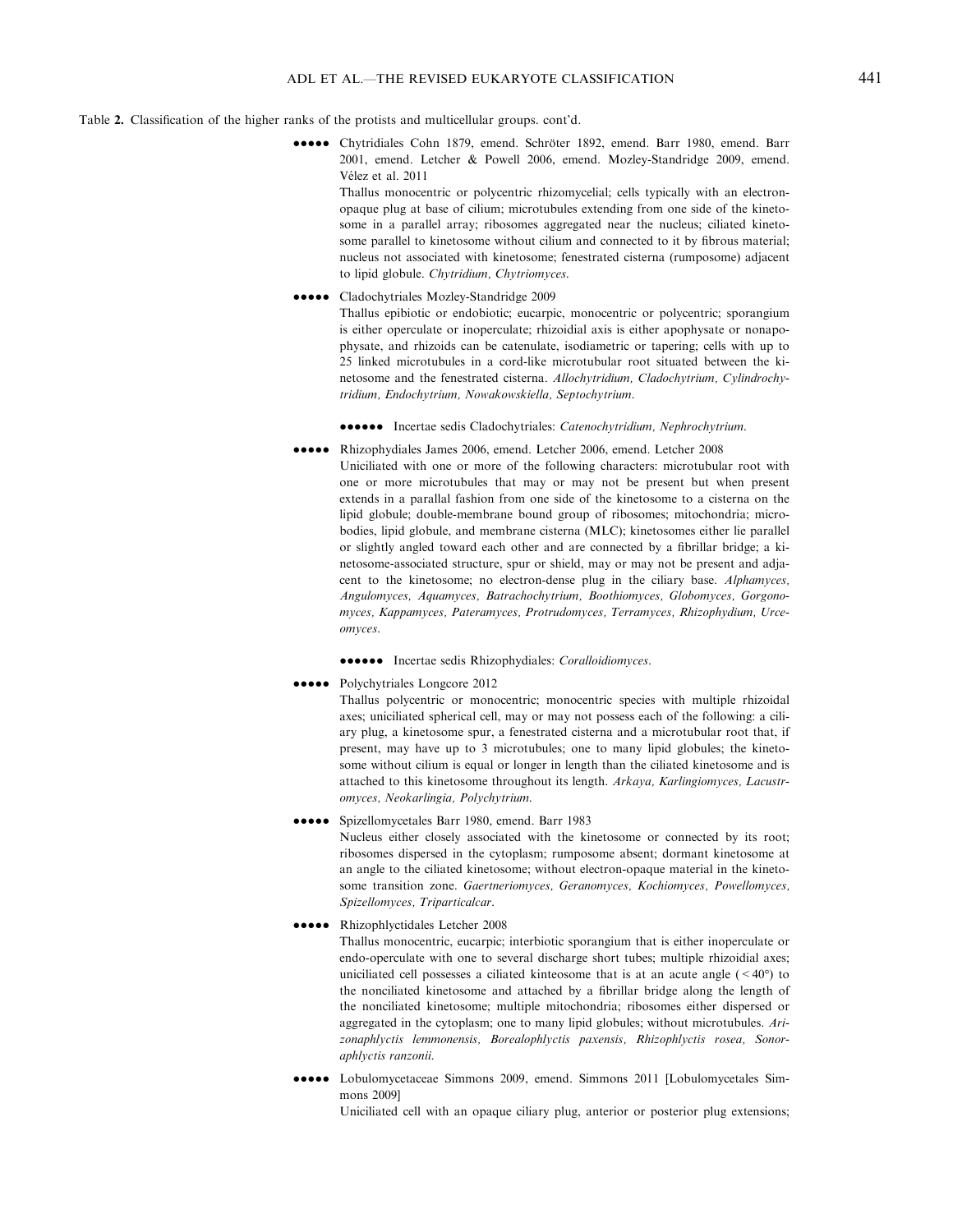Table 2. Classification of the higher ranks of the protists and multicellular groups. cont'd.

●●●●● Chytridiales Cohn 1879, emend. Schröter 1892, emend. Barr 1980, emend. Barr 2001, emend. Letcher & Powell 2006, emend. Mozley-Standridge 2009, emend. Vélez et al. 2011

Thallus monocentric or polycentric rhizomycelial; cells typically with an electron-opaque plug at base of cilium; microtubules extending from one side of the kinetosome in a parallel array; ribosomes aggregated near the nucleus; ciliated kinetosome parallel to kinetosome without cilium and connected to it by fibrous material; nucleus not associated with kinetosome; fenestrated cisterna (rumposome) adjacent to lipid globule. *Chytridium, Chytriomyces.*

●●●●● Cladochytriales Mozley-Standridge 2009

Thallus epibiotic or endobiotic; eucarpic, monocentric or polycentric; sporangium is either operculate or inoperculate; rhizoidial axis is either apophysate or nonapophysate, and rhizoids can be catenulate, isodiametric or tapering; cells with up to 25 linked microtubules in a cord-like microtubular root situated between the kinetosome and the fenestrated cisterna. *Allochytridium, Cladochytrium, Cylindrochytridium, Endochytrium, Nowakowskiella, Septochytrium.*

●●●●●● Incertae sedis Cladochytriales: *Catenochytridium, Nephrochytrium.*

●●●●● Rhizophydiales James 2006, emend. Letcher 2006, emend. Letcher 2008

Uniciliated with one or more of the following characters: microtubular root with one or more microtubules that may or may not be present but when present extends in a parallal fashion from one side of the kinetosome to a cisterna on the lipid globule; double-membrane bound group of ribosomes; mitochondria; microbodies, lipid globule, and membrane cisterna (MLC); kinetosomes either lie parallel or slightly angled toward each other and are connected by a fibrillar bridge; a kinetosome-associated structure, spur or shield, may or may not be present and adjacent to the kinetosome; no electron-dense plug in the ciliary base. *Alphamyces, Angulomyces, Aquamyces, Batrachochytrium, Boothiomyces, Globomyces, Gorgonomyces, Kappamyces, Pateramyces, Protrudomyces, Terramyces, Rhizophydium, Urceomyces.*

●●●●●● Incertae sedis Rhizophydiales: *Coralloidiomyces.*

●●●●● Polychytriales Longcore 2012

Thallus polycentric or monocentric; monocentric species with multiple rhizoidal axes; uniciliated spherical cell, may or may not possess each of the following: a ciliary plug, a kinetosome spur, a fenestrated cisterna and a microtubular root that, if present, may have up to 3 microtubules; one to many lipid globules; the kinetosome without cilium is equal or longer in length than the ciliated kinetosome and is attached to this kinetosome throughout its length. *Arkaya, Karlingiomyces, Lacustromyces, Neokarlingia, Polychytrium.*

●●●●● Spizellomycetales Barr 1980, emend. Barr 1983

Nucleus either closely associated with the kinetosome or connected by its root; ribosomes dispersed in the cytoplasm; rumposome absent; dormant kinetosome at an angle to the ciliated kinetosome; without electron-opaque material in the kinetosome transition zone. *Gaertneriomyces, Geranomyces, Kochiomyces, Powellomyces, Spizellomyces, Triparticalcar.*

●●●●● Rhizophlyctidales Letcher 2008

Thallus monocentric, eucarpic; interbiotic sporangium that is either inoperculate or endo-operculate with one to several discharge short tubes; multiple rhizoidial axes; uniciliated cell possesses a ciliated kinteosome that is at an acute angle ($<40°$) to the nonciliated kinetosome and attached by a fibrillar bridge along the length of the nonciliated kinetosome; multiple mitochondria; ribosomes either dispersed or aggregated in the cytoplasm; one to many lipid globules; without microtubules. *Arizonaphlyctis lemmonensis, Borealophlyctis paxensis, Rhizophlyctis rosea, Sonoraphlyctis ranzonii.*

●●●●● Lobulomycetaceae Simmons 2009, emend. Simmons 2011 [Lobulomycetales Simmons 2009]

Uniciliated cell with an opaque ciliary plug, anterior or posterior plug extensions;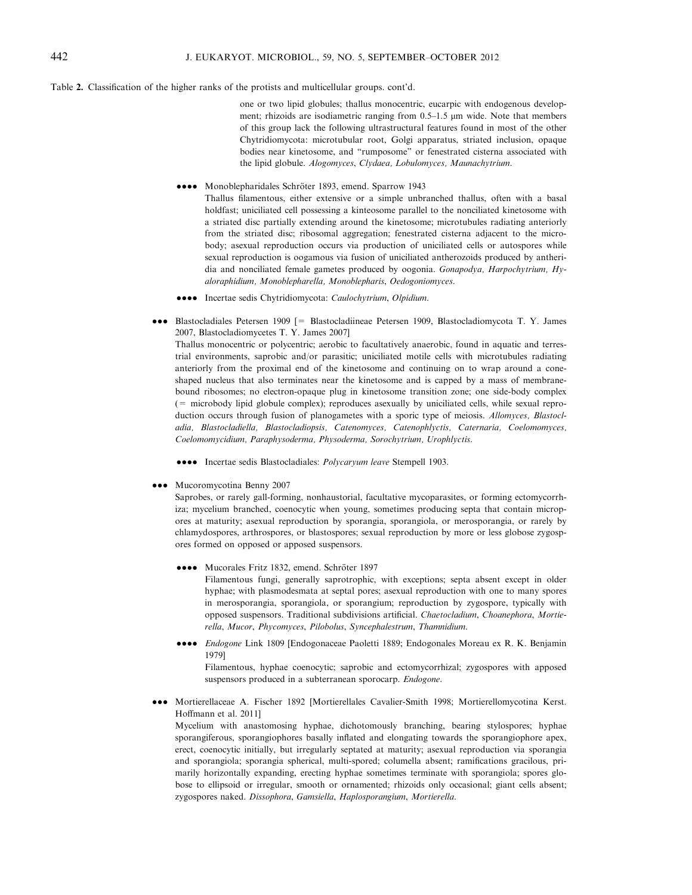Table 2. Classification of the higher ranks of the protists and multicellular groups. cont'd.

one or two lipid globules; thallus monocentric, eucarpic with endogenous development; rhizoids are isodiametric ranging from 0.5–1.5 μm wide. Note that members of this group lack the following ultrastructural features found in most of the other Chytridiomycota: microtubular root, Golgi apparatus, striated inclusion, opaque bodies near kinetosome, and "rumposome" or fenestrated cisterna associated with the lipid globule. *Alogomyces*, *Clydaea*, *Lobulomyces*, *Maunachytrium*.

●●●● Monoblepharidales Schröter 1893, emend. Sparrow 1943

Thallus filamentous, either extensive or a simple unbranched thallus, often with a basal holdfast; uniciliated cell possessing a kinteosome parallel to the nonciliated kinetosome with a striated disc partially extending around the kinetosome; microtubules radiating anteriorly from the striated disc; ribosomal aggregation; fenestrated cisterna adjacent to the microbody; asexual reproduction occurs via production of uniciliated cells or autospores while sexual reproduction is oogamous via fusion of uniciliated antherozoids produced by antheridia and nonciliated female gametes produced by oogonia. *Gonapodya, Harpochytrium, Hyaloraphidium, Monoblepharella, Monoblepharis*, *Oedogoniomyces*.

●●●● Incertae sedis Chytridiomycota: *Caulochytrium*, *Olpidium*.

●●● Blastocladiales Petersen 1909 [= Blastocladiineae Petersen 1909, Blastocladiomycota T. Y. James 2007, Blastocladiomycetes T. Y. James 2007]

Thallus monocentric or polycentric; aerobic to facultatively anaerobic, found in aquatic and terrestrial environments, saprobic and/or parasitic; uniciliated motile cells with microtubules radiating anteriorly from the proximal end of the kinetosome and continuing on to wrap around a cone-shaped nucleus that also terminates near the kinetosome and is capped by a mass of membrane-bound ribosomes; no electron-opaque plug in kinetosome transition zone; one side-body complex (= microbody lipid globule complex); reproduces asexually by uniciliated cells, while sexual reproduction occurs through fusion of planogametes with a sporic type of meiosis. *Allomyces, Blastocladia, Blastocladiella, Blastocladiopsis, Catenomyces, Catenophlyctis, Caternaria, Coelomomyces, Coelomomycidium, Paraphysoderma, Physoderma, Sorochytrium, Urophlyctis*.

●●●● Incertae sedis Blastocladiales: *Polycaryum leave* Stempell 1903.

●●● Mucoromycotina Benny 2007

Saprobes, or rarely gall-forming, nonhaustorial, facultative mycoparasites, or forming ectomycorrhiza; mycelium branched, coenocytic when young, sometimes producing septa that contain micropores at maturity; asexual reproduction by sporangia, sporangiola, or merosporangia, or rarely by chlamydospores, arthrospores, or blastospores; sexual reproduction by more or less globose zygospores formed on opposed or apposed suspensors.

●●●● Mucorales Fritz 1832, emend. Schröter 1897

Filamentous fungi, generally saprotrophic, with exceptions; septa absent except in older hyphae; with plasmodesmata at septal pores; asexual reproduction with one to many spores in merosporangia, sporangiola, or sporangium; reproduction by zygospore, typically with opposed suspensors. Traditional subdivisions artificial. *Chaetocladium*, *Choanephora*, *Mortierella*, *Mucor*, *Phycomyces*, *Pilobolus*, *Syncephalestrum*, *Thamnidium*.

●●●● *Endogone* Link 1809 [Endogonaceae Paoletti 1889; Endogonales Moreau ex R. K. Benjamin 1979]

Filamentous, hyphae coenocytic; saprobic and ectomycorrhizal; zygospores with apposed suspensors produced in a subterranean sporocarp. *Endogone*.

●●● Mortierellaceae A. Fischer 1892 [Mortierellales Cavalier-Smith 1998; Mortierellomycotina Kerst. Hoffmann et al. 2011]

Mycelium with anastomosing hyphae, dichotomously branching, bearing stylospores; hyphae sporangiferous, sporangiophores basally inflated and elongating towards the sporangiophore apex, erect, coenocytic initially, but irregularly septated at maturity; asexual reproduction via sporangia and sporangiola; sporangia spherical, multi-spored; columella absent; ramifications gracilous, primarily horizontally expanding, erecting hyphae sometimes terminate with sporangiola; spores globose to ellipsoid or irregular, smooth or ornamented; rhizoids only occasional; giant cells absent; zygospores naked. *Dissophora*, *Gamsiella*, *Haplosporangium*, *Mortierella*.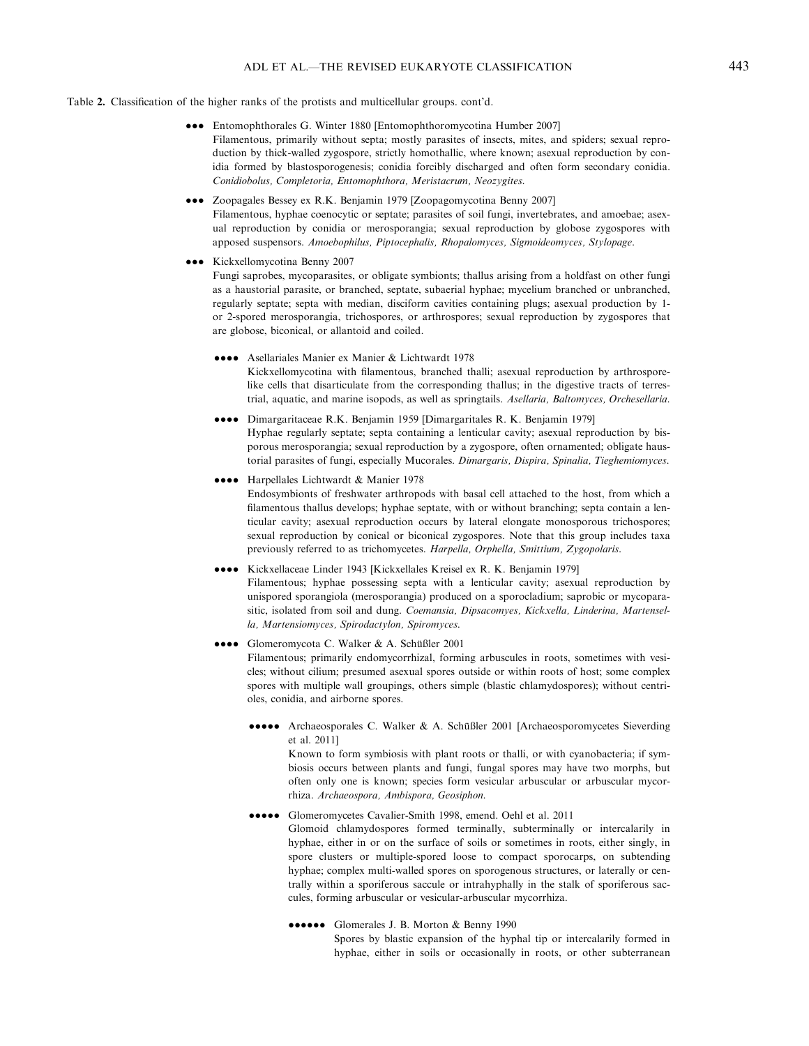Table 2. Classification of the higher ranks of the protists and multicellular groups. cont'd.

●●● Entomophthorales G. Winter 1880 [Entomophthoromycotina Humber 2007]
Filamentous, primarily without septa; mostly parasites of insects, mites, and spiders; sexual reproduction by thick-walled zygospore, strictly homothallic, where known; asexual reproduction by conidia formed by blastosporogenesis; conidia forcibly discharged and often form secondary conidia. *Conidiobolus, Completoria, Entomophthora, Meristacrum, Neozygites.*

●●● Zoopagales Bessey ex R.K. Benjamin 1979 [Zoopagomycotina Benny 2007]
Filamentous, hyphae coenocytic or septate; parasites of soil fungi, invertebrates, and amoebae; asexual reproduction by conidia or merosporangia; sexual reproduction by globose zygospores with apposed suspensors. *Amoebophilus, Piptocephalis, Rhopalomyces, Sigmoideomyces, Stylopage.*

●●● Kickxellomycotina Benny 2007
Fungi saprobes, mycoparasites, or obligate symbionts; thallus arising from a holdfast on other fungi as a haustorial parasite, or branched, septate, subaerial hyphae; mycelium branched or unbranched, regularly septate; septa with median, disciform cavities containing plugs; asexual production by 1- or 2-spored merosporangia, trichospores, or arthrospores; sexual reproduction by zygospores that are globose, biconical, or allantoid and coiled.

●●●● Asellariales Manier ex Manier & Lichtwardt 1978
Kickxellomycotina with filamentous, branched thalli; asexual reproduction by arthrospore-like cells that disarticulate from the corresponding thallus; in the digestive tracts of terrestrial, aquatic, and marine isopods, as well as springtails. *Asellaria, Baltomyces, Orchesellaria.*

●●●● Dimargaritaceae R.K. Benjamin 1959 [Dimargaritales R. K. Benjamin 1979]
Hyphae regularly septate; septa containing a lenticular cavity; asexual reproduction by bisporous merosporangia; sexual reproduction by a zygospore, often ornamented; obligate haustorial parasites of fungi, especially Mucorales. *Dimargaris, Dispira, Spinalia, Tieghemiomyces.*

●●●● Harpellales Lichtwardt & Manier 1978
Endosymbionts of freshwater arthropods with basal cell attached to the host, from which a filamentous thallus develops; hyphae septate, with or without branching; septa contain a lenticular cavity; asexual reproduction occurs by lateral elongate monosporous trichospores; sexual reproduction by conical or biconical zygospores. Note that this group includes taxa previously referred to as trichomycetes. *Harpella, Orphella, Smittium, Zygopolaris.*

●●●● Kickxellaceae Linder 1943 [Kickxellales Kreisel ex R. K. Benjamin 1979]
Filamentous; hyphae possessing septa with a lenticular cavity; asexual reproduction by unispored sporangiola (merosporangia) produced on a sporocladium; saprobic or mycoparasitic, isolated from soil and dung. *Coemansia, Dipsacomyes, Kickxella, Linderina, Martensella, Martensiomyces, Spirodactylon, Spiromyces.*

●●●● Glomeromycota C. Walker & A. Schüßler 2001
Filamentous; primarily endomycorrhizal, forming arbuscules in roots, sometimes with vesicles; without cilium; presumed asexual spores outside or within roots of host; some complex spores with multiple wall groupings, others simple (blastic chlamydospores); without centrioles, conidia, and airborne spores.

●●●●● Archaeosporales C. Walker & A. Schüßler 2001 [Archaeosporomycetes Sieverding et al. 2011]
Known to form symbiosis with plant roots or thalli, or with cyanobacteria; if symbiosis occurs between plants and fungi, fungal spores may have two morphs, but often only one is known; species form vesicular arbuscular or arbuscular mycorrhiza. *Archaeospora, Ambispora, Geosiphon.*

●●●●● Glomeromycetes Cavalier-Smith 1998, emend. Oehl et al. 2011
Glomoid chlamydospores formed terminally, subterminally or intercalarily in hyphae, either in or on the surface of soils or sometimes in roots, either singly, in spore clusters or multiple-spored loose to compact sporocarps, on subtending hyphae; complex multi-walled spores on sporogenous structures, or laterally or centrally within a sporiferous saccule or intrahyphally in the stalk of sporiferous saccules, forming arbuscular or vesicular-arbuscular mycorrhiza.

●●●●●● Glomerales J. B. Morton & Benny 1990
Spores by blastic expansion of the hyphal tip or intercalarily formed in hyphae, either in soils or occasionally in roots, or other subterranean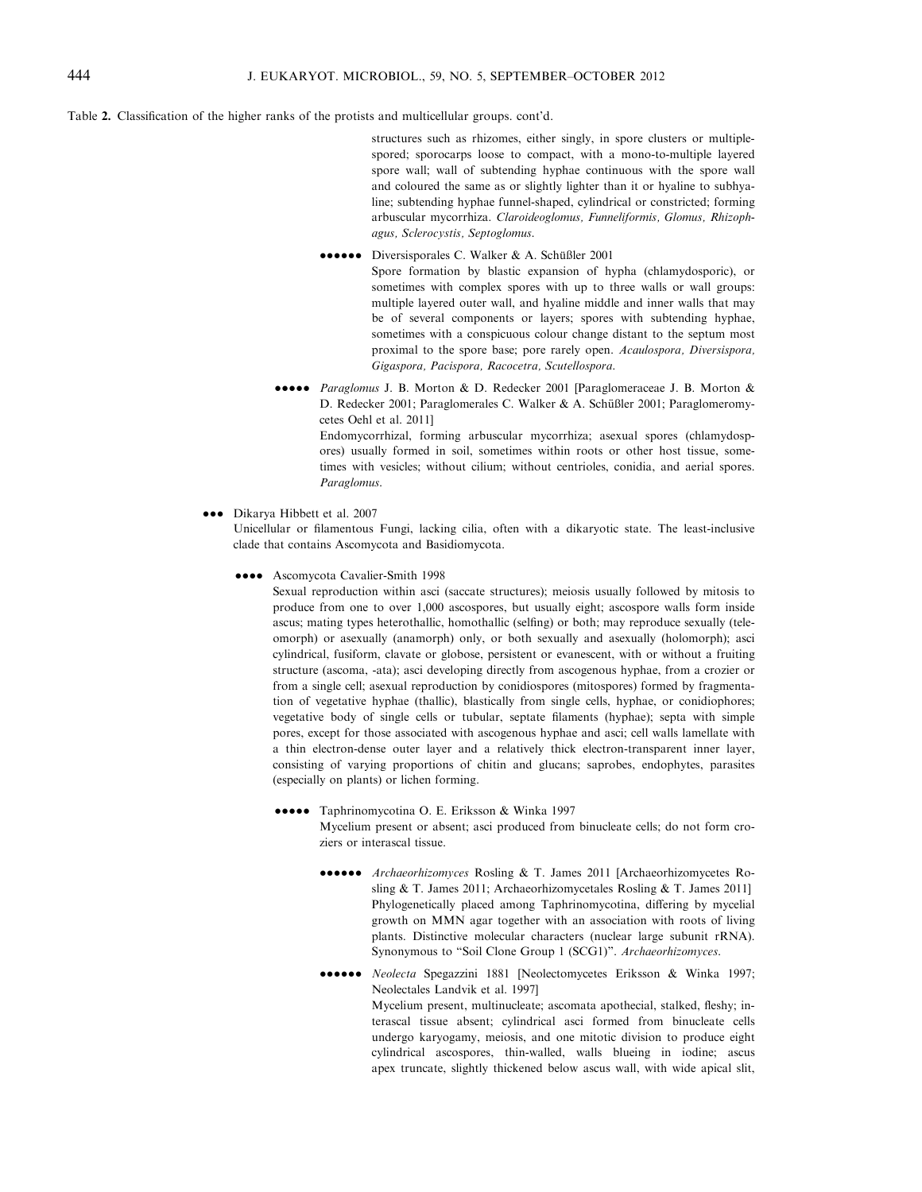Table 2. Classification of the higher ranks of the protists and multicellular groups. cont'd.

structures such as rhizomes, either singly, in spore clusters or multiple-spored; sporocarps loose to compact, with a mono-to-multiple layered spore wall; wall of subtending hyphae continuous with the spore wall and coloured the same as or slightly lighter than it or hyaline to subhyaline; subtending hyphae funnel-shaped, cylindrical or constricted; forming arbuscular mycorrhiza. *Claroideoglomus, Funneliformis, Glomus, Rhizophagus, Sclerocystis, Septoglomus.*

●●●●●● Diversisporales C. Walker & A. Schüßler 2001
Spore formation by blastic expansion of hypha (chlamydosporic), or sometimes with complex spores with up to three walls or wall groups: multiple layered outer wall, and hyaline middle and inner walls that may be of several components or layers; spores with subtending hyphae, sometimes with a conspicuous colour change distant to the septum most proximal to the spore base; pore rarely open. *Acaulospora, Diversispora, Gigaspora, Pacispora, Racocetra, Scutellospora.*

●●●●● *Paraglomus* J. B. Morton & D. Redecker 2001 [Paraglomeraceae J. B. Morton & D. Redecker 2001; Paraglomerales C. Walker & A. Schüßler 2001; Paraglomeromycetes Oehl et al. 2011]
Endomycorrhizal, forming arbuscular mycorrhiza; asexual spores (chlamydospores) usually formed in soil, sometimes within roots or other host tissue, sometimes with vesicles; without cilium; without centrioles, conidia, and aerial spores. *Paraglomus.*

●●● Dikarya Hibbett et al. 2007
Unicellular or filamentous Fungi, lacking cilia, often with a dikaryotic state. The least-inclusive clade that contains Ascomycota and Basidiomycota.

●●●● Ascomycota Cavalier-Smith 1998
Sexual reproduction within asci (saccate structures); meiosis usually followed by mitosis to produce from one to over 1,000 ascospores, but usually eight; ascospore walls form inside ascus; mating types heterothallic, homothallic (selfing) or both; may reproduce sexually (teleomorph) or asexually (anamorph) only, or both sexually and asexually (holomorph); asci cylindrical, fusiform, clavate or globose, persistent or evanescent, with or without a fruiting structure (ascoma, -ata); asci developing directly from ascogenous hyphae, from a crozier or from a single cell; asexual reproduction by conidiospores (mitospores) formed by fragmentation of vegetative hyphae (thallic), blastically from single cells, hyphae, or conidiophores; vegetative body of single cells or tubular, septate filaments (hyphae); septa with simple pores, except for those associated with ascogenous hyphae and asci; cell walls lamellate with a thin electron-dense outer layer and a relatively thick electron-transparent inner layer, consisting of varying proportions of chitin and glucans; saprobes, endophytes, parasites (especially on plants) or lichen forming.

●●●●● Taphrinomycotina O. E. Eriksson & Winka 1997
Mycelium present or absent; asci produced from binucleate cells; do not form croziers or interascal tissue.

●●●●●● *Archaeorhizomyces* Rosling & T. James 2011 [Archaeorhizomycetes Rosling & T. James 2011; Archaeorhizomycetales Rosling & T. James 2011]
Phylogenetically placed among Taphrinomycotina, differing by mycelial growth on MMN agar together with an association with roots of living plants. Distinctive molecular characters (nuclear large subunit rRNA). Synonymous to "Soil Clone Group 1 (SCG1)". *Archaeorhizomyces.*

●●●●●● *Neolecta* Spegazzini 1881 [Neolectomycetes Eriksson & Winka 1997; Neolectales Landvik et al. 1997]
Mycelium present, multinucleate; ascomata apothecial, stalked, fleshy; interascal tissue absent; cylindrical asci formed from binucleate cells undergo karyogamy, meiosis, and one mitotic division to produce eight cylindrical ascospores, thin-walled, walls blueing in iodine; ascus apex truncate, slightly thickened below ascus wall, with wide apical slit,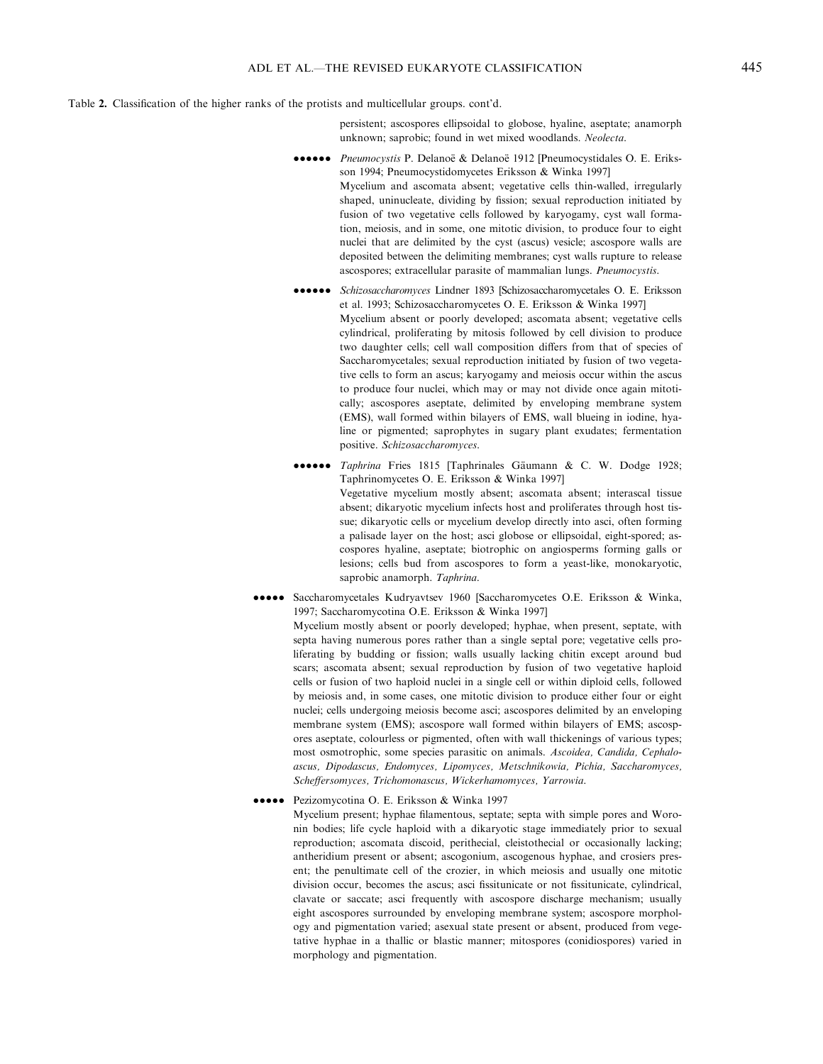Table 2. Classification of the higher ranks of the protists and multicellular groups. cont'd.

persistent; ascospores ellipsoidal to globose, hyaline, aseptate; anamorph unknown; saprobic; found in wet mixed woodlands. *Neolecta*.

●●●●●● *Pneumocystis* P. Delanoë & Delanoë 1912 [Pneumocystidales O. E. Eriksson 1994; Pneumocystidomycetes Eriksson & Winka 1997]
Mycelium and ascomata absent; vegetative cells thin-walled, irregularly shaped, uninucleate, dividing by fission; sexual reproduction initiated by fusion of two vegetative cells followed by karyogamy, cyst wall formation, meiosis, and in some, one mitotic division, to produce four to eight nuclei that are delimited by the cyst (ascus) vesicle; ascospore walls are deposited between the delimiting membranes; cyst walls rupture to release ascospores; extracellular parasite of mammalian lungs. *Pneumocystis*.

●●●●●● *Schizosaccharomyces* Lindner 1893 [Schizosaccharomycetales O. E. Eriksson et al. 1993; Schizosaccharomycetes O. E. Eriksson & Winka 1997]
Mycelium absent or poorly developed; ascomata absent; vegetative cells cylindrical, proliferating by mitosis followed by cell division to produce two daughter cells; cell wall composition differs from that of species of Saccharomycetales; sexual reproduction initiated by fusion of two vegetative cells to form an ascus; karyogamy and meiosis occur within the ascus to produce four nuclei, which may or may not divide once again mitotically; ascospores aseptate, delimited by enveloping membrane system (EMS), wall formed within bilayers of EMS, wall blueing in iodine, hyaline or pigmented; saprophytes in sugary plant exudates; fermentation positive. *Schizosaccharomyces*.

●●●●●● *Taphrina* Fries 1815 [Taphrinales Gäumann & C. W. Dodge 1928; Taphrinomycetes O. E. Eriksson & Winka 1997]
Vegetative mycelium mostly absent; ascomata absent; interascal tissue absent; dikaryotic mycelium infects host and proliferates through host tissue; dikaryotic cells or mycelium develop directly into asci, often forming a palisade layer on the host; asci globose or ellipsoidal, eight-spored; ascospores hyaline, aseptate; biotrophic on angiosperms forming galls or lesions; cells bud from ascospores to form a yeast-like, monokaryotic, saprobic anamorph. *Taphrina*.

●●●●● Saccharomycetales Kudryavtsev 1960 [Saccharomycetes O.E. Eriksson & Winka, 1997; Saccharomycotina O.E. Eriksson & Winka 1997]
Mycelium mostly absent or poorly developed; hyphae, when present, septate, with septa having numerous pores rather than a single septal pore; vegetative cells proliferating by budding or fission; walls usually lacking chitin except around bud scars; ascomata absent; sexual reproduction by fusion of two vegetative haploid cells or fusion of two haploid nuclei in a single cell or within diploid cells, followed by meiosis and, in some cases, one mitotic division to produce either four or eight nuclei; cells undergoing meiosis become asci; ascospores delimited by an enveloping membrane system (EMS); ascospore wall formed within bilayers of EMS; ascospores aseptate, colourless or pigmented, often with wall thickenings of various types; most osmotrophic, some species parasitic on animals. *Ascoidea, Candida, Cephaloascus, Dipodascus, Endomyces, Lipomyces, Metschnikowia, Pichia, Saccharomyces, Scheffersomyces, Trichomonascus, Wickerhamomyces, Yarrowia*.

●●●●● Pezizomycotina O. E. Eriksson & Winka 1997
Mycelium present; hyphae filamentous, septate; septa with simple pores and Woronin bodies; life cycle haploid with a dikaryotic stage immediately prior to sexual reproduction; ascomata discoid, perithecial, cleistothecial or occasionally lacking; antheridium present or absent; ascogonium, ascogenous hyphae, and crosiers present; the penultimate cell of the crozier, in which meiosis and usually one mitotic division occur, becomes the ascus; asci fissitunicate or not fissitunicate, cylindrical, clavate or saccate; asci frequently with ascospore discharge mechanism; usually eight ascospores surrounded by enveloping membrane system; ascospore morphology and pigmentation varied; asexual state present or absent, produced from vegetative hyphae in a thallic or blastic manner; mitospores (conidiospores) varied in morphology and pigmentation.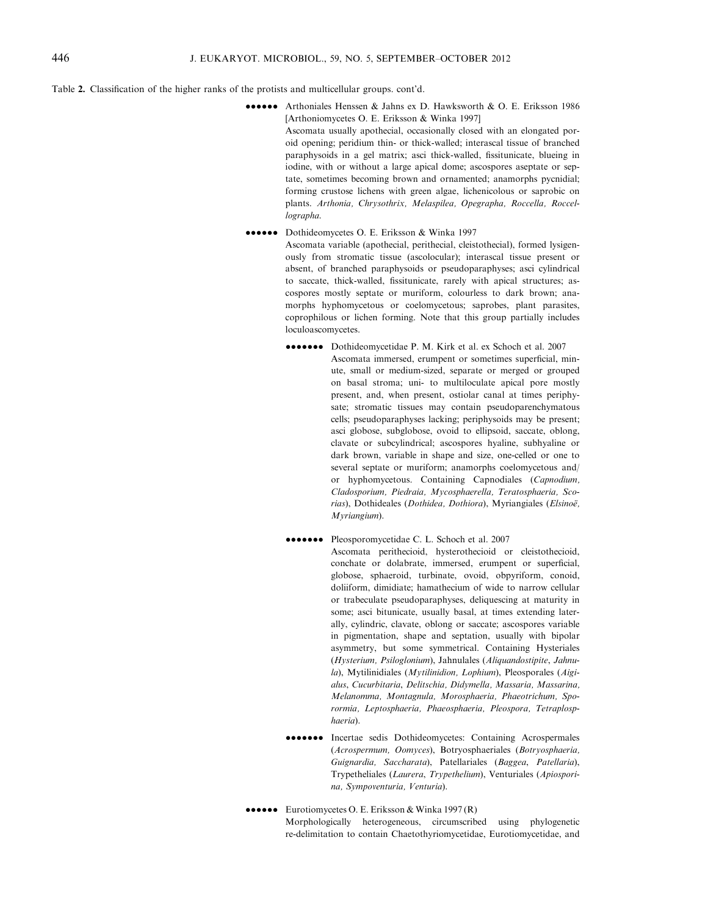Table 2. Classification of the higher ranks of the protists and multicellular groups. cont'd.

●●●●●● Arthoniales Henssen & Jahns ex D. Hawksworth & O. E. Eriksson 1986 [Arthoniomycetes O. E. Eriksson & Winka 1997]

Ascomata usually apothecial, occasionally closed with an elongated poroid opening; peridium thin- or thick-walled; interascal tissue of branched paraphysoids in a gel matrix; asci thick-walled, fissitunicate, blueing in iodine, with or without a large apical dome; ascospores aseptate or septate, sometimes becoming brown and ornamented; anamorphs pycnidial; forming crustose lichens with green algae, lichenicolous or saprobic on plants. *Arthonia, Chrysothrix, Melaspilea, Opegrapha, Roccella, Roccellographa.*

●●●●●● Dothideomycetes O. E. Eriksson & Winka 1997

Ascomata variable (apothecial, perithecial, cleistothecial), formed lysigenously from stromatic tissue (ascolocular); interascal tissue present or absent, of branched paraphysoids or pseudoparaphyses; asci cylindrical to saccate, thick-walled, fissitunicate, rarely with apical structures; ascospores mostly septate or muriform, colourless to dark brown; anamorphs hyphomycetous or coelomycetous; saprobes, plant parasites, coprophilous or lichen forming. Note that this group partially includes loculoascomycetes.

●●●●●●● Dothideomycetidae P. M. Kirk et al. ex Schoch et al. 2007

Ascomata immersed, erumpent or sometimes superficial, minute, small or medium-sized, separate or merged or grouped on basal stroma; uni- to multiloculate apical pore mostly present, and, when present, ostiolar canal at times periphysate; stromatic tissues may contain pseudoparenchymatous cells; pseudoparaphyses lacking; periphysoids may be present; asci globose, subglobose, ovoid to ellipsoid, saccate, oblong, clavate or subcylindrical; ascospores hyaline, subhyaline or dark brown, variable in shape and size, one-celled or one to several septate or muriform; anamorphs coelomycetous and/or hyphomycetous. Containing Capnodiales (*Capnodium, Cladosporium, Piedraia, Mycosphaerella, Teratosphaeria, Scorias*), Dothideales (*Dothidea, Dothiora*), Myriangiales (*Elsinoë, Myriangium*).

●●●●●●● Pleosporomycetidae C. L. Schoch et al. 2007

Ascomata perithecioid, hysterothecioid or cleistothecioid, conchate or dolabrate, immersed, erumpent or superficial, globose, sphaeroid, turbinate, ovoid, obpyriform, conoid, doliiform, dimidiate; hamathecium of wide to narrow cellular or trabeculate pseudoparaphyses, deliquescing at maturity in some; asci bitunicate, usually basal, at times extending laterally, cylindric, clavate, oblong or saccate; ascospores variable in pigmentation, shape and septation, usually with bipolar asymmetry, but some symmetrical. Containing Hysteriales (*Hysterium, Psiloglonium*), Jahnulales (*Aliquandostipite*, *Jahnula*), Mytilinidiales (*Mytilinidion, Lophium*), Pleosporales (*Aigialus*, *Cucurbitaria, Delitschia, Didymella, Massaria, Massarina, Melanomma, Montagnula, Morosphaeria, Phaeotrichum, Sporormia, Leptosphaeria, Phaeosphaeria, Pleospora, Tetraplosphaeria*).

●●●●●●● Incertae sedis Dothideomycetes: Containing Acrospermales (*Acrospermum, Oomyces*), Botryosphaeriales (*Botryosphaeria, Guignardia, Saccharata*), Patellariales (*Baggea*, *Patellaria*), Trypetheliales (*Laurera*, *Trypethelium*), Venturiales (*Apiosporina, Sympoventuria, Venturia*).

●●●●●● Eurotiomycetes O. E. Eriksson & Winka 1997 (R)

Morphologically heterogeneous, circumscribed using phylogenetic re-delimitation to contain Chaetothyriomycetidae, Eurotiomycetidae, and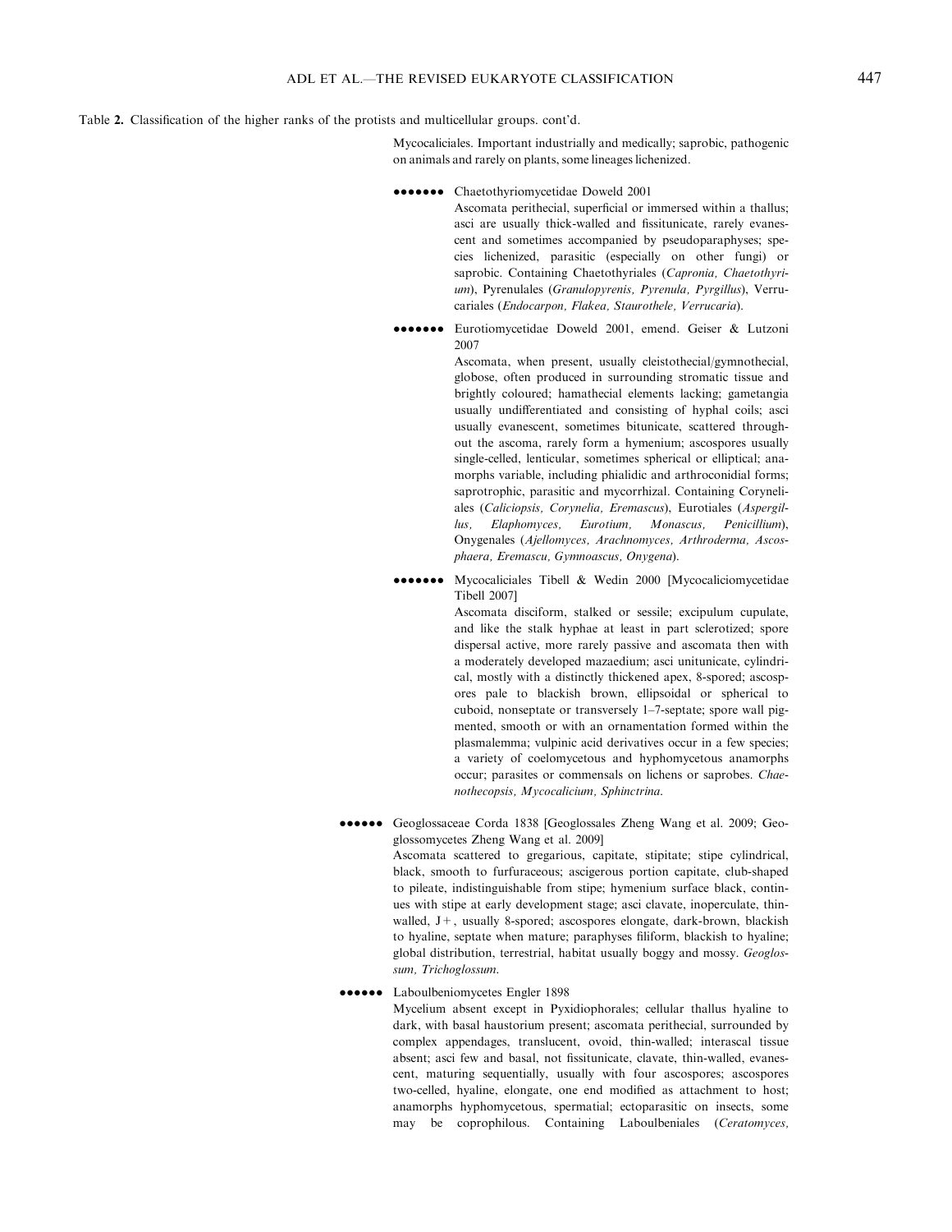Table 2. Classification of the higher ranks of the protists and multicellular groups. cont'd.

Mycocaliciales. Important industrially and medically; saprobic, pathogenic on animals and rarely on plants, some lineages lichenized.

••••••• Chaetothyriomycetidae Doweld 2001

Ascomata perithecial, superficial or immersed within a thallus; asci are usually thick-walled and fissitunicate, rarely evanescent and sometimes accompanied by pseudoparaphyses; species lichenized, parasitic (especially on other fungi) or saprobic. Containing Chaetothyriales (*Capronia, Chaetothyrium*), Pyrenulales (*Granulopyrenis, Pyrenula, Pyrgillus*), Verrucariales (*Endocarpon, Flakea, Staurothele, Verrucaria*).

••••••• Eurotiomycetidae Doweld 2001, emend. Geiser & Lutzoni 2007

Ascomata, when present, usually cleistothecial/gymnothecial, globose, often produced in surrounding stromatic tissue and brightly coloured; hamathecial elements lacking; gametangia usually undifferentiated and consisting of hyphal coils; asci usually evanescent, sometimes bitunicate, scattered throughout the ascoma, rarely form a hymenium; ascospores usually single-celled, lenticular, sometimes spherical or elliptical; anamorphs variable, including phialidic and arthroconidial forms; saprotrophic, parasitic and mycorrhizal. Containing Coryneliales (*Caliciopsis, Corynelia, Eremascus*), Eurotiales (*Aspergillus, Elaphomyces, Eurotium, Monascus, Penicillium*), Onygenales (*Ajellomyces, Arachnomyces, Arthroderma, Ascosphaera, Eremascu, Gymnoascus, Onygena*).

••••••• Mycocaliciales Tibell & Wedin 2000 [Mycocaliciomycetidae Tibell 2007]

Ascomata disciform, stalked or sessile; excipulum cupulate, and like the stalk hyphae at least in part sclerotized; spore dispersal active, more rarely passive and ascomata then with a moderately developed mazaedium; asci unitunicate, cylindrical, mostly with a distinctly thickened apex, 8-spored; ascospores pale to blackish brown, ellipsoidal or spherical to cuboid, nonseptate or transversely 1–7-septate; spore wall pigmented, smooth or with an ornamentation formed within the plasmalemma; vulpinic acid derivatives occur in a few species; a variety of coelomycetous and hyphomycetous anamorphs occur; parasites or commensals on lichens or saprobes. *Chaenothecopsis, Mycocalicium, Sphinctrina.*

•••••• Geoglossaceae Corda 1838 [Geoglossales Zheng Wang et al. 2009; Geoglossomycetes Zheng Wang et al. 2009]

Ascomata scattered to gregarious, capitate, stipitate; stipe cylindrical, black, smooth to furfuraceous; ascigerous portion capitate, club-shaped to pileate, indistinguishable from stipe; hymenium surface black, continues with stipe at early development stage; asci clavate, inoperculate, thin-walled, J+, usually 8-spored; ascospores elongate, dark-brown, blackish to hyaline, septate when mature; paraphyses filiform, blackish to hyaline; global distribution, terrestrial, habitat usually boggy and mossy. *Geoglossum, Trichoglossum.*

•••••• Laboulbeniomycetes Engler 1898

Mycelium absent except in Pyxidiophorales; cellular thallus hyaline to dark, with basal haustorium present; ascomata perithecial, surrounded by complex appendages, translucent, ovoid, thin-walled; interascal tissue absent; asci few and basal, not fissitunicate, clavate, thin-walled, evanescent, maturing sequentially, usually with four ascospores; ascospores two-celled, hyaline, elongate, one end modified as attachment to host; anamorphs hyphomycetous, spermatial; ectoparasitic on insects, some may be coprophilous. Containing Laboulbeniales (*Ceratomyces,*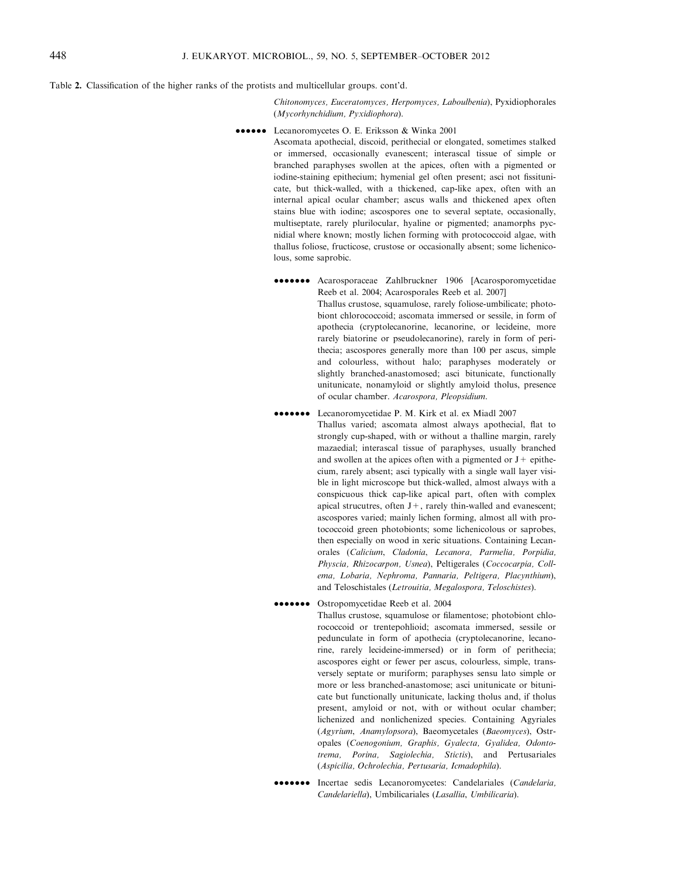Table 2. Classification of the higher ranks of the protists and multicellular groups. cont'd.

*Chitonomyces, Euceratomyces, Herpomyces, Laboulbenia*), Pyxidiophorales (*Mycorhynchidium, Pyxidiophora*).

●●●●●● Lecanoromycetes O. E. Eriksson & Winka 2001

Ascomata apothecial, discoid, perithecial or elongated, sometimes stalked or immersed, occasionally evanescent; interascal tissue of simple or branched paraphyses swollen at the apices, often with a pigmented or iodine-staining epithecium; hymenial gel often present; asci not fissitunicate, but thick-walled, with a thickened, cap-like apex, often with an internal apical ocular chamber; ascus walls and thickened apex often stains blue with iodine; ascospores one to several septate, occasionally, multiseptate, rarely plurilocular, hyaline or pigmented; anamorphs pycnidial where known; mostly lichen forming with protococcoid algae, with thallus foliose, fructicose, crustose or occasionally absent; some lichenicolous, some saprobic.

●●●●●●● Acarosporaceae Zahlbruckner 1906 [Acarosporomycetidae Reeb et al. 2004; Acarosporales Reeb et al. 2007]

Thallus crustose, squamulose, rarely foliose-umbilicate; photobiont chlorococcoid; ascomata immersed or sessile, in form of apothecia (cryptolecanorine, lecanorine, or lecideine, more rarely biatorine or pseudolecanorine), rarely in form of perithecia; ascospores generally more than 100 per ascus, simple and colourless, without halo; paraphyses moderately or slightly branched-anastomosed; asci bitunicate, functionally unitunicate, nonamyloid or slightly amyloid tholus, presence of ocular chamber. *Acarospora, Pleopsidium*.

●●●●●●● Lecanoromycetidae P. M. Kirk et al. ex Miadl 2007

Thallus varied; ascomata almost always apothecial, flat to strongly cup-shaped, with or without a thalline margin, rarely mazaedial; interascal tissue of paraphyses, usually branched and swollen at the apices often with a pigmented or J+ epithecium, rarely absent; asci typically with a single wall layer visible in light microscope but thick-walled, almost always with a conspicuous thick cap-like apical part, often with complex apical strucutres, often J+, rarely thin-walled and evanescent; ascospores varied; mainly lichen forming, almost all with protococcoid green photobionts; some lichenicolous or saprobes, then especially on wood in xeric situations. Containing Lecanorales (*Calicium, Cladonia, Lecanora, Parmelia, Porpidia, Physcia, Rhizocarpon, Usnea*), Peltigerales (*Coccocarpia, Collema, Lobaria, Nephroma, Pannaria, Peltigera, Placynthium*), and Teloschistales (*Letrouitia, Megalospora, Teloschistes*).

●●●●●●● Ostropomycetidae Reeb et al. 2004

Thallus crustose, squamulose or filamentose; photobiont chlorococcoid or trentepohlioid; ascomata immersed, sessile or pedunculate in form of apothecia (cryptolecanorine, lecanorine, rarely lecideine-immersed) or in form of perithecia; ascospores eight or fewer per ascus, colourless, simple, transversely septate or muriform; paraphyses sensu lato simple or more or less branched-anastomose; asci unitunicate or bitunicate but functionally unitunicate, lacking tholus and, if tholus present, amyloid or not, with or without ocular chamber; lichenized and nonlichenized species. Containing Agyriales (*Agyrium, Anamylopsora*), Baeomycetales (*Baeomyces*), Ostropales (*Coenogonium, Graphis, Gyalecta, Gyalidea, Odontotrema, Porina, Sagiolechia, Stictis*), and Pertusariales (*Aspicilia, Ochrolechia, Pertusaria, Icmadophila*).

●●●●●●● Incertae sedis Lecanoromycetes: Candelariales (*Candelaria, Candelariella*), Umbilicariales (*Lasallia, Umbilicaria*).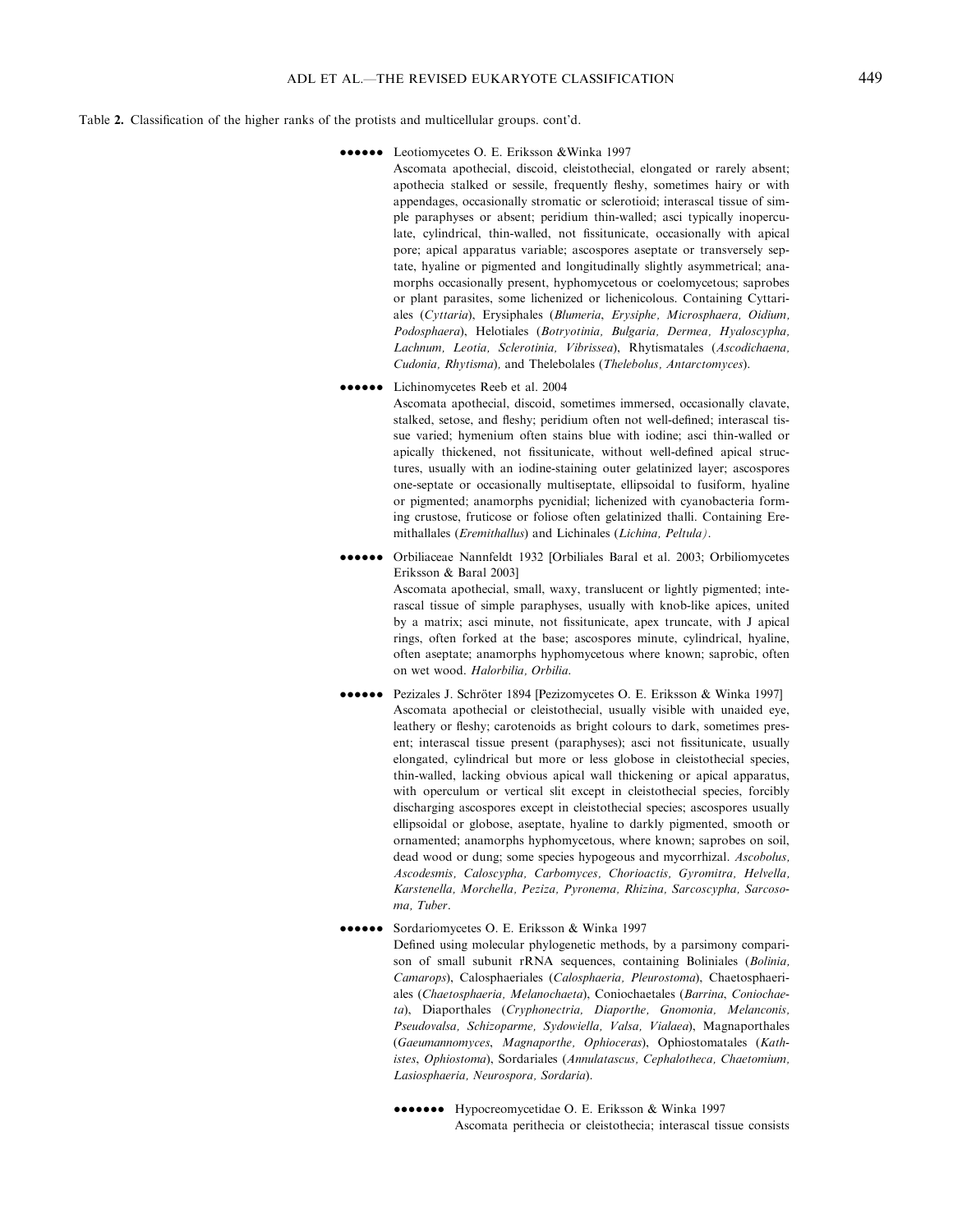Table 2. Classification of the higher ranks of the protists and multicellular groups. cont'd.

●●●●●● Leotiomycetes O. E. Eriksson &Winka 1997
Ascomata apothecial, discoid, cleistothecial, elongated or rarely absent; apothecia stalked or sessile, frequently fleshy, sometimes hairy or with appendages, occasionally stromatic or sclerotioid; interascal tissue of simple paraphyses or absent; peridium thin-walled; asci typically inoperculate, cylindrical, thin-walled, not fissitunicate, occasionally with apical pore; apical apparatus variable; ascospores aseptate or transversely septate, hyaline or pigmented and longitudinally slightly asymmetrical; anamorphs occasionally present, hyphomycetous or coelomycetous; saprobes or plant parasites, some lichenized or lichenicolous. Containing Cyttariales (*Cyttaria*), Erysiphales (*Blumeria*, *Erysiphe*, *Microsphaera, Oidium, Podosphaera*), Helotiales (*Botryotinia, Bulgaria, Dermea, Hyaloscypha, Lachnum, Leotia, Sclerotinia, Vibrissea*), Rhytismatales (*Ascodichaena, Cudonia, Rhytisma*), and Thelebolales (*Thelebolus, Antarctomyces*).

●●●●●● Lichinomycetes Reeb et al. 2004
Ascomata apothecial, discoid, sometimes immersed, occasionally clavate, stalked, setose, and fleshy; peridium often not well-defined; interascal tissue varied; hymenium often stains blue with iodine; asci thin-walled or apically thickened, not fissitunicate, without well-defined apical structures, usually with an iodine-staining outer gelatinized layer; ascospores one-septate or occasionally multiseptate, ellipsoidal to fusiform, hyaline or pigmented; anamorphs pycnidial; lichenized with cyanobacteria forming crustose, fruticose or foliose often gelatinized thalli. Containing Eremithallales (*Eremithallus*) and Lichinales (*Lichina, Peltula*).

●●●●●● Orbiliaceae Nannfeldt 1932 [Orbiliales Baral et al. 2003; Orbiliomycetes Eriksson & Baral 2003]
Ascomata apothecial, small, waxy, translucent or lightly pigmented; interascal tissue of simple paraphyses, usually with knob-like apices, united by a matrix; asci minute, not fissitunicate, apex truncate, with J apical rings, often forked at the base; ascospores minute, cylindrical, hyaline, often aseptate; anamorphs hyphomycetous where known; saprobic, often on wet wood. *Halorbilia, Orbilia*.

●●●●●● Pezizales J. Schröter 1894 [Pezizomycetes O. E. Eriksson & Winka 1997]
Ascomata apothecial or cleistothecial, usually visible with unaided eye, leathery or fleshy; carotenoids as bright colours to dark, sometimes present; interascal tissue present (paraphyses); asci not fissitunicate, usually elongated, cylindrical but more or less globose in cleistothecial species, thin-walled, lacking obvious apical wall thickening or apical apparatus, with operculum or vertical slit except in cleistothecial species, forcibly discharging ascospores except in cleistothecial species; ascospores usually ellipsoidal or globose, aseptate, hyaline to darkly pigmented, smooth or ornamented; anamorphs hyphomycetous, where known; saprobes on soil, dead wood or dung; some species hypogeous and mycorrhizal. *Ascobolus, Ascodesmis, Caloscypha, Carbomyces, Chorioactis, Gyromitra, Helvella, Karstenella, Morchella, Peziza, Pyronema, Rhizina, Sarcoscypha, Sarcosoma, Tuber*.

●●●●●● Sordariomycetes O. E. Eriksson & Winka 1997
Defined using molecular phylogenetic methods, by a parsimony comparison of small subunit rRNA sequences, containing Boliniales (*Bolinia, Camarops*), Calosphaeriales (*Calosphaeria, Pleurostoma*), Chaetosphaeriales (*Chaetosphaeria, Melanochaeta*), Coniochaetales (*Barrina*, *Coniochaeta*), Diaporthales (*Cryphonectria, Diaporthe, Gnomonia, Melanconis, Pseudovalsa, Schizoparme, Sydowiella, Valsa, Vialaea*), Magnaporthales (*Gaeumannomyces*, *Magnaporthe, Ophioceras*), Ophiostomatales (*Kathistes*, *Ophiostoma*), Sordariales (*Annulatascus, Cephalotheca, Chaetomium, Lasiosphaeria, Neurospora, Sordaria*).

●●●●●●● Hypocreomycetidae O. E. Eriksson & Winka 1997
Ascomata perithecia or cleistothecia; interascal tissue consists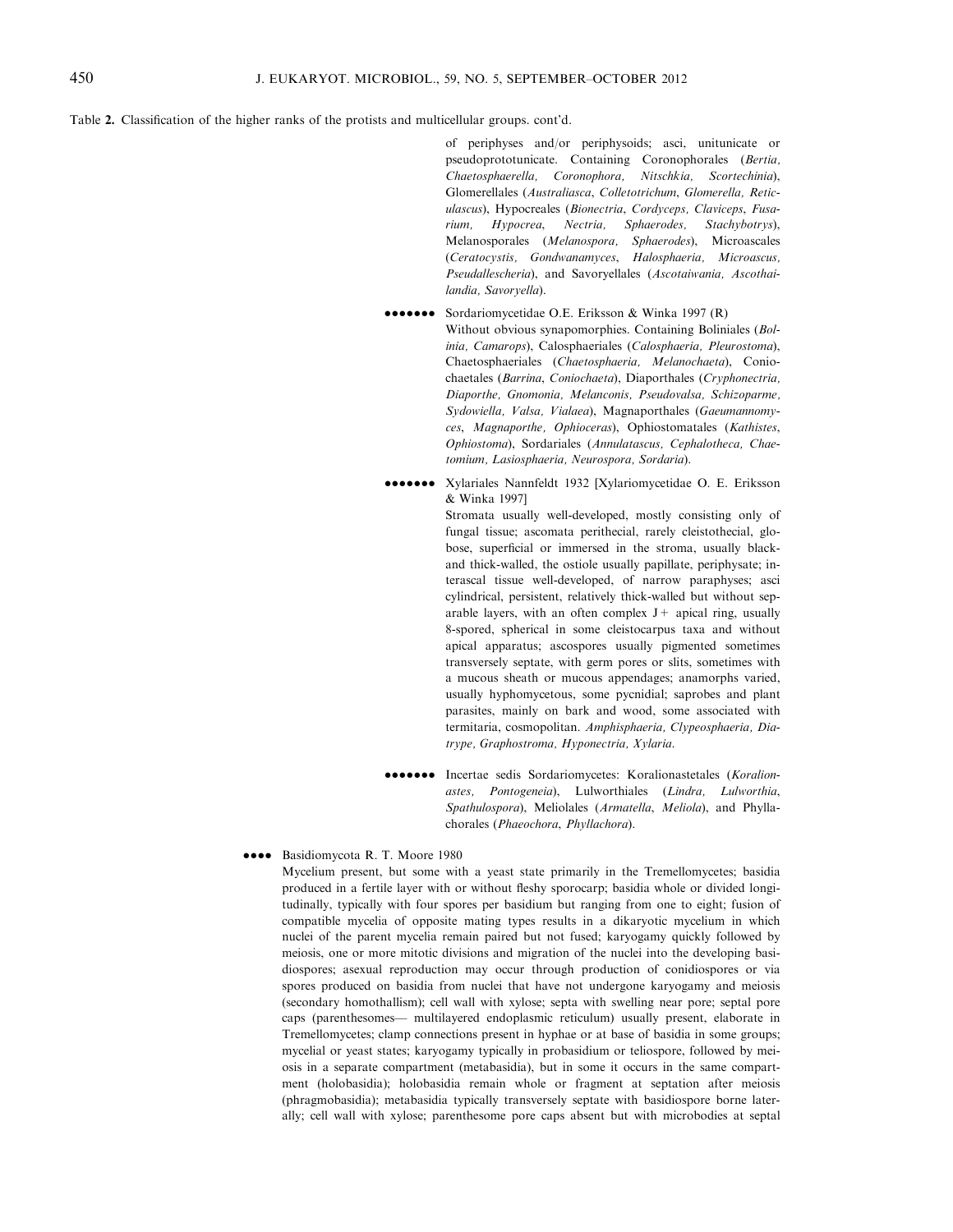Table 2. Classification of the higher ranks of the protists and multicellular groups. cont'd.

of periphyses and/or periphysoids; asci, unitunicate or pseudoprototunicate. Containing Coronophorales (*Bertia, Chaetosphaerella, Coronophora, Nitschkia, Scortechinia*), Glomerellales (*Australiasca, Colletotrichum, Glomerella, Reticulascus*), Hypocreales (*Bionectria, Cordyceps, Claviceps, Fusarium, Hypocrea, Nectria, Sphaerodes, Stachybotrys*), Melanosporales (*Melanospora, Sphaerodes*), Microascales (*Ceratocystis, Gondwanamyces, Halosphaeria, Microascus, Pseudallescheria*), and Savoryellales (*Ascotaiwania, Ascothailandia, Savoryella*).

••••••• Sordariomycetidae O.E. Eriksson & Winka 1997 (R)
Without obvious synapomorphies. Containing Boliniales (*Bolinia, Camarops*), Calosphaeriales (*Calosphaeria, Pleurostoma*), Chaetosphaeriales (*Chaetosphaeria, Melanochaeta*), Coniochaetales (*Barrina, Coniochaeta*), Diaporthales (*Cryphonectria, Diaporthe, Gnomonia, Melanconis, Pseudovalsa, Schizoparme, Sydowiella, Valsa, Vialaea*), Magnaporthales (*Gaeumannomyces, Magnaporthe, Ophioceras*), Ophiostomatales (*Kathistes, Ophiostoma*), Sordariales (*Annulatascus, Cephalotheca, Chaetomium, Lasiosphaeria, Neurospora, Sordaria*).

••••••• Xylariales Nannfeldt 1932 [Xylariomycetidae O. E. Eriksson & Winka 1997]
Stromata usually well-developed, mostly consisting only of fungal tissue; ascomata perithecial, rarely cleistothecial, globose, superficial or immersed in the stroma, usually black- and thick-walled, the ostiole usually papillate, periphysate; interascal tissue well-developed, of narrow paraphyses; asci cylindrical, persistent, relatively thick-walled but without separable layers, with an often complex J+ apical ring, usually 8-spored, spherical in some cleistocarpus taxa and without apical apparatus; ascospores usually pigmented sometimes transversely septate, with germ pores or slits, sometimes with a mucous sheath or mucous appendages; anamorphs varied, usually hyphomycetous, some pycnidial; saprobes and plant parasites, mainly on bark and wood, some associated with termitaria, cosmopolitan. *Amphisphaeria, Clypeosphaeria, Diatrype, Graphostroma, Hyponectria, Xylaria.*

••••••• Incertae sedis Sordariomycetes: Koralionastetales (*Koralionastes, Pontogeneia*), Lulworthiales (*Lindra, Lulworthia, Spathulospora*), Meliolales (*Armatella, Meliola*), and Phyllachorales (*Phaeochora, Phyllachora*).

•••• Basidiomycota R. T. Moore 1980
Mycelium present, but some with a yeast state primarily in the Tremellomycetes; basidia produced in a fertile layer with or without fleshy sporocarp; basidia whole or divided longitudinally, typically with four spores per basidium but ranging from one to eight; fusion of compatible mycelia of opposite mating types results in a dikaryotic mycelium in which nuclei of the parent mycelia remain paired but not fused; karyogamy quickly followed by meiosis, one or more mitotic divisions and migration of the nuclei into the developing basidiospores; asexual reproduction may occur through production of conidiospores or via spores produced on basidia from nuclei that have not undergone karyogamy and meiosis (secondary homothallism); cell wall with xylose; septa with swelling near pore; septal pore caps (parenthesomes— multilayered endoplasmic reticulum) usually present, elaborate in Tremellomycetes; clamp connections present in hyphae or at base of basidia in some groups; mycelial or yeast states; karyogamy typically in probasidium or teliospore, followed by meiosis in a separate compartment (metabasidia), but in some it occurs in the same compartment (holobasidia); holobasidia remain whole or fragment at septation after meiosis (phragmobasidia); metabasidia typically transversely septate with basidiospore borne laterally; cell wall with xylose; parenthesome pore caps absent but with microbodies at septal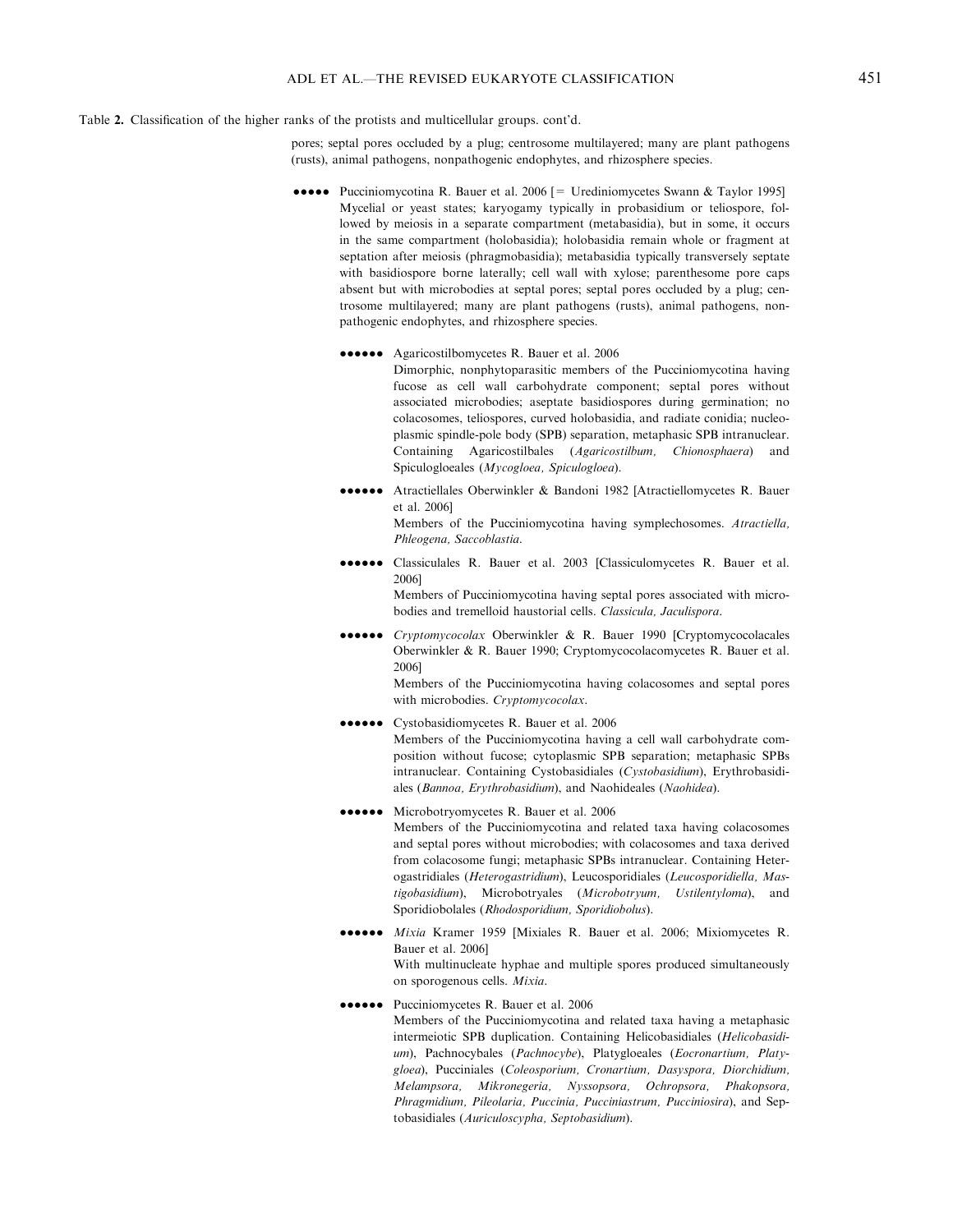Table 2. Classification of the higher ranks of the protists and multicellular groups. cont'd.

pores; septal pores occluded by a plug; centrosome multilayered; many are plant pathogens (rusts), animal pathogens, nonpathogenic endophytes, and rhizosphere species.

●●●●● Pucciniomycotina R. Bauer et al. 2006 [= Urediniomycetes Swann & Taylor 1995]
Mycelial or yeast states; karyogamy typically in probasidium or teliospore, followed by meiosis in a separate compartment (metabasidia), but in some, it occurs in the same compartment (holobasidia); holobasidia remain whole or fragment at septation after meiosis (phragmobasidia); metabasidia typically transversely septate with basidiospore borne laterally; cell wall with xylose; parenthesome pore caps absent but with microbodies at septal pores; septal pores occluded by a plug; centrosome multilayered; many are plant pathogens (rusts), animal pathogens, nonpathogenic endophytes, and rhizosphere species.

●●●●●● Agaricostilbomycetes R. Bauer et al. 2006
Dimorphic, nonphytoparasitic members of the Pucciniomycotina having fucose as cell wall carbohydrate component; septal pores without associated microbodies; aseptate basidiospores during germination; no colacosomes, teliospores, curved holobasidia, and radiate conidia; nucleoplasmic spindle-pole body (SPB) separation, metaphasic SPB intranuclear. Containing Agaricostilbales (*Agaricostilbum, Chionosphaera*) and Spiculogloeales (*Mycogloea, Spiculogloea*).

●●●●●● Atractiellales Oberwinkler & Bandoni 1982 [Atractiellomycetes R. Bauer et al. 2006]
Members of the Pucciniomycotina having symplechosomes. *Atractiella, Phleogena, Saccoblastia*.

●●●●●● Classiculales R. Bauer et al. 2003 [Classiculomycetes R. Bauer et al. 2006]
Members of Pucciniomycotina having septal pores associated with microbodies and tremelloid haustorial cells. *Classicula, Jaculispora*.

●●●●●● *Cryptomycocolax* Oberwinkler & R. Bauer 1990 [Cryptomycocolacales Oberwinkler & R. Bauer 1990; Cryptomycocolacomycetes R. Bauer et al. 2006]
Members of the Pucciniomycotina having colacosomes and septal pores with microbodies. *Cryptomycocolax*.

●●●●●● Cystobasidiomycetes R. Bauer et al. 2006
Members of the Pucciniomycotina having a cell wall carbohydrate composition without fucose; cytoplasmic SPB separation; metaphasic SPBs intranuclear. Containing Cystobasidiales (*Cystobasidium*), Erythrobasidiales (*Bannoa, Erythrobasidium*), and Naohideales (*Naohidea*).

●●●●●● Microbotryomycetes R. Bauer et al. 2006
Members of the Pucciniomycotina and related taxa having colacosomes and septal pores without microbodies; with colacosomes and taxa derived from colacosome fungi; metaphasic SPBs intranuclear. Containing Heterogastridiales (*Heterogastridium*), Leucosporidiales (*Leucosporidiella, Mastigobasidium*), Microbotryales (*Microbotryum, Ustilentyloma*), and Sporidiobolales (*Rhodosporidium, Sporidiobolus*).

●●●●●● *Mixia* Kramer 1959 [Mixiales R. Bauer et al. 2006; Mixiomycetes R. Bauer et al. 2006]
With multinucleate hyphae and multiple spores produced simultaneously on sporogenous cells. *Mixia*.

●●●●●● Pucciniomycetes R. Bauer et al. 2006
Members of the Pucciniomycotina and related taxa having a metaphasic intermeiotic SPB duplication. Containing Helicobasidiales (*Helicobasidium*), Pachnocybales (*Pachnocybe*), Platygloeales (*Eocronartium, Platygloea*), Pucciniales (*Coleosporium, Cronartium, Dasyspora, Diorchidium, Melampsora, Mikronegeria, Nyssopsora, Ochropsora, Phakopsora, Phragmidium, Pileolaria, Puccinia, Pucciniastrum, Pucciniosira*), and Septobasidiales (*Auriculoscypha, Septobasidium*).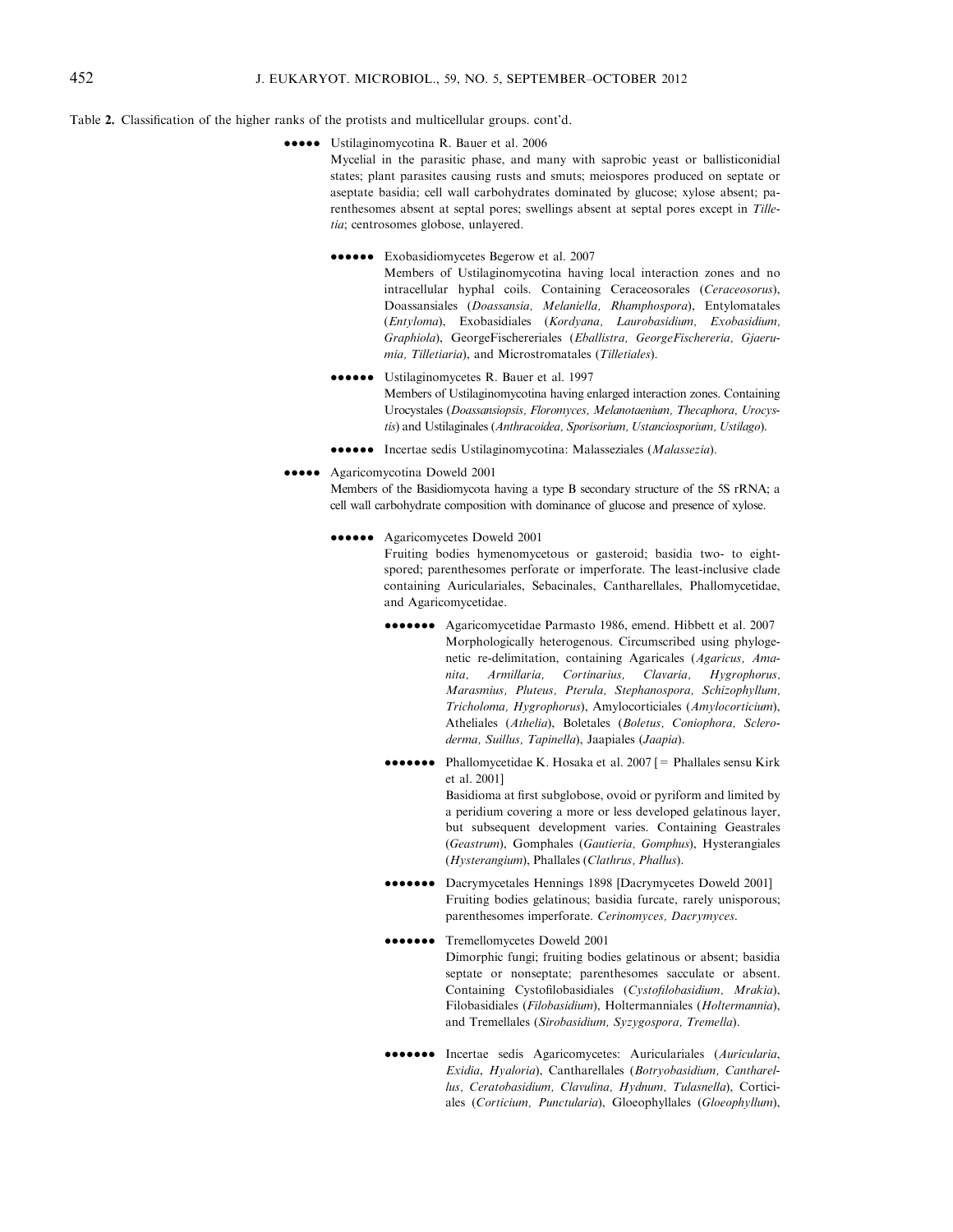Table 2. Classification of the higher ranks of the protists and multicellular groups. cont'd.

●●●●● Ustilaginomycotina R. Bauer et al. 2006
Mycelial in the parasitic phase, and many with saprobic yeast or ballisticonidial states; plant parasites causing rusts and smuts; meiospores produced on septate or aseptate basidia; cell wall carbohydrates dominated by glucose; xylose absent; parenthesomes absent at septal pores; swellings absent at septal pores except in *Tilletia*; centrosomes globose, unlayered.

●●●●●● Exobasidiomycetes Begerow et al. 2007
Members of Ustilaginomycotina having local interaction zones and no intracellular hyphal coils. Containing Ceraceosorales (*Ceraceosorus*), Doassansiales (*Doassansia, Melaniella, Rhamphospora*), Entylomatales (*Entyloma*), Exobasidiales (*Kordyana, Laurobasidium, Exobasidium, Graphiola*), GeorgeFischereriales (*Eballistra, GeorgeFischereria, Gjaerumia, Tilletiaria*), and Microstromatales (*Tilletiales*).

●●●●●● Ustilaginomycetes R. Bauer et al. 1997
Members of Ustilaginomycotina having enlarged interaction zones. Containing Urocystales (*Doassansiopsis, Floromyces, Melanotaenium, Thecaphora, Urocystis*) and Ustilaginales (*Anthracoidea, Sporisorium, Ustanciosporium, Ustilago*).

●●●●●● Incertae sedis Ustilaginomycotina: Malasseziales (*Malassezia*).

●●●●● Agaricomycotina Doweld 2001
Members of the Basidiomycota having a type B secondary structure of the 5S rRNA; a cell wall carbohydrate composition with dominance of glucose and presence of xylose.

●●●●●● Agaricomycetes Doweld 2001
Fruiting bodies hymenomycetous or gasteroid; basidia two- to eight-spored; parenthesomes perforate or imperforate. The least-inclusive clade containing Auriculariales, Sebacinales, Cantharellales, Phallomycetidae, and Agaricomycetidae.

●●●●●●● Agaricomycetidae Parmasto 1986, emend. Hibbett et al. 2007
Morphologically heterogenous. Circumscribed using phylogenetic re-delimitation, containing Agaricales (*Agaricus, Amanita, Armillaria, Cortinarius, Clavaria, Hygrophorus, Marasmius, Pluteus, Pterula, Stephanospora, Schizophyllum, Tricholoma, Hygrophorus*), Amylocorticiales (*Amylocorticium*), Atheliales (*Athelia*), Boletales (*Boletus, Coniophora, Scleroderma, Suillus, Tapinella*), Jaapiales (*Jaapia*).

●●●●●●● Phallomycetidae K. Hosaka et al. 2007 [= Phallales sensu Kirk et al. 2001]
Basidioma at first subglobose, ovoid or pyriform and limited by a peridium covering a more or less developed gelatinous layer, but subsequent development varies. Containing Geastrales (*Geastrum*), Gomphales (*Gautieria, Gomphus*), Hysterangiales (*Hysterangium*), Phallales (*Clathrus, Phallus*).

●●●●●●● Dacrymycetales Hennings 1898 [Dacrymycetes Doweld 2001]
Fruiting bodies gelatinous; basidia furcate, rarely unisporous; parenthesomes imperforate. *Cerinomyces, Dacrymyces*.

●●●●●●● Tremellomycetes Doweld 2001
Dimorphic fungi; fruiting bodies gelatinous or absent; basidia septate or nonseptate; parenthesomes sacculate or absent. Containing Cystofilobasidiales (*Cystofilobasidium, Mrakia*), Filobasidiales (*Filobasidium*), Holtermanniales (*Holtermannia*), and Tremellales (*Sirobasidium, Syzygospora, Tremella*).

●●●●●●● Incertae sedis Agaricomycetes: Auriculariales (*Auricularia, Exidia, Hyaloria*), Cantharellales (*Botryobasidium, Cantharellus, Ceratobasidium, Clavulina, Hydnum, Tulasnella*), Corticiales (*Corticium, Punctularia*), Gloeophyllales (*Gloeophyllum*),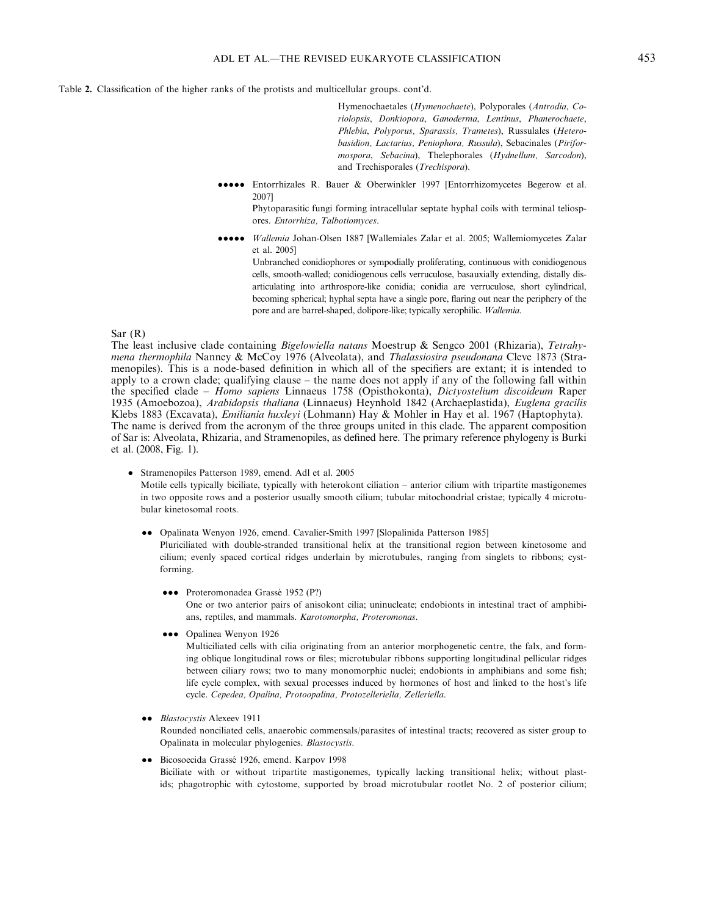Table 2. Classification of the higher ranks of the protists and multicellular groups. cont'd.

Hymenochaetales (*Hymenochaete*), Polyporales (*Antrodia*, *Coriolopsis*, *Donkiopora*, *Ganoderma*, *Lentinus*, *Phanerochaete*, *Phlebia*, *Polyporus*, *Sparassis*, *Trametes*), Russulales (*Heterobasidion*, *Lactarius*, *Peniophora*, *Russula*), Sebacinales (*Piriformospora*, *Sebacina*), Thelephorales (*Hydnellum*, *Sarcodon*), and Trechisporales (*Trechispora*).

●●●●● Entorrhizales R. Bauer & Oberwinkler 1997 [Entorrhizomycetes Begerow et al. 2007]

Phytoparasitic fungi forming intracellular septate hyphal coils with terminal teliospores. *Entorrhiza*, *Talbotiomyces*.

●●●●● *Wallemia* Johan-Olsen 1887 [Wallemiales Zalar et al. 2005; Wallemiomycetes Zalar et al. 2005]

Unbranched conidiophores or sympodially proliferating, continuous with conidiogenous cells, smooth-walled; conidiogenous cells verruculose, basauxially extending, distally disarticulating into arthrospore-like conidia; conidia are verruculose, short cylindrical, becoming spherical; hyphal septa have a single pore, flaring out near the periphery of the pore and are barrel-shaped, dolipore-like; typically xerophilic. *Wallemia*.

Sar (R)

The least inclusive clade containing *Bigelowiella natans* Moestrup & Sengco 2001 (Rhizaria), *Tetrahymena thermophila* Nanney & McCoy 1976 (Alveolata), and *Thalassiosira pseudonana* Cleve 1873 (Stramenopiles). This is a node-based definition in which all of the specifiers are extant; it is intended to apply to a crown clade; qualifying clause – the name does not apply if any of the following fall within the specified clade – *Homo sapiens* Linnaeus 1758 (Opisthokonta), *Dictyostelium discoideum* Raper 1935 (Amoebozoa), *Arabidopsis thaliana* (Linnaeus) Heynhold 1842 (Archaeplastida), *Euglena gracilis* Klebs 1883 (Excavata), *Emiliania huxleyi* (Lohmann) Hay & Mohler in Hay et al. 1967 (Haptophyta). The name is derived from the acronym of the three groups united in this clade. The apparent composition of Sar is: Alveolata, Rhizaria, and Stramenopiles, as defined here. The primary reference phylogeny is Burki et al. (2008, Fig. 1).

● Stramenopiles Patterson 1989, emend. Adl et al. 2005

Motile cells typically biciliate, typically with heterokont ciliation – anterior cilium with tripartite mastigonemes in two opposite rows and a posterior usually smooth cilium; tubular mitochondrial cristae; typically 4 microtubular kinetosomal roots.

●● Opalinata Wenyon 1926, emend. Cavalier-Smith 1997 [Slopalinida Patterson 1985]

Pluriciliated with double-stranded transitional helix at the transitional region between kinetosome and cilium; evenly spaced cortical ridges underlain by microtubules, ranging from singlets to ribbons; cyst-forming.

●●● Proteromonadea Grassé 1952 (P?)

One or two anterior pairs of anisokont cilia; uninucleate; endobionts in intestinal tract of amphibians, reptiles, and mammals. *Karotomorpha*, *Proteromonas*.

●●● Opalinea Wenyon 1926

Multiciliated cells with cilia originating from an anterior morphogenetic centre, the falx, and forming oblique longitudinal rows or files; microtubular ribbons supporting longitudinal pellicular ridges between ciliary rows; two to many monomorphic nuclei; endobionts in amphibians and some fish; life cycle complex, with sexual processes induced by hormones of host and linked to the host's life cycle. *Cepedea*, *Opalina*, *Protoopalina*, *Protozelleriella*, *Zelleriella*.

●● *Blastocystis* Alexeev 1911

Rounded nonciliated cells, anaerobic commensals/parasites of intestinal tracts; recovered as sister group to Opalinata in molecular phylogenies. *Blastocystis*.

●● Bicosoecida Grassé 1926, emend. Karpov 1998

Biciliate with or without tripartite mastigonemes, typically lacking transitional helix; without plastids; phagotrophic with cytostome, supported by broad microtubular rootlet No. 2 of posterior cilium;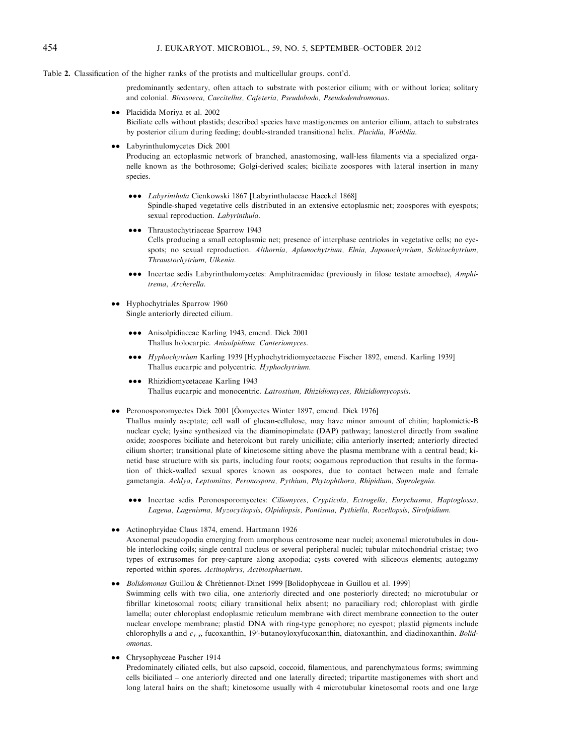Table 2. Classification of the higher ranks of the protists and multicellular groups. cont'd.

predominantly sedentary, often attach to substrate with posterior cilium; with or without lorica; solitary and colonial. *Bicosoeca, Caecitellus, Cafeteria, Pseudobodo, Pseudodendromonas.*

•• Placidida Moriya et al. 2002
Biciliate cells without plastids; described species have mastigonemes on anterior cilium, attach to substrates by posterior cilium during feeding; double-stranded transitional helix. *Placidia, Wobblia.*

•• Labyrinthulomycetes Dick 2001
Producing an ectoplasmic network of branched, anastomosing, wall-less filaments via a specialized organelle known as the bothrosome; Golgi-derived scales; biciliate zoospores with lateral insertion in many species.

••• *Labyrinthula* Cienkowski 1867 [Labyrinthulaceae Haeckel 1868]
Spindle-shaped vegetative cells distributed in an extensive ectoplasmic net; zoospores with eyespots; sexual reproduction. *Labyrinthula.*

••• Thraustochytriaceae Sparrow 1943
Cells producing a small ectoplasmic net; presence of interphase centrioles in vegetative cells; no eyespots; no sexual reproduction. *Althornia, Aplanochytrium, Elnia, Japonochytrium, Schizochytrium, Thraustochytrium, Ulkenia.*

••• Incertae sedis Labyrinthulomycetes: Amphitraemidae (previously in filose testate amoebae), *Amphitrema*, *Archerella.*

•• Hyphochytriales Sparrow 1960
Single anteriorly directed cilium.

••• Anisolpidiaceae Karling 1943, emend. Dick 2001
Thallus holocarpic. *Anisolpidium, Canteriomyces.*

••• *Hyphochytrium* Karling 1939 [Hyphochytridiomycetaceae Fischer 1892, emend. Karling 1939]
Thallus eucarpic and polycentric. *Hyphochytrium.*

••• Rhizidiomycetaceae Karling 1943
Thallus eucarpic and monocentric. *Latrostium, Rhizidiomyces, Rhizidiomycopsis.*

•• Peronosporomycetes Dick 2001 [Öomycetes Winter 1897, emend. Dick 1976]
Thallus mainly aseptate; cell wall of glucan-cellulose, may have minor amount of chitin; haplomictic-B nuclear cycle; lysine synthesized via the diaminopimelate (DAP) pathway; lanosterol directly from swaline oxide; zoospores biciliate and heterokont but rarely uniciliate; cilia anteriorly inserted; anteriorly directed cilium shorter; transitional plate of kinetosome sitting above the plasma membrane with a central bead; kinetid base structure with six parts, including four roots; oogamous reproduction that results in the formation of thick-walled sexual spores known as oospores, due to contact between male and female gametangia. *Achlya, Leptomitus, Peronospora, Pythium, Phytophthora, Rhipidium, Saprolegnia.*

••• Incertae sedis Peronosporomycetes: *Ciliomyces, Crypticola, Ectrogella, Eurychasma, Haptoglossa, Lagena, Lagenisma, Myzocytiopsis, Olpidiopsis, Pontisma, Pythiella, Rozellopsis, Sirolpidium.*

•• Actinophryidae Claus 1874, emend. Hartmann 1926
Axonemal pseudopodia emerging from amorphous centrosome near nuclei; axonemal microtubules in double interlocking coils; single central nucleus or several peripheral nuclei; tubular mitochondrial cristae; two types of extrusomes for prey-capture along axopodia; cysts covered with siliceous elements; autogamy reported within spores. *Actinophrys, Actinosphaerium.*

•• *Bolidomonas* Guillou & Chrétiennot-Dinet 1999 [Bolidophyceae in Guillou et al. 1999]
Swimming cells with two cilia, one anteriorly directed and one posteriorly directed; no microtubular or fibrillar kinetosomal roots; ciliary transitional helix absent; no paraciliary rod; chloroplast with girdle lamella; outer chloroplast endoplasmic reticulum membrane with direct membrane connection to the outer nuclear envelope membrane; plastid DNA with ring-type genophore; no eyespot; plastid pigments include chlorophylls *a* and $c_{1-3}$, fucoxanthin, 19′-butanoyloxyfucoxanthin, diatoxanthin, and diadinoxanthin. *Bolidomonas.*

•• Chrysophyceae Pascher 1914
Predominately ciliated cells, but also capsoid, coccoid, filamentous, and parenchymatous forms; swimming cells biciliated – one anteriorly directed and one laterally directed; tripartite mastigonemes with short and long lateral hairs on the shaft; kinetosome usually with 4 microtubular kinetosomal roots and one large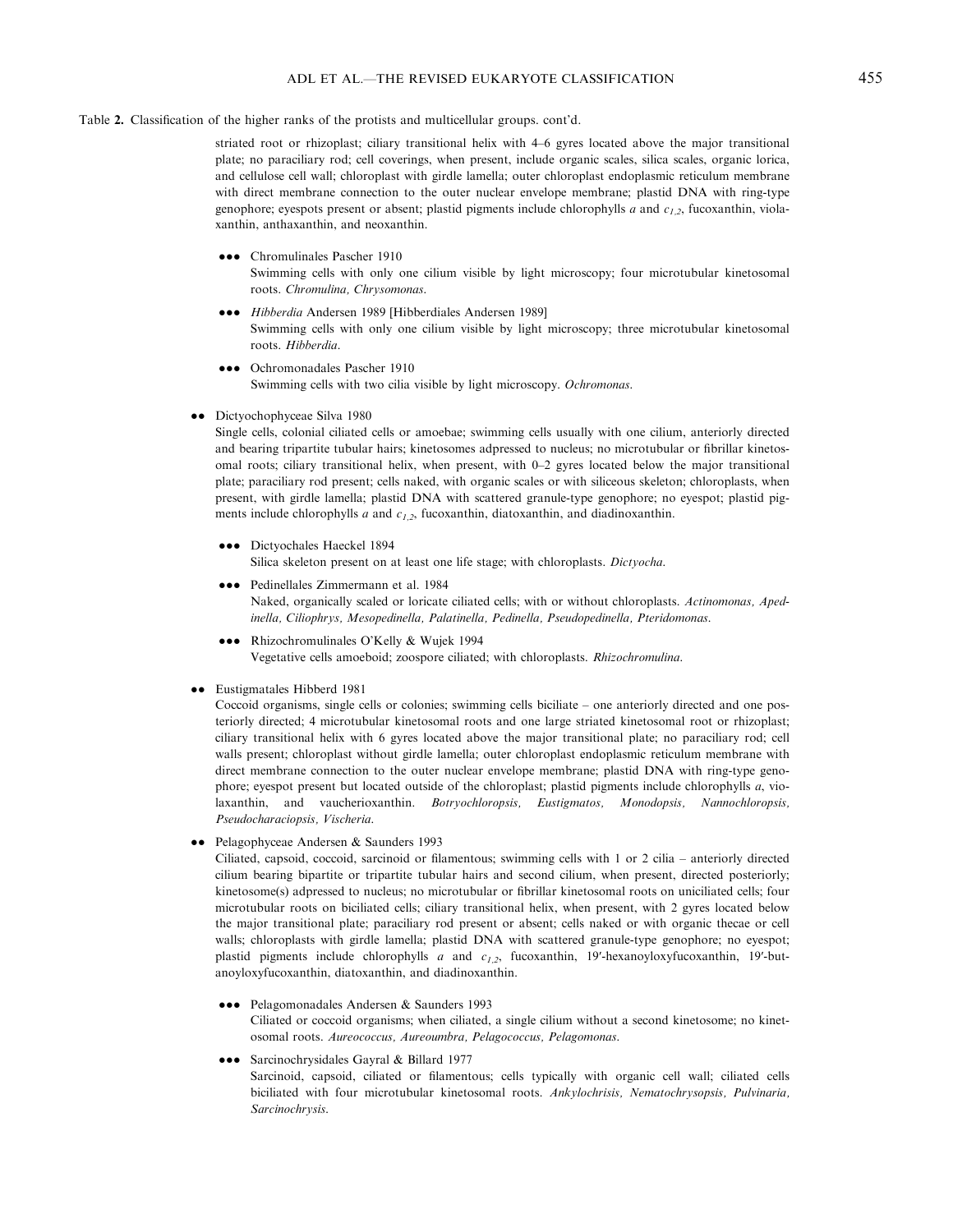Table 2. Classification of the higher ranks of the protists and multicellular groups. cont'd.

striated root or rhizoplast; ciliary transitional helix with 4–6 gyres located above the major transitional plate; no paraciliary rod; cell coverings, when present, include organic scales, silica scales, organic lorica, and cellulose cell wall; chloroplast with girdle lamella; outer chloroplast endoplasmic reticulum membrane with direct membrane connection to the outer nuclear envelope membrane; plastid DNA with ring-type genophore; eyespots present or absent; plastid pigments include chlorophylls *a* and $c_{1,2}$, fucoxanthin, violaxanthin, anthaxanthin, and neoxanthin.

- ●●● Chromulinales Pascher 1910
  Swimming cells with only one cilium visible by light microscopy; four microtubular kinetosomal roots. *Chromulina, Chrysomonas*.

- ●●● *Hibberdia* Andersen 1989 [Hibberdiales Andersen 1989]
  Swimming cells with only one cilium visible by light microscopy; three microtubular kinetosomal roots. *Hibberdia*.

- ●●● Ochromonadales Pascher 1910
  Swimming cells with two cilia visible by light microscopy. *Ochromonas*.

●● Dictyochophyceae Silva 1980
Single cells, colonial ciliated cells or amoebae; swimming cells usually with one cilium, anteriorly directed and bearing tripartite tubular hairs; kinetosomes adpressed to nucleus; no microtubular or fibrillar kinetosomal roots; ciliary transitional helix, when present, with 0–2 gyres located below the major transitional plate; paraciliary rod present; cells naked, with organic scales or with siliceous skeleton; chloroplasts, when present, with girdle lamella; plastid DNA with scattered granule-type genophore; no eyespot; plastid pigments include chlorophylls *a* and $c_{1,2}$, fucoxanthin, diatoxanthin, and diadinoxanthin.

- ●●● Dictyochales Haeckel 1894
  Silica skeleton present on at least one life stage; with chloroplasts. *Dictyocha*.

- ●●● Pedinellales Zimmermann et al. 1984
  Naked, organically scaled or loricate ciliated cells; with or without chloroplasts. *Actinomonas, Apedinella, Ciliophrys, Mesopedinella, Palatinella, Pedinella, Pseudopedinella, Pteridomonas*.

- ●●● Rhizochromulinales O'Kelly & Wujek 1994
  Vegetative cells amoeboid; zoospore ciliated; with chloroplasts. *Rhizochromulina*.

●● Eustigmatales Hibberd 1981
Coccoid organisms, single cells or colonies; swimming cells biciliate – one anteriorly directed and one posteriorly directed; 4 microtubular kinetosomal roots and one large striated kinetosomal root or rhizoplast; ciliary transitional helix with 6 gyres located above the major transitional plate; no paraciliary rod; cell walls present; chloroplast without girdle lamella; outer chloroplast endoplasmic reticulum membrane with direct membrane connection to the outer nuclear envelope membrane; plastid DNA with ring-type genophore; eyespot present but located outside of the chloroplast; plastid pigments include chlorophylls *a*, violaxanthin, and vaucherioxanthin. *Botryochloropsis, Eustigmatos, Monodopsis, Nannochloropsis, Pseudocharaciopsis, Vischeria*.

●● Pelagophyceae Andersen & Saunders 1993
Ciliated, capsoid, coccoid, sarcinoid or filamentous; swimming cells with 1 or 2 cilia – anteriorly directed cilium bearing bipartite or tripartite tubular hairs and second cilium, when present, directed posteriorly; kinetosome(s) adpressed to nucleus; no microtubular or fibrillar kinetosomal roots on uniciliated cells; four microtubular roots on biciliated cells; ciliary transitional helix, when present, with 2 gyres located below the major transitional plate; paraciliary rod present or absent; cells naked or with organic thecae or cell walls; chloroplasts with girdle lamella; plastid DNA with scattered granule-type genophore; no eyespot; plastid pigments include chlorophylls *a* and $c_{1,2}$, fucoxanthin, 19′-hexanoyloxyfucoxanthin, 19′-butanoyloxyfucoxanthin, diatoxanthin, and diadinoxanthin.

- ●●● Pelagomonadales Andersen & Saunders 1993
  Ciliated or coccoid organisms; when ciliated, a single cilium without a second kinetosome; no kinetosomal roots. *Aureococcus, Aureoumbra, Pelagococcus, Pelagomonas*.

- ●●● Sarcinochrysidales Gayral & Billard 1977
  Sarcinoid, capsoid, ciliated or filamentous; cells typically with organic cell wall; ciliated cells biciliated with four microtubular kinetosomal roots. *Ankylochrisis, Nematochrysopsis, Pulvinaria, Sarcinochrysis*.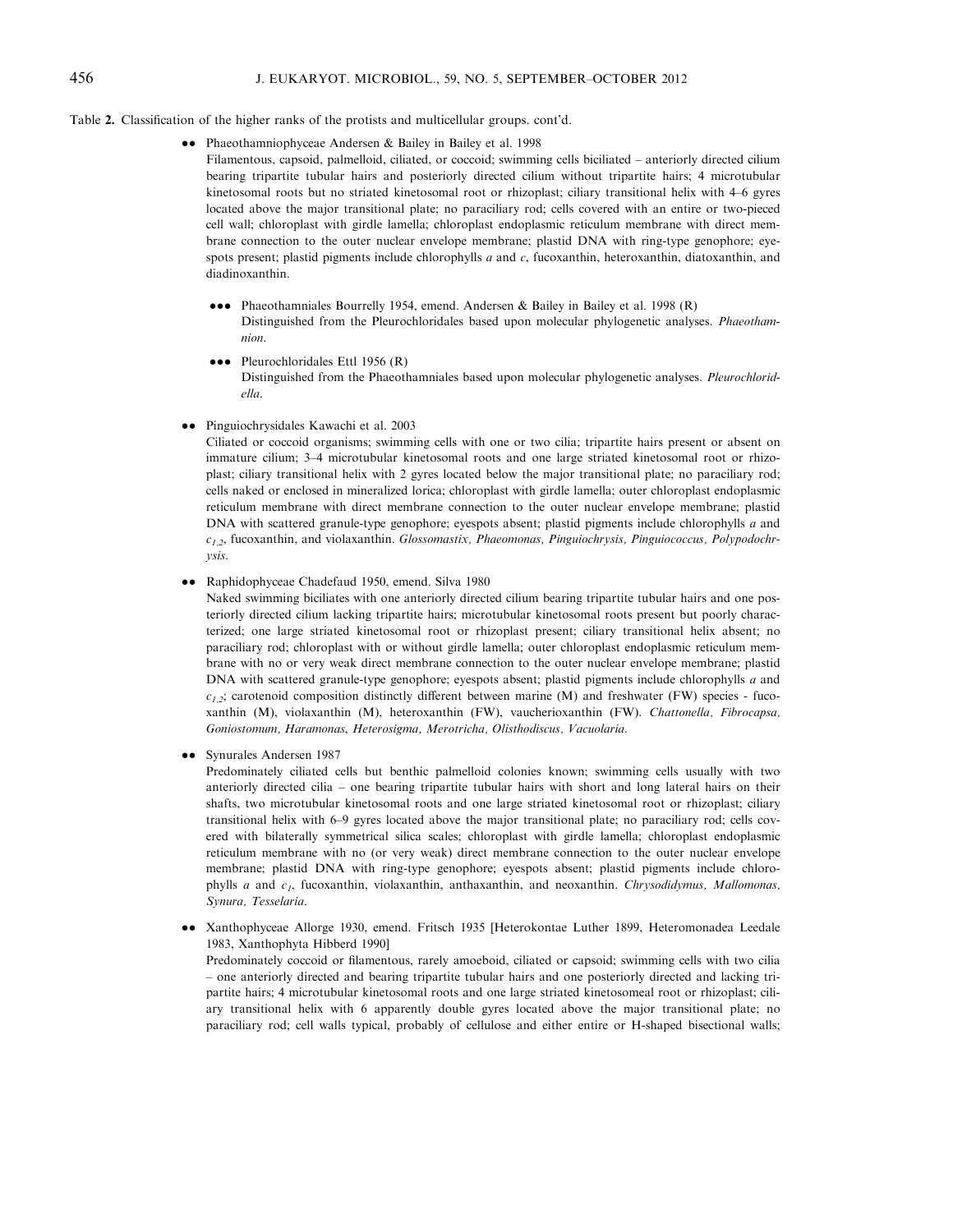Table 2. Classification of the higher ranks of the protists and multicellular groups. cont'd.

- •• Phaeothamniophyceae Andersen & Bailey in Bailey et al. 1998

  Filamentous, capsoid, palmelloid, ciliated, or coccoid; swimming cells biciliated – anteriorly directed cilium bearing tripartite tubular hairs and posteriorly directed cilium without tripartite hairs; 4 microtubular kinetosomal roots but no striated kinetosomal root or rhizoplast; ciliary transitional helix with 4–6 gyres located above the major transitional plate; no paraciliary rod; cells covered with an entire or two-pieced cell wall; chloroplast with girdle lamella; chloroplast endoplasmic reticulum membrane with direct membrane connection to the outer nuclear envelope membrane; plastid DNA with ring-type genophore; eyespots present; plastid pigments include chlorophylls *a* and *c*, fucoxanthin, heteroxanthin, diatoxanthin, and diadinoxanthin.

  - ••• Phaeothamniales Bourrelly 1954, emend. Andersen & Bailey in Bailey et al. 1998 (R)

    Distinguished from the Pleurochloridales based upon molecular phylogenetic analyses. *Phaeothamnion*.

  - ••• Pleurochloridales Ettl 1956 (R)

    Distinguished from the Phaeothamniales based upon molecular phylogenetic analyses. *Pleurochloridella*.

- •• Pinguiochrysidales Kawachi et al. 2003

  Ciliated or coccoid organisms; swimming cells with one or two cilia; tripartite hairs present or absent on immature cilium; 3–4 microtubular kinetosomal roots and one large striated kinetosomal root or rhizoplast; ciliary transitional helix with 2 gyres located below the major transitional plate; no paraciliary rod; cells naked or enclosed in mineralized lorica; chloroplast with girdle lamella; outer chloroplast endoplasmic reticulum membrane with direct membrane connection to the outer nuclear envelope membrane; plastid DNA with scattered granule-type genophore; eyespots absent; plastid pigments include chlorophylls *a* and $c_{1,2}$, fucoxanthin, and violaxanthin. *Glossomastix, Phaeomonas, Pinguiochrysis, Pinguiococcus, Polypodochrysis*.

- •• Raphidophyceae Chadefaud 1950, emend. Silva 1980

  Naked swimming biciliates with one anteriorly directed cilium bearing tripartite tubular hairs and one posteriorly directed cilium lacking tripartite hairs; microtubular kinetosomal roots present but poorly characterized; one large striated kinetosomal root or rhizoplast present; ciliary transitional helix absent; no paraciliary rod; chloroplast with or without girdle lamella; outer chloroplast endoplasmic reticulum membrane with no or very weak direct membrane connection to the outer nuclear envelope membrane; plastid DNA with scattered granule-type genophore; eyespots absent; plastid pigments include chlorophylls *a* and $c_{1,2}$; carotenoid composition distinctly different between marine (M) and freshwater (FW) species - fucoxanthin (M), violaxanthin (M), heteroxanthin (FW), vaucherioxanthin (FW). *Chattonella, Fibrocapsa, Goniostomum, Haramonas, Heterosigma, Merotricha, Olisthodiscus, Vacuolaria*.

- •• Synurales Andersen 1987

  Predominately ciliated cells but benthic palmelloid colonies known; swimming cells usually with two anteriorly directed cilia – one bearing tripartite tubular hairs with short and long lateral hairs on their shafts, two microtubular kinetosomal roots and one large striated kinetosomal root or rhizoplast; ciliary transitional helix with 6–9 gyres located above the major transitional plate; no paraciliary rod; cells covered with bilaterally symmetrical silica scales; chloroplast with girdle lamella; chloroplast endoplasmic reticulum membrane with no (or very weak) direct membrane connection to the outer nuclear envelope membrane; plastid DNA with ring-type genophore; eyespots absent; plastid pigments include chlorophylls *a* and $c_1$, fucoxanthin, violaxanthin, anthaxanthin, and neoxanthin. *Chrysodidymus, Mallomonas, Synura, Tesselaria*.

- •• Xanthophyceae Allorge 1930, emend. Fritsch 1935 [Heterokontae Luther 1899, Heteromonadea Leedale 1983, Xanthophyta Hibberd 1990]

  Predominately coccoid or filamentous, rarely amoeboid, ciliated or capsoid; swimming cells with two cilia – one anteriorly directed and bearing tripartite tubular hairs and one posteriorly directed and lacking tripartite hairs; 4 microtubular kinetosomal roots and one large striated kinetosomeal root or rhizoplast; ciliary transitional helix with 6 apparently double gyres located above the major transitional plate; no paraciliary rod; cell walls typical, probably of cellulose and either entire or H-shaped bisectional walls;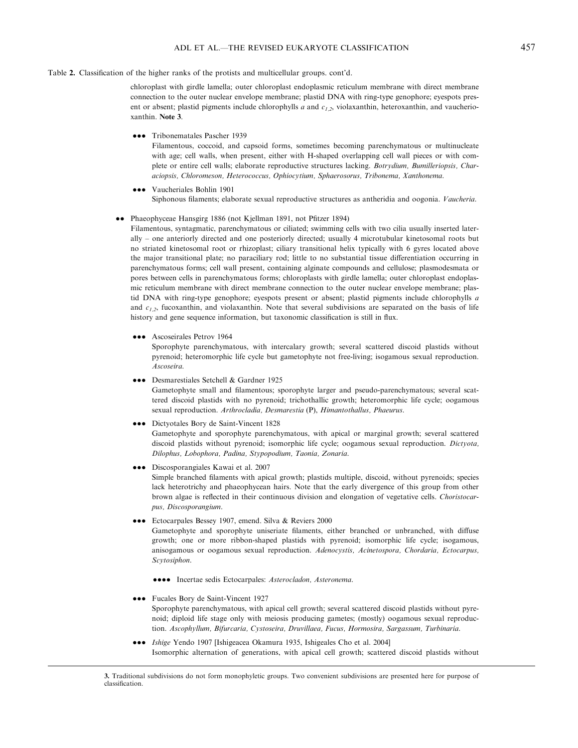Table 2. Classification of the higher ranks of the protists and multicellular groups. cont'd.

chloroplast with girdle lamella; outer chloroplast endoplasmic reticulum membrane with direct membrane connection to the outer nuclear envelope membrane; plastid DNA with ring-type genophore; eyespots present or absent; plastid pigments include chlorophylls *a* and $c_{1,2}$, violaxanthin, heteroxanthin, and vaucherioxanthin. **Note 3**.

●●● Tribonematales Pascher 1939
Filamentous, coccoid, and capsoid forms, sometimes becoming parenchymatous or multinucleate with age; cell walls, when present, either with H-shaped overlapping cell wall pieces or with complete or entire cell walls; elaborate reproductive structures lacking. *Botrydium, Bumilleriopsis, Characiopsis, Chloromeson, Heterococcus, Ophiocytium, Sphaerosorus, Tribonema, Xanthonema.*

●●● Vaucheriales Bohlin 1901
Siphonous filaments; elaborate sexual reproductive structures as antheridia and oogonia. *Vaucheria.*

●● Phaeophyceae Hansgirg 1886 (not Kjellman 1891, not Pfitzer 1894)
Filamentous, syntagmatic, parenchymatous or ciliated; swimming cells with two cilia usually inserted laterally – one anteriorly directed and one posteriorly directed; usually 4 microtubular kinetosomal roots but no striated kinetosomal root or rhizoplast; ciliary transitional helix typically with 6 gyres located above the major transitional plate; no paraciliary rod; little to no substantial tissue differentiation occurring in parenchymatous forms; cell wall present, containing alginate compounds and cellulose; plasmodesmata or pores between cells in parenchymatous forms; chloroplasts with girdle lamella; outer chloroplast endoplasmic reticulum membrane with direct membrane connection to the outer nuclear envelope membrane; plastid DNA with ring-type genophore; eyespots present or absent; plastid pigments include chlorophylls *a* and $c_{1,2}$, fucoxanthin, and violaxanthin. Note that several subdivisions are separated on the basis of life history and gene sequence information, but taxonomic classification is still in flux.

●●● Ascoseirales Petrov 1964
Sporophyte parenchymatous, with intercalary growth; several scattered discoid plastids without pyrenoid; heteromorphic life cycle but gametophyte not free-living; isogamous sexual reproduction. *Ascoseira.*

●●● Desmarestiales Setchell & Gardner 1925
Gametophyte small and filamentous; sporophyte larger and pseudo-parenchymatous; several scattered discoid plastids with no pyrenoid; trichothallic growth; heteromorphic life cycle; oogamous sexual reproduction. *Arthrocladia, Desmarestia* (P), *Himantothallus, Phaeurus.*

●●● Dictyotales Bory de Saint-Vincent 1828
Gametophyte and sporophyte parenchymatous, with apical or marginal growth; several scattered discoid plastids without pyrenoid; isomorphic life cycle; oogamous sexual reproduction. *Dictyota, Dilophus, Lobophora, Padina, Stypopodium, Taonia, Zonaria.*

●●● Discosporangiales Kawai et al. 2007
Simple branched filaments with apical growth; plastids multiple, discoid, without pyrenoids; species lack heterotrichy and phaeophycean hairs. Note that the early divergence of this group from other brown algae is reflected in their continuous division and elongation of vegetative cells. *Choristocarpus, Discosporangium.*

●●● Ectocarpales Bessey 1907, emend. Silva & Reviers 2000
Gametophyte and sporophyte uniseriate filaments, either branched or unbranched, with diffuse growth; one or more ribbon-shaped plastids with pyrenoid; isomorphic life cycle; isogamous, anisogamous or oogamous sexual reproduction. *Adenocystis, Acinetospora, Chordaria, Ectocarpus, Scytosiphon.*

●●●● Incertae sedis Ectocarpales: *Asterocladon, Asteronema.*

●●● Fucales Bory de Saint-Vincent 1927
Sporophyte parenchymatous, with apical cell growth; several scattered discoid plastids without pyrenoid; diploid life stage only with meiosis producing gametes; (mostly) oogamous sexual reproduction. *Ascophyllum, Bifurcaria, Cystoseira, Druvillaea, Fucus, Hormosira, Sargassum, Turbinaria.*

●●● *Ishige* Yendo 1907 [Ishigeacea Okamura 1935, Ishigeales Cho et al. 2004]
Isomorphic alternation of generations, with apical cell growth; scattered discoid plastids without

**3.** Traditional subdivisions do not form monophyletic groups. Two convenient subdivisions are presented here for purpose of classification.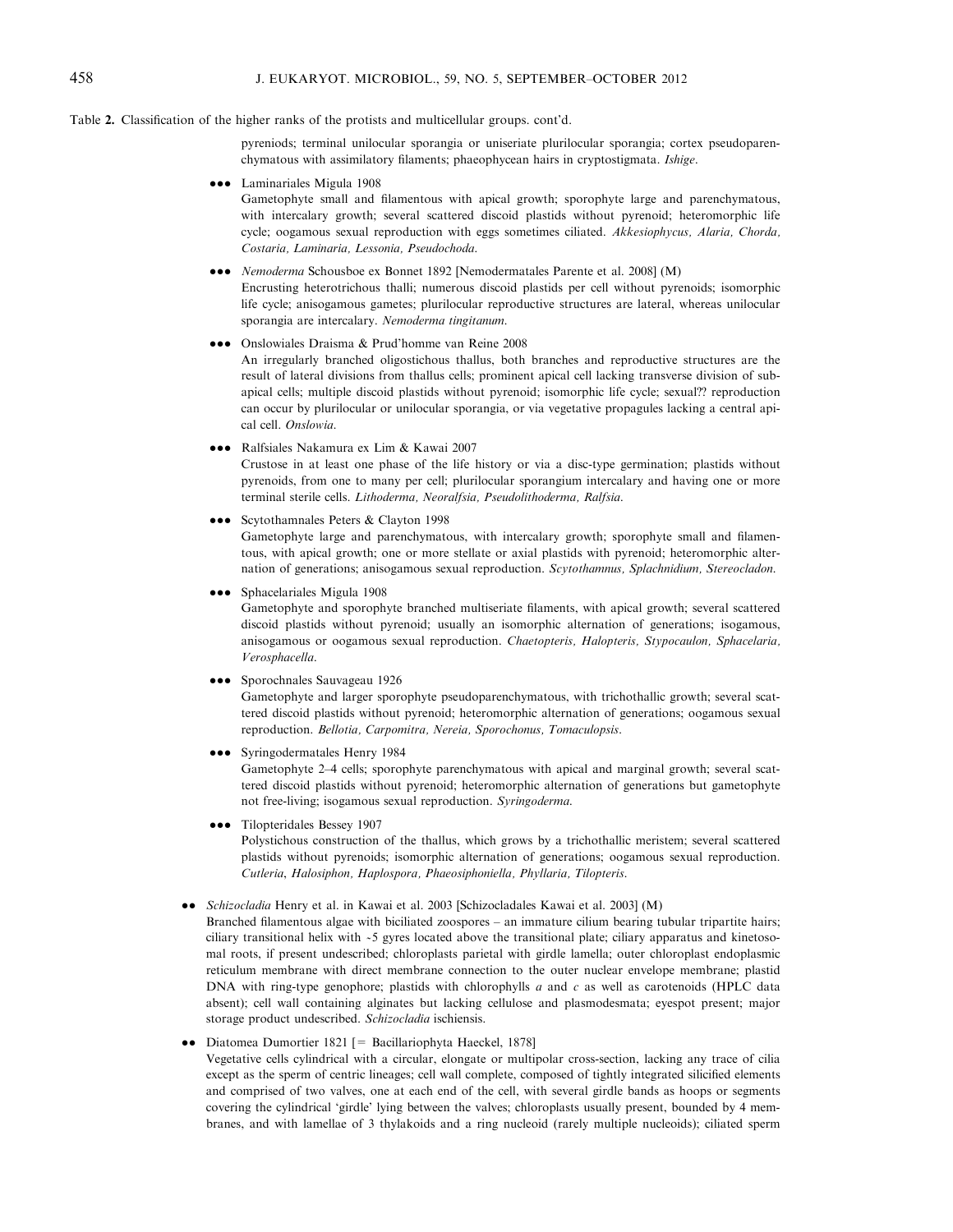Table 2. Classification of the higher ranks of the protists and multicellular groups. cont'd.

pyreniods; terminal unilocular sporangia or uniseriate plurilocular sporangia; cortex pseudoparenchymatous with assimilatory filaments; phaeophycean hairs in cryptostigmata. *Ishige*.

●●● Laminariales Migula 1908

Gametophyte small and filamentous with apical growth; sporophyte large and parenchymatous, with intercalary growth; several scattered discoid plastids without pyrenoid; heteromorphic life cycle; oogamous sexual reproduction with eggs sometimes ciliated. *Akkesiophycus, Alaria, Chorda, Costaria, Laminaria, Lessonia, Pseudochoda.*

●●● *Nemoderma* Schousboe ex Bonnet 1892 [Nemodermatales Parente et al. 2008] (M)

Encrusting heterotrichous thalli; numerous discoid plastids per cell without pyrenoids; isomorphic life cycle; anisogamous gametes; plurilocular reproductive structures are lateral, whereas unilocular sporangia are intercalary. *Nemoderma tingitanum.*

●●● Onslowiales Draisma & Prud'homme van Reine 2008

An irregularly branched oligostichous thallus, both branches and reproductive structures are the result of lateral divisions from thallus cells; prominent apical cell lacking transverse division of subapical cells; multiple discoid plastids without pyrenoid; isomorphic life cycle; sexual?? reproduction can occur by plurilocular or unilocular sporangia, or via vegetative propagules lacking a central apical cell. *Onslowia.*

●●● Ralfsiales Nakamura ex Lim & Kawai 2007

Crustose in at least one phase of the life history or via a disc-type germination; plastids without pyrenoids, from one to many per cell; plurilocular sporangium intercalary and having one or more terminal sterile cells. *Lithoderma, Neoralfsia, Pseudolithoderma, Ralfsia.*

●●● Scytothamnales Peters & Clayton 1998

Gametophyte large and parenchymatous, with intercalary growth; sporophyte small and filamentous, with apical growth; one or more stellate or axial plastids with pyrenoid; heteromorphic alternation of generations; anisogamous sexual reproduction. *Scytothamnus, Splachnidium, Stereocladon.*

●●● Sphacelariales Migula 1908

Gametophyte and sporophyte branched multiseriate filaments, with apical growth; several scattered discoid plastids without pyrenoid; usually an isomorphic alternation of generations; isogamous, anisogamous or oogamous sexual reproduction. *Chaetopteris, Halopteris, Stypocaulon, Sphacelaria, Verosphacella.*

●●● Sporochnales Sauvageau 1926

Gametophyte and larger sporophyte pseudoparenchymatous, with trichothallic growth; several scattered discoid plastids without pyrenoid; heteromorphic alternation of generations; oogamous sexual reproduction. *Bellotia, Carpomitra, Nereia, Sporochonus, Tomaculopsis.*

●●● Syringodermatales Henry 1984

Gametophyte 2–4 cells; sporophyte parenchymatous with apical and marginal growth; several scattered discoid plastids without pyrenoid; heteromorphic alternation of generations but gametophyte not free-living; isogamous sexual reproduction. *Syringoderma.*

●●● Tilopteridales Bessey 1907

Polystichous construction of the thallus, which grows by a trichothallic meristem; several scattered plastids without pyrenoids; isomorphic alternation of generations; oogamous sexual reproduction. *Cutleria, Halosiphon, Haplospora, Phaeosiphoniella, Phyllaria, Tilopteris.*

●● *Schizocladia* Henry et al. in Kawai et al. 2003 [Schizocladales Kawai et al. 2003] (M)

Branched filamentous algae with biciliated zoospores – an immature cilium bearing tubular tripartite hairs; ciliary transitional helix with ~5 gyres located above the transitional plate; ciliary apparatus and kinetosomal roots, if present undescribed; chloroplasts parietal with girdle lamella; outer chloroplast endoplasmic reticulum membrane with direct membrane connection to the outer nuclear envelope membrane; plastid DNA with ring-type genophore; plastids with chlorophylls *a* and *c* as well as carotenoids (HPLC data absent); cell wall containing alginates but lacking cellulose and plasmodesmata; eyespot present; major storage product undescribed. *Schizocladia* ischiensis.

●● Diatomea Dumortier 1821 [= Bacillariophyta Haeckel, 1878]

Vegetative cells cylindrical with a circular, elongate or multipolar cross-section, lacking any trace of cilia except as the sperm of centric lineages; cell wall complete, composed of tightly integrated silicified elements and comprised of two valves, one at each end of the cell, with several girdle bands as hoops or segments covering the cylindrical 'girdle' lying between the valves; chloroplasts usually present, bounded by 4 membranes, and with lamellae of 3 thylakoids and a ring nucleoid (rarely multiple nucleoids); ciliated sperm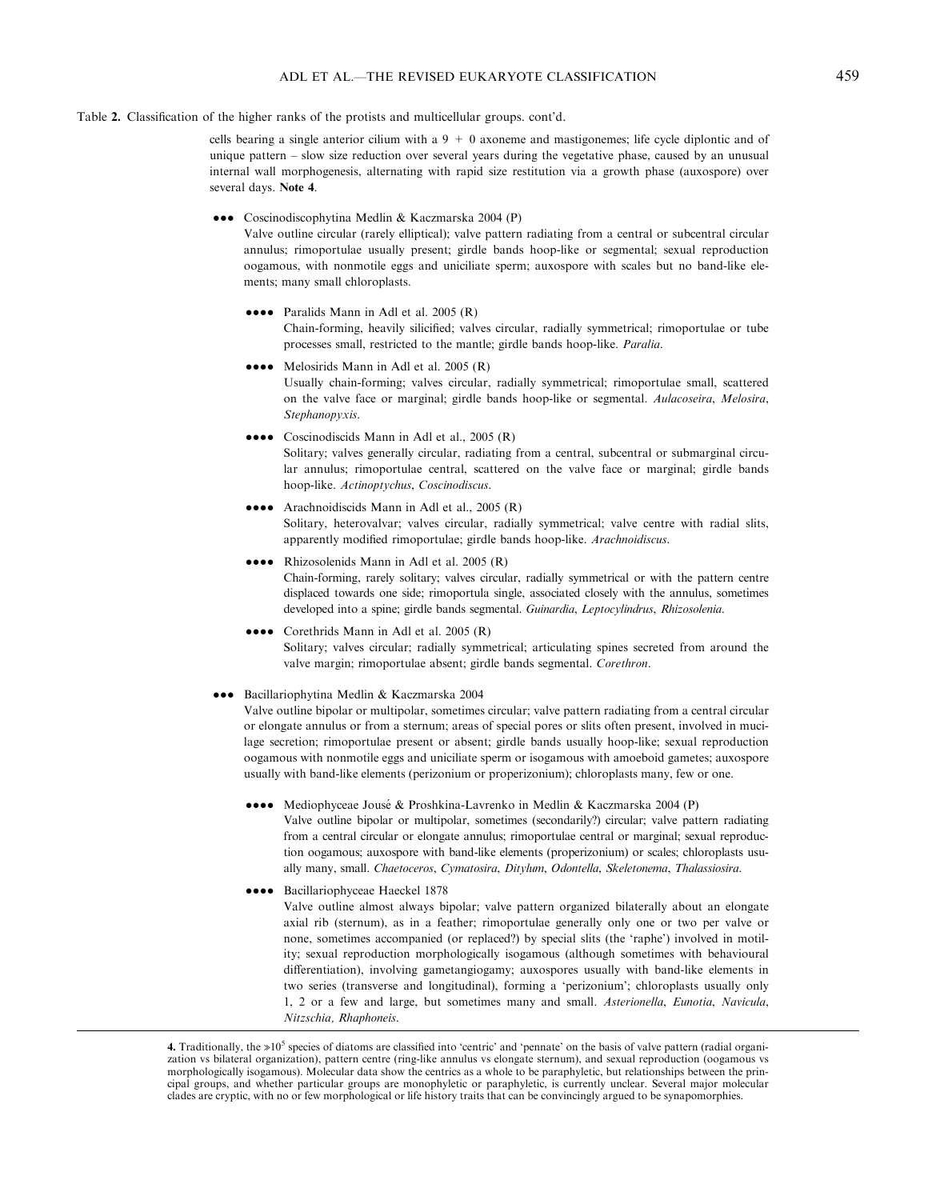Table 2. Classification of the higher ranks of the protists and multicellular groups. cont'd.

cells bearing a single anterior cilium with a 9 + 0 axoneme and mastigonemes; life cycle diplontic and of unique pattern – slow size reduction over several years during the vegetative phase, caused by an unusual internal wall morphogenesis, alternating with rapid size restitution via a growth phase (auxospore) over several days. **Note 4**.

- ●●● Coscinodiscophytina Medlin & Kaczmarska 2004 (P)
  Valve outline circular (rarely elliptical); valve pattern radiating from a central or subcentral circular annulus; rimoportulae usually present; girdle bands hoop-like or segmental; sexual reproduction oogamous, with nonmotile eggs and uniciliate sperm; auxospore with scales but no band-like elements; many small chloroplasts.

  - ●●●● Paralids Mann in Adl et al. 2005 (R)
    Chain-forming, heavily silicified; valves circular, radially symmetrical; rimoportulae or tube processes small, restricted to the mantle; girdle bands hoop-like. *Paralia*.

  - ●●●● Melosirids Mann in Adl et al. 2005 (R)
    Usually chain-forming; valves circular, radially symmetrical; rimoportulae small, scattered on the valve face or marginal; girdle bands hoop-like or segmental. *Aulacoseira*, *Melosira*, *Stephanopyxis*.

  - ●●●● Coscinodiscids Mann in Adl et al., 2005 (R)
    Solitary; valves generally circular, radiating from a central, subcentral or submarginal circular annulus; rimoportulae central, scattered on the valve face or marginal; girdle bands hoop-like. *Actinoptychus*, *Coscinodiscus*.

  - ●●●● Arachnoidiscids Mann in Adl et al., 2005 (R)
    Solitary, heterovalvar; valves circular, radially symmetrical; valve centre with radial slits, apparently modified rimoportulae; girdle bands hoop-like. *Arachnoidiscus*.

  - ●●●● Rhizosolenids Mann in Adl et al. 2005 (R)
    Chain-forming, rarely solitary; valves circular, radially symmetrical or with the pattern centre displaced towards one side; rimoportula single, associated closely with the annulus, sometimes developed into a spine; girdle bands segmental. *Guinardia*, *Leptocylindrus*, *Rhizosolenia*.

  - ●●●● Corethrids Mann in Adl et al. 2005 (R)
    Solitary; valves circular; radially symmetrical; articulating spines secreted from around the valve margin; rimoportulae absent; girdle bands segmental. *Corethron*.

- ●●● Bacillariophytina Medlin & Kaczmarska 2004
  Valve outline bipolar or multipolar, sometimes circular; valve pattern radiating from a central circular or elongate annulus or from a sternum; areas of special pores or slits often present, involved in mucilage secretion; rimoportulae present or absent; girdle bands usually hoop-like; sexual reproduction oogamous with nonmotile eggs and uniciliate sperm or isogamous with amoeboid gametes; auxospore usually with band-like elements (perizonium or properizonium); chloroplasts many, few or one.

  - ●●●● Mediophyceae Jousé & Proshkina-Lavrenko in Medlin & Kaczmarska 2004 (P)
    Valve outline bipolar or multipolar, sometimes (secondarily?) circular; valve pattern radiating from a central circular or elongate annulus; rimoportulae central or marginal; sexual reproduction oogamous; auxospore with band-like elements (properizonium) or scales; chloroplasts usually many, small. *Chaetoceros*, *Cymatosira*, *Ditylum*, *Odontella*, *Skeletonema*, *Thalassiosira*.

  - ●●●● Bacillariophyceae Haeckel 1878
    Valve outline almost always bipolar; valve pattern organized bilaterally about an elongate axial rib (sternum), as in a feather; rimoportulae generally only one or two per valve or none, sometimes accompanied (or replaced?) by special slits (the 'raphe') involved in motility; sexual reproduction morphologically isogamous (although sometimes with behavioural differentiation), involving gametangiogamy; auxospores usually with band-like elements in two series (transverse and longitudinal), forming a 'perizonium'; chloroplasts usually only 1, 2 or a few and large, but sometimes many and small. *Asterionella*, *Eunotia*, *Navicula*, *Nitzschia*, *Rhaphoneis*.

---

**4.** Traditionally, the $\gg 10^5$ species of diatoms are classified into 'centric' and 'pennate' on the basis of valve pattern (radial organization vs bilateral organization), pattern centre (ring-like annulus vs elongate sternum), and sexual reproduction (oogamous vs morphologically isogamous). Molecular data show the centrics as a whole to be paraphyletic, but relationships between the principal groups, and whether particular groups are monophyletic or paraphyletic, is currently unclear. Several major molecular clades are cryptic, with no or few morphological or life history traits that can be convincingly argued to be synapomorphies.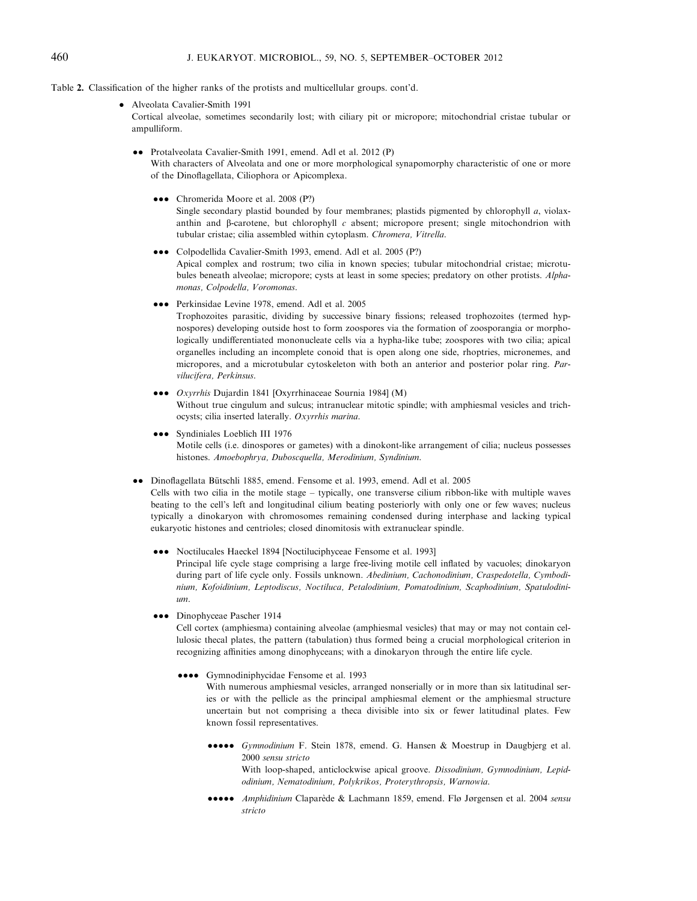Table 2. Classification of the higher ranks of the protists and multicellular groups. cont'd.

- Alveolata Cavalier-Smith 1991
  Cortical alveolae, sometimes secondarily lost; with ciliary pit or micropore; mitochondrial cristae tubular or ampulliform.

  •• Protalveolata Cavalier-Smith 1991, emend. Adl et al. 2012 (P)
  With characters of Alveolata and one or more morphological synapomorphy characteristic of one or more of the Dinoflagellata, Ciliophora or Apicomplexa.

  ••• Chromerida Moore et al. 2008 (P?)
  Single secondary plastid bounded by four membranes; plastids pigmented by chlorophyll *a*, violaxanthin and β-carotene, but chlorophyll *c* absent; micropore present; single mitochondrion with tubular cristae; cilia assembled within cytoplasm. *Chromera, Vitrella.*

  ••• Colpodellida Cavalier-Smith 1993, emend. Adl et al. 2005 (P?)
  Apical complex and rostrum; two cilia in known species; tubular mitochondrial cristae; microtubules beneath alveolae; micropore; cysts at least in some species; predatory on other protists. *Alphamonas, Colpodella, Voromonas.*

  ••• Perkinsidae Levine 1978, emend. Adl et al. 2005
  Trophozoites parasitic, dividing by successive binary fissions; released trophozoites (termed hypnospores) developing outside host to form zoospores via the formation of zoosporangia or morphologically undifferentiated mononucleate cells via a hypha-like tube; zoospores with two cilia; apical organelles including an incomplete conoid that is open along one side, rhoptries, micronemes, and micropores, and a microtubular cytoskeleton with both an anterior and posterior polar ring. *Parvilucifera, Perkinsus.*

  ••• *Oxyrrhis* Dujardin 1841 [Oxyrrhinaceae Sournia 1984] (M)
  Without true cingulum and sulcus; intranuclear mitotic spindle; with amphiesmal vesicles and trichocysts; cilia inserted laterally. *Oxyrrhis marina.*

  ••• Syndiniales Loeblich III 1976
  Motile cells (i.e. dinospores or gametes) with a dinokont-like arrangement of cilia; nucleus possesses histones. *Amoebophrya, Duboscquella, Merodinium, Syndinium.*

  •• Dinoflagellata Bütschli 1885, emend. Fensome et al. 1993, emend. Adl et al. 2005
  Cells with two cilia in the motile stage – typically, one transverse cilium ribbon-like with multiple waves beating to the cell's left and longitudinal cilium beating posteriorly with only one or few waves; nucleus typically a dinokaryon with chromosomes remaining condensed during interphase and lacking typical eukaryotic histones and centrioles; closed dinomitosis with extranuclear spindle.

  ••• Noctilucales Haeckel 1894 [Noctiluciphyceae Fensome et al. 1993]
  Principal life cycle stage comprising a large free-living motile cell inflated by vacuoles; dinokaryon during part of life cycle only. Fossils unknown. *Abedinium, Cachonodinium, Craspedotella, Cymbodinium, Kofoidinium, Leptodiscus, Noctiluca, Petalodinium, Pomatodinium, Scaphodinium, Spatulodinium.*

  ••• Dinophyceae Pascher 1914
  Cell cortex (amphiesma) containing alveolae (amphiesmal vesicles) that may or may not contain cellulosic thecal plates, the pattern (tabulation) thus formed being a crucial morphological criterion in recognizing affinities among dinophyceans; with a dinokaryon through the entire life cycle.

  •••• Gymnodiniphycidae Fensome et al. 1993
  With numerous amphiesmal vesicles, arranged nonserially or in more than six latitudinal series or with the pellicle as the principal amphiesmal element or the amphiesmal structure uncertain but not comprising a theca divisible into six or fewer latitudinal plates. Few known fossil representatives.

  ••••• *Gymnodinium* F. Stein 1878, emend. G. Hansen & Moestrup in Daugbjerg et al. 2000 *sensu stricto*
  With loop-shaped, anticlockwise apical groove. *Dissodinium, Gymnodinium, Lepidodinium, Nematodinium, Polykrikos, Proterythropsis, Warnowia.*

  ••••• *Amphidinium* Claparède & Lachmann 1859, emend. Flø Jørgensen et al. 2004 *sensu stricto*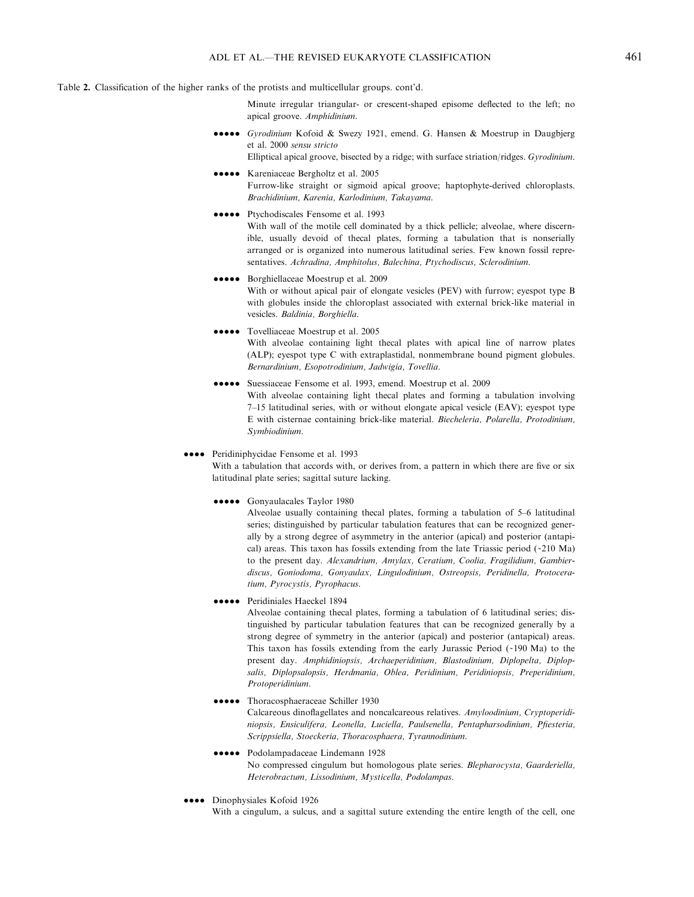Table **2.** Classification of the higher ranks of the protists and multicellular groups. cont'd.

Minute irregular triangular- or crescent-shaped episome deflected to the left; no apical groove. *Amphidinium*.

●●●●● *Gyrodinium* Kofoid & Swezy 1921, emend. G. Hansen & Moestrup in Daugbjerg et al. 2000 *sensu stricto*
Elliptical apical groove, bisected by a ridge; with surface striation/ridges. *Gyrodinium*.

●●●●● Kareniaceae Bergholtz et al. 2005
Furrow-like straight or sigmoid apical groove; haptophyte-derived chloroplasts. *Brachidinium, Karenia, Karlodinium, Takayama*.

●●●●● Ptychodiscales Fensome et al. 1993
With wall of the motile cell dominated by a thick pellicle; alveolae, where discernible, usually devoid of thecal plates, forming a tabulation that is nonserially arranged or is organized into numerous latitudinal series. Few known fossil representatives. *Achradina, Amphitolus, Balechina, Ptychodiscus, Sclerodinium*.

●●●●● Borghiellaceae Moestrup et al. 2009
With or without apical pair of elongate vesicles (PEV) with furrow; eyespot type B with globules inside the chloroplast associated with external brick-like material in vesicles. *Baldinia, Borghiella*.

●●●●● Tovelliaceae Moestrup et al. 2005
With alveolae containing light thecal plates with apical line of narrow plates (ALP); eyespot type C with extraplastidal, nonmembrane bound pigment globules. *Bernardinium, Esopotrodinium, Jadwigia, Tovellia*.

●●●●● Suessiaceae Fensome et al. 1993, emend. Moestrup et al. 2009
With alveolae containing light thecal plates and forming a tabulation involving 7–15 latitudinal series, with or without elongate apical vesicle (EAV); eyespot type E with cisternae containing brick-like material. *Biecheleria, Polarella, Protodinium, Symbiodinium*.

●●●● Peridiniphycidae Fensome et al. 1993
With a tabulation that accords with, or derives from, a pattern in which there are five or six latitudinal plate series; sagittal suture lacking.

●●●●● Gonyaulacales Taylor 1980
Alveolae usually containing thecal plates, forming a tabulation of 5–6 latitudinal series; distinguished by particular tabulation features that can be recognized generally by a strong degree of asymmetry in the anterior (apical) and posterior (antapical) areas. This taxon has fossils extending from the late Triassic period (~210 Ma) to the present day. *Alexandrium, Amylax, Ceratium, Coolia, Fragilidium, Gambierdiscus, Goniodoma, Gonyaulax, Lingulodinium, Ostreopsis, Peridinella, Protoceratium, Pyrocystis, Pyrophacus*.

●●●●● Peridiniales Haeckel 1894
Alveolae containing thecal plates, forming a tabulation of 6 latitudinal series; distinguished by particular tabulation features that can be recognized generally by a strong degree of symmetry in the anterior (apical) and posterior (antapical) areas. This taxon has fossils extending from the early Jurassic Period (~190 Ma) to the present day. *Amphidiniopsis, Archaeperidinium, Blastodinium, Diplopelta, Diplopsalis, Diplopsalopsis, Herdmania, Oblea, Peridinium, Peridiniopsis, Preperidinium, Protoperidinium*.

●●●●● Thoracosphaeraceae Schiller 1930
Calcareous dinoflagellates and noncalcareous relatives. *Amyloodinium, Cryptoperidiniopsis, Ensiculifera, Leonella, Luciella, Paulsenella, Pentapharsodinium, Pfiesteria, Scrippsiella, Stoeckeria, Thoracosphaera, Tyrannodinium*.

●●●●● Podolampadaceae Lindemann 1928
No compressed cingulum but homologous plate series. *Blepharocysta, Gaarderiella, Heterobractum, Lissodinium, Mysticella, Podolampas*.

●●●● Dinophysiales Kofoid 1926
With a cingulum, a sulcus, and a sagittal suture extending the entire length of the cell, one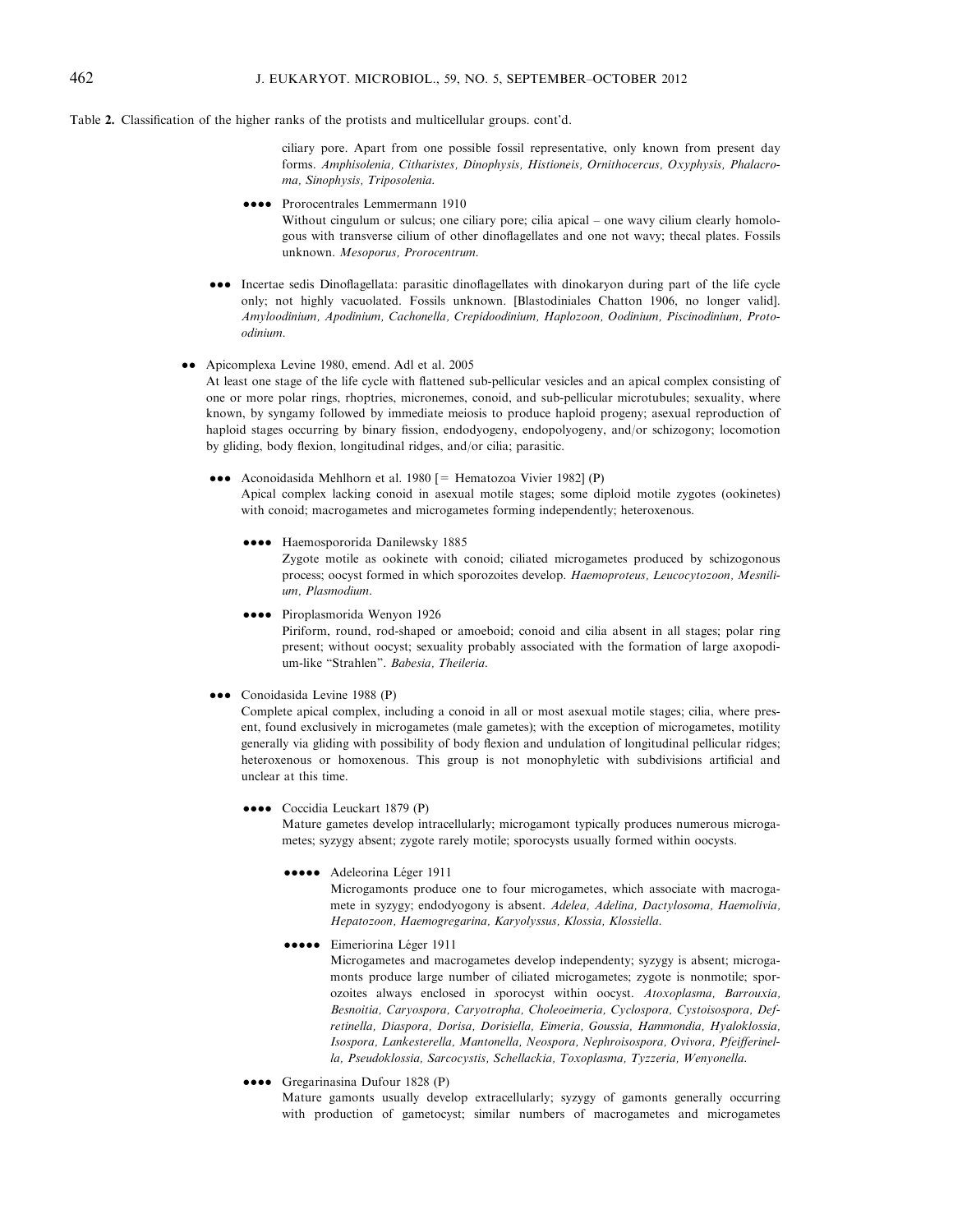Table 2. Classification of the higher ranks of the protists and multicellular groups. cont'd.

ciliary pore. Apart from one possible fossil representative, only known from present day forms. *Amphisolenia, Citharistes, Dinophysis, Histioneis, Ornithocercus, Oxyphysis, Phalacroma, Sinophysis, Triposolenia.*

●●●● Prorocentrales Lemmermann 1910

Without cingulum or sulcus; one ciliary pore; cilia apical – one wavy cilium clearly homologous with transverse cilium of other dinoflagellates and one not wavy; thecal plates. Fossils unknown. *Mesoporus, Prorocentrum.*

●●● Incertae sedis Dinoflagellata: parasitic dinoflagellates with dinokaryon during part of the life cycle only; not highly vacuolated. Fossils unknown. [Blastodiniales Chatton 1906, no longer valid]. *Amyloodinium, Apodinium, Cachonella, Crepidoodinium, Haplozoon, Oodinium, Piscinodinium, Protoodinium.*

●● Apicomplexa Levine 1980, emend. Adl et al. 2005

At least one stage of the life cycle with flattened sub-pellicular vesicles and an apical complex consisting of one or more polar rings, rhoptries, micronemes, conoid, and sub-pellicular microtubules; sexuality, where known, by syngamy followed by immediate meiosis to produce haploid progeny; asexual reproduction of haploid stages occurring by binary fission, endodyogeny, endopolyogeny, and/or schizogony; locomotion by gliding, body flexion, longitudinal ridges, and/or cilia; parasitic.

●●● Aconoidasida Mehlhorn et al. 1980 [= Hematozoa Vivier 1982] (P)

Apical complex lacking conoid in asexual motile stages; some diploid motile zygotes (ookinetes) with conoid; macrogametes and microgametes forming independently; heteroxenous.

●●●● Haemospororida Danilewsky 1885

Zygote motile as ookinete with conoid; ciliated microgametes produced by schizogonous process; oocyst formed in which sporozoites develop. *Haemoproteus, Leucocytozoon, Mesnilium, Plasmodium.*

●●●● Piroplasmorida Wenyon 1926

Piriform, round, rod-shaped or amoeboid; conoid and cilia absent in all stages; polar ring present; without oocyst; sexuality probably associated with the formation of large axopodium-like "Strahlen". *Babesia, Theileria.*

●●● Conoidasida Levine 1988 (P)

Complete apical complex, including a conoid in all or most asexual motile stages; cilia, where present, found exclusively in microgametes (male gametes); with the exception of microgametes, motility generally via gliding with possibility of body flexion and undulation of longitudinal pellicular ridges; heteroxenous or homoxenous. This group is not monophyletic with subdivisions artificial and unclear at this time.

●●●● Coccidia Leuckart 1879 (P)

Mature gametes develop intracellularly; microgamont typically produces numerous microgametes; syzygy absent; zygote rarely motile; sporocysts usually formed within oocysts.

●●●●● Adeleorina Léger 1911

Microgamonts produce one to four microgametes, which associate with macrogamete in syzygy; endodyogony is absent. *Adelea, Adelina, Dactylosoma, Haemolivia, Hepatozoon, Haemogregarina, Karyolyssus, Klossia, Klossiella.*

●●●●● Eimeriorina Léger 1911

Microgametes and macrogametes develop independenty; syzygy is absent; microgamonts produce large number of ciliated microgametes; zygote is nonmotile; sporozoites always enclosed in sporocyst within oocyst. *Atoxoplasma, Barrouxia, Besnoitia, Caryospora, Caryotropha, Choleoeimeria, Cyclospora, Cystoisospora, Defretinella, Diaspora, Dorisa, Dorisiella, Eimeria, Goussia, Hammondia, Hyaloklossia, Isospora, Lankesterella, Mantonella, Neospora, Nephroisospora, Ovivora, Pfeifferinella, Pseudoklossia, Sarcocystis, Schellackia, Toxoplasma, Tyzzeria, Wenyonella.*

●●●● Gregarinasina Dufour 1828 (P)

Mature gamonts usually develop extracellularly; syzygy of gamonts generally occurring with production of gametocyst; similar numbers of macrogametes and microgametes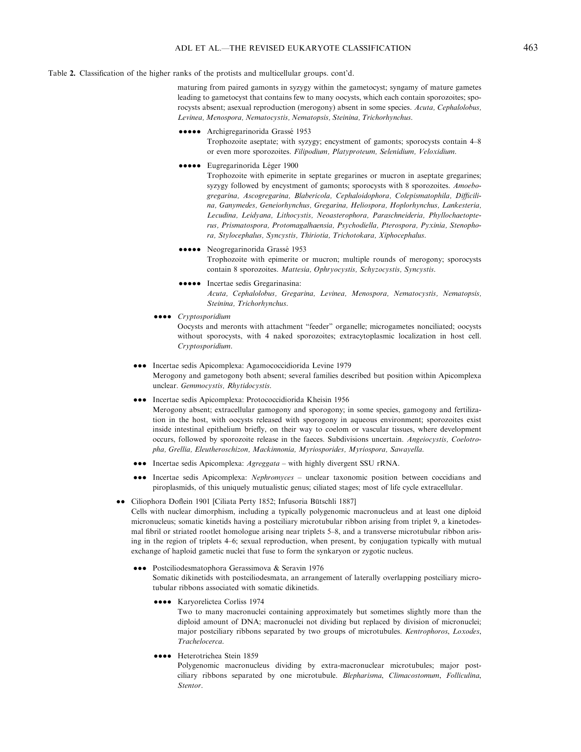Table 2. Classification of the higher ranks of the protists and multicellular groups. cont'd.

maturing from paired gamonts in syzygy within the gametocyst; syngamy of mature gametes leading to gametocyst that contains few to many oocysts, which each contain sporozoites; sporocysts absent; asexual reproduction (merogony) absent in some species. *Acuta, Cephalolobus, Levinea, Menospora, Nematocystis, Nematopsis, Steinina, Trichorhynchus.*

●●●●● Archigregarinorida Grassé 1953
Trophozoite aseptate; with syzygy; encystment of gamonts; sporocysts contain 4–8 or even more sporozoites. *Filipodium, Platyproteum, Selenidium, Veloxidium.*

●●●●● Eugregarinorida Léger 1900
Trophozoite with epimerite in septate gregarines or mucron in aseptate gregarines; syzygy followed by encystment of gamonts; sporocysts with 8 sporozoites. *Amoebogregarina, Ascogregarina, Blabericola, Cephaloidophora, Colepismatophila, Difficilina, Ganymedes, Geneiorhynchus, Gregarina, Heliospora, Hoplorhynchus, Lankesteria, Lecudina, Leidyana, Lithocystis, Neoasterophora, Paraschneideria, Phyllochaetopterus, Prismatospora, Protomagalhaensia, Psychodiella, Pterospora, Pyxinia, Stenophora, Stylocephalus, Syncystis, Thiriotia, Trichotokara, Xiphocephalus.*

●●●●● Neogregarinorida Grassé 1953
Trophozoite with epimerite or mucron; multiple rounds of merogony; sporocysts contain 8 sporozoites. *Mattesia, Ophryocystis, Schyzocystis, Syncystis.*

●●●●● Incertae sedis Gregarinasina:
*Acuta, Cephalolobus, Gregarina, Levinea, Menospora, Nematocystis, Nematopsis, Steinina, Trichorhynchus.*

●●●● *Cryptosporidium*
Oocysts and meronts with attachment "feeder" organelle; microgametes nonciliated; oocysts without sporocysts, with 4 naked sporozoites; extracytoplasmic localization in host cell. *Cryptosporidium.*

●●● Incertae sedis Apicomplexa: Agamococcidiorida Levine 1979
Merogony and gametogony both absent; several families described but position within Apicomplexa unclear. *Gemmocystis, Rhytidocystis.*

●●● Incertae sedis Apicomplexa: Protococcidiorida Kheisin 1956
Merogony absent; extracellular gamogony and sporogony; in some species, gamogony and fertilization in the host, with oocysts released with sporogony in aqueous environment; sporozoites exist inside intestinal epithelium briefly, on their way to coelom or vascular tissues, where development occurs, followed by sporozoite release in the faeces. Subdivisions uncertain. *Angeiocystis, Coelotropha, Grellia, Eleutheroschizon, Mackinnonia, Myriosporides, Myriospora, Sawayella.*

●●● Incertae sedis Apicomplexa: *Agreggata* – with highly divergent SSU rRNA.

●●● Incertae sedis Apicomplexa: *Nephromyces* – unclear taxonomic position between coccidians and piroplasmids, of this uniquely mutualistic genus; ciliated stages; most of life cycle extracellular.

●● Ciliophora Doflein 1901 [Ciliata Perty 1852; Infusoria Bütschli 1887]
Cells with nuclear dimorphism, including a typically polygenomic macronucleus and at least one diploid micronucleus; somatic kinetids having a postciliary microtubular ribbon arising from triplet 9, a kinetodesmal fibril or striated rootlet homologue arising near triplets 5–8, and a transverse microtubular ribbon arising in the region of triplets 4–6; sexual reproduction, when present, by conjugation typically with mutual exchange of haploid gametic nuclei that fuse to form the synkaryon or zygotic nucleus.

●●● Postciliodesmatophora Gerassimova & Seravin 1976
Somatic dikinetids with postciliodesmata, an arrangement of laterally overlapping postciliary microtubular ribbons associated with somatic dikinetids.

●●●● Karyorelictea Corliss 1974
Two to many macronuclei containing approximately but sometimes slightly more than the diploid amount of DNA; macronuclei not dividing but replaced by division of micronuclei; major postciliary ribbons separated by two groups of microtubules. *Kentrophoros, Loxodes, Trachelocerca.*

●●●● Heterotrichea Stein 1859
Polygenomic macronucleus dividing by extra-macronuclear microtubules; major postciliary ribbons separated by one microtubule. *Blepharisma, Climacostomum, Folliculina, Stentor.*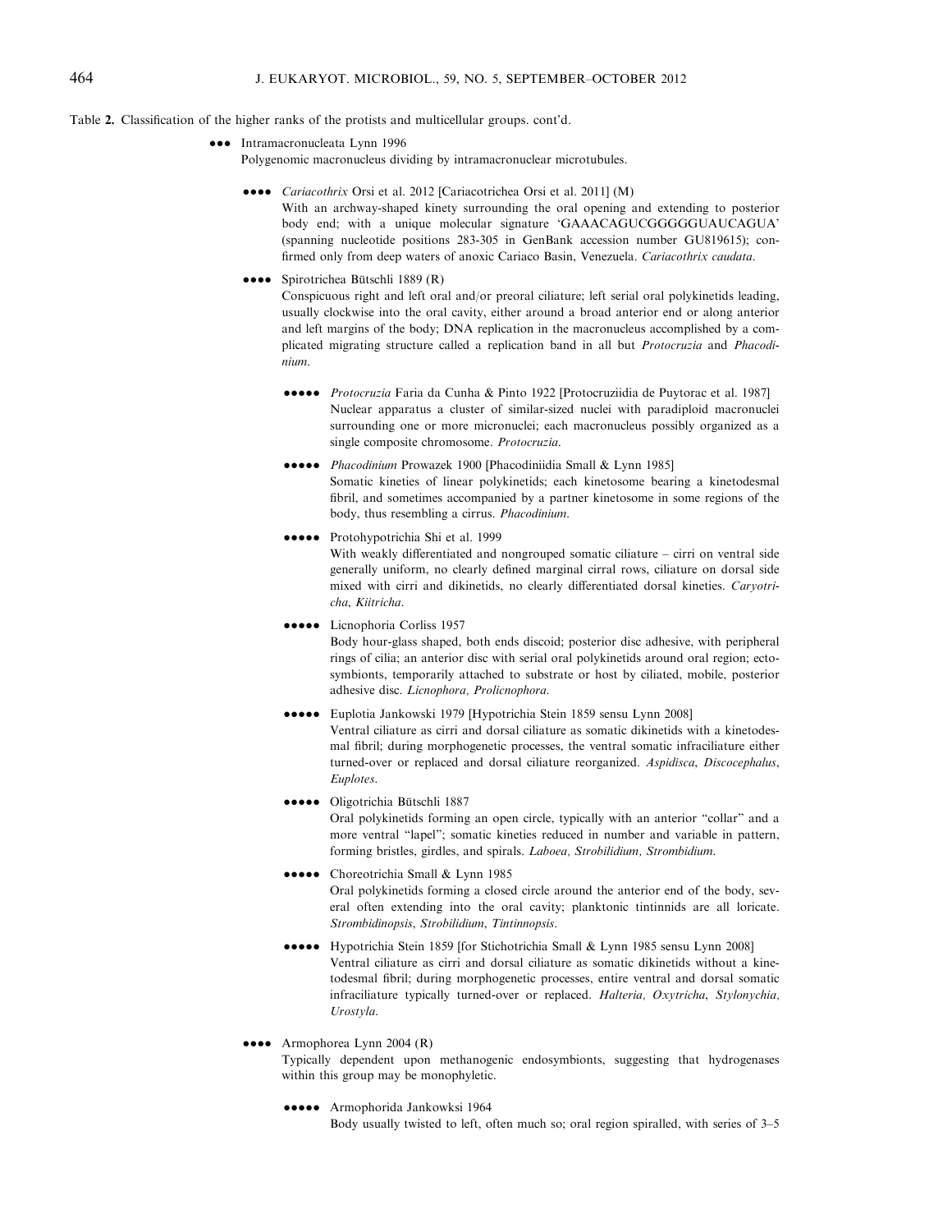Table 2. Classification of the higher ranks of the protists and multicellular groups. cont'd.

●●● Intramacronucleata Lynn 1996
Polygenomic macronucleus dividing by intramacronuclear microtubules.

●●●● *Cariacothrix* Orsi et al. 2012 [Cariacotrichea Orsi et al. 2011] (M)
With an archway-shaped kinety surrounding the oral opening and extending to posterior body end; with a unique molecular signature 'GAAACAGUCGGGGGUAUCAGUA' (spanning nucleotide positions 283-305 in GenBank accession number GU819615); confirmed only from deep waters of anoxic Cariaco Basin, Venezuela. *Cariacothrix caudata*.

●●●● Spirotrichea Bütschli 1889 (R)
Conspicuous right and left oral and/or preoral ciliature; left serial oral polykinetids leading, usually clockwise into the oral cavity, either around a broad anterior end or along anterior and left margins of the body; DNA replication in the macronucleus accomplished by a complicated migrating structure called a replication band in all but *Protocruzia* and *Phacodinium*.

●●●●● *Protocruzia* Faria da Cunha & Pinto 1922 [Protocruziidia de Puytorac et al. 1987]
Nuclear apparatus a cluster of similar-sized nuclei with paradiploid macronuclei surrounding one or more micronuclei; each macronucleus possibly organized as a single composite chromosome. *Protocruzia*.

●●●●● *Phacodinium* Prowazek 1900 [Phacodiniidia Small & Lynn 1985]
Somatic kineties of linear polykinetids; each kinetosome bearing a kinetodesmal fibril, and sometimes accompanied by a partner kinetosome in some regions of the body, thus resembling a cirrus. *Phacodinium*.

●●●●● Protohypotrichia Shi et al. 1999
With weakly differentiated and nongrouped somatic ciliature – cirri on ventral side generally uniform, no clearly defined marginal cirral rows, ciliature on dorsal side mixed with cirri and dikinetids, no clearly differentiated dorsal kineties. *Caryotricha*, *Kiitricha*.

●●●●● Licnophoria Corliss 1957
Body hour-glass shaped, both ends discoid; posterior disc adhesive, with peripheral rings of cilia; an anterior disc with serial oral polykinetids around oral region; ectosymbionts, temporarily attached to substrate or host by ciliated, mobile, posterior adhesive disc. *Licnophora, Prolicnophora*.

●●●●● Euplotia Jankowski 1979 [Hypotrichia Stein 1859 sensu Lynn 2008]
Ventral ciliature as cirri and dorsal ciliature as somatic dikinetids with a kinetodesmal fibril; during morphogenetic processes, the ventral somatic infraciliature either turned-over or replaced and dorsal ciliature reorganized. *Aspidisca*, *Discocephalus*, *Euplotes*.

●●●●● Oligotrichia Bütschli 1887
Oral polykinetids forming an open circle, typically with an anterior "collar" and a more ventral "lapel"; somatic kineties reduced in number and variable in pattern, forming bristles, girdles, and spirals. *Laboea, Strobilidium, Strombidium*.

●●●●● Choreotrichia Small & Lynn 1985
Oral polykinetids forming a closed circle around the anterior end of the body, several often extending into the oral cavity; planktonic tintinnids are all loricate. *Strombidinopsis*, *Strobilidium*, *Tintinnopsis*.

●●●●● Hypotrichia Stein 1859 [for Stichotrichia Small & Lynn 1985 sensu Lynn 2008]
Ventral ciliature as cirri and dorsal ciliature as somatic dikinetids without a kinetodesmal fibril; during morphogenetic processes, entire ventral and dorsal somatic infraciliature typically turned-over or replaced. *Halteria, Oxytricha*, *Stylonychia, Urostyla*.

●●●● Armophorea Lynn 2004 (R)
Typically dependent upon methanogenic endosymbionts, suggesting that hydrogenases within this group may be monophyletic.

●●●●● Armophorida Jankowksi 1964
Body usually twisted to left, often much so; oral region spiralled, with series of 3–5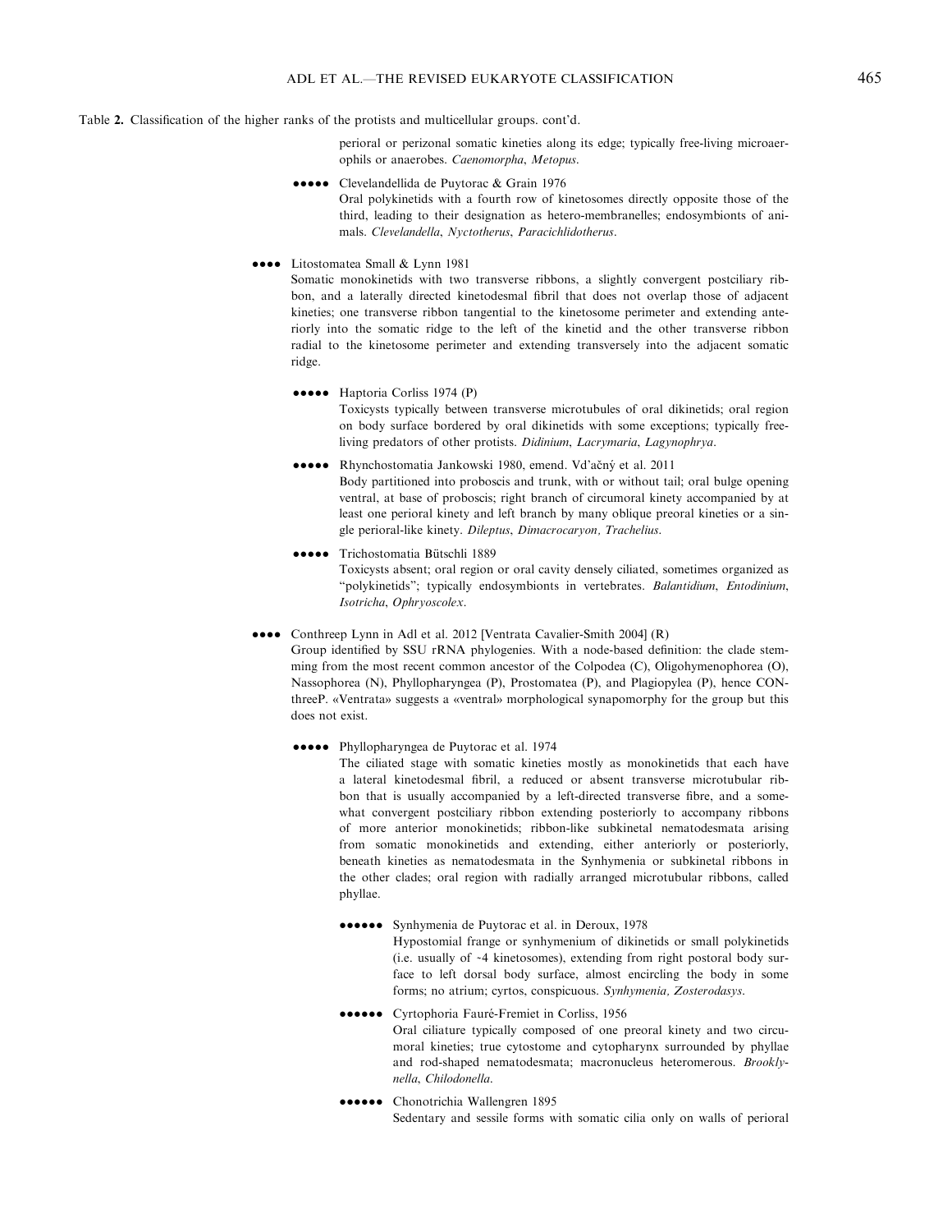Table 2. Classification of the higher ranks of the protists and multicellular groups. cont'd.

perioral or perizonal somatic kineties along its edge; typically free-living microaerophils or anaerobes. *Caenomorpha*, *Metopus*.

●●●●● Clevelandellida de Puytorac & Grain 1976
Oral polykinetids with a fourth row of kinetosomes directly opposite those of the third, leading to their designation as hetero-membranelles; endosymbionts of animals. *Clevelandella*, *Nyctotherus*, *Paracichlidotherus*.

●●●● Litostomatea Small & Lynn 1981
Somatic monokinetids with two transverse ribbons, a slightly convergent postciliary ribbon, and a laterally directed kinetodesmal fibril that does not overlap those of adjacent kineties; one transverse ribbon tangential to the kinetosome perimeter and extending anteriorly into the somatic ridge to the left of the kinetid and the other transverse ribbon radial to the kinetosome perimeter and extending transversely into the adjacent somatic ridge.

●●●●● Haptoria Corliss 1974 (P)
Toxicysts typically between transverse microtubules of oral dikinetids; oral region on body surface bordered by oral dikinetids with some exceptions; typically free-living predators of other protists. *Didinium*, *Lacrymaria*, *Lagynophrya*.

●●●●● Rhynchostomatia Jankowski 1980, emend. Vd'ačný et al. 2011
Body partitioned into proboscis and trunk, with or without tail; oral bulge opening ventral, at base of proboscis; right branch of circumoral kinety accompanied by at least one perioral kinety and left branch by many oblique preoral kineties or a single perioral-like kinety. *Dileptus*, *Dimacrocaryon, Trachelius*.

●●●●● Trichostomatia Bütschli 1889
Toxicysts absent; oral region or oral cavity densely ciliated, sometimes organized as "polykinetids"; typically endosymbionts in vertebrates. *Balantidium*, *Entodinium*, *Isotricha*, *Ophryoscolex*.

●●●● Conthreep Lynn in Adl et al. 2012 [Ventrata Cavalier-Smith 2004] (R)
Group identified by SSU rRNA phylogenies. With a node-based definition: the clade stemming from the most recent common ancestor of the Colpodea (C), Oligohymenophorea (O), Nassophorea (N), Phyllopharyngea (P), Prostomatea (P), and Plagiopylea (P), hence CONthreeP. «Ventrata» suggests a «ventral» morphological synapomorphy for the group but this does not exist.

●●●●● Phyllopharyngea de Puytorac et al. 1974
The ciliated stage with somatic kineties mostly as monokinetids that each have a lateral kinetodesmal fibril, a reduced or absent transverse microtubular ribbon that is usually accompanied by a left-directed transverse fibre, and a somewhat convergent postciliary ribbon extending posteriorly to accompany ribbons of more anterior monokinetids; ribbon-like subkinetal nematodesmata arising from somatic monokinetids and extending, either anteriorly or posteriorly, beneath kineties as nematodesmata in the Synhymenia or subkinetal ribbons in the other clades; oral region with radially arranged microtubular ribbons, called phyllae.

●●●●●● Synhymenia de Puytorac et al. in Deroux, 1978
Hypostomial frange or synhymenium of dikinetids or small polykinetids (i.e. usually of ~4 kinetosomes), extending from right postoral body surface to left dorsal body surface, almost encircling the body in some forms; no atrium; cyrtos, conspicuous. *Synhymenia, Zosterodasys*.

●●●●●● Cyrtophoria Fauré-Fremiet in Corliss, 1956
Oral ciliature typically composed of one preoral kinety and two circumoral kineties; true cytostome and cytopharynx surrounded by phyllae and rod-shaped nematodesmata; macronucleus heteromerous. *Brooklynella*, *Chilodonella*.

●●●●●● Chonotrichia Wallengren 1895
Sedentary and sessile forms with somatic cilia only on walls of perioral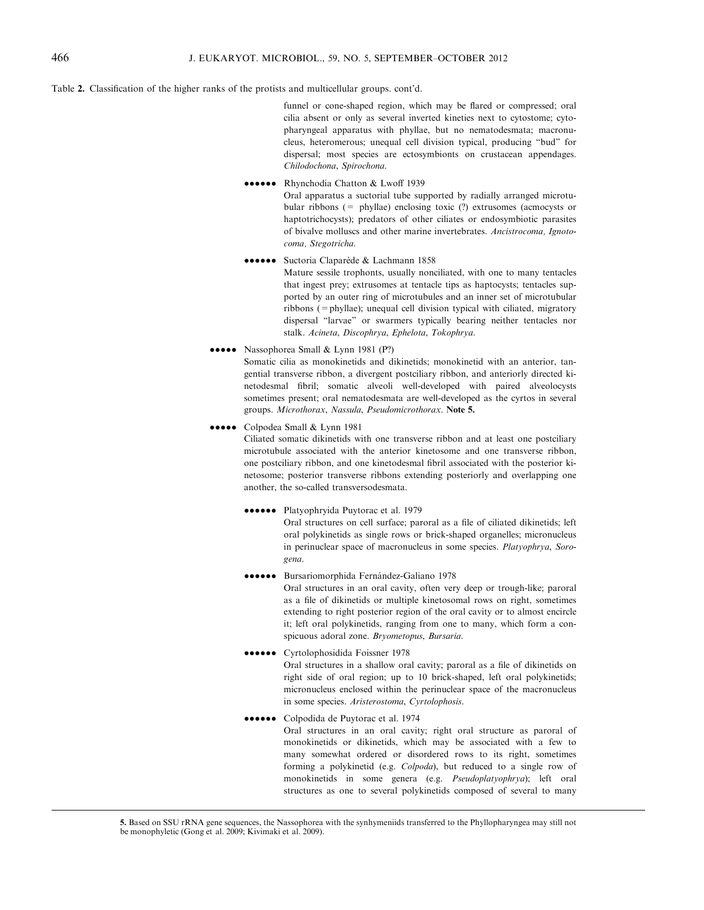Table 2. Classification of the higher ranks of the protists and multicellular groups. cont'd.

funnel or cone-shaped region, which may be flared or compressed; oral cilia absent or only as several inverted kineties next to cytostome; cytopharyngeal apparatus with phyllae, but no nematodesmata; macronucleus, heteromerous; unequal cell division typical, producing "bud" for dispersal; most species are ectosymbionts on crustacean appendages. *Chilodochona*, *Spirochona*.

●●●●●● Rhynchodia Chatton & Lwoff 1939

Oral apparatus a suctorial tube supported by radially arranged microtubular ribbons (= phyllae) enclosing toxic (?) extrusomes (acmocysts or haptotrichocysts); predators of other ciliates or endosymbiotic parasites of bivalve molluscs and other marine invertebrates. *Ancistrocoma, Ignotocoma, Stegotricha*.

●●●●●● Suctoria Claparède & Lachmann 1858

Mature sessile trophonts, usually nonciliated, with one to many tentacles that ingest prey; extrusomes at tentacle tips as haptocysts; tentacles supported by an outer ring of microtubules and an inner set of microtubular ribbons (= phyllae); unequal cell division typical with ciliated, migratory dispersal "larvae" or swarmers typically bearing neither tentacles nor stalk. *Acineta*, *Discophrya*, *Ephelota*, *Tokophrya*.

●●●●● Nassophorea Small & Lynn 1981 (P?)

Somatic cilia as monokinetids and dikinetids; monokinetid with an anterior, tangential transverse ribbon, a divergent postciliary ribbon, and anteriorly directed kinetodesmal fibril; somatic alveoli well-developed with paired alveolocysts sometimes present; oral nematodesmata are well-developed as the cyrtos in several groups. *Microthorax*, *Nassula*, *Pseudomicrothorax*. **Note 5.**

●●●●● Colpodea Small & Lynn 1981

Ciliated somatic dikinetids with one transverse ribbon and at least one postciliary microtubule associated with the anterior kinetosome and one transverse ribbon, one postciliary ribbon, and one kinetodesmal fibril associated with the posterior kinetosome; posterior transverse ribbons extending posteriorly and overlapping one another, the so-called transversodesmata.

●●●●●● Platyophryida Puytorac et al. 1979

Oral structures on cell surface; paroral as a file of ciliated dikinetids; left oral polykinetids as single rows or brick-shaped organelles; micronucleus in perinuclear space of macronucleus in some species. *Platyophrya*, *Sorogena*.

●●●●●● Bursariomorphida Fernández-Galiano 1978

Oral structures in an oral cavity, often very deep or trough-like; paroral as a file of dikinetids or multiple kinetosomal rows on right, sometimes extending to right posterior region of the oral cavity or to almost encircle it; left oral polykinetids, ranging from one to many, which form a conspicuous adoral zone. *Bryometopus*, *Bursaria*.

●●●●●● Cyrtolophosidida Foissner 1978

Oral structures in a shallow oral cavity; paroral as a file of dikinetids on right side of oral region; up to 10 brick-shaped, left oral polykinetids; micronucleus enclosed within the perinuclear space of the macronucleus in some species. *Aristerostoma*, *Cyrtolophosis*.

●●●●●● Colpodida de Puytorac et al. 1974

Oral structures in an oral cavity; right oral structure as paroral of monokinetids or dikinetids, which may be associated with a few to many somewhat ordered or disordered rows to its right, sometimes forming a polykinetid (e.g. *Colpoda*), but reduced to a single row of monokinetids in some genera (e.g. *Pseudoplatyophrya*); left oral structures as one to several polykinetids composed of several to many

5. Based on SSU rRNA gene sequences, the Nassophorea with the synhymeniids transferred to the Phyllopharyngea may still not be monophyletic (Gong et al. 2009; Kivimaki et al. 2009).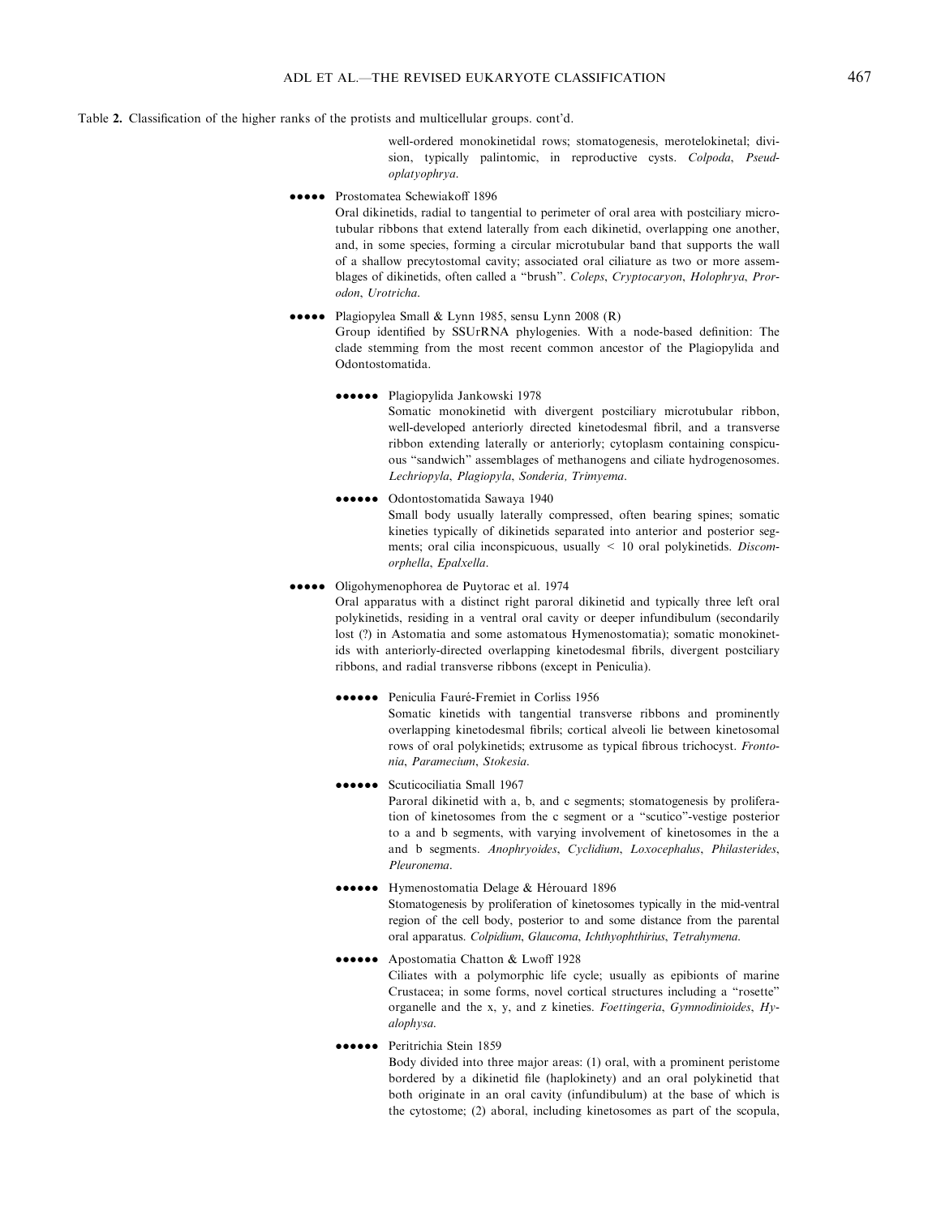Table 2. Classification of the higher ranks of the protists and multicellular groups. cont'd.

well-ordered monokinetidal rows; stomatogenesis, merotelokinetal; division, typically palintomic, in reproductive cysts. *Colpoda*, *Pseudoplatyophrya*.

●●●●● Prostomatea Schewiakoff 1896

Oral dikinetids, radial to tangential to perimeter of oral area with postciliary microtubular ribbons that extend laterally from each dikinetid, overlapping one another, and, in some species, forming a circular microtubular band that supports the wall of a shallow precytostomal cavity; associated oral ciliature as two or more assemblages of dikinetids, often called a "brush". *Coleps*, *Cryptocaryon*, *Holophrya*, *Prorodon*, *Urotricha*.

●●●●● Plagiopylea Small & Lynn 1985, sensu Lynn 2008 (R)

Group identified by SSUrRNA phylogenies. With a node-based definition: The clade stemming from the most recent common ancestor of the Plagiopylida and Odontostomatida.

●●●●●● Plagiopylida Jankowski 1978

Somatic monokinetid with divergent postciliary microtubular ribbon, well-developed anteriorly directed kinetodesmal fibril, and a transverse ribbon extending laterally or anteriorly; cytoplasm containing conspicuous "sandwich" assemblages of methanogens and ciliate hydrogenosomes. *Lechriopyla*, *Plagiopyla*, *Sonderia, Trimyema*.

●●●●●● Odontostomatida Sawaya 1940

Small body usually laterally compressed, often bearing spines; somatic kineties typically of dikinetids separated into anterior and posterior segments; oral cilia inconspicuous, usually < 10 oral polykinetids. *Discomorphella*, *Epalxella*.

●●●●● Oligohymenophorea de Puytorac et al. 1974

Oral apparatus with a distinct right paroral dikinetid and typically three left oral polykinetids, residing in a ventral oral cavity or deeper infundibulum (secondarily lost (?) in Astomatia and some astomatous Hymenostomatia); somatic monokinetids with anteriorly-directed overlapping kinetodesmal fibrils, divergent postciliary ribbons, and radial transverse ribbons (except in Peniculia).

●●●●●● Peniculia Fauré-Fremiet in Corliss 1956

Somatic kinetids with tangential transverse ribbons and prominently overlapping kinetodesmal fibrils; cortical alveoli lie between kinetosomal rows of oral polykinetids; extrusome as typical fibrous trichocyst. *Frontonia*, *Paramecium*, *Stokesia*.

●●●●●● Scuticociliatia Small 1967

Paroral dikinetid with a, b, and c segments; stomatogenesis by proliferation of kinetosomes from the c segment or a "scutico"-vestige posterior to a and b segments, with varying involvement of kinetosomes in the a and b segments. *Anophryoides*, *Cyclidium*, *Loxocephalus*, *Philasterides*, *Pleuronema*.

●●●●●● Hymenostomatia Delage & Hérouard 1896

Stomatogenesis by proliferation of kinetosomes typically in the mid-ventral region of the cell body, posterior to and some distance from the parental oral apparatus. *Colpidium*, *Glaucoma*, *Ichthyophthirius*, *Tetrahymena*.

●●●●●● Apostomatia Chatton & Lwoff 1928

Ciliates with a polymorphic life cycle; usually as epibionts of marine Crustacea; in some forms, novel cortical structures including a "rosette" organelle and the x, y, and z kineties. *Foettingeria*, *Gymnodinioides*, *Hyalophysa*.

●●●●●● Peritrichia Stein 1859

Body divided into three major areas: (1) oral, with a prominent peristome bordered by a dikinetid file (haplokinety) and an oral polykinetid that both originate in an oral cavity (infundibulum) at the base of which is the cytostome; (2) aboral, including kinetosomes as part of the scopula,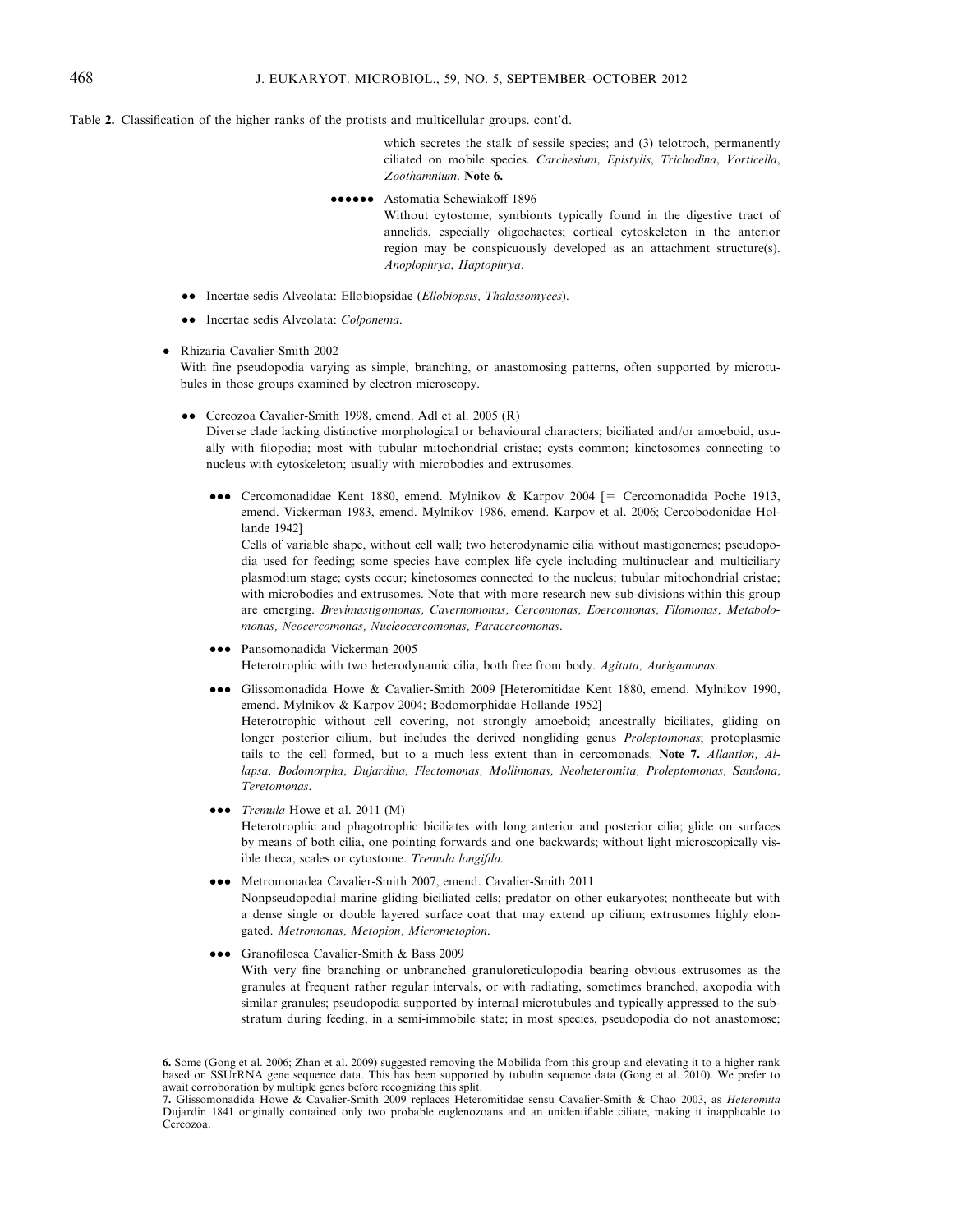Table 2. Classification of the higher ranks of the protists and multicellular groups. cont'd.

which secretes the stalk of sessile species; and (3) telotroch, permanently ciliated on mobile species. *Carchesium*, *Epistylis*, *Trichodina*, *Vorticella*, *Zoothamnium*. **Note 6.**

●●●●●● Astomatia Schewiakoff 1896
Without cytostome; symbionts typically found in the digestive tract of annelids, especially oligochaetes; cortical cytoskeleton in the anterior region may be conspicuously developed as an attachment structure(s). *Anoplophrya*, *Haptophrya*.

●● Incertae sedis Alveolata: Ellobiopsidae (*Ellobiopsis*, *Thalassomyces*).

●● Incertae sedis Alveolata: *Colponema*.

● Rhizaria Cavalier-Smith 2002
With fine pseudopodia varying as simple, branching, or anastomosing patterns, often supported by microtubules in those groups examined by electron microscopy.

●● Cercozoa Cavalier-Smith 1998, emend. Adl et al. 2005 (R)
Diverse clade lacking distinctive morphological or behavioural characters; biciliated and/or amoeboid, usually with filopodia; most with tubular mitochondrial cristae; cysts common; kinetosomes connecting to nucleus with cytoskeleton; usually with microbodies and extrusomes.

●●● Cercomonadidae Kent 1880, emend. Mylnikov & Karpov 2004 [= Cercomonadida Poche 1913, emend. Vickerman 1983, emend. Mylnikov 1986, emend. Karpov et al. 2006; Cercobodonidae Hollande 1942]
Cells of variable shape, without cell wall; two heterodynamic cilia without mastigonemes; pseudopodia used for feeding; some species have complex life cycle including multinuclear and multiciliary plasmodium stage; cysts occur; kinetosomes connected to the nucleus; tubular mitochondrial cristae; with microbodies and extrusomes. Note that with more research new sub-divisions within this group are emerging. *Brevimastigomonas*, *Cavernomonas*, *Cercomonas*, *Eoercomonas*, *Filomonas*, *Metabolomonas*, *Neocercomonas*, *Nucleocercomonas*, *Paracercomonas*.

●●● Pansomonadida Vickerman 2005
Heterotrophic with two heterodynamic cilia, both free from body. *Agitata*, *Aurigamonas*.

●●● Glissomonadida Howe & Cavalier-Smith 2009 [Heteromitidae Kent 1880, emend. Mylnikov 1990, emend. Mylnikov & Karpov 2004; Bodomorphidae Hollande 1952]
Heterotrophic without cell covering, not strongly amoeboid; ancestrally biciliates, gliding on longer posterior cilium, but includes the derived nongliding genus *Proleptomonas*; protoplasmic tails to the cell formed, but to a much less extent than in cercomonads. **Note 7.** *Allantion*, *Allapsa*, *Bodomorpha*, *Dujardina*, *Flectomonas*, *Mollimonas*, *Neoheteromita*, *Proleptomonas*, *Sandona*, *Teretomonas*.

●●● *Tremula* Howe et al. 2011 (M)
Heterotrophic and phagotrophic biciliates with long anterior and posterior cilia; glide on surfaces by means of both cilia, one pointing forwards and one backwards; without light microscopically visible theca, scales or cytostome. *Tremula longifila*.

●●● Metromonadea Cavalier-Smith 2007, emend. Cavalier-Smith 2011
Nonpseudopodial marine gliding biciliated cells; predator on other eukaryotes; nonthecate but with a dense single or double layered surface coat that may extend up cilium; extrusomes highly elongated. *Metromonas*, *Metopion*, *Micrometopion*.

●●● Granofilosea Cavalier-Smith & Bass 2009
With very fine branching or unbranched granuloreticulopodia bearing obvious extrusomes as the granules at frequent rather regular intervals, or with radiating, sometimes branched, axopodia with similar granules; pseudopodia supported by internal microtubules and typically appressed to the substratum during feeding, in a semi-immobile state; in most species, pseudopodia do not anastomose;

---

**6.** Some (Gong et al. 2006; Zhan et al. 2009) suggested removing the Mobilida from this group and elevating it to a higher rank based on SSUrRNA gene sequence data. This has been supported by tubulin sequence data (Gong et al. 2010). We prefer to await corroboration by multiple genes before recognizing this split.

**7.** Glissomonadida Howe & Cavalier-Smith 2009 replaces Heteromitidae sensu Cavalier-Smith & Chao 2003, as *Heteromita* Dujardin 1841 originally contained only two probable euglenozoans and an unidentifiable ciliate, making it inapplicable to Cercozoa.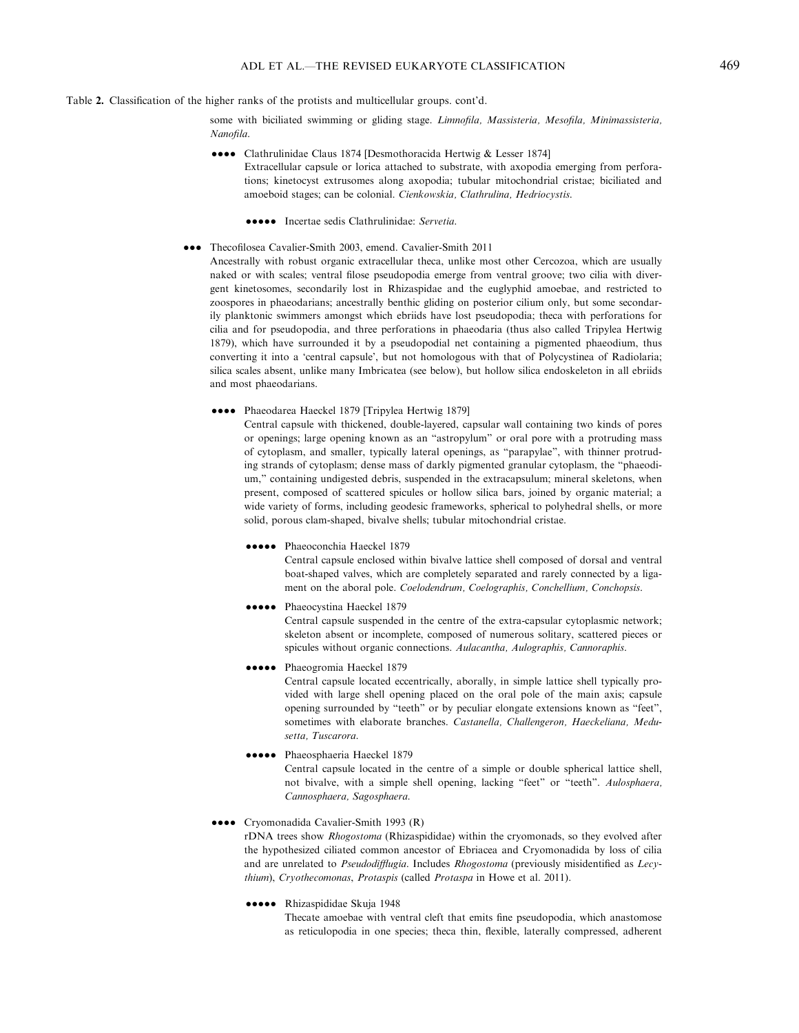Table 2. Classification of the higher ranks of the protists and multicellular groups. cont'd.

some with biciliated swimming or gliding stage. *Limnofila, Massisteria, Mesofila, Minimassisteria, Nanofila.*

●●●● Clathrulinidae Claus 1874 [Desmothoracida Hertwig & Lesser 1874]
Extracellular capsule or lorica attached to substrate, with axopodia emerging from perforations; kinetocyst extrusomes along axopodia; tubular mitochondrial cristae; biciliated and amoeboid stages; can be colonial. *Cienkowskia, Clathrulina, Hedriocystis.*

●●●●● Incertae sedis Clathrulinidae: *Servetia.*

●●● Thecofilosea Cavalier-Smith 2003, emend. Cavalier-Smith 2011
Ancestrally with robust organic extracellular theca, unlike most other Cercozoa, which are usually naked or with scales; ventral filose pseudopodia emerge from ventral groove; two cilia with divergent kinetosomes, secondarily lost in Rhizaspidae and the euglyphid amoebae, and restricted to zoospores in phaeodarians; ancestrally benthic gliding on posterior cilium only, but some secondarily planktonic swimmers amongst which ebriids have lost pseudopodia; theca with perforations for cilia and for pseudopodia, and three perforations in phaeodaria (thus also called Tripylea Hertwig 1879), which have surrounded it by a pseudopodial net containing a pigmented phaeodium, thus converting it into a 'central capsule', but not homologous with that of Polycystinea of Radiolaria; silica scales absent, unlike many Imbricatea (see below), but hollow silica endoskeleton in all ebriids and most phaeodarians.

●●●● Phaeodarea Haeckel 1879 [Tripylea Hertwig 1879]
Central capsule with thickened, double-layered, capsular wall containing two kinds of pores or openings; large opening known as an "astropylum" or oral pore with a protruding mass of cytoplasm, and smaller, typically lateral openings, as "parapylae", with thinner protruding strands of cytoplasm; dense mass of darkly pigmented granular cytoplasm, the "phaeodium," containing undigested debris, suspended in the extracapsulum; mineral skeletons, when present, composed of scattered spicules or hollow silica bars, joined by organic material; a wide variety of forms, including geodesic frameworks, spherical to polyhedral shells, or more solid, porous clam-shaped, bivalve shells; tubular mitochondrial cristae.

●●●●● Phaeoconchia Haeckel 1879
Central capsule enclosed within bivalve lattice shell composed of dorsal and ventral boat-shaped valves, which are completely separated and rarely connected by a ligament on the aboral pole. *Coelodendrum, Coelographis, Conchellium, Conchopsis.*

●●●●● Phaeocystina Haeckel 1879
Central capsule suspended in the centre of the extra-capsular cytoplasmic network; skeleton absent or incomplete, composed of numerous solitary, scattered pieces or spicules without organic connections. *Aulacantha, Aulographis, Cannoraphis.*

●●●●● Phaeogromia Haeckel 1879
Central capsule located eccentrically, aborally, in simple lattice shell typically provided with large shell opening placed on the oral pole of the main axis; capsule opening surrounded by "teeth" or by peculiar elongate extensions known as "feet", sometimes with elaborate branches. *Castanella, Challengeron, Haeckeliana, Medusetta, Tuscarora.*

●●●●● Phaeosphaeria Haeckel 1879
Central capsule located in the centre of a simple or double spherical lattice shell, not bivalve, with a simple shell opening, lacking "feet" or "teeth". *Aulosphaera, Cannosphaera, Sagosphaera.*

●●●● Cryomonadida Cavalier-Smith 1993 (R)
rDNA trees show *Rhogostoma* (Rhizaspididae) within the cryomonads, so they evolved after the hypothesized ciliated common ancestor of Ebriacea and Cryomonadida by loss of cilia and are unrelated to *Pseudodifflugia*. Includes *Rhogostoma* (previously misidentified as *Lecythium*), *Cryothecomonas*, *Protaspis* (called *Protaspa* in Howe et al. 2011).

●●●●● Rhizaspididae Skuja 1948
Thecate amoebae with ventral cleft that emits fine pseudopodia, which anastomose as reticulopodia in one species; theca thin, flexible, laterally compressed, adherent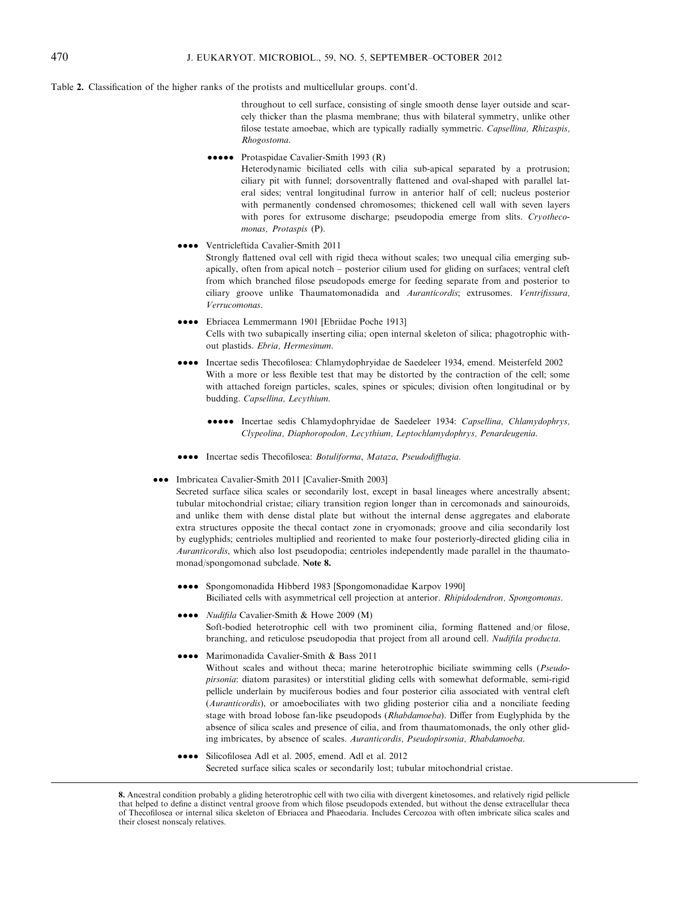Table 2. Classification of the higher ranks of the protists and multicellular groups. cont'd.

throughout to cell surface, consisting of single smooth dense layer outside and scarcely thicker than the plasma membrane; thus with bilateral symmetry, unlike other filose testate amoebae, which are typically radially symmetric. *Capsellina, Rhizaspis, Rhogostoma*.

●●●●● Protaspidae Cavalier-Smith 1993 (R)
Heterodynamic biciliated cells with cilia sub-apical separated by a protrusion; ciliary pit with funnel; dorsoventrally flattened and oval-shaped with parallel lateral sides; ventral longitudinal furrow in anterior half of cell; nucleus posterior with permanently condensed chromosomes; thickened cell wall with seven layers with pores for extrusome discharge; pseudopodia emerge from slits. *Cryothecomonas, Protaspis* (P).

●●●● Ventricleftida Cavalier-Smith 2011
Strongly flattened oval cell with rigid theca without scales; two unequal cilia emerging subapically, often from apical notch – posterior cilium used for gliding on surfaces; ventral cleft from which branched filose pseudopods emerge for feeding separate from and posterior to ciliary groove unlike Thaumatomonadida and *Auranticordis*; extrusomes. *Ventrifissura, Verrucomonas*.

●●●● Ebriacea Lemmermann 1901 [Ebriidae Poche 1913]
Cells with two subapically inserting cilia; open internal skeleton of silica; phagotrophic without plastids. *Ebria, Hermesinum*.

●●●● Incertae sedis Thecofilosea: Chlamydophryidae de Saedeleer 1934, emend. Meisterfeld 2002
With a more or less flexible test that may be distorted by the contraction of the cell; some with attached foreign particles, scales, spines or spicules; division often longitudinal or by budding. *Capsellina, Lecythium*.

●●●●● Incertae sedis Chlamydophryidae de Saedeleer 1934: *Capsellina, Chlamydophrys, Clypeolina, Diaphoropodon, Lecythium, Leptochlamydophrys, Penardeugenia*.

●●●● Incertae sedis Thecofilosea: *Botuliforma, Mataza, Pseudodifflugia*.

●●● Imbricatea Cavalier-Smith 2011 [Cavalier-Smith 2003]
Secreted surface silica scales or secondarily lost, except in basal lineages where ancestrally absent; tubular mitochondrial cristae; ciliary transition region longer than in cercomonads and sainouroids, and unlike them with dense distal plate but without the internal dense aggregates and elaborate extra structures opposite the thecal contact zone in cryomonads; groove and cilia secondarily lost by euglyphids; centrioles multiplied and reoriented to make four posteriorly-directed gliding cilia in *Auranticordis*, which also lost pseudopodia; centrioles independently made parallel in the thaumatomonad/spongomonad subclade. **Note 8.**

●●●● Spongomonadida Hibberd 1983 [Spongomonadidae Karpov 1990]
Biciliated cells with asymmetrical cell projection at anterior. *Rhipidodendron, Spongomonas*.

●●●● *Nudifila* Cavalier-Smith & Howe 2009 (M)
Soft-bodied heterotrophic cell with two prominent cilia, forming flattened and/or filose, branching, and reticulose pseudopodia that project from all around cell. *Nudifila producta*.

●●●● Marimonadida Cavalier-Smith & Bass 2011
Without scales and without theca; marine heterotrophic biciliate swimming cells (*Pseudopirsonia*: diatom parasites) or interstitial gliding cells with somewhat deformable, semi-rigid pellicle underlain by muciferous bodies and four posterior cilia associated with ventral cleft (*Auranticordis*), or amoebociliates with two gliding posterior cilia and a nonciliate feeding stage with broad lobose fan-like pseudopods (*Rhabdamoeba*). Differ from Euglyphida by the absence of silica scales and presence of cilia, and from thaumatomonads, the only other gliding imbricates, by absence of scales. *Auranticordis, Pseudopirsonia, Rhabdamoeba*.

●●●● Silicofilosea Adl et al. 2005, emend. Adl et al. 2012
Secreted surface silica scales or secondarily lost; tubular mitochondrial cristae.

---

**8.** Ancestral condition probably a gliding heterotrophic cell with two cilia with divergent kinetosomes, and relatively rigid pellicle that helped to define a distinct ventral groove from which filose pseudopods extended, but without the dense extracellular theca of Thecofilosea or internal silica skeleton of Ebriacea and Phaeodaria. Includes Cercozoa with often imbricate silica scales and their closest nonscaly relatives.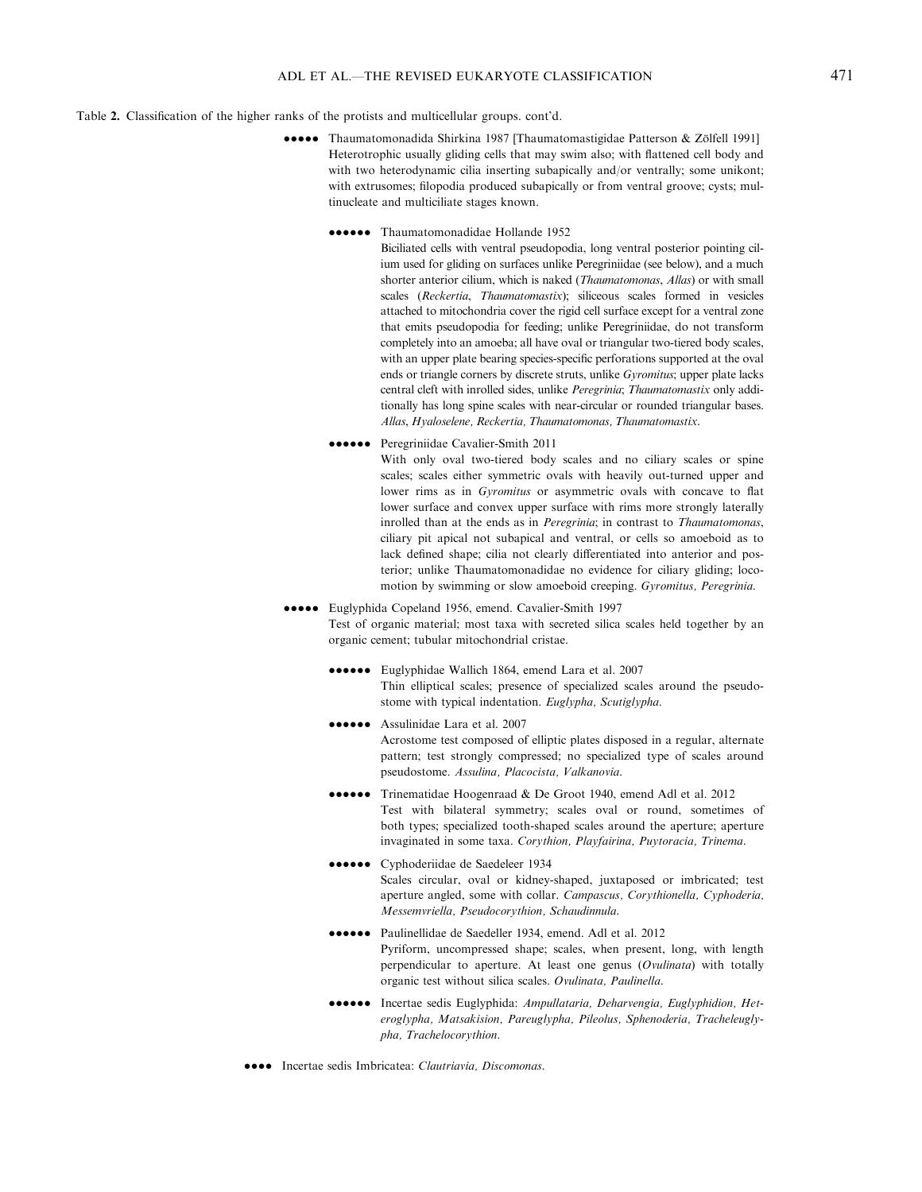Table 2. Classification of the higher ranks of the protists and multicellular groups. cont'd.

●●●●● Thaumatomonadida Shirkina 1987 [Thaumatomastigidae Patterson & Zölfell 1991]
Heterotrophic usually gliding cells that may swim also; with flattened cell body and with two heterodynamic cilia inserting subapically and/or ventrally; some unikont; with extrusomes; filopodia produced subapically or from ventral groove; cysts; multinucleate and multiciliate stages known.

●●●●●● Thaumatomonadidae Hollande 1952
Biciliated cells with ventral pseudopodia, long ventral posterior pointing cilium used for gliding on surfaces unlike Peregriniidae (see below), and a much shorter anterior cilium, which is naked (*Thaumatomonas*, *Allas*) or with small scales (*Reckertia*, *Thaumatomastix*); siliceous scales formed in vesicles attached to mitochondria cover the rigid cell surface except for a ventral zone that emits pseudopodia for feeding; unlike Peregriniidae, do not transform completely into an amoeba; all have oval or triangular two-tiered body scales, with an upper plate bearing species-specific perforations supported at the oval ends or triangle corners by discrete struts, unlike *Gyromitus*; upper plate lacks central cleft with inrolled sides, unlike *Peregrinia*; *Thaumatomastix* only additionally has long spine scales with near-circular or rounded triangular bases. *Allas*, *Hyaloselene, Reckertia, Thaumatomonas, Thaumatomastix*.

●●●●●● Peregriniidae Cavalier-Smith 2011
With only oval two-tiered body scales and no ciliary scales or spine scales; scales either symmetric ovals with heavily out-turned upper and lower rims as in *Gyromitus* or asymmetric ovals with concave to flat lower surface and convex upper surface with rims more strongly laterally inrolled than at the ends as in *Peregrinia*; in contrast to *Thaumatomonas*, ciliary pit apical not subapical and ventral, or cells so amoeboid as to lack defined shape; cilia not clearly differentiated into anterior and posterior; unlike Thaumatomonadidae no evidence for ciliary gliding; locomotion by swimming or slow amoeboid creeping. *Gyromitus, Peregrinia*.

●●●●● Euglyphida Copeland 1956, emend. Cavalier-Smith 1997
Test of organic material; most taxa with secreted silica scales held together by an organic cement; tubular mitochondrial cristae.

●●●●●● Euglyphidae Wallich 1864, emend Lara et al. 2007
Thin elliptical scales; presence of specialized scales around the pseudostome with typical indentation. *Euglypha, Scutiglypha*.

●●●●●● Assulinidae Lara et al. 2007
Acrostome test composed of elliptic plates disposed in a regular, alternate pattern; test strongly compressed; no specialized type of scales around pseudostome. *Assulina, Placocista, Valkanovia*.

●●●●●● Trinematidae Hoogenraad & De Groot 1940, emend Adl et al. 2012
Test with bilateral symmetry; scales oval or round, sometimes of both types; specialized tooth-shaped scales around the aperture; aperture invaginated in some taxa. *Corythion, Playfairina, Puytoracia, Trinema*.

●●●●●● Cyphoderiidae de Saedeleer 1934
Scales circular, oval or kidney-shaped, juxtaposed or imbricated; test aperture angled, some with collar. *Campascus, Corythionella, Cyphoderia, Messemvriella, Pseudocorythion, Schaudinnula*.

●●●●●● Paulinellidae de Saedeller 1934, emend. Adl et al. 2012
Pyriform, uncompressed shape; scales, when present, long, with length perpendicular to aperture. At least one genus (*Ovulinata*) with totally organic test without silica scales. *Ovulinata, Paulinella*.

●●●●●● Incertae sedis Euglyphida: *Ampullataria, Deharvengia, Euglyphidion, Heteroglypha, Matsakision, Pareuglypha, Pileolus, Sphenoderia, Tracheleuglypha, Trachelocorythion*.

●●●● Incertae sedis Imbricatea: *Clautriavia, Discomonas*.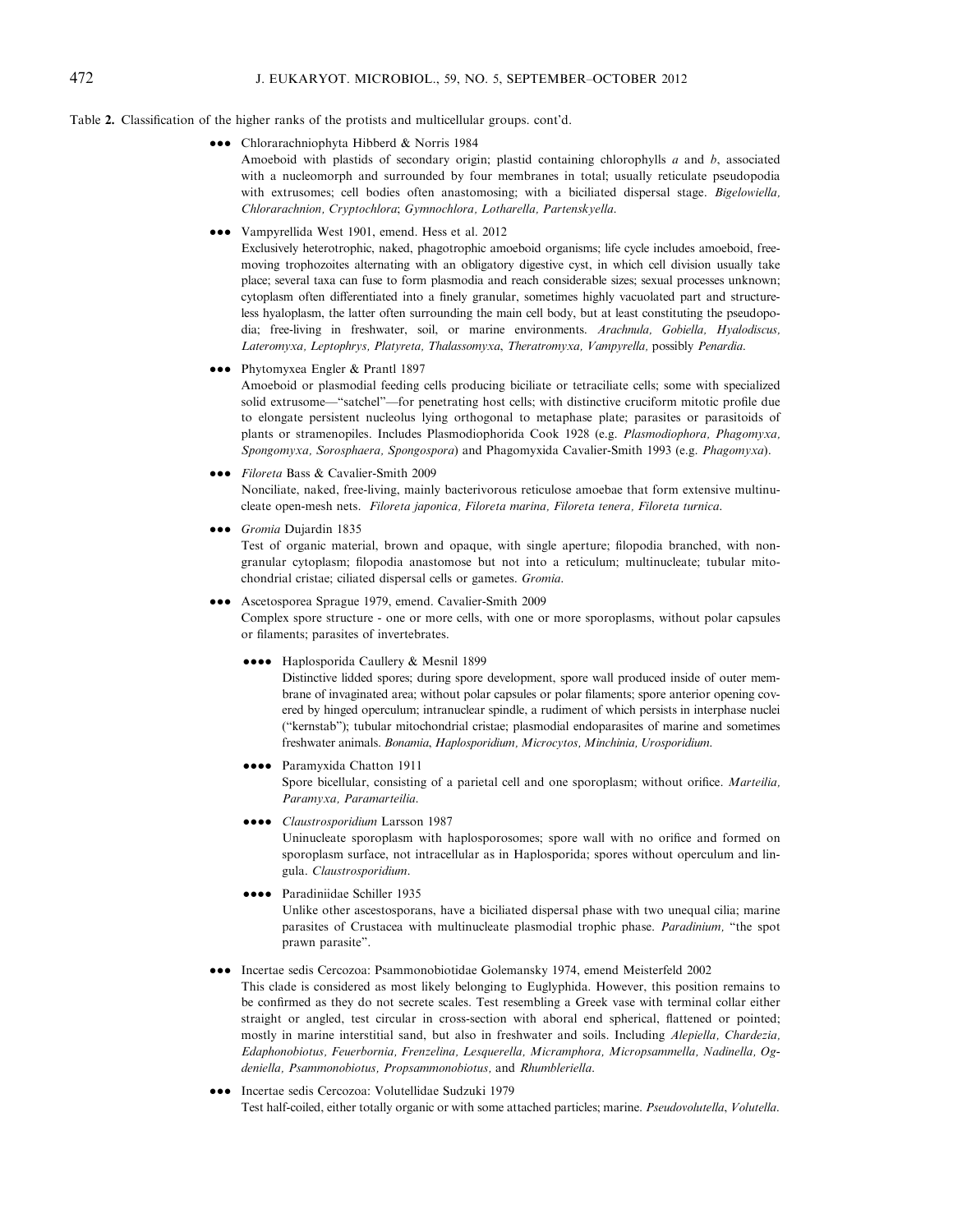Table 2. Classification of the higher ranks of the protists and multicellular groups. cont'd.

●●● Chlorarachniophyta Hibberd & Norris 1984

Amoeboid with plastids of secondary origin; plastid containing chlorophylls *a* and *b*, associated with a nucleomorph and surrounded by four membranes in total; usually reticulate pseudopodia with extrusomes; cell bodies often anastomosing; with a biciliated dispersal stage. *Bigelowiella, Chlorarachnion, Cryptochlora*; *Gymnochlora, Lotharella, Partenskyella*.

●●● Vampyrellida West 1901, emend. Hess et al. 2012

Exclusively heterotrophic, naked, phagotrophic amoeboid organisms; life cycle includes amoeboid, free-moving trophozoites alternating with an obligatory digestive cyst, in which cell division usually take place; several taxa can fuse to form plasmodia and reach considerable sizes; sexual processes unknown; cytoplasm often differentiated into a finely granular, sometimes highly vacuolated part and structureless hyaloplasm, the latter often surrounding the main cell body, but at least constituting the pseudopodia; free-living in freshwater, soil, or marine environments. *Arachnula, Gobiella, Hyalodiscus, Lateromyxa, Leptophrys, Platyreta, Thalassomyxa*, *Theratromyxa, Vampyrella,* possibly *Penardia*.

●●● Phytomyxea Engler & Prantl 1897

Amoeboid or plasmodial feeding cells producing biciliate or tetraciliate cells; some with specialized solid extrusome—"satchel"—for penetrating host cells; with distinctive cruciform mitotic profile due to elongate persistent nucleolus lying orthogonal to metaphase plate; parasites or parasitoids of plants or stramenopiles. Includes Plasmodiophorida Cook 1928 (e.g. *Plasmodiophora, Phagomyxa, Spongomyxa, Sorosphaera, Spongospora*) and Phagomyxida Cavalier-Smith 1993 (e.g. *Phagomyxa*).

●●● *Filoreta* Bass & Cavalier-Smith 2009

Nonciliate, naked, free-living, mainly bacterivorous reticulose amoebae that form extensive multinucleate open-mesh nets. *Filoreta japonica, Filoreta marina, Filoreta tenera, Filoreta turnica*.

●●● *Gromia* Dujardin 1835

Test of organic material, brown and opaque, with single aperture; filopodia branched, with non-granular cytoplasm; filopodia anastomose but not into a reticulum; multinucleate; tubular mitochondrial cristae; ciliated dispersal cells or gametes. *Gromia*.

●●● Ascetosporea Sprague 1979, emend. Cavalier-Smith 2009

Complex spore structure - one or more cells, with one or more sporoplasms, without polar capsules or filaments; parasites of invertebrates.

●●●● Haplosporida Caullery & Mesnil 1899

Distinctive lidded spores; during spore development, spore wall produced inside of outer membrane of invaginated area; without polar capsules or polar filaments; spore anterior opening covered by hinged operculum; intranuclear spindle, a rudiment of which persists in interphase nuclei ("kernstab"); tubular mitochondrial cristae; plasmodial endoparasites of marine and sometimes freshwater animals. *Bonamia*, *Haplosporidium, Microcytos, Minchinia, Urosporidium*.

●●●● Paramyxida Chatton 1911

Spore bicellular, consisting of a parietal cell and one sporoplasm; without orifice. *Marteilia, Paramyxa, Paramarteilia*.

●●●● *Claustrosporidium* Larsson 1987

Uninucleate sporoplasm with haplosporosomes; spore wall with no orifice and formed on sporoplasm surface, not intracellular as in Haplosporida; spores without operculum and lingula. *Claustrosporidium*.

●●●● Paradiniidae Schiller 1935

Unlike other ascestosporans, have a biciliated dispersal phase with two unequal cilia; marine parasites of Crustacea with multinucleate plasmodial trophic phase. *Paradinium,* "the spot prawn parasite".

●●● Incertae sedis Cercozoa: Psammonobiotidae Golemansky 1974, emend Meisterfeld 2002

This clade is considered as most likely belonging to Euglyphida. However, this position remains to be confirmed as they do not secrete scales. Test resembling a Greek vase with terminal collar either straight or angled, test circular in cross-section with aboral end spherical, flattened or pointed; mostly in marine interstitial sand, but also in freshwater and soils. Including *Alepiella, Chardezia, Edaphonobiotus, Feuerbornia, Frenzelina, Lesquerella, Micramphora, Micropsammella, Nadinella, Ogdeniella, Psammonobiotus, Propsammonobiotus,* and *Rhumbleriella*.

●●● Incertae sedis Cercozoa: Volutellidae Sudzuki 1979

Test half-coiled, either totally organic or with some attached particles; marine. *Pseudovolutella*, *Volutella*.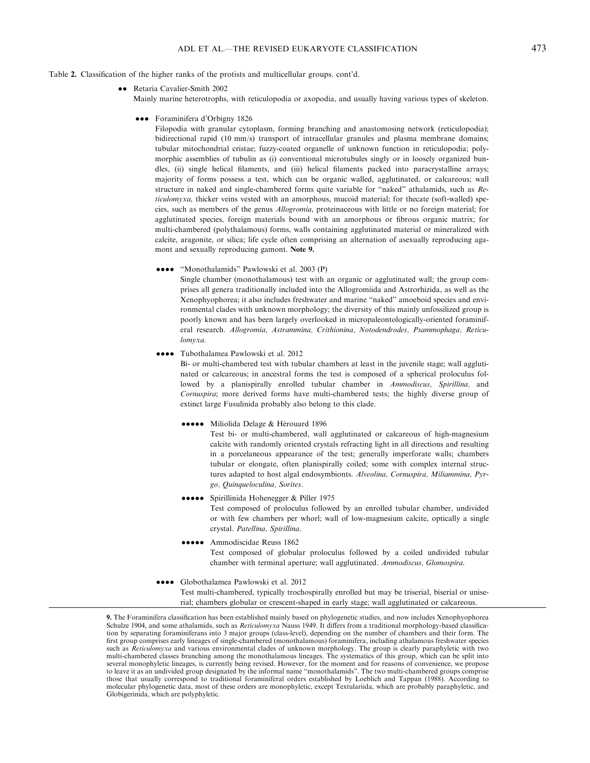Table 2. Classification of the higher ranks of the protists and multicellular groups. cont'd.

●● Retaria Cavalier-Smith 2002

Mainly marine heterotrophs, with reticulopodia or axopodia, and usually having various types of skeleton.

●●● Foraminifera d'Orbigny 1826

Filopodia with granular cytoplasm, forming branching and anastomosing network (reticulopodia); bidirectional rapid (10 mm/s) transport of intracellular granules and plasma membrane domains; tubular mitochondrial cristae; fuzzy-coated organelle of unknown function in reticulopodia; polymorphic assemblies of tubulin as (i) conventional microtubules singly or in loosely organized bundles, (ii) single helical filaments, and (iii) helical filaments packed into paracrystalline arrays; majority of forms possess a test, which can be organic walled, agglutinated, or calcareous; wall structure in naked and single-chambered forms quite variable for "naked" athalamids, such as *Reticulomyxa*, thicker veins vested with an amorphous, mucoid material; for thecate (soft-walled) species, such as members of the genus *Allogromia*, proteinaceous with little or no foreign material; for agglutinated species, foreign materials bound with an amorphous or fibrous organic matrix; for multi-chambered (polythalamous) forms, walls containing agglutinated material or mineralized with calcite, aragonite, or silica; life cycle often comprising an alternation of asexually reproducing agamont and sexually reproducing gamont. **Note 9.**

●●●● "Monothalamids" Pawlowski et al. 2003 (P)

Single chamber (monothalamous) test with an organic or agglutinated wall; the group comprises all genera traditionally included into the Allogromiida and Astrorhizida, as well as the Xenophyophorea; it also includes freshwater and marine "naked" amoeboid species and environmental clades with unknown morphology; the diversity of this mainly unfossilized group is poorly known and has been largely overlooked in micropaleontologically-oriented foraminiferal research. *Allogromia, Astrammina, Crithionina, Notodendrodes, Psammophaga, Reticulomyxa.*

●●●● Tubothalamea Pawlowski et al. 2012

Bi- or multi-chambered test with tubular chambers at least in the juvenile stage; wall agglutinated or calcareous; in ancestral forms the test is composed of a spherical proloculus followed by a planispirally enrolled tubular chamber in *Ammodiscus, Spirillina,* and *Cornuspira*; more derived forms have multi-chambered tests; the highly diverse group of extinct large Fusulinida probably also belong to this clade.

●●●●● Miliolida Delage & Hérouard 1896

Test bi- or multi-chambered, wall agglutinated or calcareous of high-magnesium calcite with randomly oriented crystals refracting light in all directions and resulting in a porcelaneous appearance of the test; generally imperforate walls; chambers tubular or elongate, often planispirally coiled; some with complex internal structures adapted to host algal endosymbionts. *Alveolina, Cornuspira, Miliammina, Pyrgo, Quinqueloculina, Sorites.*

●●●●● Spirillinida Hohenegger & Piller 1975

Test composed of proloculus followed by an enrolled tubular chamber, undivided or with few chambers per whorl; wall of low-magnesium calcite, optically a single crystal. *Patellina, Spirillina.*

●●●●● Ammodiscidae Reuss 1862

Test composed of globular proloculus followed by a coiled undivided tubular chamber with terminal aperture; wall agglutinated. *Ammodiscus, Glomospira.*

●●●● Globothalamea Pawlowski et al. 2012

Test multi-chambered, typically trochospirally enrolled but may be triserial, biserial or uniserial; chambers globular or crescent-shaped in early stage; wall agglutinated or calcareous.

---

9. The Foraminifera classification has been established mainly based on phylogenetic studies, and now includes Xenophyophorea Schulze 1904, and some athalamids, such as *Reticulomyxa* Nauss 1949. It differs from a traditional morphology-based classification by separating foraminiferans into 3 major groups (class-level), depending on the number of chambers and their form. The first group comprises early lineages of single-chambered (monothalamous) foraminifera, including athalamous freshwater species such as *Reticulomyxa* and various environmental clades of unknown morphology. The group is clearly paraphyletic with two multi-chambered classes branching among the monothalamous lineages. The systematics of this group, which can be split into several monophyletic lineages, is currently being revised. However, for the moment and for reasons of convenience, we propose to leave it as an undivided group designated by the informal name "monothalamids". The two multi-chambered groups comprise those that usually correspond to traditional foraminiferal orders established by Loeblich and Tappan (1988). According to molecular phylogenetic data, most of these orders are monophyletic, except Textulariida, which are probably paraphyletic, and Globigerinida, which are polyphyletic.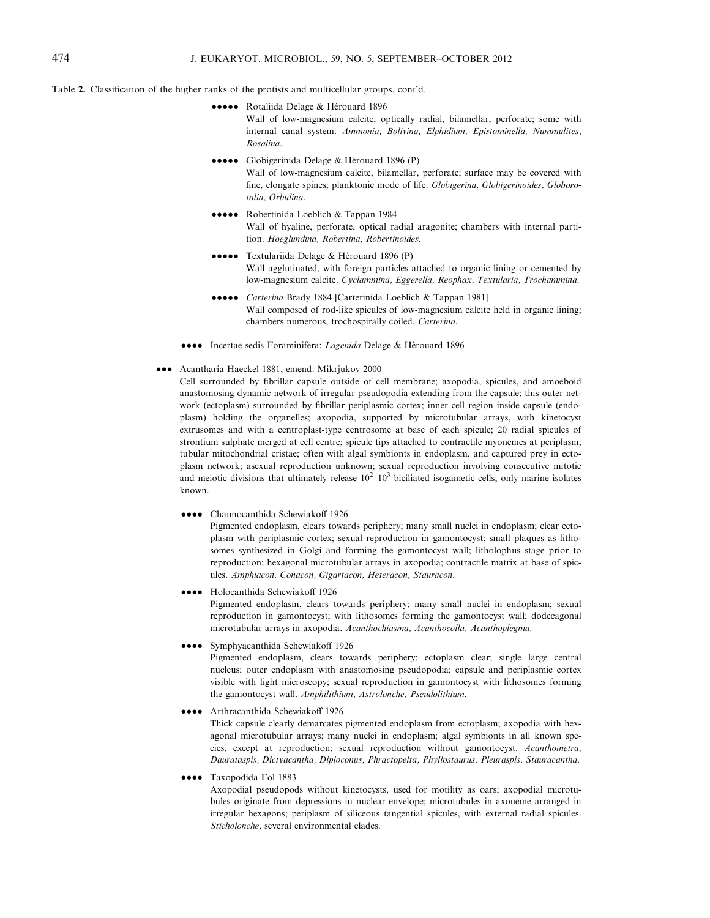Table 2. Classification of the higher ranks of the protists and multicellular groups. cont'd.

●●●●● Rotaliida Delage & Hérouard 1896
Wall of low-magnesium calcite, optically radial, bilamellar, perforate; some with internal canal system. *Ammonia, Bolivina, Elphidium, Epistominella, Nummulites, Rosalina.*

●●●●● Globigerinida Delage & Hérouard 1896 (P)
Wall of low-magnesium calcite, bilamellar, perforate; surface may be covered with fine, elongate spines; planktonic mode of life. *Globigerina, Globigerinoides, Globorotalia, Orbulina.*

●●●●● Robertinida Loeblich & Tappan 1984
Wall of hyaline, perforate, optical radial aragonite; chambers with internal partition. *Hoeglundina, Robertina, Robertinoides.*

●●●●● Textulariida Delage & Hérouard 1896 (P)
Wall agglutinated, with foreign particles attached to organic lining or cemented by low-magnesium calcite. *Cyclammina, Eggerella, Reophax, Textularia, Trochammina.*

●●●●● *Carterina* Brady 1884 [Carterinida Loeblich & Tappan 1981]
Wall composed of rod-like spicules of low-magnesium calcite held in organic lining; chambers numerous, trochospirally coiled. *Carterina.*

●●●● Incertae sedis Foraminifera: *Lagenida* Delage & Hérouard 1896

●●● Acantharia Haeckel 1881, emend. Mikrjukov 2000
Cell surrounded by fibrillar capsule outside of cell membrane; axopodia, spicules, and amoeboid anastomosing dynamic network of irregular pseudopodia extending from the capsule; this outer network (ectoplasm) surrounded by fibrillar periplasmic cortex; inner cell region inside capsule (endoplasm) holding the organelles; axopodia, supported by microtubular arrays, with kinetocyst extrusomes and with a centroplast-type centrosome at base of each spicule; 20 radial spicules of strontium sulphate merged at cell centre; spicule tips attached to contractile myonemes at periplasm; tubular mitochondrial cristae; often with algal symbionts in endoplasm, and captured prey in ectoplasm network; asexual reproduction unknown; sexual reproduction involving consecutive mitotic and meiotic divisions that ultimately release $10^2$–$10^3$ biciliated isogametic cells; only marine isolates known.

●●●● Chaunocanthida Schewiakoff 1926
Pigmented endoplasm, clears towards periphery; many small nuclei in endoplasm; clear ectoplasm with periplasmic cortex; sexual reproduction in gamontocyst; small plaques as lithosomes synthesized in Golgi and forming the gamontocyst wall; litholophus stage prior to reproduction; hexagonal microtubular arrays in axopodia; contractile matrix at base of spicules. *Amphiacon, Conacon, Gigartacon, Heteracon, Stauracon.*

●●●● Holocanthida Schewiakoff 1926
Pigmented endoplasm, clears towards periphery; many small nuclei in endoplasm; sexual reproduction in gamontocyst; with lithosomes forming the gamontocyst wall; dodecagonal microtubular arrays in axopodia. *Acanthochiasma, Acanthocolla, Acanthoplegma.*

●●●● Symphyacanthida Schewiakoff 1926
Pigmented endoplasm, clears towards periphery; ectoplasm clear; single large central nucleus; outer endoplasm with anastomosing pseudopodia; capsule and periplasmic cortex visible with light microscopy; sexual reproduction in gamontocyst with lithosomes forming the gamontocyst wall. *Amphilithium, Astrolonche, Pseudolithium.*

●●●● Arthracanthida Schewiakoff 1926
Thick capsule clearly demarcates pigmented endoplasm from ectoplasm; axopodia with hexagonal microtubular arrays; many nuclei in endoplasm; algal symbionts in all known species, except at reproduction; sexual reproduction without gamontocyst. *Acanthometra, Daurataspis, Dictyacantha, Diploconus, Phractopelta, Phyllostaurus, Pleuraspis, Stauracantha.*

●●●● Taxopodida Fol 1883
Axopodial pseudopods without kinetocysts, used for motility as oars; axopodial microtubules originate from depressions in nuclear envelope; microtubules in axoneme arranged in irregular hexagons; periplasm of siliceous tangential spicules, with external radial spicules. *Sticholonche,* several environmental clades.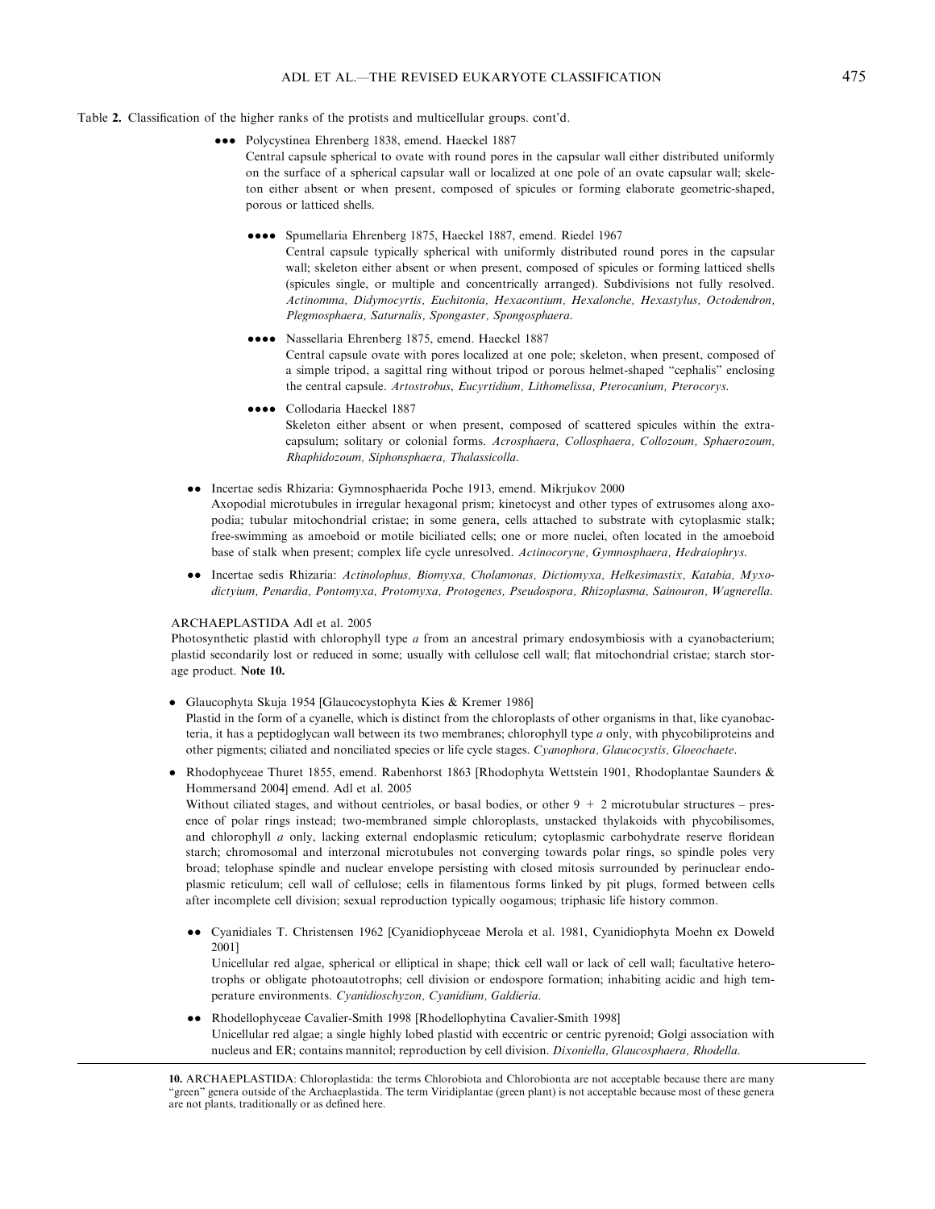Table 2. Classification of the higher ranks of the protists and multicellular groups. cont'd.

- ●●● Polycystinea Ehrenberg 1838, emend. Haeckel 1887
  Central capsule spherical to ovate with round pores in the capsular wall either distributed uniformly on the surface of a spherical capsular wall or localized at one pole of an ovate capsular wall; skeleton either absent or when present, composed of spicules or forming elaborate geometric-shaped, porous or latticed shells.

  - ●●●● Spumellaria Ehrenberg 1875, Haeckel 1887, emend. Riedel 1967
    Central capsule typically spherical with uniformly distributed round pores in the capsular wall; skeleton either absent or when present, composed of spicules or forming latticed shells (spicules single, or multiple and concentrically arranged). Subdivisions not fully resolved. *Actinomma, Didymocyrtis, Euchitonia, Hexacontium, Hexalonche, Hexastylus, Octodendron, Plegmosphaera, Saturnalis, Spongaster, Spongosphaera.*

  - ●●●● Nassellaria Ehrenberg 1875, emend. Haeckel 1887
    Central capsule ovate with pores localized at one pole; skeleton, when present, composed of a simple tripod, a sagittal ring without tripod or porous helmet-shaped "cephalis" enclosing the central capsule. *Artostrobus*, *Eucyrtidium, Lithomelissa, Pterocanium, Pterocorys.*

  - ●●●● Collodaria Haeckel 1887
    Skeleton either absent or when present, composed of scattered spicules within the extracapsulum; solitary or colonial forms. *Acrosphaera, Collosphaera, Collozoum, Sphaerozoum, Rhaphidozoum, Siphonsphaera, Thalassicolla.*

- ●● Incertae sedis Rhizaria: Gymnosphaerida Poche 1913, emend. Mikrjukov 2000
  Axopodial microtubules in irregular hexagonal prism; kinetocyst and other types of extrusomes along axopodia; tubular mitochondrial cristae; in some genera, cells attached to substrate with cytoplasmic stalk; free-swimming as amoeboid or motile biciliated cells; one or more nuclei, often located in the amoeboid base of stalk when present; complex life cycle unresolved. *Actinocoryne, Gymnosphaera, Hedraiophrys.*

- ●● Incertae sedis Rhizaria: *Actinolophus, Biomyxa, Cholamonas, Dictiomyxa, Helkesimastix, Katabia, Myxodictyium, Penardia, Pontomyxa, Protomyxa, Protogenes, Pseudospora, Rhizoplasma, Sainouron, Wagnerella.*

ARCHAEPLASTIDA Adl et al. 2005
Photosynthetic plastid with chlorophyll type *a* from an ancestral primary endosymbiosis with a cyanobacterium; plastid secondarily lost or reduced in some; usually with cellulose cell wall; flat mitochondrial cristae; starch storage product. **Note 10.**

- Glaucophyta Skuja 1954 [Glaucocystophyta Kies & Kremer 1986]
  Plastid in the form of a cyanelle, which is distinct from the chloroplasts of other organisms in that, like cyanobacteria, it has a peptidoglycan wall between its two membranes; chlorophyll type *a* only, with phycobiliproteins and other pigments; ciliated and nonciliated species or life cycle stages. *Cyanophora, Glaucocystis, Gloeochaete.*

- Rhodophyceae Thuret 1855, emend. Rabenhorst 1863 [Rhodophyta Wettstein 1901, Rhodoplantae Saunders & Hommersand 2004] emend. Adl et al. 2005
  Without ciliated stages, and without centrioles, or basal bodies, or other 9 + 2 microtubular structures – presence of polar rings instead; two-membraned simple chloroplasts, unstacked thylakoids with phycobilisomes, and chlorophyll *a* only, lacking external endoplasmic reticulum; cytoplasmic carbohydrate reserve floridean starch; chromosomal and interzonal microtubules not converging towards polar rings, so spindle poles very broad; telophase spindle and nuclear envelope persisting with closed mitosis surrounded by perinuclear endoplasmic reticulum; cell wall of cellulose; cells in filamentous forms linked by pit plugs, formed between cells after incomplete cell division; sexual reproduction typically oogamous; triphasic life history common.

  - ●● Cyanidiales T. Christensen 1962 [Cyanidiophyceae Merola et al. 1981, Cyanidiophyta Moehn ex Doweld 2001]
    Unicellular red algae, spherical or elliptical in shape; thick cell wall or lack of cell wall; facultative heterotrophs or obligate photoautotrophs; cell division or endospore formation; inhabiting acidic and high temperature environments. *Cyanidioschyzon, Cyanidium, Galdieria.*

  - ●● Rhodellophyceae Cavalier-Smith 1998 [Rhodellophytina Cavalier-Smith 1998]
    Unicellular red algae; a single highly lobed plastid with eccentric or centric pyrenoid; Golgi association with nucleus and ER; contains mannitol; reproduction by cell division. *Dixoniella, Glaucosphaera, Rhodella.*

---

**10.** ARCHAEPLASTIDA: Chloroplastida: the terms Chlorobiota and Chlorobionta are not acceptable because there are many "green" genera outside of the Archaeplastida. The term Viridiplantae (green plant) is not acceptable because most of these genera are not plants, traditionally or as defined here.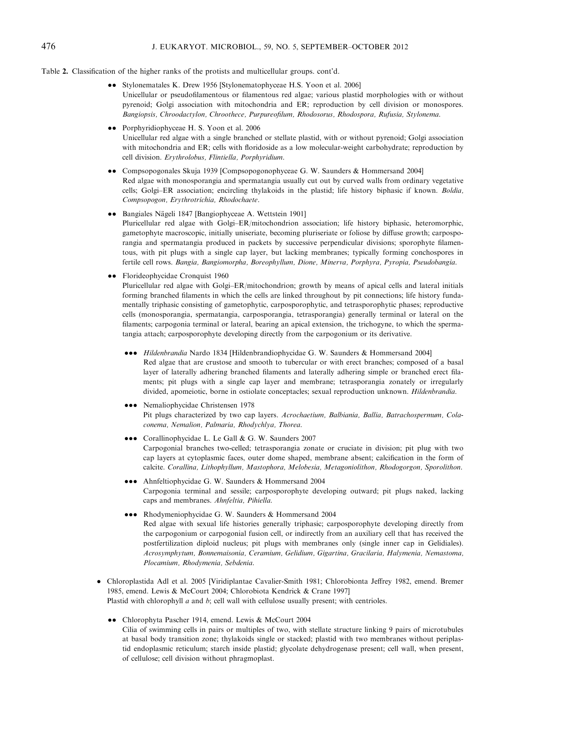Table 2. Classification of the higher ranks of the protists and multicellular groups. cont'd.

- •• Stylonematales K. Drew 1956 [Stylonematophyceae H.S. Yoon et al. 2006]
  Unicellular or pseudofilamentous or filamentous red algae; various plastid morphologies with or without pyrenoid; Golgi association with mitochondria and ER; reproduction by cell division or monospores. *Bangiopsis, Chroodactylon, Chroothece, Purpureofilum, Rhodosorus, Rhodospora, Rufusia, Stylonema.*

- •• Porphyridiophyceae H. S. Yoon et al. 2006
  Unicellular red algae with a single branched or stellate plastid, with or without pyrenoid; Golgi association with mitochondria and ER; cells with floridoside as a low molecular-weight carbohydrate; reproduction by cell division. *Erythrolobus, Flintiella, Porphyridium.*

- •• Compsopogonales Skuja 1939 [Compsopogonophyceae G. W. Saunders & Hommersand 2004]
  Red algae with monosporangia and spermatangia usually cut out by curved walls from ordinary vegetative cells; Golgi–ER association; encircling thylakoids in the plastid; life history biphasic if known. *Boldia, Compsopogon, Erythrotrichia, Rhodochaete.*

- •• Bangiales Nägeli 1847 [Bangiophyceae A. Wettstein 1901]
  Pluricellular red algae with Golgi–ER/mitochondrion association; life history biphasic, heteromorphic, gametophyte macroscopic, initially uniseriate, becoming pluriseriate or foliose by diffuse growth; carposporangia and spermatangia produced in packets by successive perpendicular divisions; sporophyte filamentous, with pit plugs with a single cap layer, but lacking membranes; typically forming conchospores in fertile cell rows. *Bangia, Bangiomorpha, Boreophyllum, Dione, Minerva, Porphyra, Pyropia, Pseudobangia.*

- •• Florideophycidae Cronquist 1960
  Pluricellular red algae with Golgi–ER/mitochondrion; growth by means of apical cells and lateral initials forming branched filaments in which the cells are linked throughout by pit connections; life history fundamentally triphasic consisting of gametophytic, carposporophytic, and tetrasporophytic phases; reproductive cells (monosporangia, spermatangia, carposporangia, tetrasporangia) generally terminal or lateral on the filaments; carpogonia terminal or lateral, bearing an apical extension, the trichogyne, to which the spermatangia attach; carposporophyte developing directly from the carpogonium or its derivative.

  - ••• *Hildenbrandia* Nardo 1834 [Hildenbrandiophycidae G. W. Saunders & Hommersand 2004]
    Red algae that are crustose and smooth to tubercular or with erect branches; composed of a basal layer of laterally adhering branched filaments and laterally adhering simple or branched erect filaments; pit plugs with a single cap layer and membrane; tetrasporangia zonately or irregularly divided, apomeiotic, borne in ostiolate conceptacles; sexual reproduction unknown. *Hildenbrandia.*

  - ••• Nemaliophycidae Christensen 1978
    Pit plugs characterized by two cap layers. *Acrochaetium, Balbiania, Ballia, Batrachospermum, Colaconema, Nemalion, Palmaria, Rhodychlya, Thorea.*

  - ••• Corallinophycidae L. Le Gall & G. W. Saunders 2007
    Carpogonial branches two-celled; tetrasporangia zonate or cruciate in division; pit plug with two cap layers at cytoplasmic faces, outer dome shaped, membrane absent; calcification in the form of calcite. *Corallina, Lithophyllum, Mastophora, Melobesia, Metagoniolithon, Rhodogorgon, Sporolithon.*

  - ••• Ahnfeltiophycidae G. W. Saunders & Hommersand 2004
    Carpogonia terminal and sessile; carposporophyte developing outward; pit plugs naked, lacking caps and membranes. *Ahnfeltia, Pihiella.*

  - ••• Rhodymeniophycidae G. W. Saunders & Hommersand 2004
    Red algae with sexual life histories generally triphasic; carposporophyte developing directly from the carpogonium or carpogonial fusion cell, or indirectly from an auxiliary cell that has received the postfertilization diploid nucleus; pit plugs with membranes only (single inner cap in Gelidiales). *Acrosymphytum, Bonnemaisonia, Ceramium, Gelidium, Gigartina, Gracilaria, Halymenia, Nemastoma, Plocamium, Rhodymenia, Sebdenia.*

- • Chloroplastida Adl et al. 2005 [Viridiplantae Cavalier-Smith 1981; Chlorobionta Jeffrey 1982, emend. Bremer 1985, emend. Lewis & McCourt 2004; Chlorobiota Kendrick & Crane 1997]
  Plastid with chlorophyll *a* and *b*; cell wall with cellulose usually present; with centrioles.

  - •• Chlorophyta Pascher 1914, emend. Lewis & McCourt 2004
    Cilia of swimming cells in pairs or multiples of two, with stellate structure linking 9 pairs of microtubules at basal body transition zone; thylakoids single or stacked; plastid with two membranes without periplastid endoplasmic reticulum; starch inside plastid; glycolate dehydrogenase present; cell wall, when present, of cellulose; cell division without phragmoplast.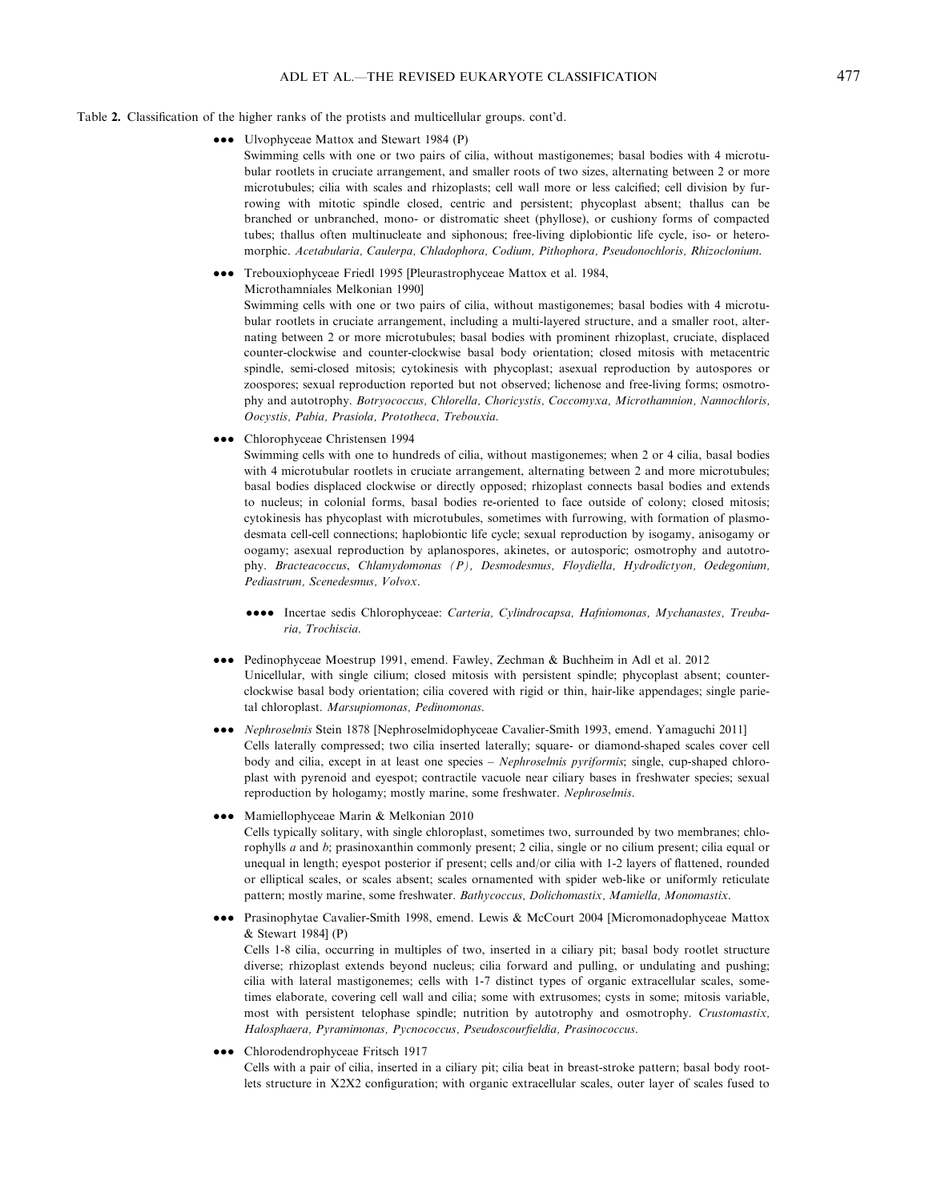Table 2. Classification of the higher ranks of the protists and multicellular groups. cont'd.

●●● Ulvophyceae Mattox and Stewart 1984 (P)
Swimming cells with one or two pairs of cilia, without mastigonemes; basal bodies with 4 microtubular rootlets in cruciate arrangement, and smaller roots of two sizes, alternating between 2 or more microtubules; cilia with scales and rhizoplasts; cell wall more or less calcified; cell division by furrowing with mitotic spindle closed, centric and persistent; phycoplast absent; thallus can be branched or unbranched, mono- or distromatic sheet (phyllose), or cushiony forms of compacted tubes; thallus often multinucleate and siphonous; free-living diplobiontic life cycle, iso- or heteromorphic. *Acetabularia, Caulerpa, Chladophora, Codium, Pithophora, Pseudonochloris, Rhizoclonium.*

●●● Trebouxiophyceae Friedl 1995 [Pleurastrophyceae Mattox et al. 1984, Microthamniales Melkonian 1990]
Swimming cells with one or two pairs of cilia, without mastigonemes; basal bodies with 4 microtubular rootlets in cruciate arrangement, including a multi-layered structure, and a smaller root, alternating between 2 or more microtubules; basal bodies with prominent rhizoplast, cruciate, displaced counter-clockwise and counter-clockwise basal body orientation; closed mitosis with metacentric spindle, semi-closed mitosis; cytokinesis with phycoplast; asexual reproduction by autospores or zoospores; sexual reproduction reported but not observed; lichenose and free-living forms; osmotrophy and autotrophy. *Botryococcus, Chlorella, Choricystis, Coccomyxa, Microthamnion, Nannochloris, Oocystis, Pabia, Prasiola, Prototheca, Trebouxia.*

●●● Chlorophyceae Christensen 1994
Swimming cells with one to hundreds of cilia, without mastigonemes; when 2 or 4 cilia, basal bodies with 4 microtubular rootlets in cruciate arrangement, alternating between 2 and more microtubules; basal bodies displaced clockwise or directly opposed; rhizoplast connects basal bodies and extends to nucleus; in colonial forms, basal bodies re-oriented to face outside of colony; closed mitosis; cytokinesis has phycoplast with microtubules, sometimes with furrowing, with formation of plasmodesmata cell-cell connections; haplobiontic life cycle; sexual reproduction by isogamy, anisogamy or oogamy; asexual reproduction by aplanospores, akinetes, or autosporic; osmotrophy and autotrophy. *Bracteacoccus, Chlamydomonas (P), Desmodesmus, Floydiella, Hydrodictyon, Oedegonium, Pediastrum, Scenedesmus, Volvox.*

●●●● Incertae sedis Chlorophyceae: *Carteria, Cylindrocapsa, Hafniomonas, Mychanastes, Treubaria, Trochiscia.*

●●● Pedinophyceae Moestrup 1991, emend. Fawley, Zechman & Buchheim in Adl et al. 2012
Unicellular, with single cilium; closed mitosis with persistent spindle; phycoplast absent; counter-clockwise basal body orientation; cilia covered with rigid or thin, hair-like appendages; single parietal chloroplast. *Marsupiomonas, Pedinomonas.*

●●● *Nephroselmis* Stein 1878 [Nephroselmidophyceae Cavalier-Smith 1993, emend. Yamaguchi 2011]
Cells laterally compressed; two cilia inserted laterally; square- or diamond-shaped scales cover cell body and cilia, except in at least one species – *Nephroselmis pyriformis*; single, cup-shaped chloroplast with pyrenoid and eyespot; contractile vacuole near ciliary bases in freshwater species; sexual reproduction by hologamy; mostly marine, some freshwater. *Nephroselmis.*

●●● Mamiellophyceae Marin & Melkonian 2010
Cells typically solitary, with single chloroplast, sometimes two, surrounded by two membranes; chlorophylls *a* and *b*; prasinoxanthin commonly present; 2 cilia, single or no cilium present; cilia equal or unequal in length; eyespot posterior if present; cells and/or cilia with 1-2 layers of flattened, rounded or elliptical scales, or scales absent; scales ornamented with spider web-like or uniformly reticulate pattern; mostly marine, some freshwater. *Bathycoccus, Dolichomastix, Mamiella, Monomastix.*

●●● Prasinophytae Cavalier-Smith 1998, emend. Lewis & McCourt 2004 [Micromonadophyceae Mattox & Stewart 1984] (P)
Cells 1-8 cilia, occurring in multiples of two, inserted in a ciliary pit; basal body rootlet structure diverse; rhizoplast extends beyond nucleus; cilia forward and pulling, or undulating and pushing; cilia with lateral mastigonemes; cells with 1-7 distinct types of organic extracellular scales, sometimes elaborate, covering cell wall and cilia; some with extrusomes; cysts in some; mitosis variable, most with persistent telophase spindle; nutrition by autotrophy and osmotrophy. *Crustomastix, Halosphaera, Pyramimonas, Pycnococcus, Pseudoscourfieldia, Prasinococcus.*

●●● Chlorodendrophyceae Fritsch 1917
Cells with a pair of cilia, inserted in a ciliary pit; cilia beat in breast-stroke pattern; basal body rootlets structure in X2X2 configuration; with organic extracellular scales, outer layer of scales fused to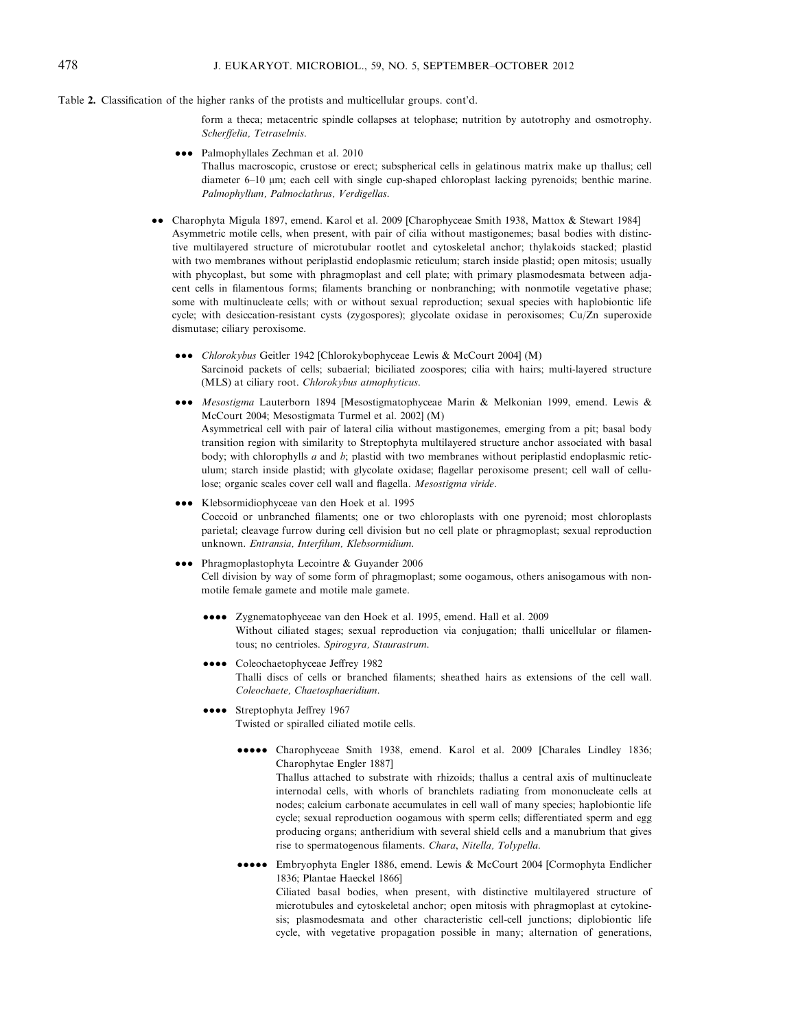Table 2. Classification of the higher ranks of the protists and multicellular groups. cont'd.

form a theca; metacentric spindle collapses at telophase; nutrition by autotrophy and osmotrophy. *Scherffelia, Tetraselmis.*

- ••• Palmophyllales Zechman et al. 2010
  Thallus macroscopic, crustose or erect; subspherical cells in gelatinous matrix make up thallus; cell diameter 6–10 μm; each cell with single cup-shaped chloroplast lacking pyrenoids; benthic marine. *Palmophyllum, Palmoclathrus, Verdigellas.*

- •• Charophyta Migula 1897, emend. Karol et al. 2009 [Charophyceae Smith 1938, Mattox & Stewart 1984]
  Asymmetric motile cells, when present, with pair of cilia without mastigonemes; basal bodies with distinctive multilayered structure of microtubular rootlet and cytoskeletal anchor; thylakoids stacked; plastid with two membranes without periplastid endoplasmic reticulum; starch inside plastid; open mitosis; usually with phycoplast, but some with phragmoplast and cell plate; with primary plasmodesmata between adjacent cells in filamentous forms; filaments branching or nonbranching; with nonmotile vegetative phase; some with multinucleate cells; with or without sexual reproduction; sexual species with haplobiontic life cycle; with desiccation-resistant cysts (zygospores); glycolate oxidase in peroxisomes; Cu/Zn superoxide dismutase; ciliary peroxisome.

  - ••• *Chlorokybus* Geitler 1942 [Chlorokybophyceae Lewis & McCourt 2004] (M)
    Sarcinoid packets of cells; subaerial; biciliated zoospores; cilia with hairs; multi-layered structure (MLS) at ciliary root. *Chlorokybus atmophyticus.*

  - ••• *Mesostigma* Lauterborn 1894 [Mesostigmatophyceae Marin & Melkonian 1999, emend. Lewis & McCourt 2004; Mesostigmata Turmel et al. 2002] (M)
    Asymmetrical cell with pair of lateral cilia without mastigonemes, emerging from a pit; basal body transition region with similarity to Streptophyta multilayered structure anchor associated with basal body; with chlorophylls *a* and *b*; plastid with two membranes without periplastid endoplasmic reticulum; starch inside plastid; with glycolate oxidase; flagellar peroxisome present; cell wall of cellulose; organic scales cover cell wall and flagella. *Mesostigma viride.*

  - ••• Klebsormidiophyceae van den Hoek et al. 1995
    Coccoid or unbranched filaments; one or two chloroplasts with one pyrenoid; most chloroplasts parietal; cleavage furrow during cell division but no cell plate or phragmoplast; sexual reproduction unknown. *Entransia, Interfilum, Klebsormidium.*

  - ••• Phragmoplastophyta Lecointre & Guyander 2006
    Cell division by way of some form of phragmoplast; some oogamous, others anisogamous with nonmotile female gamete and motile male gamete.

    - •••• Zygnematophyceae van den Hoek et al. 1995, emend. Hall et al. 2009
      Without ciliated stages; sexual reproduction via conjugation; thalli unicellular or filamentous; no centrioles. *Spirogyra, Staurastrum.*

    - •••• Coleochaetophyceae Jeffrey 1982
      Thalli discs of cells or branched filaments; sheathed hairs as extensions of the cell wall. *Coleochaete, Chaetosphaeridium.*

    - •••• Streptophyta Jeffrey 1967
      Twisted or spiralled ciliated motile cells.

      - ••••• Charophyceae Smith 1938, emend. Karol et al. 2009 [Charales Lindley 1836; Charophytae Engler 1887]
        Thallus attached to substrate with rhizoids; thallus a central axis of multinucleate internodal cells, with whorls of branchlets radiating from mononucleate cells at nodes; calcium carbonate accumulates in cell wall of many species; haplobiontic life cycle; sexual reproduction oogamous with sperm cells; differentiated sperm and egg producing organs; antheridium with several shield cells and a manubrium that gives rise to spermatogenous filaments. *Chara, Nitella, Tolypella.*

      - ••••• Embryophyta Engler 1886, emend. Lewis & McCourt 2004 [Cormophyta Endlicher 1836; Plantae Haeckel 1866]
        Ciliated basal bodies, when present, with distinctive multilayered structure of microtubules and cytoskeletal anchor; open mitosis with phragmoplast at cytokinesis; plasmodesmata and other characteristic cell-cell junctions; diplobiontic life cycle, with vegetative propagation possible in many; alternation of generations,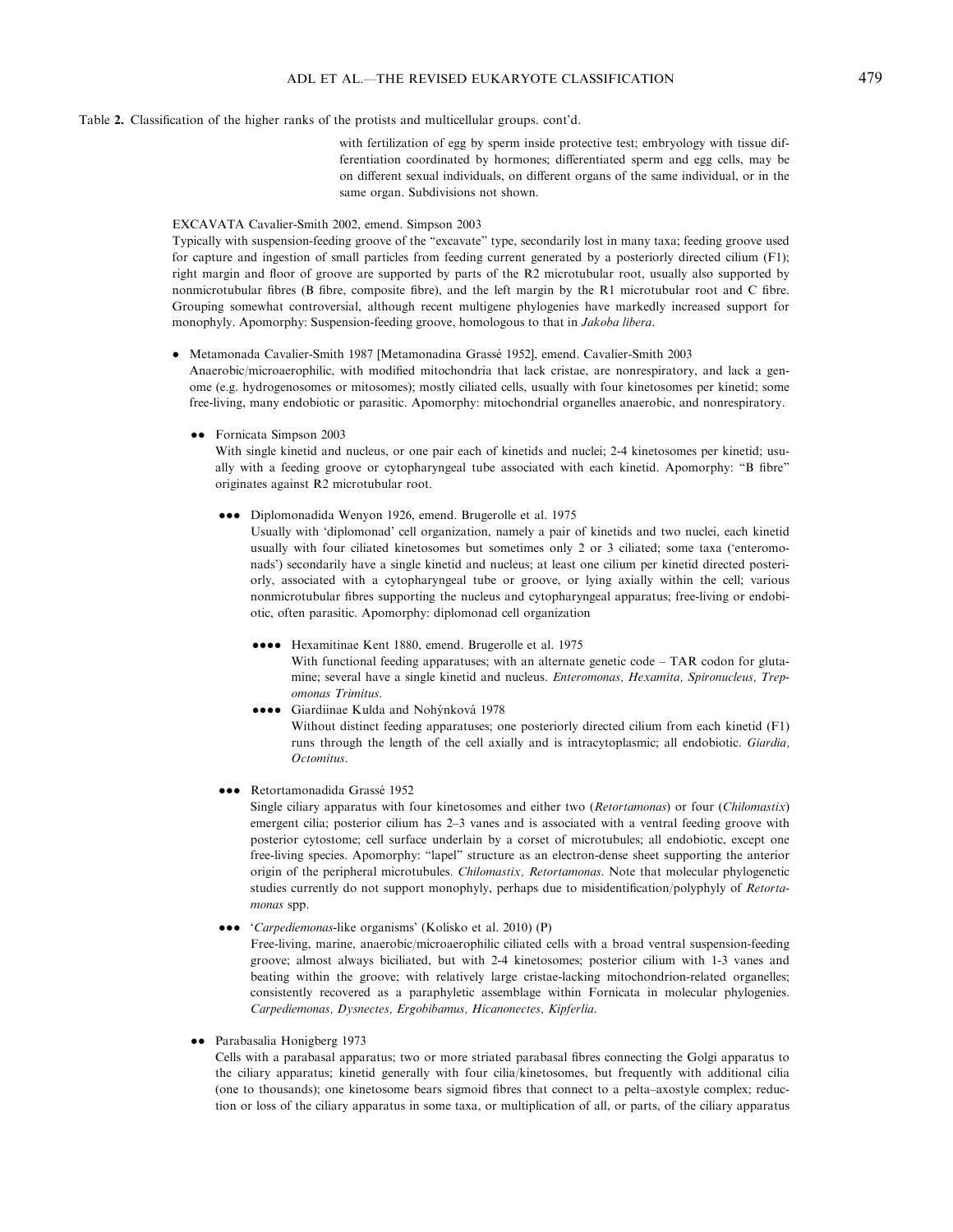Table 2. Classification of the higher ranks of the protists and multicellular groups. cont'd.

with fertilization of egg by sperm inside protective test; embryology with tissue differentiation coordinated by hormones; differentiated sperm and egg cells, may be on different sexual individuals, on different organs of the same individual, or in the same organ. Subdivisions not shown.

EXCAVATA Cavalier-Smith 2002, emend. Simpson 2003

Typically with suspension-feeding groove of the "excavate" type, secondarily lost in many taxa; feeding groove used for capture and ingestion of small particles from feeding current generated by a posteriorly directed cilium (F1); right margin and floor of groove are supported by parts of the R2 microtubular root, usually also supported by nonmicrotubular fibres (B fibre, composite fibre), and the left margin by the R1 microtubular root and C fibre. Grouping somewhat controversial, although recent multigene phylogenies have markedly increased support for monophyly. Apomorphy: Suspension-feeding groove, homologous to that in *Jakoba libera*.

- Metamonada Cavalier-Smith 1987 [Metamonadina Grassé 1952], emend. Cavalier-Smith 2003
  Anaerobic/microaerophilic, with modified mitochondria that lack cristae, are nonrespiratory, and lack a genome (e.g. hydrogenosomes or mitosomes); mostly ciliated cells, usually with four kinetosomes per kinetid; some free-living, many endobiotic or parasitic. Apomorphy: mitochondrial organelles anaerobic, and nonrespiratory.

  - •• Fornicata Simpson 2003
    With single kinetid and nucleus, or one pair each of kinetids and nuclei; 2-4 kinetosomes per kinetid; usually with a feeding groove or cytopharyngeal tube associated with each kinetid. Apomorphy: "B fibre" originates against R2 microtubular root.

    - ••• Diplomonadida Wenyon 1926, emend. Brugerolle et al. 1975
      Usually with 'diplomonad' cell organization, namely a pair of kinetids and two nuclei, each kinetid usually with four ciliated kinetosomes but sometimes only 2 or 3 ciliated; some taxa ('enteromonads') secondarily have a single kinetid and nucleus; at least one cilium per kinetid directed posteriorly, associated with a cytopharyngeal tube or groove, or lying axially within the cell; various nonmicrotubular fibres supporting the nucleus and cytopharyngeal apparatus; free-living or endobiotic, often parasitic. Apomorphy: diplomonad cell organization

      - •••• Hexamitinae Kent 1880, emend. Brugerolle et al. 1975
        With functional feeding apparatuses; with an alternate genetic code – TAR codon for glutamine; several have a single kinetid and nucleus. *Enteromonas, Hexamita, Spironucleus, Trepomonas Trimitus*.
      - •••• Giardiinae Kulda and Nohýnková 1978
        Without distinct feeding apparatuses; one posteriorly directed cilium from each kinetid (F1) runs through the length of the cell axially and is intracytoplasmic; all endobiotic. *Giardia, Octomitus*.

    - ••• Retortamonadida Grassé 1952
      Single ciliary apparatus with four kinetosomes and either two (*Retortamonas*) or four (*Chilomastix*) emergent cilia; posterior cilium has 2–3 vanes and is associated with a ventral feeding groove with posterior cytostome; cell surface underlain by a corset of microtubules; all endobiotic, except one free-living species. Apomorphy: "lapel" structure as an electron-dense sheet supporting the anterior origin of the peripheral microtubules. *Chilomastix, Retortamonas*. Note that molecular phylogenetic studies currently do not support monophyly, perhaps due to misidentification/polyphyly of *Retortamonas* spp.

    - ••• '*Carpediemonas*-like organisms' (Kolisko et al. 2010) (P)
      Free-living, marine, anaerobic/microaerophilic ciliated cells with a broad ventral suspension-feeding groove; almost always biciliated, but with 2-4 kinetosomes; posterior cilium with 1-3 vanes and beating within the groove; with relatively large cristae-lacking mitochondrion-related organelles; consistently recovered as a paraphyletic assemblage within Fornicata in molecular phylogenies. *Carpediemonas, Dysnectes, Ergobibamus, Hicanonectes, Kipferlia*.

  - •• Parabasalia Honigberg 1973
    Cells with a parabasal apparatus; two or more striated parabasal fibres connecting the Golgi apparatus to the ciliary apparatus; kinetid generally with four cilia/kinetosomes, but frequently with additional cilia (one to thousands); one kinetosome bears sigmoid fibres that connect to a pelta–axostyle complex; reduction or loss of the ciliary apparatus in some taxa, or multiplication of all, or parts, of the ciliary apparatus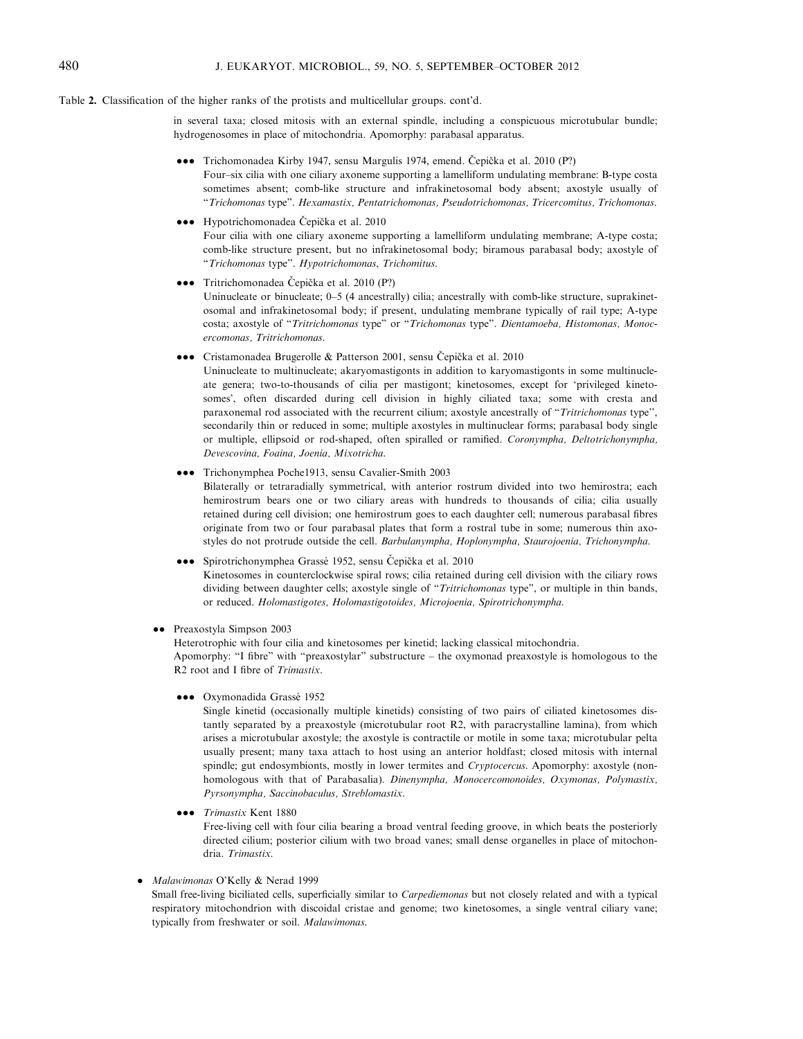Table 2. Classification of the higher ranks of the protists and multicellular groups. cont'd.

in several taxa; closed mitosis with an external spindle, including a conspicuous microtubular bundle; hydrogenosomes in place of mitochondria. Apomorphy: parabasal apparatus.

- ●●● Trichomonadea Kirby 1947, sensu Margulis 1974, emend. Čepička et al. 2010 (P?)
  Four–six cilia with one ciliary axoneme supporting a lamelliform undulating membrane: B-type costa sometimes absent; comb-like structure and infrakinetosomal body absent; axostyle usually of "*Trichomonas* type". *Hexamastix, Pentatrichomonas, Pseudotrichomonas, Tricercomitus, Trichomonas.*

- ●●● Hypotrichomonadea Čepička et al. 2010
  Four cilia with one ciliary axoneme supporting a lamelliform undulating membrane; A-type costa; comb-like structure present, but no infrakinetosomal body; biramous parabasal body; axostyle of "*Trichomonas* type". *Hypotrichomonas, Trichomitus.*

- ●●● Tritrichomonadea Čepička et al. 2010 (P?)
  Uninucleate or binucleate; 0–5 (4 ancestrally) cilia; ancestrally with comb-like structure, suprakinetosomal and infrakinetosomal body; if present, undulating membrane typically of rail type; A-type costa; axostyle of "*Tritrichomonas* type" or "*Trichomonas* type". *Dientamoeba, Histomonas, Monocercomonas, Tritrichomonas.*

- ●●● Cristamonadea Brugerolle & Patterson 2001, sensu Čepička et al. 2010
  Uninucleate to multinucleate; akaryomastigonts in addition to karyomastigonts in some multinucleate genera; two-to-thousands of cilia per mastigont; kinetosomes, except for 'privileged kinetosomes', often discarded during cell division in highly ciliated taxa; some with cresta and paraxonemal rod associated with the recurrent cilium; axostyle ancestrally of "*Tritrichomonas* type", secondarily thin or reduced in some; multiple axostyles in multinuclear forms; parabasal body single or multiple, ellipsoid or rod-shaped, often spiralled or ramified. *Coronympha, Deltotrichonympha, Devescovina, Foaina, Joenia, Mixotricha.*

- ●●● Trichonymphea Poche1913, sensu Cavalier-Smith 2003
  Bilaterally or tetraradially symmetrical, with anterior rostrum divided into two hemirostra; each hemirostrum bears one or two ciliary areas with hundreds to thousands of cilia; cilia usually retained during cell division; one hemirostrum goes to each daughter cell; numerous parabasal fibres originate from two or four parabasal plates that form a rostral tube in some; numerous thin axostyles do not protrude outside the cell. *Barbulanympha, Hoplonympha, Staurojoenia, Trichonympha.*

- ●●● Spirotrichonymphea Grassé 1952, sensu Čepička et al. 2010
  Kinetosomes in counterclockwise spiral rows; cilia retained during cell division with the ciliary rows dividing between daughter cells; axostyle single of "*Tritrichomonas* type", or multiple in thin bands, or reduced. *Holomastigotes, Holomastigotoides, Microjoenia, Spirotrichonympha.*

- ●● Preaxostyla Simpson 2003
  Heterotrophic with four cilia and kinetosomes per kinetid; lacking classical mitochondria.
  Apomorphy: "I fibre" with "preaxostylar" substructure – the oxymonad preaxostyle is homologous to the R2 root and I fibre of *Trimastix*.

  - ●●● Oxymonadida Grassé 1952
    Single kinetid (occasionally multiple kinetids) consisting of two pairs of ciliated kinetosomes distantly separated by a preaxostyle (microtubular root R2, with paracrystalline lamina), from which arises a microtubular axostyle; the axostyle is contractile or motile in some taxa; microtubular pelta usually present; many taxa attach to host using an anterior holdfast; closed mitosis with internal spindle; gut endosymbionts, mostly in lower termites and *Cryptocercus*. Apomorphy: axostyle (non-homologous with that of Parabasalia). *Dinenympha, Monocercomonoides, Oxymonas, Polymastix, Pyrsonympha, Saccinobaculus, Streblomastix.*

  - ●●● *Trimastix* Kent 1880
    Free-living cell with four cilia bearing a broad ventral feeding groove, in which beats the posteriorly directed cilium; posterior cilium with two broad vanes; small dense organelles in place of mitochondria. *Trimastix.*

- ● *Malawimonas* O'Kelly & Nerad 1999
  Small free-living biciliated cells, superficially similar to *Carpediemonas* but not closely related and with a typical respiratory mitochondrion with discoidal cristae and genome; two kinetosomes, a single ventral ciliary vane; typically from freshwater or soil. *Malawimonas.*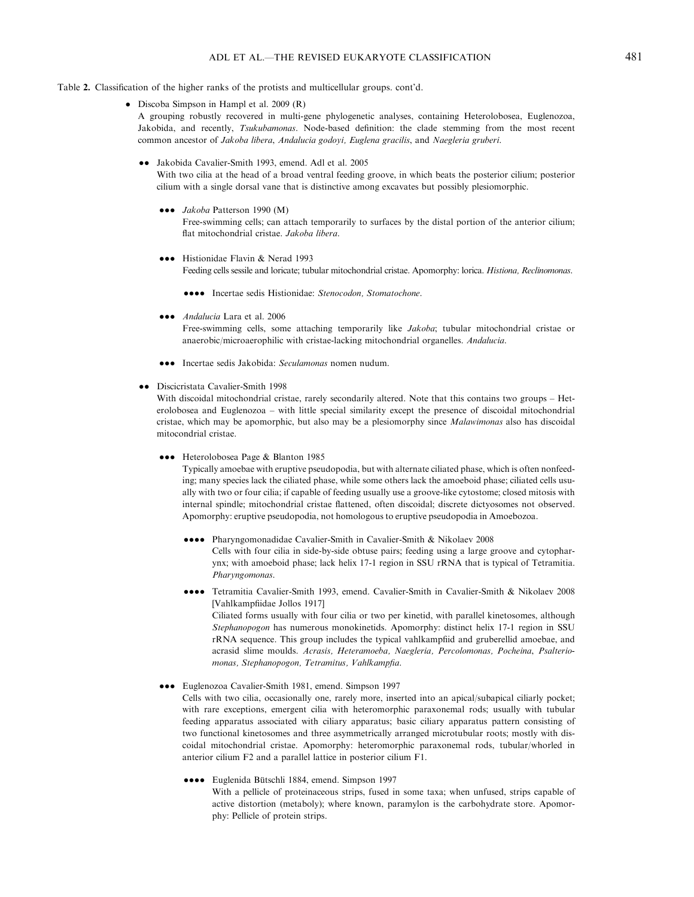Table 2. Classification of the higher ranks of the protists and multicellular groups. cont'd.

- Discoba Simpson in Hampl et al. 2009 (R)
  A grouping robustly recovered in multi-gene phylogenetic analyses, containing Heterolobosea, Euglenozoa, Jakobida, and recently, *Tsukubamonas*. Node-based definition: the clade stemming from the most recent common ancestor of *Jakoba libera*, *Andalucia godoyi*, *Euglena gracilis*, and *Naegleria gruberi*.

  •• Jakobida Cavalier-Smith 1993, emend. Adl et al. 2005
  With two cilia at the head of a broad ventral feeding groove, in which beats the posterior cilium; posterior cilium with a single dorsal vane that is distinctive among excavates but possibly plesiomorphic.

  ••• *Jakoba* Patterson 1990 (M)
  Free-swimming cells; can attach temporarily to surfaces by the distal portion of the anterior cilium; flat mitochondrial cristae. *Jakoba libera*.

  ••• Histionidae Flavin & Nerad 1993
  Feeding cells sessile and loricate; tubular mitochondrial cristae. Apomorphy: lorica. *Histiona, Reclinomonas*.

  •••• Incertae sedis Histionidae: *Stenocodon, Stomatochone*.

  ••• *Andalucia* Lara et al. 2006
  Free-swimming cells, some attaching temporarily like *Jakoba*; tubular mitochondrial cristae or anaerobic/microaerophilic with cristae-lacking mitochondrial organelles. *Andalucia*.

  ••• Incertae sedis Jakobida: *Seculamonas* nomen nudum.

  •• Discicristata Cavalier-Smith 1998
  With discoidal mitochondrial cristae, rarely secondarily altered. Note that this contains two groups – Heterolobosea and Euglenozoa – with little special similarity except the presence of discoidal mitochondrial cristae, which may be apomorphic, but also may be a plesiomorphy since *Malawimonas* also has discoidal mitocondrial cristae.

  ••• Heterolobosea Page & Blanton 1985
  Typically amoebae with eruptive pseudopodia, but with alternate ciliated phase, which is often nonfeeding; many species lack the ciliated phase, while some others lack the amoeboid phase; ciliated cells usually with two or four cilia; if capable of feeding usually use a groove-like cytostome; closed mitosis with internal spindle; mitochondrial cristae flattened, often discoidal; discrete dictyosomes not observed. Apomorphy: eruptive pseudopodia, not homologous to eruptive pseudopodia in Amoebozoa.

  •••• Pharyngomonadidae Cavalier-Smith in Cavalier-Smith & Nikolaev 2008
  Cells with four cilia in side-by-side obtuse pairs; feeding using a large groove and cytopharynx; with amoeboid phase; lack helix 17-1 region in SSU rRNA that is typical of Tetramitia. *Pharyngomonas*.

  •••• Tetramitia Cavalier-Smith 1993, emend. Cavalier-Smith in Cavalier-Smith & Nikolaev 2008 [Vahlkampfiidae Jollos 1917]
  Ciliated forms usually with four cilia or two per kinetid, with parallel kinetosomes, although *Stephanopogon* has numerous monokinetids. Apomorphy: distinct helix 17-1 region in SSU rRNA sequence. This group includes the typical vahlkampfiid and gruberellid amoebae, and acrasid slime moulds. *Acrasis, Heteramoeba, Naegleria, Percolomonas, Pocheina, Psalteriomonas, Stephanopogon, Tetramitus, Vahlkampfia*.

  ••• Euglenozoa Cavalier-Smith 1981, emend. Simpson 1997
  Cells with two cilia, occasionally one, rarely more, inserted into an apical/subapical ciliary pocket; with rare exceptions, emergent cilia with heteromorphic paraxonemal rods; usually with tubular feeding apparatus associated with ciliary apparatus; basic ciliary apparatus pattern consisting of two functional kinetosomes and three asymmetrically arranged microtubular roots; mostly with discoidal mitochondrial cristae. Apomorphy: heteromorphic paraxonemal rods, tubular/whorled in anterior cilium F2 and a parallel lattice in posterior cilium F1.

  •••• Euglenida Bütschli 1884, emend. Simpson 1997
  With a pellicle of proteinaceous strips, fused in some taxa; when unfused, strips capable of active distortion (metaboly); where known, paramylon is the carbohydrate store. Apomorphy: Pellicle of protein strips.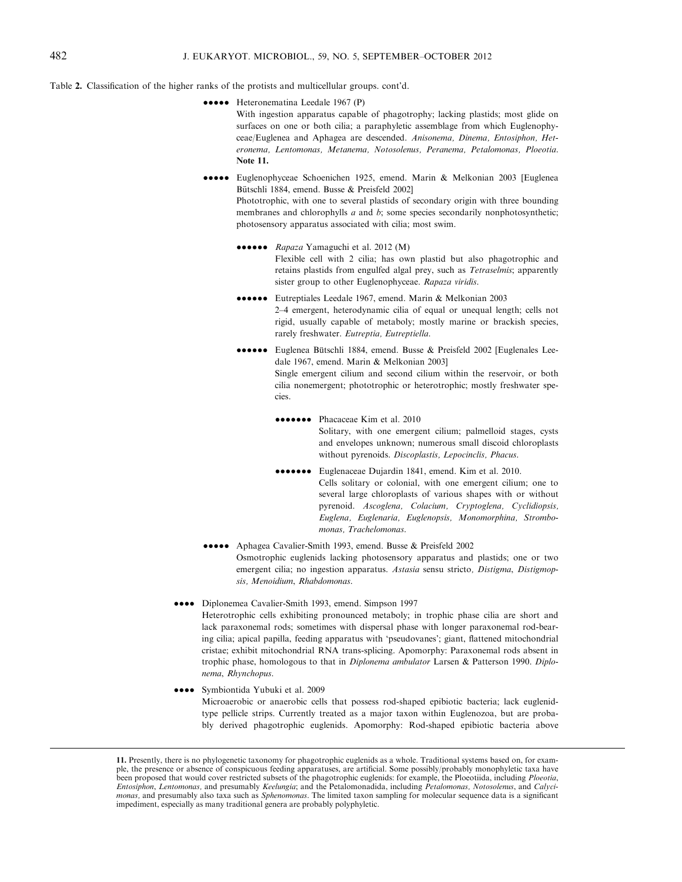Table 2. Classification of the higher ranks of the protists and multicellular groups. cont'd.

●●●●● Heteronematina Leedale 1967 (P)
With ingestion apparatus capable of phagotrophy; lacking plastids; most glide on surfaces on one or both cilia; a paraphyletic assemblage from which Euglenophyceae/Euglenea and Aphagea are descended. *Anisonema, Dinema, Entosiphon, Heteronema, Lentomonas, Metanema, Notosolenus, Peranema, Petalomonas, Ploeotia.* **Note 11.**

●●●●● Euglenophyceae Schoenichen 1925, emend. Marin & Melkonian 2003 [Euglenea Bütschli 1884, emend. Busse & Preisfeld 2002]
Phototrophic, with one to several plastids of secondary origin with three bounding membranes and chlorophylls *a* and *b*; some species secondarily nonphotosynthetic; photosensory apparatus associated with cilia; most swim.

●●●●●● *Rapaza* Yamaguchi et al. 2012 (M)
Flexible cell with 2 cilia; has own plastid but also phagotrophic and retains plastids from engulfed algal prey, such as *Tetraselmis*; apparently sister group to other Euglenophyceae. *Rapaza viridis.*

●●●●●● Eutreptiales Leedale 1967, emend. Marin & Melkonian 2003
2–4 emergent, heterodynamic cilia of equal or unequal length; cells not rigid, usually capable of metaboly; mostly marine or brackish species, rarely freshwater. *Eutreptia, Eutreptiella.*

●●●●●● Euglenea Bütschli 1884, emend. Busse & Preisfeld 2002 [Euglenales Leedale 1967, emend. Marin & Melkonian 2003]
Single emergent cilium and second cilium within the reservoir, or both cilia nonemergent; phototrophic or heterotrophic; mostly freshwater species.

●●●●●●● Phacaceae Kim et al. 2010
Solitary, with one emergent cilium; palmelloid stages, cysts and envelopes unknown; numerous small discoid chloroplasts without pyrenoids. *Discoplastis, Lepocinclis, Phacus.*

●●●●●●● Euglenaceae Dujardin 1841, emend. Kim et al. 2010.
Cells solitary or colonial, with one emergent cilium; one to several large chloroplasts of various shapes with or without pyrenoid. *Ascoglena, Colacium, Cryptoglena, Cyclidiopsis, Euglena, Euglenaria, Euglenopsis, Monomorphina, Strombomonas, Trachelomonas.*

●●●●● Aphagea Cavalier-Smith 1993, emend. Busse & Preisfeld 2002
Osmotrophic euglenids lacking photosensory apparatus and plastids; one or two emergent cilia; no ingestion apparatus. *Astasia* sensu stricto, *Distigma*, *Distigmopsis, Menoidium*, *Rhabdomonas*.

●●●● Diplonemea Cavalier-Smith 1993, emend. Simpson 1997
Heterotrophic cells exhibiting pronounced metaboly; in trophic phase cilia are short and lack paraxonemal rods; sometimes with dispersal phase with longer paraxonemal rod-bearing cilia; apical papilla, feeding apparatus with 'pseudovanes'; giant, flattened mitochondrial cristae; exhibit mitochondrial RNA trans-splicing. Apomorphy: Paraxonemal rods absent in trophic phase, homologous to that in *Diplonema ambulator* Larsen & Patterson 1990. *Diplonema*, *Rhynchopus*.

●●●● Symbiontida Yubuki et al. 2009
Microaerobic or anaerobic cells that possess rod-shaped epibiotic bacteria; lack euglenid-type pellicle strips. Currently treated as a major taxon within Euglenozoa, but are probably derived phagotrophic euglenids. Apomorphy: Rod-shaped epibiotic bacteria above

---

**11.** Presently, there is no phylogenetic taxonomy for phagotrophic euglenids as a whole. Traditional systems based on, for example, the presence or absence of conspicuous feeding apparatuses, are artificial. Some possibly/probably monophyletic taxa have been proposed that would cover restricted subsets of the phagotrophic euglenids: for example, the Ploeotiida, including *Ploeotia*, *Entosiphon*, *Lentomonas,* and presumably *Keelungia*; and the Petalomonadida, including *Petalomonas, Notosolenus*, and *Calycimonas,* and presumably also taxa such as *Sphenomonas*. The limited taxon sampling for molecular sequence data is a significant impediment, especially as many traditional genera are probably polyphyletic.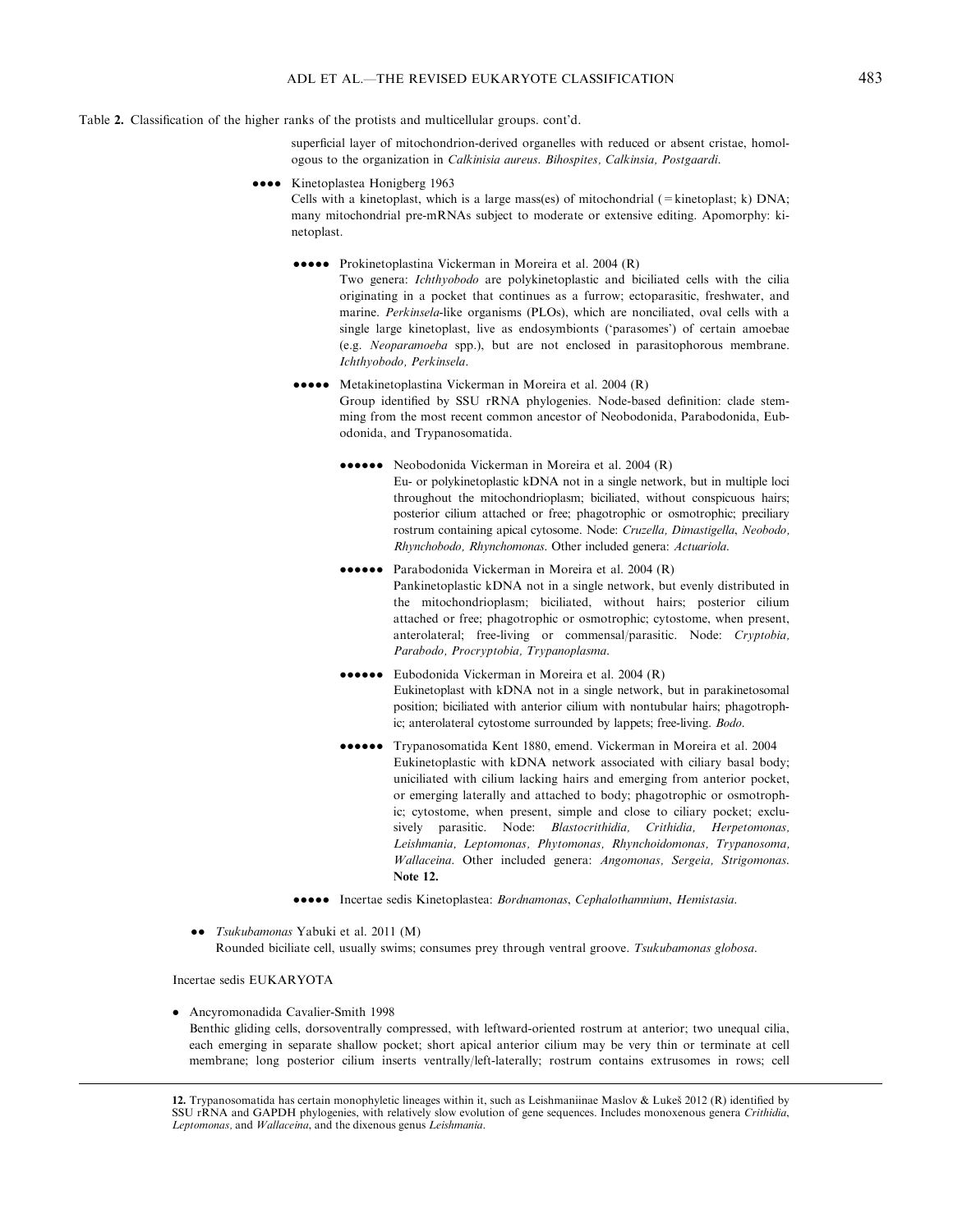Table 2. Classification of the higher ranks of the protists and multicellular groups. cont'd.

superficial layer of mitochondrion-derived organelles with reduced or absent cristae, homologous to the organization in *Calkinisia aureus*. *Bihospites, Calkinsia, Postgaardi*.

●●●● Kinetoplastea Honigberg 1963
Cells with a kinetoplast, which is a large mass(es) of mitochondrial (= kinetoplast; k) DNA; many mitochondrial pre-mRNAs subject to moderate or extensive editing. Apomorphy: kinetoplast.

●●●●● Prokinetoplastina Vickerman in Moreira et al. 2004 (R)
Two genera: *Ichthyobodo* are polykinetoplastic and biciliated cells with the cilia originating in a pocket that continues as a furrow; ectoparasitic, freshwater, and marine. *Perkinsela*-like organisms (PLOs), which are nonciliated, oval cells with a single large kinetoplast, live as endosymbionts ('parasomes') of certain amoebae (e.g. *Neoparamoeba* spp.), but are not enclosed in parasitophorous membrane. *Ichthyobodo, Perkinsela*.

●●●●● Metakinetoplastina Vickerman in Moreira et al. 2004 (R)
Group identified by SSU rRNA phylogenies. Node-based definition: clade stemming from the most recent common ancestor of Neobodonida, Parabodonida, Eubodonida, and Trypanosomatida.

●●●●●● Neobodonida Vickerman in Moreira et al. 2004 (R)
Eu- or polykinetoplastic kDNA not in a single network, but in multiple loci throughout the mitochondrioplasm; biciliated, without conspicuous hairs; posterior cilium attached or free; phagotrophic or osmotrophic; preciliary rostrum containing apical cytosome. Node: *Cruzella, Dimastigella, Neobodo, Rhynchobodo, Rhynchomonas*. Other included genera: *Actuariola*.

●●●●●● Parabodonida Vickerman in Moreira et al. 2004 (R)
Pankinetoplastic kDNA not in a single network, but evenly distributed in the mitochondrioplasm; biciliated, without hairs; posterior cilium attached or free; phagotrophic or osmotrophic; cytostome, when present, anterolateral; free-living or commensal/parasitic. Node: *Cryptobia, Parabodo, Procryptobia, Trypanoplasma*.

●●●●●● Eubodonida Vickerman in Moreira et al. 2004 (R)
Eukinetoplast with kDNA not in a single network, but in parakinetosomal position; biciliated with anterior cilium with nontubular hairs; phagotrophic; anterolateral cytostome surrounded by lappets; free-living. *Bodo*.

●●●●●● Trypanosomatida Kent 1880, emend. Vickerman in Moreira et al. 2004
Eukinetoplastic with kDNA network associated with ciliary basal body; uniciliated with cilium lacking hairs and emerging from anterior pocket, or emerging laterally and attached to body; phagotrophic or osmotrophic; cytostome, when present, simple and close to ciliary pocket; exclusively parasitic. Node: *Blastocrithidia, Crithidia, Herpetomonas, Leishmania, Leptomonas, Phytomonas, Rhynchoidomonas, Trypanosoma, Wallaceina*. Other included genera: *Angomonas, Sergeia, Strigomonas*. **Note 12.**

●●●●● Incertae sedis Kinetoplastea: *Bordnamonas, Cephalothamnium, Hemistasia*.

●● *Tsukubamonas* Yabuki et al. 2011 (M)
Rounded biciliate cell, usually swims; consumes prey through ventral groove. *Tsukubamonas globosa*.

Incertae sedis EUKARYOTA

● Ancyromonadida Cavalier-Smith 1998
Benthic gliding cells, dorsoventrally compressed, with leftward-oriented rostrum at anterior; two unequal cilia, each emerging in separate shallow pocket; short apical anterior cilium may be very thin or terminate at cell membrane; long posterior cilium inserts ventrally/left-laterally; rostrum contains extrusomes in rows; cell

---

**12.** Trypanosomatida has certain monophyletic lineages within it, such as Leishmaniinae Maslov & Lukeš 2012 (R) identified by SSU rRNA and GAPDH phylogenies, with relatively slow evolution of gene sequences. Includes monoxenous genera *Crithidia*, *Leptomonas*, and *Wallaceina*, and the dixenous genus *Leishmania*.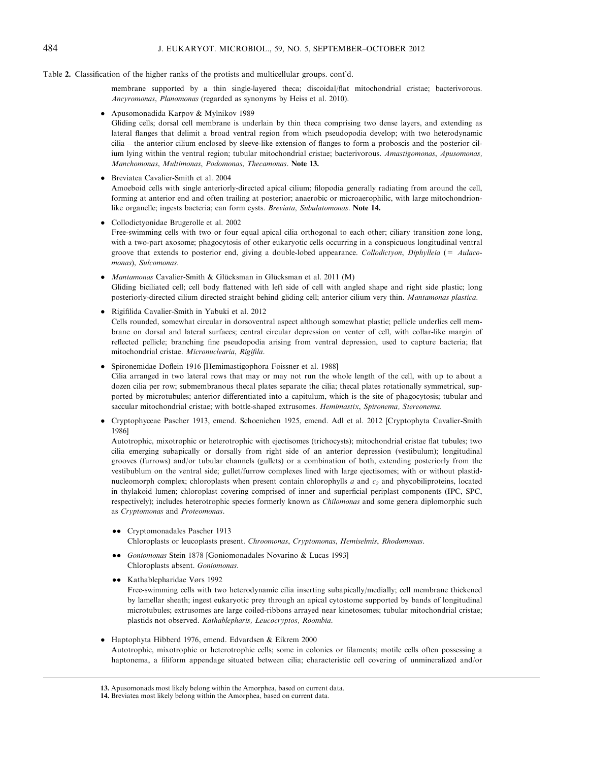Table 2. Classification of the higher ranks of the protists and multicellular groups. cont'd.

membrane supported by a thin single-layered theca; discoidal/flat mitochondrial cristae; bacterivorous. *Ancyromonas*, *Planomonas* (regarded as synonyms by Heiss et al. 2010).

- Apusomonadida Karpov & Mylnikov 1989
  Gliding cells; dorsal cell membrane is underlain by thin theca comprising two dense layers, and extending as lateral flanges that delimit a broad ventral region from which pseudopodia develop; with two heterodynamic cilia – the anterior cilium enclosed by sleeve-like extension of flanges to form a proboscis and the posterior cilium lying within the ventral region; tubular mitochondrial cristae; bacterivorous. *Amastigomonas*, *Apusomonas*, *Manchomonas*, *Multimonas*, *Podomonas*, *Thecamonas*. **Note 13.**

- Breviatea Cavalier-Smith et al. 2004
  Amoeboid cells with single anteriorly-directed apical cilium; filopodia generally radiating from around the cell, forming at anterior end and often trailing at posterior; anaerobic or microaerophilic, with large mitochondrion-like organelle; ingests bacteria; can form cysts. *Breviata*, *Subulatomonas*. **Note 14.**

- Collodictyonidae Brugerolle et al. 2002
  Free-swimming cells with two or four equal apical cilia orthogonal to each other; ciliary transition zone long, with a two-part axosome; phagocytosis of other eukaryotic cells occurring in a conspicuous longitudinal ventral groove that extends to posterior end, giving a double-lobed appearance. *Collodictyon*, *Diphylleia* (= *Aulacomonas*), *Sulcomonas*.

- *Mantamonas* Cavalier-Smith & Glücksman in Glücksman et al. 2011 (M)
  Gliding biciliated cell; cell body flattened with left side of cell with angled shape and right side plastic; long posteriorly-directed cilium directed straight behind gliding cell; anterior cilium very thin. *Mantamonas plastica*.

- Rigifilida Cavalier-Smith in Yabuki et al. 2012
  Cells rounded, somewhat circular in dorsoventral aspect although somewhat plastic; pellicle underlies cell membrane on dorsal and lateral surfaces; central circular depression on venter of cell, with collar-like margin of reflected pellicle; branching fine pseudopodia arising from ventral depression, used to capture bacteria; flat mitochondrial cristae. *Micronuclearia*, *Rigifila*.

- Spironemidae Doflein 1916 [Hemimastigophora Foissner et al. 1988]
  Cilia arranged in two lateral rows that may or may not run the whole length of the cell, with up to about a dozen cilia per row; submembranous thecal plates separate the cilia; thecal plates rotationally symmetrical, supported by microtubules; anterior differentiated into a capitulum, which is the site of phagocytosis; tubular and saccular mitochondrial cristae; with bottle-shaped extrusomes. *Hemimastix*, *Spironema*, *Stereonema*.

- Cryptophyceae Pascher 1913, emend. Schoenichen 1925, emend. Adl et al. 2012 [Cryptophyta Cavalier-Smith 1986]
  Autotrophic, mixotrophic or heterotrophic with ejectisomes (trichocysts); mitochondrial cristae flat tubules; two cilia emerging subapically or dorsally from right side of an anterior depression (vestibulum); longitudinal grooves (furrows) and/or tubular channels (gullets) or a combination of both, extending posteriorly from the vestibublum on the ventral side; gullet/furrow complexes lined with large ejectisomes; with or without plastid-nucleomorph complex; chloroplasts when present contain chlorophylls $a$ and $c_2$ and phycobiliproteins, located in thylakoid lumen; chloroplast covering comprised of inner and superficial periplast components (IPC, SPC, respectively); includes heterotrophic species formerly known as *Chilomonas* and some genera diplomorphic such as *Cryptomonas* and *Proteomonas*.

  - •• Cryptomonadales Pascher 1913
    Chloroplasts or leucoplasts present. *Chroomonas*, *Cryptomonas*, *Hemiselmis*, *Rhodomonas*.

  - •• *Goniomonas* Stein 1878 [Goniomonadales Novarino & Lucas 1993]
    Chloroplasts absent. *Goniomonas*.

  - •• Kathablepharidae Vørs 1992
    Free-swimming cells with two heterodynamic cilia inserting subapically/medially; cell membrane thickened by lamellar sheath; ingest eukaryotic prey through an apical cytostome supported by bands of longitudinal microtubules; extrusomes are large coiled-ribbons arrayed near kinetosomes; tubular mitochondrial cristae; plastids not observed. *Kathablepharis*, *Leucocryptos*, *Roombia*.

- Haptophyta Hibberd 1976, emend. Edvardsen & Eikrem 2000
  Autotrophic, mixotrophic or heterotrophic cells; some in colonies or filaments; motile cells often possessing a haptonema, a filiform appendage situated between cilia; characteristic cell covering of unmineralized and/or

---

**13.** Apusomonads most likely belong within the Amorphea, based on current data.

**14.** Breviatea most likely belong within the Amorphea, based on current data.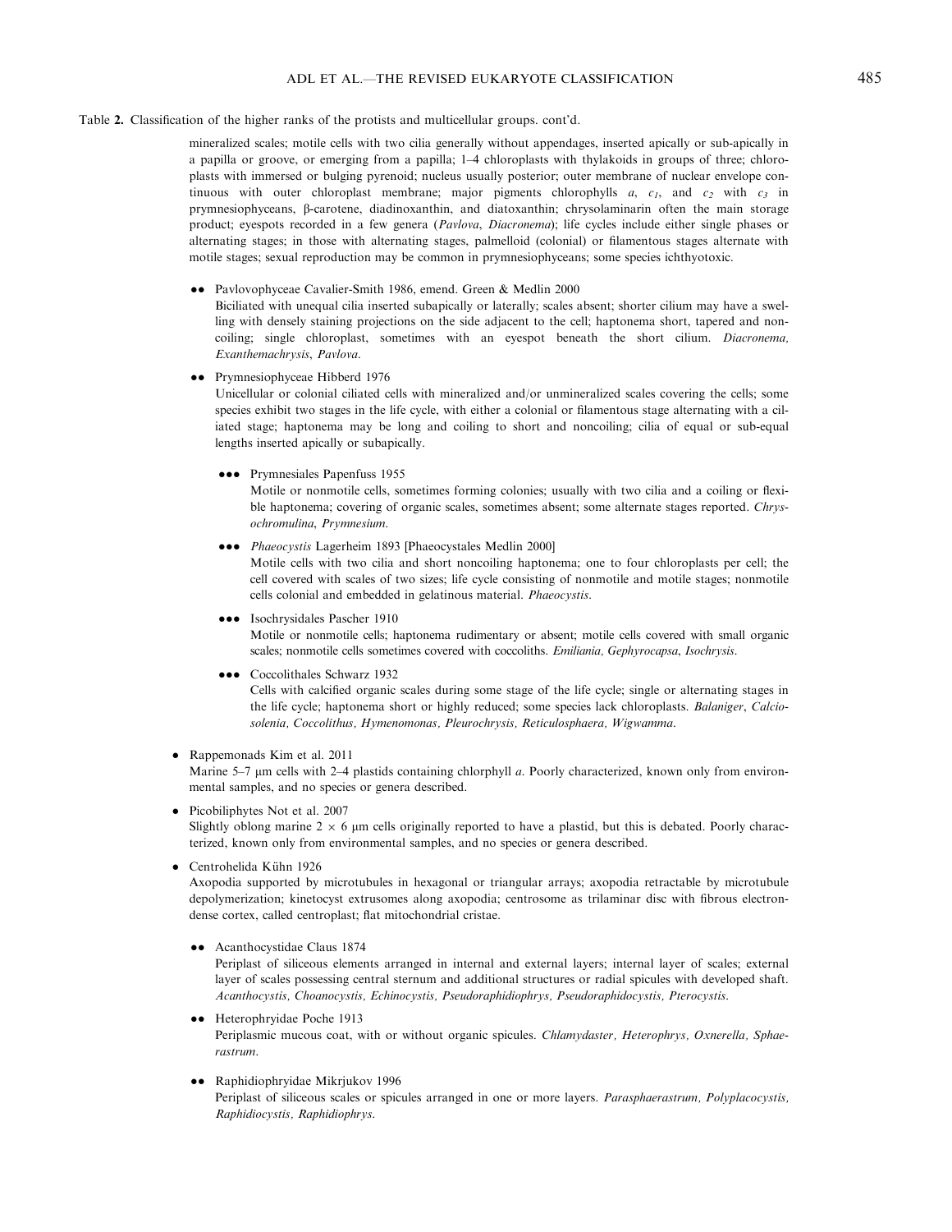Table 2. Classification of the higher ranks of the protists and multicellular groups. cont'd.

mineralized scales; motile cells with two cilia generally without appendages, inserted apically or sub-apically in a papilla or groove, or emerging from a papilla; 1–4 chloroplasts with thylakoids in groups of three; chloroplasts with immersed or bulging pyrenoid; nucleus usually posterior; outer membrane of nuclear envelope continuous with outer chloroplast membrane; major pigments chlorophylls *a*, $c_1$, and $c_2$ with $c_3$ in prymnesiophyceans, β-carotene, diadinoxanthin, and diatoxanthin; chrysolaminarin often the main storage product; eyespots recorded in a few genera (*Pavlova*, *Diacronema*); life cycles include either single phases or alternating stages; in those with alternating stages, palmelloid (colonial) or filamentous stages alternate with motile stages; sexual reproduction may be common in prymnesiophyceans; some species ichthyotoxic.

- •• Pavlovophyceae Cavalier-Smith 1986, emend. Green & Medlin 2000
  Biciliated with unequal cilia inserted subapically or laterally; scales absent; shorter cilium may have a swelling with densely staining projections on the side adjacent to the cell; haptonema short, tapered and noncoiling; single chloroplast, sometimes with an eyespot beneath the short cilium. *Diacronema, Exanthemachrysis*, *Pavlova*.

- •• Prymnesiophyceae Hibberd 1976
  Unicellular or colonial ciliated cells with mineralized and/or unmineralized scales covering the cells; some species exhibit two stages in the life cycle, with either a colonial or filamentous stage alternating with a ciliated stage; haptonema may be long and coiling to short and noncoiling; cilia of equal or sub-equal lengths inserted apically or subapically.

  - ••• Prymnesiales Papenfuss 1955
    Motile or nonmotile cells, sometimes forming colonies; usually with two cilia and a coiling or flexible haptonema; covering of organic scales, sometimes absent; some alternate stages reported. *Chrysochromulina*, *Prymnesium*.

  - ••• *Phaeocystis* Lagerheim 1893 [Phaeocystales Medlin 2000]
    Motile cells with two cilia and short noncoiling haptonema; one to four chloroplasts per cell; the cell covered with scales of two sizes; life cycle consisting of nonmotile and motile stages; nonmotile cells colonial and embedded in gelatinous material. *Phaeocystis*.

  - ••• Isochrysidales Pascher 1910
    Motile or nonmotile cells; haptonema rudimentary or absent; motile cells covered with small organic scales; nonmotile cells sometimes covered with coccoliths. *Emiliania, Gephyrocapsa*, *Isochrysis*.

  - ••• Coccolithales Schwarz 1932
    Cells with calcified organic scales during some stage of the life cycle; single or alternating stages in the life cycle; haptonema short or highly reduced; some species lack chloroplasts. *Balaniger*, *Calciosolenia, Coccolithus, Hymenomonas, Pleurochrysis, Reticulosphaera, Wigwamma*.

- • Rappemonads Kim et al. 2011
  Marine 5–7 μm cells with 2–4 plastids containing chlorphyll *a*. Poorly characterized, known only from environmental samples, and no species or genera described.

- • Picobiliphytes Not et al. 2007
  Slightly oblong marine 2 × 6 μm cells originally reported to have a plastid, but this is debated. Poorly characterized, known only from environmental samples, and no species or genera described.

- • Centrohelida Kühn 1926
  Axopodia supported by microtubules in hexagonal or triangular arrays; axopodia retractable by microtubule depolymerization; kinetocyst extrusomes along axopodia; centrosome as trilaminar disc with fibrous electrondense cortex, called centroplast; flat mitochondrial cristae.

  - •• Acanthocystidae Claus 1874
    Periplast of siliceous elements arranged in internal and external layers; internal layer of scales; external layer of scales possessing central sternum and additional structures or radial spicules with developed shaft. *Acanthocystis, Choanocystis, Echinocystis, Pseudoraphidiophrys, Pseudoraphidocystis, Pterocystis*.

  - •• Heterophryidae Poche 1913
    Periplasmic mucous coat, with or without organic spicules. *Chlamydaster, Heterophrys, Oxnerella, Sphaerastrum*.

  - •• Raphidiophryidae Mikrjukov 1996
    Periplast of siliceous scales or spicules arranged in one or more layers. *Parasphaerastrum, Polyplacocystis, Raphidiocystis, Raphidiophrys*.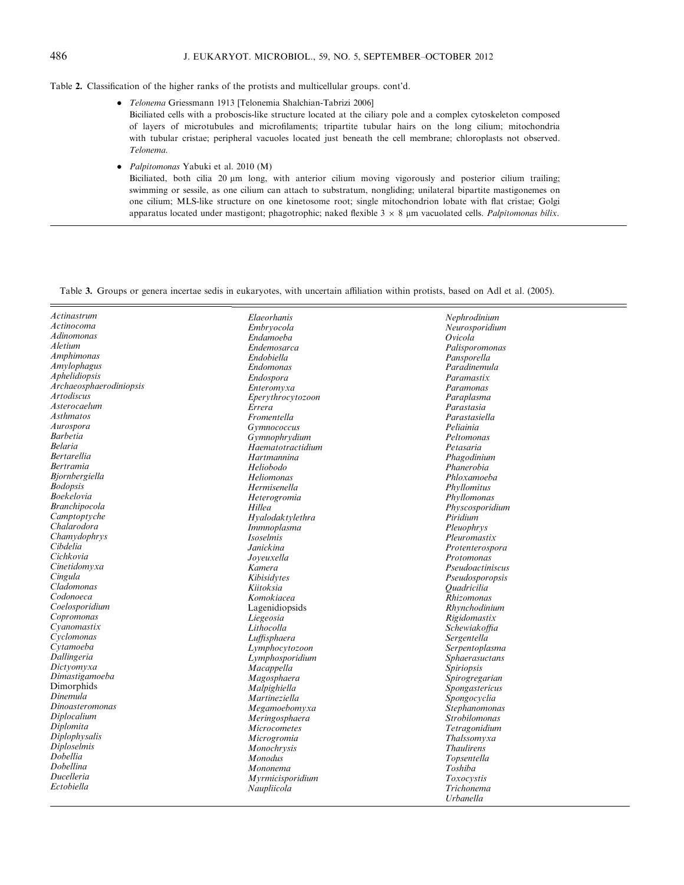Table 2. Classification of the higher ranks of the protists and multicellular groups. cont'd.

- *Telonema* Griessmann 1913 [Telonemia Shalchian-Tabrizi 2006]
  Biciliated cells with a proboscis-like structure located at the ciliary pole and a complex cytoskeleton composed of layers of microtubules and microfilaments; tripartite tubular hairs on the long cilium; mitochondria with tubular cristae; peripheral vacuoles located just beneath the cell membrane; chloroplasts not observed. *Telonema*.

- *Palpitomonas* Yabuki et al. 2010 (M)
  Biciliated, both cilia 20 μm long, with anterior cilium moving vigorously and posterior cilium trailing; swimming or sessile, as one cilium can attach to substratum, nongliding; unilateral bipartite mastigonemes on one cilium; MLS-like structure on one kinetosome root; single mitochondrion lobate with flat cristae; Golgi apparatus located under mastigont; phagotrophic; naked flexible 3 × 8 μm vacuolated cells. *Palpitomonas bilix*.

Table 3. Groups or genera incertae sedis in eukaryotes, with uncertain affiliation within protists, based on Adl et al. (2005).

| | | |
|---|---|---|
| *Actinastrum* | *Elaeorhanis* | *Nephrodinium* |
| *Actinocoma* | *Embryocola* | *Neurosporidium* |
| *Adinomonas* | *Endamoeba* | *Ovicola* |
| *Aletium* | *Endemosarca* | *Palisporomonas* |
| *Amphimonas* | *Endobiella* | *Pansporella* |
| *Amylophagus* | *Endomonas* | *Paradinemula* |
| *Aphelidiopsis* | *Endospora* | *Paramastix* |
| *Archaeosphaerodiniopsis* | *Enteromyxa* | *Paramonas* |
| *Artodiscus* | *Eperythrocytozoon* | *Paraplasma* |
| *Asterocaelum* | *Errera* | *Parastasia* |
| *Asthmatos* | *Fromentella* | *Parastasiella* |
| *Aurospora* | *Gymnococcus* | *Peliainia* |
| *Barbetia* | *Gymnophrydium* | *Peltomonas* |
| *Belaria* | *Haematotractidium* | *Petasaria* |
| *Bertarellia* | *Hartmannina* | *Phagodinium* |
| *Bertramia* | *Heliobodo* | *Phanerobia* |
| *Bjornbergiella* | *Heliomonas* | *Phloxamoeba* |
| *Bodopsis* | *Hermisenella* | *Phyllomitus* |
| *Boekelovia* | *Heterogromia* | *Phyllomonas* |
| *Branchipocola* | *Hillea* | *Physcosporidium* |
| *Camptoptyche* | *Hyalodaktylethra* | *Piridium* |
| *Chalarodora* | *Immnoplasma* | *Pleuophrys* |
| *Chamydophrys* | *Isoselmis* | *Pleuromastix* |
| *Cibdelia* | *Janickina* | *Protenterospora* |
| *Cichkovia* | *Joyeuxella* | *Protomonas* |
| *Cinetidomyxa* | *Kamera* | *Pseudoactiniscus* |
| *Cingula* | *Kibisidytes* | *Pseudosporopsis* |
| *Cladomonas* | *Kiitoksia* | *Quadricilia* |
| *Codonoeca* | *Komokiacea* | *Rhizomonas* |
| *Coelosporidium* | Lagenidiopsids | *Rhynchodinium* |
| *Copromonas* | *Liegeosia* | *Rigidomastix* |
| *Cyanomastix* | *Lithocolla* | *Schewiakoffia* |
| *Cyclomonas* | *Luffisphaera* | *Sergentella* |
| *Cytamoeba* | *Lymphocytozoon* | *Serpentoplasma* |
| *Dallingeria* | *Lymphosporidium* | *Sphaerasuctans* |
| *Dictyomyxa* | *Macappella* | *Spiriopsis* |
| *Dimastigamoeba* | *Magosphaera* | *Spirogregarian* |
| Dimorphids | *Malpighiella* | *Spongastericus* |
| *Dinemula* | *Martineziella* | *Spongocyclia* |
| *Dinoasteromonas* | *Megamoebomyxa* | *Stephanomonas* |
| *Diplocalium* | *Meringosphaera* | *Strobilomonas* |
| *Diplomita* | *Micrometes* | *Tetragonidium* |
| *Diplophysalis* | *Microgromia* | *Thalssomyxa* |
| *Diploselmis* | *Monochrysis* | *Thaulirens* |
| *Dobellia* | *Monodus* | *Topsentella* |
| *Dobellina* | *Mononema* | *Toshiba* |
| *Ducelleria* | *Myrmicisporidium* | *Toxocystis* |
| *Ectobiella* | *Naupliicola* | *Trichonema* |
| | | *Urbanella* |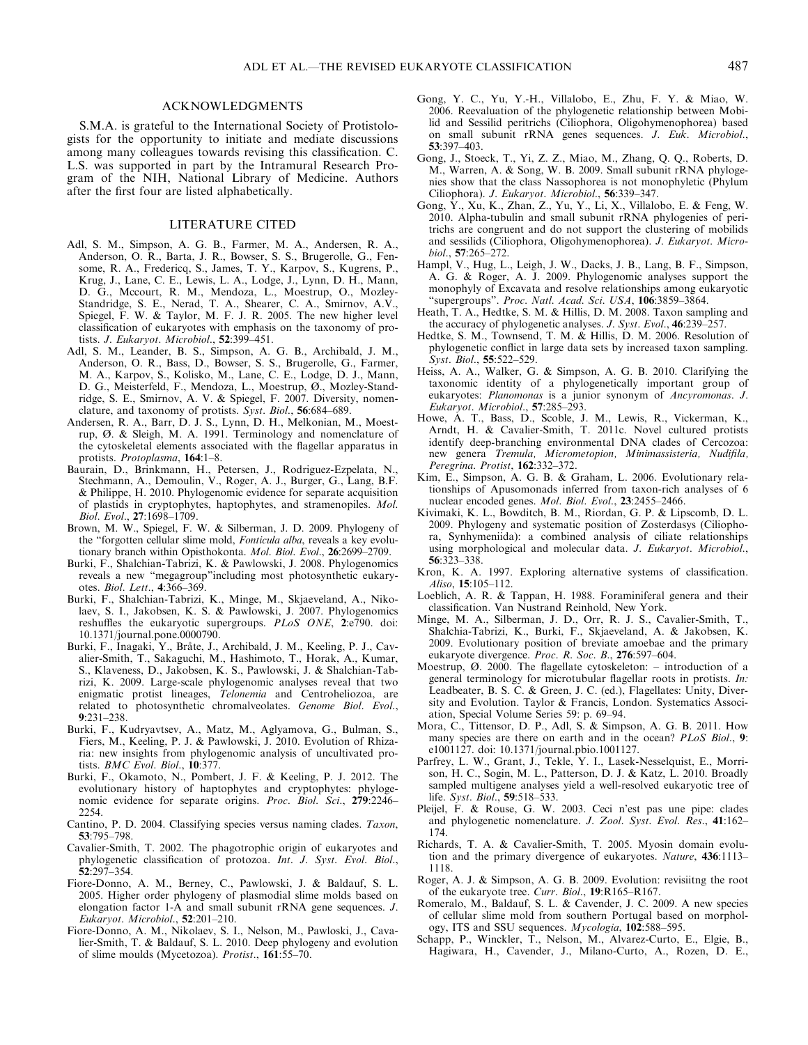## ACKNOWLEDGMENTS

S.M.A. is grateful to the International Society of Protistologists for the opportunity to initiate and mediate discussions among many colleagues towards revising this classification. C. L.S. was supported in part by the Intramural Research Program of the NIH, National Library of Medicine. Authors after the first four are listed alphabetically.

## LITERATURE CITED

Adl, S. M., Simpson, A. G. B., Farmer, M. A., Andersen, R. A., Anderson, O. R., Barta, J. R., Bowser, S. S., Brugerolle, G., Fensome, R. A., Fredericq, S., James, T. Y., Karpov, S., Kugrens, P., Krug, J., Lane, C. E., Lewis, L. A., Lodge, J., Lynn, D. H., Mann, D. G., Mccourt, R. M., Mendoza, L., Moestrup, O., Mozley-Standridge, S. E., Nerad, T. A., Shearer, C. A., Smirnov, A.V., Spiegel, F. W. & Taylor, M. F. J. R. 2005. The new higher level classification of eukaryotes with emphasis on the taxonomy of protists. *J. Eukaryot. Microbiol.*, **52**:399–451.

Adl, S. M., Leander, B. S., Simpson, A. G. B., Archibald, J. M., Anderson, O. R., Bass, D., Bowser, S. S., Brugerolle, G., Farmer, M. A., Karpov, S., Kolisko, M., Lane, C. E., Lodge, D. J., Mann, D. G., Meisterfeld, F., Mendoza, L., Moestrup, Ø., Mozley-Standridge, S. E., Smirnov, A. V. & Spiegel, F. 2007. Diversity, nomenclature, and taxonomy of protists. *Syst. Biol.*, **56**:684–689.

Andersen, R. A., Barr, D. J. S., Lynn, D. H., Melkonian, M., Moestrup, Ø. & Sleigh, M. A. 1991. Terminology and nomenclature of the cytoskeletal elements associated with the flagellar apparatus in protists. *Protoplasma*, **164**:1–8.

Baurain, D., Brinkmann, H., Petersen, J., Rodriguez-Ezpelata, N., Stechmann, A., Demoulin, V., Roger, A. J., Burger, G., Lang, B.F. & Philippe, H. 2010. Phylogenomic evidence for separate acquisition of plastids in cryptophytes, haptophytes, and stramenopiles. *Mol. Biol. Evol.*, **27**:1698–1709.

Brown, M. W., Spiegel, F. W. & Silberman, J. D. 2009. Phylogeny of the "forgotten cellular slime mold, *Fonticula alba*, reveals a key evolutionary branch within Opisthokonta. *Mol. Biol. Evol.*, **26**:2699–2709.

Burki, F., Shalchian-Tabrizi, K. & Pawlowski, J. 2008. Phylogenomics reveals a new "megagroup"including most photosynthetic eukaryotes. *Biol. Lett.*, **4**:366–369.

Burki, F., Shalchian-Tabrizi, K., Minge, M., Skjaeveland, A., Nikolaev, S. I., Jakobsen, K. S. & Pawlowski, J. 2007. Phylogenomics reshuffles the eukaryotic supergroups. *PLoS ONE*, **2**:e790. doi: 10.1371/journal.pone.0000790.

Burki, F., Inagaki, Y., Bråte, J., Archibald, J. M., Keeling, P. J., Cavalier-Smith, T., Sakaguchi, M., Hashimoto, T., Horak, A., Kumar, S., Klaveness, D., Jakobsen, K. S., Pawlowski, J. & Shalchian-Tabrizi, K. 2009. Large-scale phylogenomic analyses reveal that two enigmatic protist lineages, *Telonemia* and Centroheliozoa, are related to photosynthetic chromalveolates. *Genome Biol. Evol.*, **9**:231–238.

Burki, F., Kudryavtsev, A., Matz, M., Aglyamova, G., Bulman, S., Fiers, M., Keeling, P. J. & Pawlowski, J. 2010. Evolution of Rhizaria: new insights from phylogenomic analysis of uncultivated protists. *BMC Evol. Biol.*, **10**:377.

Burki, F., Okamoto, N., Pombert, J. F. & Keeling, P. J. 2012. The evolutionary history of haptophytes and cryptophytes: phylogenomic evidence for separate origins. *Proc. Biol. Sci.*, **279**:2246–2254.

Cantino, P. D. 2004. Classifying species versus naming clades. *Taxon*, **53**:795–798.

Cavalier-Smith, T. 2002. The phagotrophic origin of eukaryotes and phylogenetic classification of protozoa. *Int. J. Syst. Evol. Biol.*, **52**:297–354.

Fiore-Donno, A. M., Berney, C., Pawlowski, J. & Baldauf, S. L. 2005. Higher order phylogeny of plasmodial slime molds based on elongation factor 1-A and small subunit rRNA gene sequences. *J. Eukaryot. Microbiol.*, **52**:201–210.

Fiore-Donno, A. M., Nikolaev, S. I., Nelson, M., Pawloski, J., Cavalier-Smith, T. & Baldauf, S. L. 2010. Deep phylogeny and evolution of slime moulds (Mycetozoa). *Protist.*, **161**:55–70.

Gong, Y. C., Yu, Y.-H., Villalobo, E., Zhu, F. Y. & Miao, W. 2006. Reevaluation of the phylogenetic relationship between Mobilid and Sessilid peritrichs (Ciliophora, Oligohymenophorea) based on small subunit rRNA genes sequences. *J. Euk. Microbiol.*, **53**:397–403.

Gong, J., Stoeck, T., Yi, Z. Z., Miao, M., Zhang, Q. Q., Roberts, D. M., Warren, A. & Song, W. B. 2009. Small subunit rRNA phylogenies show that the class Nassophorea is not monophyletic (Phylum Ciliophora). *J. Eukaryot. Microbiol.*, **56**:339–347.

Gong, Y., Xu, K., Zhan, Z., Yu, Y., Li, X., Villalobo, E. & Feng, W. 2010. Alpha-tubulin and small subunit rRNA phylogenies of peritrichs are congruent and do not support the clustering of mobilids and sessilids (Ciliophora, Oligohymenophorea). *J. Eukaryot. Microbiol.*, **57**:265–272.

Hampl, V., Hug, L., Leigh, J. W., Dacks, J. B., Lang, B. F., Simpson, A. G. & Roger, A. J. 2009. Phylogenomic analyses support the monophyly of Excavata and resolve relationships among eukaryotic "supergroups". *Proc. Natl. Acad. Sci. USA*, **106**:3859–3864.

Heath, T. A., Hedtke, S. M. & Hillis, D. M. 2008. Taxon sampling and the accuracy of phylogenetic analyses. *J. Syst. Evol.*, **46**:239–257.

Hedtke, S. M., Townsend, T. M. & Hillis, D. M. 2006. Resolution of phylogenetic conflict in large data sets by increased taxon sampling. *Syst. Biol.*, **55**:522–529.

Heiss, A. A., Walker, G. & Simpson, A. G. B. 2010. Clarifying the taxonomic identity of a phylogenetically important group of eukaryotes: *Planomonas* is a junior synonym of *Ancyromonas*. *J. Eukaryot. Microbiol.*, **57**:285–293.

Howe, A. T., Bass, D., Scoble, J. M., Lewis, R., Vickerman, K., Arndt, H. & Cavalier-Smith, T. 2011c. Novel cultured protists identify deep-branching environmental DNA clades of Cercozoa: new genera *Tremula, Micrometopion, Minimassisteria, Nudifila, Peregrina*. *Protist*, **162**:332–372.

Kim, E., Simpson, A. G. B. & Graham, L. 2006. Evolutionary relationships of Apusomonads inferred from taxon-rich analyses of 6 nuclear encoded genes. *Mol. Biol. Evol.*, **23**:2455–2466.

Kivimaki, K. L., Bowditch, B. M., Riordan, G. P. & Lipscomb, D. L. 2009. Phylogeny and systematic position of Zosterdasys (Ciliophora, Synhymeniida): a combined analysis of ciliate relationships using morphological and molecular data. *J. Eukaryot. Microbiol.*, **56**:323–338.

Kron, K. A. 1997. Exploring alternative systems of classification. *Aliso*, **15**:105–112.

Loeblich, A. R. & Tappan, H. 1988. Foraminiferal genera and their classification. Van Nustrand Reinhold, New York.

Minge, M. A., Silberman, J. D., Orr, R. J. S., Cavalier-Smith, T., Shalchia-Tabrizi, K., Burki, F., Skjaeveland, A. & Jakobsen, K. 2009. Evolutionary position of breviate amoebae and the primary eukaryote divergence. *Proc. R. Soc. B.*, **276**:597–604.

Moestrup, Ø. 2000. The flagellate cytoskeleton: – introduction of a general terminology for microtubular flagellar roots in protists. *In:* Leadbeater, B. S. C. & Green, J. C. (ed.), Flagellates: Unity, Diversity and Evolution. Taylor & Francis, London. Systematics Association, Special Volume Series 59: p. 69–94.

Mora, C., Tittensor, D. P., Adl, S. & Simpson, A. G. B. 2011. How many species are there on earth and in the ocean? *PLoS Biol.*, **9**: e1001127. doi: 10.1371/journal.pbio.1001127.

Parfrey, L. W., Grant, J., Tekle, Y. I., Lasek-Nesselquist, E., Morrison, H. C., Sogin, M. L., Patterson, D. J. & Katz, L. 2010. Broadly sampled multigene analyses yield a well-resolved eukaryotic tree of life. *Syst. Biol.*, **59**:518–533.

Pleijel, F. & Rouse, G. W. 2003. Ceci n'est pas une pipe: clades and phylogenetic nomenclature. *J. Zool. Syst. Evol. Res.*, **41**:162–174.

Richards, T. A. & Cavalier-Smith, T. 2005. Myosin domain evolution and the primary divergence of eukaryotes. *Nature*, **436**:1113–1118.

Roger, A. J. & Simpson, A. G. B. 2009. Evolution: revisiitng the root of the eukaryote tree. *Curr. Biol.*, **19**:R165–R167.

Romeralo, M., Baldauf, S. L. & Cavender, J. C. 2009. A new species of cellular slime mold from southern Portugal based on morphology, ITS and SSU sequences. *Mycologia*, **102**:588–595.

Schapp, P., Winckler, T., Nelson, M., Alvarez-Curto, E., Elgie, B., Hagiwara, H., Cavender, J., Milano-Curto, A., Rozen, D. E.,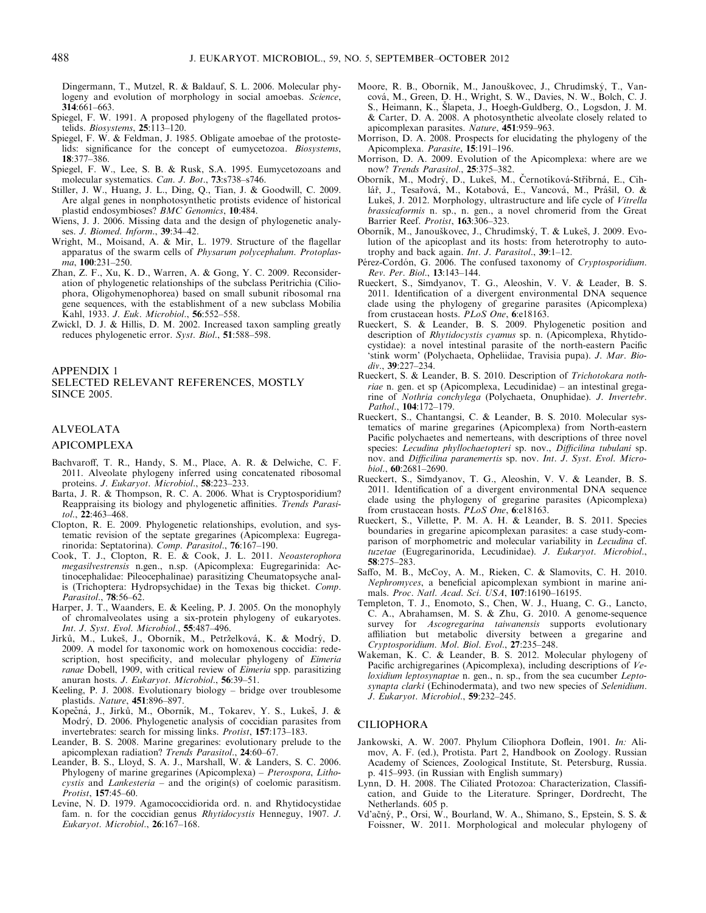Dingermann, T., Mutzel, R. & Baldauf, S. L. 2006. Molecular phylogeny and evolution of morphology in social amoebas. *Science*, **314**:661–663.

Spiegel, F. W. 1991. A proposed phylogeny of the flagellated protostelids. *Biosystems*, **25**:113–120.

Spiegel, F. W. & Feldman, J. 1985. Obligate amoebae of the protostelids: significance for the concept of eumycetozoa. *Biosystems*, **18**:377–386.

Spiegel, F. W., Lee, S. B. & Rusk, S.A. 1995. Eumycetozoans and molecular systematics. *Can. J. Bot.*, **73**:s738–s746.

Stiller, J. W., Huang, J. L., Ding, Q., Tian, J. & Goodwill, C. 2009. Are algal genes in nonphotosynthetic protists evidence of historical plastid endosymbioses? *BMC Genomics*, **10**:484.

Wiens, J. J. 2006. Missing data and the design of phylogenetic analyses. *J. Biomed. Inform.*, **39**:34–42.

Wright, M., Moisand, A. & Mir, L. 1979. Structure of the flagellar apparatus of the swarm cells of *Physarum polycephalum*. *Protoplasma*, **100**:231–250.

Zhan, Z. F., Xu, K. D., Warren, A. & Gong, Y. C. 2009. Reconsideration of phylogenetic relationships of the subclass Peritrichia (Ciliophora, Oligohymenophorea) based on small subunit ribosomal rna gene sequences, with the establishment of a new subclass Mobilia Kahl, 1933. *J. Euk. Microbiol.*, **56**:552–558.

Zwickl, D. J. & Hillis, D. M. 2002. Increased taxon sampling greatly reduces phylogenetic error. *Syst. Biol.*, **51**:588–598.

## APPENDIX 1
## SELECTED RELEVANT REFERENCES, MOSTLY SINCE 2005.

### ALVEOLATA

#### APICOMPLEXA

Bachvaroff, T. R., Handy, S. M., Place, A. R. & Delwiche, C. F. 2011. Alveolate phylogeny inferred using concatenated ribosomal proteins. *J. Eukaryot. Microbiol.*, **58**:223–233.

Barta, J. R. & Thompson, R. C. A. 2006. What is Cryptosporidium? Reappraising its biology and phylogenetic affinities. *Trends Parasitol.*, **22**:463–468.

Clopton, R. E. 2009. Phylogenetic relationships, evolution, and systematic revision of the septate gregarines (Apicomplexa: Eugregarinorida: Septatorina). *Comp. Parasitol.*, **76**:167–190.

Cook, T. J., Clopton, R. E. & Cook, J. L. 2011. *Neoasterophora megasilvestrensis* n.gen., n.sp. (Apicomplexa: Eugregarinida: Actinocephalidae: Pileocephalinae) parasitizing Cheumatopsyche analis (Trichoptera: Hydropsychidae) in the Texas big thicket. *Comp. Parasitol.*, **78**:56–62.

Harper, J. T., Waanders, E. & Keeling, P. J. 2005. On the monophyly of chromalveolates using a six-protein phylogeny of eukaryotes. *Int. J. Syst. Evol. Microbiol.*, **55**:487–496.

Jirků, M., Lukeš, J., Oborník, M., Petrželková, K. & Modrý, D. 2009. A model for taxonomic work on homoxenous coccidia: redescription, host specificity, and molecular phylogeny of *Eimeria ranae* Dobell, 1909, with critical review of *Eimeria* spp. parasitizing anuran hosts. *J. Eukaryot. Microbiol.*, **56**:39–51.

Keeling, P. J. 2008. Evolutionary biology – bridge over troublesome plastids. *Nature*, **451**:896–897.

Kopečná, J., Jirků, M., Oborník, M., Tokarev, Y. S., Lukeš, J. & Modrý, D. 2006. Phylogenetic analysis of coccidian parasites from invertebrates: search for missing links. *Protist*, **157**:173–183.

Leander, B. S. 2008. Marine gregarines: evolutionary prelude to the apicomplexan radiation? *Trends Parasitol.*, **24**:60–67.

Leander, B. S., Lloyd, S. A. J., Marshall, W. & Landers, S. C. 2006. Phylogeny of marine gregarines (Apicomplexa) – *Pterospora*, *Lithocystis* and *Lankesteria* – and the origin(s) of coelomic parasitism. *Protist*, **157**:45–60.

Levine, N. D. 1979. Agamococcidiorida ord. n. and Rhytidocystidae fam. n. for the coccidian genus *Rhytidocystis* Henneguy, 1907. *J. Eukaryot. Microbiol.*, **26**:167–168.

Moore, R. B., Oborník, M., Janouškovec, J., Chrudimský, T., Vancová, M., Green, D. H., Wright, S. W., Davies, N. W., Bolch, C. J. S., Heimann, K., Šlapeta, J., Hoegh-Guldberg, O., Logsdon, J. M. & Carter, D. A. 2008. A photosynthetic alveolate closely related to apicomplexan parasites. *Nature*, **451**:959–963.

Morrison, D. A. 2008. Prospects for elucidating the phylogeny of the Apicomplexa. *Parasite*, **15**:191–196.

Morrison, D. A. 2009. Evolution of the Apicomplexa: where are we now? *Trends Parasitol.*, **25**:375–382.

Oborník, M., Modrý, D., Lukeš, M., Černotíková-Stříbrná, E., Cihlář, J., Tesařová, M., Kotabová, E., Vancová, M., Prášil, O. & Lukeš, J. 2012. Morphology, ultrastructure and life cycle of *Vitrella brassicaformis* n. sp., n. gen., a novel chromerid from the Great Barrier Reef. *Protist*, **163**:306–323.

Oborník, M., Janouškovec, J., Chrudimský, T. & Lukeš, J. 2009. Evolution of the apicoplast and its hosts: from heterotrophy to autotrophy and back again. *Int. J. Parasitol.*, **39**:1–12.

Pérez-Cordón, G. 2006. The confused taxonomy of *Cryptosporidium*. *Rev. Per. Biol.*, **13**:143–144.

Rueckert, S., Simdyanov, T. G., Aleoshin, V. V. & Leader, B. S. 2011. Identification of a divergent environmental DNA sequence clade using the phylogeny of gregarine parasites (Apicomplexa) from crustacean hosts. *PLoS One*, **6**:e18163.

Rueckert, S. & Leander, B. S. 2009. Phylogenetic position and description of *Rhytidocystis cyamus* sp. n. (Apicomplexa, Rhytidocystidae): a novel intestinal parasite of the north-eastern Pacific 'stink worm' (Polychaeta, Opheliidae, Travisia pupa). *J. Mar. Biodiv.*, **39**:227–234.

Rueckert, S. & Leander, B. S. 2010. Description of *Trichotokara nothriae* n. gen. et sp (Apicomplexa, Lecudinidae) – an intestinal gregarine of *Nothria conchylega* (Polychaeta, Onuphidae). *J. Invertebr. Pathol.*, **104**:172–179.

Rueckert, S., Chantangsi, C. & Leander, B. S. 2010. Molecular systematics of marine gregarines (Apicomplexa) from North-eastern Pacific polychaetes and nemerteans, with descriptions of three novel species: *Lecudina phyllochaetopteri* sp. nov., *Difficilina tubulani* sp. nov. and *Difficilina paranemertis* sp. nov. *Int. J. Syst. Evol. Microbiol.*, **60**:2681–2690.

Rueckert, S., Simdyanov, T. G., Aleoshin, V. V. & Leander, B. S. 2011. Identification of a divergent environmental DNA sequence clade using the phylogeny of gregarine parasites (Apicomplexa) from crustacean hosts. *PLoS One*, **6**:e18163.

Rueckert, S., Villette, P. M. A. H. & Leander, B. S. 2011. Species boundaries in gregarine apicomplexan parasites: a case study-comparison of morphometric and molecular variability in *Lecudina* cf. *tuzetae* (Eugregarinorida, Lecudinidae). *J. Eukaryot. Microbiol.*, **58**:275–283.

Saffo, M. B., McCoy, A. M., Rieken, C. & Slamovits, C. H. 2010. *Nephromyces*, a beneficial apicomplexan symbiont in marine animals. *Proc. Natl. Acad. Sci. USA*, **107**:16190–16195.

Templeton, T. J., Enomoto, S., Chen, W. J., Huang, C. G., Lancto, C. A., Abrahamsen, M. S. & Zhu, G. 2010. A genome-sequence survey for *Ascogregarina taiwanensis* supports evolutionary affiliation but metabolic diversity between a gregarine and *Cryptosporidium*. *Mol. Biol. Evol.*, **27**:235–248.

Wakeman, K. C. & Leander, B. S. 2012. Molecular phylogeny of Pacific archigregarines (Apicomplexa), including descriptions of *Veloxidium leptosynaptae* n. gen., n. sp., from the sea cucumber *Leptosynapta clarki* (Echinodermata), and two new species of *Selenidium*. *J. Eukaryot. Microbiol.*, **59**:232–245.

#### CILIOPHORA

Jankowski, A. W. 2007. Phylum Ciliophora Doflein, 1901. *In:* Alimov, A. F. (ed.), Protista. Part 2, Handbook on Zoology. Russian Academy of Sciences, Zoological Institute, St. Petersburg, Russia. p. 415–993. (in Russian with English summary)

Lynn, D. H. 2008. The Ciliated Protozoa: Characterization, Classification, and Guide to the Literature. Springer, Dordrecht, The Netherlands. 605 p.

Vd'ačný, P., Orsi, W., Bourland, W. A., Shimano, S., Epstein, S. S. & Foissner, W. 2011. Morphological and molecular phylogeny of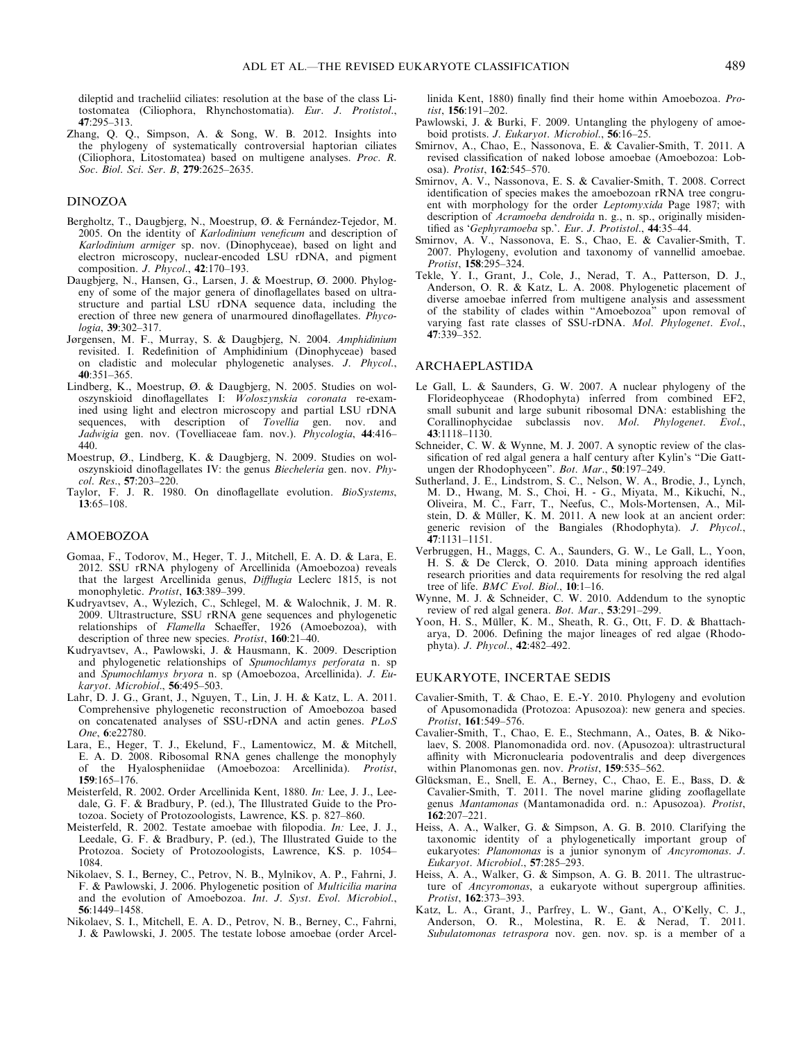dileptid and tracheliid ciliates: resolution at the base of the class Litostomatea (Ciliophora, Rhynchostomatia). *Eur. J. Protistol.*, **47**:295–313.

Zhang, Q. Q., Simpson, A. & Song, W. B. 2012. Insights into the phylogeny of systematically controversial haptorian ciliates (Ciliophora, Litostomatea) based on multigene analyses. *Proc. R. Soc. Biol. Sci. Ser. B*, **279**:2625–2635.

## DINOZOA

Bergholtz, T., Daugbjerg, N., Moestrup, Ø. & Fernández-Tejedor, M. 2005. On the identity of *Karlodinium veneficum* and description of *Karlodinium armiger* sp. nov. (Dinophyceae), based on light and electron microscopy, nuclear-encoded LSU rDNA, and pigment composition. *J. Phycol.*, **42**:170–193.

Daugbjerg, N., Hansen, G., Larsen, J. & Moestrup, Ø. 2000. Phylogeny of some of the major genera of dinoflagellates based on ultrastructure and partial LSU rDNA sequence data, including the erection of three new genera of unarmoured dinoflagellates. *Phycologia*, **39**:302–317.

Jørgensen, M. F., Murray, S. & Daugbjerg, N. 2004. *Amphidinium* revisited. I. Redefinition of Amphidinium (Dinophyceae) based on cladistic and molecular phylogenetic analyses. *J. Phycol.*, **40**:351–365.

Lindberg, K., Moestrup, Ø. & Daugbjerg, N. 2005. Studies on woloszynskioid dinoflagellates I: *Woloszynskia coronata* re-examined using light and electron microscopy and partial LSU rDNA sequences, with description of *Tovellia* gen. nov. and *Jadwigia* gen. nov. (Tovelliaceae fam. nov.). *Phycologia*, **44**:416–440.

Moestrup, Ø., Lindberg, K. & Daugbjerg, N. 2009. Studies on woloszynskioid dinoflagellates IV: the genus *Biecheleria* gen. nov. *Phycol. Res.*, **57**:203–220.

Taylor, F. J. R. 1980. On dinoflagellate evolution. *BioSystems*, **13**:65–108.

## AMOEBOZOA

Gomaa, F., Todorov, M., Heger, T. J., Mitchell, E. A. D. & Lara, E. 2012. SSU rRNA phylogeny of Arcellinida (Amoebozoa) reveals that the largest Arcellinida genus, *Difflugia* Leclerc 1815, is not monophyletic. *Protist*, **163**:389–399.

Kudryavtsev, A., Wylezich, C., Schlegel, M. & Walochnik, J. M. R. 2009. Ultrastructure, SSU rRNA gene sequences and phylogenetic relationships of *Flamella* Schaeffer, 1926 (Amoebozoa), with description of three new species. *Protist*, **160**:21–40.

Kudryavtsev, A., Pawlowski, J. & Hausmann, K. 2009. Description and phylogenetic relationships of *Spumochlamys perforata* n. sp and *Spumochlamys bryora* n. sp (Amoebozoa, Arcellinida). *J. Eukaryot. Microbiol.*, **56**:495–503.

Lahr, D. J. G., Grant, J., Nguyen, T., Lin, J. H. & Katz, L. A. 2011. Comprehensive phylogenetic reconstruction of Amoebozoa based on concatenated analyses of SSU-rDNA and actin genes. *PLoS One*, **6**:e22780.

Lara, E., Heger, T. J., Ekelund, F., Lamentowicz, M. & Mitchell, E. A. D. 2008. Ribosomal RNA genes challenge the monophyly of the Hyalospheniidae (Amoebozoa: Arcellinida). *Protist*, **159**:165–176.

Meisterfeld, R. 2002. Order Arcellinida Kent, 1880. *In:* Lee, J. J., Leedale, G. F. & Bradbury, P. (ed.), The Illustrated Guide to the Protozoa. Society of Protozoologists, Lawrence, KS. p. 827–860.

Meisterfeld, R. 2002. Testate amoebae with filopodia. *In:* Lee, J. J., Leedale, G. F. & Bradbury, P. (ed.), The Illustrated Guide to the Protozoa. Society of Protozoologists, Lawrence, KS. p. 1054–1084.

Nikolaev, S. I., Berney, C., Petrov, N. B., Mylnikov, A. P., Fahrni, J. F. & Pawlowski, J. 2006. Phylogenetic position of *Multicilia marina* and the evolution of Amoebozoa. *Int. J. Syst. Evol. Microbiol.*, **56**:1449–1458.

Nikolaev, S. I., Mitchell, E. A. D., Petrov, N. B., Berney, C., Fahrni, J. & Pawlowski, J. 2005. The testate lobose amoebae (order Arcellinida Kent, 1880) finally find their home within Amoebozoa. *Protist*, **156**:191–202.

Pawlowski, J. & Burki, F. 2009. Untangling the phylogeny of amoeboid protists. *J. Eukaryot. Microbiol.*, **56**:16–25.

Smirnov, A., Chao, E., Nassonova, E. & Cavalier-Smith, T. 2011. A revised classification of naked lobose amoebae (Amoebozoa: Lobosa). *Protist*, **162**:545–570.

Smirnov, A. V., Nassonova, E. S. & Cavalier-Smith, T. 2008. Correct identification of species makes the amoebozoan rRNA tree congruent with morphology for the order *Leptomyxida* Page 1987; with description of *Acramoeba dendroida* n. g., n. sp., originally misidentified as '*Gephyramoeba* sp.'. *Eur. J. Protistol.*, **44**:35–44.

Smirnov, A. V., Nassonova, E. S., Chao, E. & Cavalier-Smith, T. 2007. Phylogeny, evolution and taxonomy of vannellid amoebae. *Protist*, **158**:295–324.

Tekle, Y. I., Grant, J., Cole, J., Nerad, T. A., Patterson, D. J., Anderson, O. R. & Katz, L. A. 2008. Phylogenetic placement of diverse amoebae inferred from multigene analysis and assessment of the stability of clades within "Amoebozoa" upon removal of varying fast rate classes of SSU-rDNA. *Mol. Phylogenet. Evol.*, **47**:339–352.

## ARCHAEPLASTIDA

Le Gall, L. & Saunders, G. W. 2007. A nuclear phylogeny of the Florideophyceae (Rhodophyta) inferred from combined EF2, small subunit and large subunit ribosomal DNA: establishing the Corallinophycidae subclassis nov. *Mol. Phylogenet. Evol.*, **43**:1118–1130.

Schneider, C. W. & Wynne, M. J. 2007. A synoptic review of the classification of red algal genera a half century after Kylin's "Die Gattungen der Rhodophyceen". *Bot. Mar.*, **50**:197–249.

Sutherland, J. E., Lindstrom, S. C., Nelson, W. A., Brodie, J., Lynch, M. D., Hwang, M. S., Choi, H. - G., Miyata, M., Kikuchi, N., Oliveira, M. C., Farr, T., Neefus, C., Mols-Mortensen, A., Milstein, D. & Müller, K. M. 2011. A new look at an ancient order: generic revision of the Bangiales (Rhodophyta). *J. Phycol.*, **47**:1131–1151.

Verbruggen, H., Maggs, C. A., Saunders, G. W., Le Gall, L., Yoon, H. S. & De Clerck, O. 2010. Data mining approach identifies research priorities and data requirements for resolving the red algal tree of life. *BMC Evol. Biol.*, **10**:1–16.

Wynne, M. J. & Schneider, C. W. 2010. Addendum to the synoptic review of red algal genera. *Bot. Mar.*, **53**:291–299.

Yoon, H. S., Müller, K. M., Sheath, R. G., Ott, F. D. & Bhattacharya, D. 2006. Defining the major lineages of red algae (Rhodophyta). *J. Phycol.*, **42**:482–492.

## EUKARYOTE, INCERTAE SEDIS

Cavalier-Smith, T. & Chao, E. E.-Y. 2010. Phylogeny and evolution of Apusomonadida (Protozoa: Apusozoa): new genera and species. *Protist*, **161**:549–576.

Cavalier-Smith, T., Chao, E. E., Stechmann, A., Oates, B. & Nikolaev, S. 2008. Planomonadida ord. nov. (Apusozoa): ultrastructural affinity with Micronuclearia podoventralis and deep divergences within Planomonas gen. nov. *Protist*, **159**:535–562.

Glücksman, E., Snell, E. A., Berney, C., Chao, E. E., Bass, D. & Cavalier-Smith, T. 2011. The novel marine gliding zooflagellate genus *Mantamonas* (Mantamonadida ord. n.: Apusozoa). *Protist*, **162**:207–221.

Heiss, A. A., Walker, G. & Simpson, A. G. B. 2010. Clarifying the taxonomic identity of a phylogenetically important group of eukaryotes: *Planomonas* is a junior synonym of *Ancyromonas*. *J. Eukaryot. Microbiol.*, **57**:285–293.

Heiss, A. A., Walker, G. & Simpson, A. G. B. 2011. The ultrastructure of *Ancyromonas*, a eukaryote without supergroup affinities. *Protist*, **162**:373–393.

Katz, L. A., Grant, J., Parfrey, L. W., Gant, A., O'Kelly, C. J., Anderson, O. R., Molestina, R. E. & Nerad, T. 2011. *Subulatomonas tetraspora* nov. gen. nov. sp. is a member of a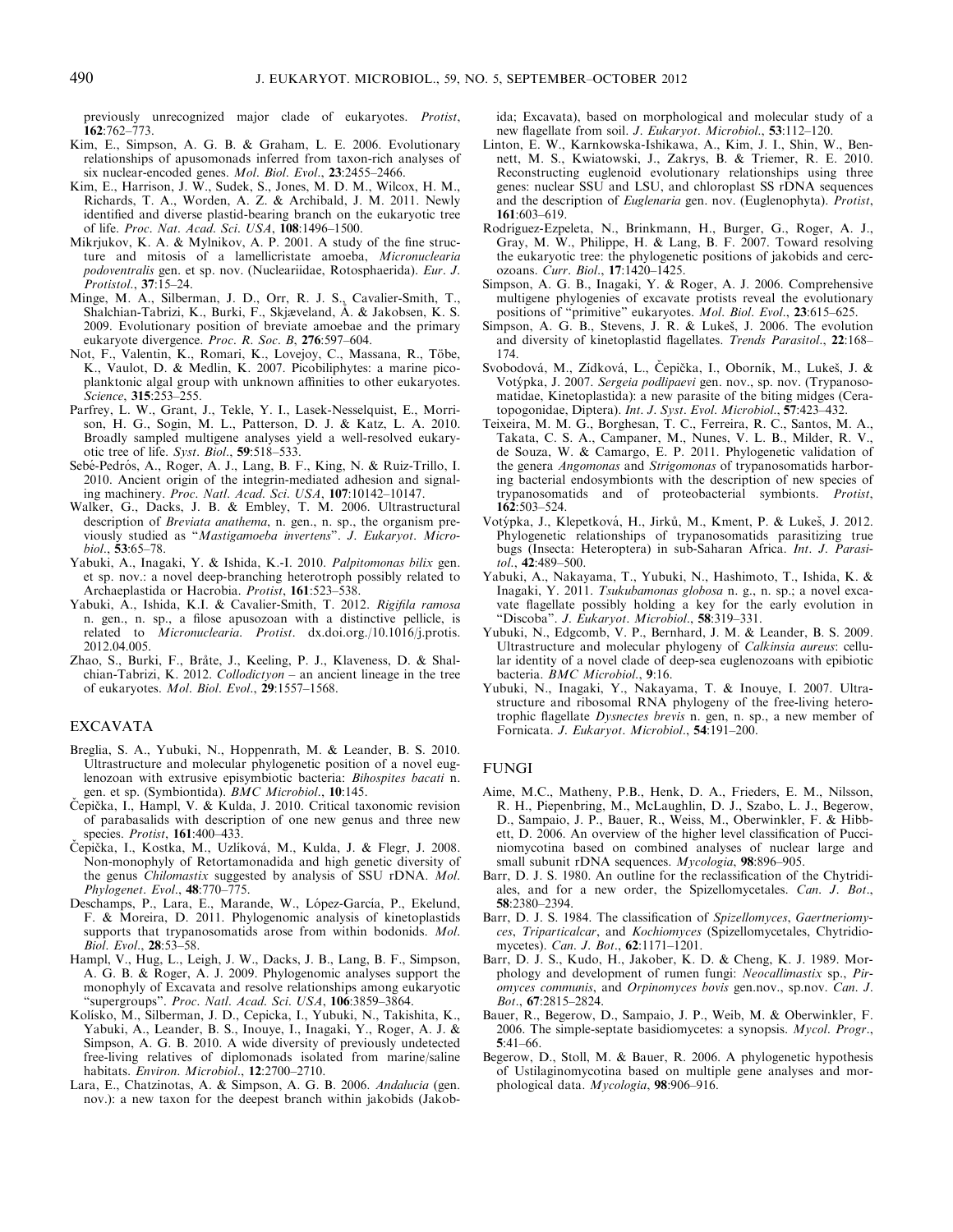previously unrecognized major clade of eukaryotes. *Protist*, **162**:762–773.

Kim, E., Simpson, A. G. B. & Graham, L. E. 2006. Evolutionary relationships of apusomonads inferred from taxon-rich analyses of six nuclear-encoded genes. *Mol. Biol. Evol.*, **23**:2455–2466.

Kim, E., Harrison, J. W., Sudek, S., Jones, M. D. M., Wilcox, H. M., Richards, T. A., Worden, A. Z. & Archibald, J. M. 2011. Newly identified and diverse plastid-bearing branch on the eukaryotic tree of life. *Proc. Nat. Acad. Sci. USA*, **108**:1496–1500.

Mikrjukov, K. A. & Mylnikov, A. P. 2001. A study of the fine structure and mitosis of a lamellicristate amoeba, *Micronuclearia podoventralis* gen. et sp. nov. (Nucleariidae, Rotosphaerida). *Eur. J. Protistol.*, **37**:15–24.

Minge, M. A., Silberman, J. D., Orr, R. J. S., Cavalier-Smith, T., Shalchian-Tabrizi, K., Burki, F., Skjæveland, Å. & Jakobsen, K. S. 2009. Evolutionary position of breviate amoebae and the primary eukaryote divergence. *Proc. R. Soc. B*, **276**:597–604.

Not, F., Valentin, K., Romari, K., Lovejoy, C., Massana, R., Töbe, K., Vaulot, D. & Medlin, K. 2007. Picobiliphytes: a marine picoplanktonic algal group with unknown affinities to other eukaryotes. *Science*, **315**:253–255.

Parfrey, L. W., Grant, J., Tekle, Y. I., Lasek-Nesselquist, E., Morrison, H. G., Sogin, M. L., Patterson, D. J. & Katz, L. A. 2010. Broadly sampled multigene analyses yield a well-resolved eukaryotic tree of life. *Syst. Biol.*, **59**:518–533.

Sebé-Pedrós, A., Roger, A. J., Lang, B. F., King, N. & Ruiz-Trillo, I. 2010. Ancient origin of the integrin-mediated adhesion and signaling machinery. *Proc. Natl. Acad. Sci. USA*, **107**:10142–10147.

Walker, G., Dacks, J. B. & Embley, T. M. 2006. Ultrastructural description of *Breviata anathema*, n. gen., n. sp., the organism previously studied as "*Mastigamoeba invertens*". *J. Eukaryot. Microbiol.*, **53**:65–78.

Yabuki, A., Inagaki, Y. & Ishida, K.-I. 2010. *Palpitomonas bilix* gen. et sp. nov.: a novel deep-branching heterotroph possibly related to Archaeplastida or Hacrobia. *Protist*, **161**:523–538.

Yabuki, A., Ishida, K.I. & Cavalier-Smith, T. 2012. *Rigifila ramosa* n. gen., n. sp., a filose apusozoan with a distinctive pellicle, is related to *Micronuclearia*. *Protist*. dx.doi.org./10.1016/j.protis.2012.04.005.

Zhao, S., Burki, F., Bråte, J., Keeling, P. J., Klaveness, D. & Shalchian-Tabrizi, K. 2012. *Collodictyon* – an ancient lineage in the tree of eukaryotes. *Mol. Biol. Evol*, **29**:1557–1568.

## EXCAVATA

Breglia, S. A., Yubuki, N., Hoppenrath, M. & Leander, B. S. 2010. Ultrastructure and molecular phylogenetic position of a novel euglenozoan with extrusive episymbiotic bacteria: *Bihospites bacati* n. gen. et sp. (Symbiontida). *BMC Microbiol.*, **10**:145.

Čepička, I., Hampl, V. & Kulda, J. 2010. Critical taxonomic revision of parabasalids with description of one new genus and three new species. *Protist*, **161**:400–433.

Čepička, I., Kostka, M., Uzlíková, M., Kulda, J. & Flegr, J. 2008. Non-monophyly of Retortamonadida and high genetic diversity of the genus *Chilomastix* suggested by analysis of SSU rDNA. *Mol. Phylogenet. Evol.*, **48**:770–775.

Deschamps, P., Lara, E., Marande, W., López-García, P., Ekelund, F. & Moreira, D. 2011. Phylogenomic analysis of kinetoplastids supports that trypanosomatids arose from within bodonids. *Mol. Biol. Evol.*, **28**:53–58.

Hampl, V., Hug, L., Leigh, J. W., Dacks, J. B., Lang, B. F., Simpson, A. G. B. & Roger, A. J. 2009. Phylogenomic analyses support the monophyly of Excavata and resolve relationships among eukaryotic "supergroups". *Proc. Natl. Acad. Sci. USA*, **106**:3859–3864.

Kolisko, M., Silberman, J. D., Cepicka, I., Yubuki, N., Takishita, K., Yabuki, A., Leander, B. S., Inouye, I., Inagaki, Y., Roger, A. J. & Simpson, A. G. B. 2010. A wide diversity of previously undetected free-living relatives of diplomonads isolated from marine/saline habitats. *Environ. Microbiol.*, **12**:2700–2710.

Lara, E., Chatzinotas, A. & Simpson, A. G. B. 2006. *Andalucia* (gen. nov.): a new taxon for the deepest branch within jakobids (Jakobida; Excavata), based on morphological and molecular study of a new flagellate from soil. *J. Eukaryot. Microbiol.*, **53**:112–120.

Linton, E. W., Karnkowska-Ishikawa, A., Kim, J. I., Shin, W., Bennett, M. S., Kwiatowski, J., Zakrys, B. & Triemer, R. E. 2010. Reconstructing euglenoid evolutionary relationships using three genes: nuclear SSU and LSU, and chloroplast SS rDNA sequences and the description of *Euglenaria* gen. nov. (Euglenophyta). *Protist*, **161**:603–619.

Rodríguez-Ezpeleta, N., Brinkmann, H., Burger, G., Roger, A. J., Gray, M. W., Philippe, H. & Lang, B. F. 2007. Toward resolving the eukaryotic tree: the phylogenetic positions of jakobids and cercozoans. *Curr. Biol.*, **17**:1420–1425.

Simpson, A. G. B., Inagaki, Y. & Roger, A. J. 2006. Comprehensive multigene phylogenies of excavate protists reveal the evolutionary positions of "primitive" eukaryotes. *Mol. Biol. Evol.*, **23**:615–625.

Simpson, A. G. B., Stevens, J. R. & Lukeš, J. 2006. The evolution and diversity of kinetoplastid flagellates. *Trends Parasitol.*, **22**:168–174.

Svobodová, M., Zídková, L., Čepička, I., Oborník, M., Lukeš, J. & Votýpka, J. 2007. *Sergeia podlipaevi* gen. nov., sp. nov. (Trypanosomatidae, Kinetoplastida): a new parasite of the biting midges (Ceratopogonidae, Diptera). *Int. J. Syst. Evol. Microbiol.*, **57**:423–432.

Teixeira, M. M. G., Borghesan, T. C., Ferreira, R. C., Santos, M. A., Takata, C. S. A., Campaner, M., Nunes, V. L. B., Milder, R. V., de Souza, W. & Camargo, E. P. 2011. Phylogenetic validation of the genera *Angomonas* and *Strigomonas* of trypanosomatids harboring bacterial endosymbionts with the description of new species of trypanosomatids and of proteobacterial symbionts. *Protist*, **162**:503–524.

Votýpka, J., Klepetková, H., Jirků, M., Kment, P. & Lukeš, J. 2012. Phylogenetic relationships of trypanosomatids parasitizing true bugs (Insecta: Heteroptera) in sub-Saharan Africa. *Int. J. Parasitol.*, **42**:489–500.

Yabuki, A., Nakayama, T., Yubuki, N., Hashimoto, T., Ishida, K. & Inagaki, Y. 2011. *Tsukubamonas globosa* n. g., n. sp.; a novel excavate flagellate possibly holding a key for the early evolution in "Discoba". *J. Eukaryot. Microbiol.*, **58**:319–331.

Yubuki, N., Edgcomb, V. P., Bernhard, J. M. & Leander, B. S. 2009. Ultrastructure and molecular phylogeny of *Calkinsia aureus*: cellular identity of a novel clade of deep-sea euglenozoans with epibiotic bacteria. *BMC Microbiol.*, **9**:16.

Yubuki, N., Inagaki, Y., Nakayama, T. & Inouye, I. 2007. Ultrastructure and ribosomal RNA phylogeny of the free-living heterotrophic flagellate *Dysnectes brevis* n. gen, n. sp., a new member of Fornicata. *J. Eukaryot. Microbiol.*, **54**:191–200.

## FUNGI

Aime, M.C., Matheny, P.B., Henk, D. A., Frieders, E. M., Nilsson, R. H., Piepenbring, M., McLaughlin, D. J., Szabo, L. J., Begerow, D., Sampaio, J. P., Bauer, R., Weiss, M., Oberwinkler, F. & Hibbett, D. 2006. An overview of the higher level classification of Pucciniomycotina based on combined analyses of nuclear large and small subunit rDNA sequences. *Mycologia*, **98**:896–905.

Barr, D. J. S. 1980. An outline for the reclassification of the Chytridiales, and for a new order, the Spizellomycetales. *Can. J. Bot.*, **58**:2380–2394.

Barr, D. J. S. 1984. The classification of *Spizellomyces*, *Gaertneriomyces*, *Triparticalcar*, and *Kochiomyces* (Spizellomycetales, Chytridiomycetes). *Can. J. Bot.*, **62**:1171–1201.

Barr, D. J. S., Kudo, H., Jakober, K. D. & Cheng, K. J. 1989. Morphology and development of rumen fungi: *Neocallimastix* sp., *Piromyces communis*, and *Orpinomyces bovis* gen.nov., sp.nov. *Can. J. Bot.*, **67**:2815–2824.

Bauer, R., Begerow, D., Sampaio, J. P., Weib, M. & Oberwinkler, F. 2006. The simple-septate basidiomycetes: a synopsis. *Mycol. Progr.*, **5**:41–66.

Begerow, D., Stoll, M. & Bauer, R. 2006. A phylogenetic hypothesis of Ustilaginomycotina based on multiple gene analyses and morphological data. *Mycologia*, **98**:906–916.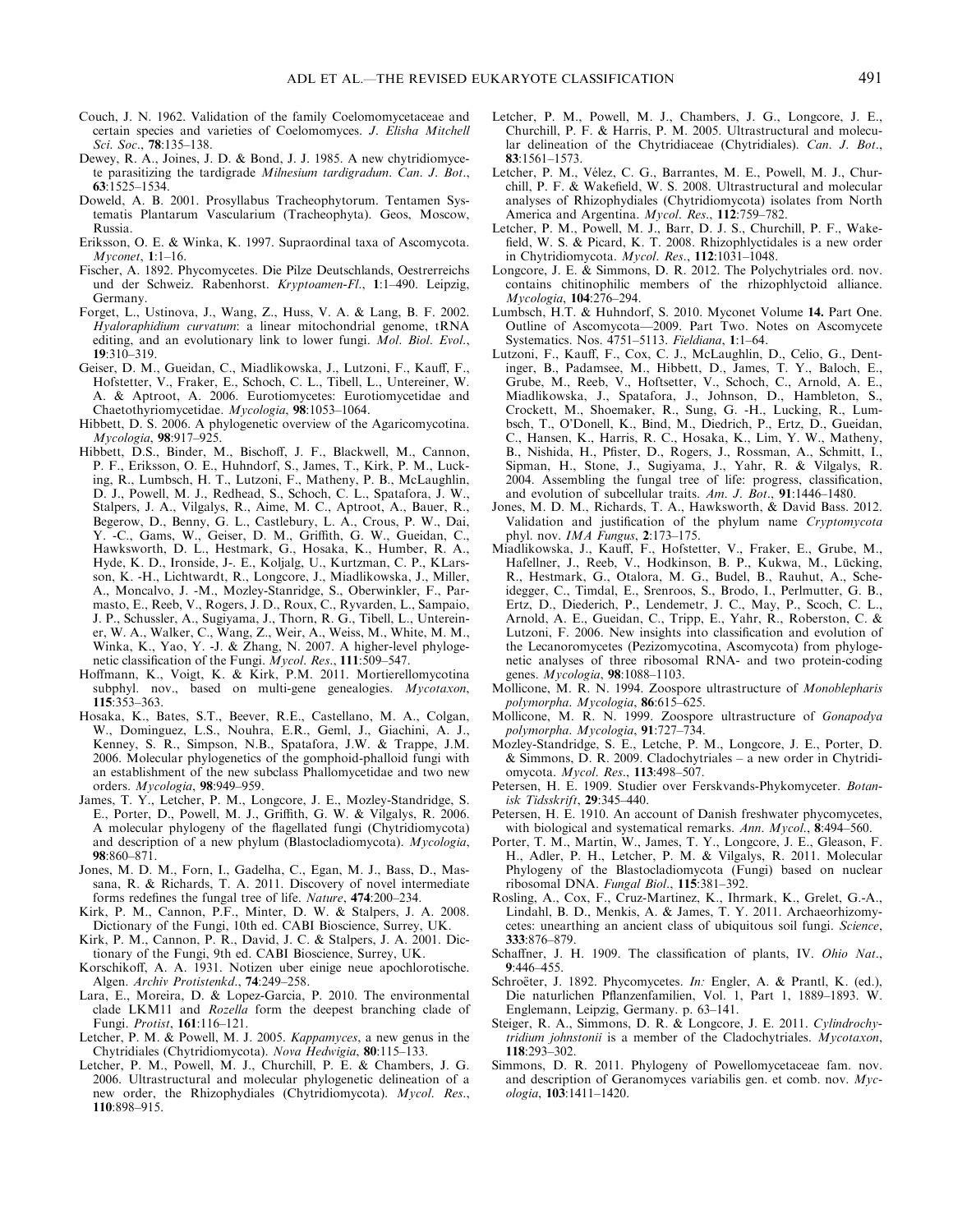Couch, J. N. 1962. Validation of the family Coelomomycetaceae and certain species and varieties of Coelomomyces. *J. Elisha Mitchell Sci. Soc.*, **78**:135–138.

Dewey, R. A., Joines, J. D. & Bond, J. J. 1985. A new chytridiomycete parasitizing the tardigrade *Milnesium tardigradum*. *Can. J. Bot.*, **63**:1525–1534.

Doweld, A. B. 2001. Prosyllabus Tracheophytorum. Tentamen Systematis Plantarum Vascularium (Tracheophyta). Geos, Moscow, Russia.

Eriksson, O. E. & Winka, K. 1997. Supraordinal taxa of Ascomycota. *Myconet*, **1**:1–16.

Fischer, A. 1892. Phycomycetes. Die Pilze Deutschlands, Oestrerreichs und der Schweiz. Rabenhorst. *Kryptoamen-Fl.*, **1**:1–490. Leipzig, Germany.

Forget, L., Ustinova, J., Wang, Z., Huss, V. A. & Lang, B. F. 2002. *Hyaloraphidium curvatum*: a linear mitochondrial genome, tRNA editing, and an evolutionary link to lower fungi. *Mol. Biol. Evol.*, **19**:310–319.

Geiser, D. M., Gueidan, C., Miadlikowska, J., Lutzoni, F., Kauff, F., Hofstetter, V., Fraker, E., Schoch, C. L., Tibell, L., Untereiner, W. A. & Aptroot, A. 2006. Eurotiomycetes: Eurotiomycetidae and Chaetothyriomycetidae. *Mycologia*, **98**:1053–1064.

Hibbett, D. S. 2006. A phylogenetic overview of the Agaricomycotina. *Mycologia*, **98**:917–925.

Hibbett, D.S., Binder, M., Bischoff, J. F., Blackwell, M., Cannon, P. F., Eriksson, O. E., Huhndorf, S., James, T., Kirk, P. M., Lucking, R., Lumbsch, H. T., Lutzoni, F., Matheny, P. B., McLaughlin, D. J., Powell, M. J., Redhead, S., Schoch, C. L., Spatafora, J. W., Stalpers, J. A., Vilgalys, R., Aime, M. C., Aptroot, A., Bauer, R., Begerow, D., Benny, G. L., Castlebury, L. A., Crous, P. W., Dai, Y. -C., Gams, W., Geiser, D. M., Griffith, G. W., Gueidan, C., Hawksworth, D. L., Hestmark, G., Hosaka, K., Humber, R. A., Hyde, K. D., Ironside, J-. E., Koljalg, U., Kurtzman, C. P., KLarsson, K. -H., Lichtwardt, R., Longcore, J., Miadlikowska, J., Miller, A., Moncalvo, J. -M., Mozley-Stanridge, S., Oberwinkler, F., Parmasto, E., Reeb, V., Rogers, J. D., Roux, C., Ryvarden, L., Sampaio, J. P., Schussler, A., Sugiyama, J., Thorn, R. G., Tibell, L., Untereiner, W. A., Walker, C., Wang, Z., Weir, A., Weiss, M., White, M. M., Winka, K., Yao, Y. -J. & Zhang, N. 2007. A higher-level phylogenetic classification of the Fungi. *Mycol. Res.*, **111**:509–547.

Hoffmann, K., Voigt, K. & Kirk, P.M. 2011. Mortierellomycotina subphyl. nov., based on multi-gene genealogies. *Mycotaxon*, **115**:353–363.

Hosaka, K., Bates, S.T., Beever, R.E., Castellano, M. A., Colgan, W., Dominguez, L.S., Nouhra, E.R., Geml, J., Giachini, A. J., Kenney, S. R., Simpson, N.B., Spatafora, J.W. & Trappe, J.M. 2006. Molecular phylogenetics of the gomphoid-phalloid fungi with an establishment of the new subclass Phallomycetidae and two new orders. *Mycologia*, **98**:949–959.

James, T. Y., Letcher, P. M., Longcore, J. E., Mozley-Standridge, S. E., Porter, D., Powell, M. J., Griffith, G. W. & Vilgalys, R. 2006. A molecular phylogeny of the flagellated fungi (Chytridiomycota) and description of a new phylum (Blastocladiomycota). *Mycologia*, **98**:860–871.

Jones, M. D. M., Forn, I., Gadelha, C., Egan, M. J., Bass, D., Massana, R. & Richards, T. A. 2011. Discovery of novel intermediate forms redefines the fungal tree of life. *Nature*, **474**:200–234.

Kirk, P. M., Cannon, P.F., Minter, D. W. & Stalpers, J. A. 2008. Dictionary of the Fungi, 10th ed. CABI Bioscience, Surrey, UK.

Kirk, P. M., Cannon, P. R., David, J. C. & Stalpers, J. A. 2001. Dictionary of the Fungi, 9th ed. CABI Bioscience, Surrey, UK.

Korschikoff, A. A. 1931. Notizen uber einige neue apochlorotische. Algen. *Archiv Protistenkd.*, **74**:249–258.

Lara, E., Moreira, D. & Lopez-Garcia, P. 2010. The environmental clade LKM11 and *Rozella* form the deepest branching clade of Fungi. *Protist*, **161**:116–121.

Letcher, P. M. & Powell, M. J. 2005. *Kappamyces*, a new genus in the Chytridiales (Chytridiomycota). *Nova Hedwigia*, **80**:115–133.

Letcher, P. M., Powell, M. J., Churchill, P. E. & Chambers, J. G. 2006. Ultrastructural and molecular phylogenetic delineation of a new order, the Rhizophydiales (Chytridiomycota). *Mycol. Res.*, **110**:898–915.

Letcher, P. M., Powell, M. J., Chambers, J. G., Longcore, J. E., Churchill, P. F. & Harris, P. M. 2005. Ultrastructural and molecular delineation of the Chytridiaceae (Chytridiales). *Can. J. Bot.*, **83**:1561–1573.

Letcher, P. M., Vélez, C. G., Barrantes, M. E., Powell, M. J., Churchill, P. F. & Wakefield, W. S. 2008. Ultrastructural and molecular analyses of Rhizophydiales (Chytridiomycota) isolates from North America and Argentina. *Mycol. Res.*, **112**:759–782.

Letcher, P. M., Powell, M. J., Barr, D. J. S., Churchill, P. F., Wakefield, W. S. & Picard, K. T. 2008. Rhizophlyctidales is a new order in Chytridiomycota. *Mycol. Res.*, **112**:1031–1048.

Longcore, J. E. & Simmons, D. R. 2012. The Polychytriales ord. nov. contains chitinophilic members of the rhizophlyctoid alliance. *Mycologia*, **104**:276–294.

Lumbsch, H.T. & Huhndorf, S. 2010. Myconet Volume **14.** Part One. Outline of Ascomycota—2009. Part Two. Notes on Ascomycete Systematics. Nos. 4751–5113. *Fieldiana*, **1**:1–64.

Lutzoni, F., Kauff, F., Cox, C. J., McLaughlin, D., Celio, G., Dentinger, B., Padamsee, M., Hibbett, D., James, T. Y., Baloch, E., Grube, M., Reeb, V., Hoftsetter, V., Schoch, C., Arnold, A. E., Miadlikowska, J., Spatafora, J., Johnson, D., Hambleton, S., Crockett, M., Shoemaker, R., Sung, G. -H., Lucking, R., Lumbsch, T., O'Donell, K., Bind, M., Diedrich, P., Ertz, D., Gueidan, C., Hansen, K., Harris, R. C., Hosaka, K., Lim, Y. W., Matheny, B., Nishida, H., Pfister, D., Rogers, J., Rossman, A., Schmitt, I., Sipman, H., Stone, J., Sugiyama, J., Yahr, R. & Vilgalys, R. 2004. Assembling the fungal tree of life: progress, classification, and evolution of subcellular traits. *Am. J. Bot.*, **91**:1446–1480.

Jones, M. D. M., Richards, T. A., Hawksworth, & David Bass. 2012. Validation and justification of the phylum name *Cryptomycota* phyl. nov. *IMA Fungus*, **2**:173–175.

Miadlikowska, J., Kauff, F., Hofstetter, V., Fraker, E., Grube, M., Hafellner, J., Reeb, V., Hodkinson, B. P., Kukwa, M., Lücking, R., Hestmark, G., Otalora, M. G., Budel, B., Rauhut, A., Scheidegger, C., Timdal, E., Srenroos, S., Brodo, I., Perlmutter, G. B., Ertz, D., Diederich, P., Lendemetr, J. C., May, P., Scoch, C. L., Arnold, A. E., Gueidan, C., Tripp, E., Yahr, R., Roberston, C. & Lutzoni, F. 2006. New insights into classification and evolution of the Lecanoromycetes (Pezizomycotina, Ascomycota) from phylogenetic analyses of three ribosomal RNA- and two protein-coding genes. *Mycologia*, **98**:1088–1103.

Mollicone, M. R. N. 1994. Zoospore ultrastructure of *Monoblepharis polymorpha*. *Mycologia*, **86**:615–625.

Mollicone, M. R. N. 1999. Zoospore ultrastructure of *Gonapodya polymorpha*. *Mycologia*, **91**:727–734.

Mozley-Standridge, S. E., Letche, P. M., Longcore, J. E., Porter, D. & Simmons, D. R. 2009. Cladochytriales – a new order in Chytridiomycota. *Mycol. Res.*, **113**:498–507.

Petersen, H. E. 1909. Studier over Ferskvands-Phykomyceter. *Botanisk Tidsskrift*, **29**:345–440.

Petersen, H. E. 1910. An account of Danish freshwater phycomycetes, with biological and systematical remarks. *Ann. Mycol.*, **8**:494–560.

Porter, T. M., Martin, W., James, T. Y., Longcore, J. E., Gleason, F. H., Adler, P. H., Letcher, P. M. & Vilgalys, R. 2011. Molecular Phylogeny of the Blastocladiomycota (Fungi) based on nuclear ribosomal DNA. *Fungal Biol.*, **115**:381–392.

Rosling, A., Cox, F., Cruz-Martinez, K., Ihrmark, K., Grelet, G.-A., Lindahl, B. D., Menkis, A. & James, T. Y. 2011. Archaeorhizomycetes: unearthing an ancient class of ubiquitous soil fungi. *Science*, **333**:876–879.

Schaffner, J. H. 1909. The classification of plants, IV. *Ohio Nat.*, **9**:446–455.

Schroëter, J. 1892. Phycomycetes. *In:* Engler, A. & Prantl, K. (ed.), Die naturlichen Pflanzenfamilien, Vol. 1, Part 1, 1889–1893. W. Englemann, Leipzig, Germany. p. 63–141.

Steiger, R. A., Simmons, D. R. & Longcore, J. E. 2011. *Cylindrochytridium johnstonii* is a member of the Cladochytriales. *Mycotaxon*, **118**:293–302.

Simmons, D. R. 2011. Phylogeny of Powellomycetaceae fam. nov. and description of Geranomyces variabilis gen. et comb. nov. *Mycologia*, **103**:1411–1420.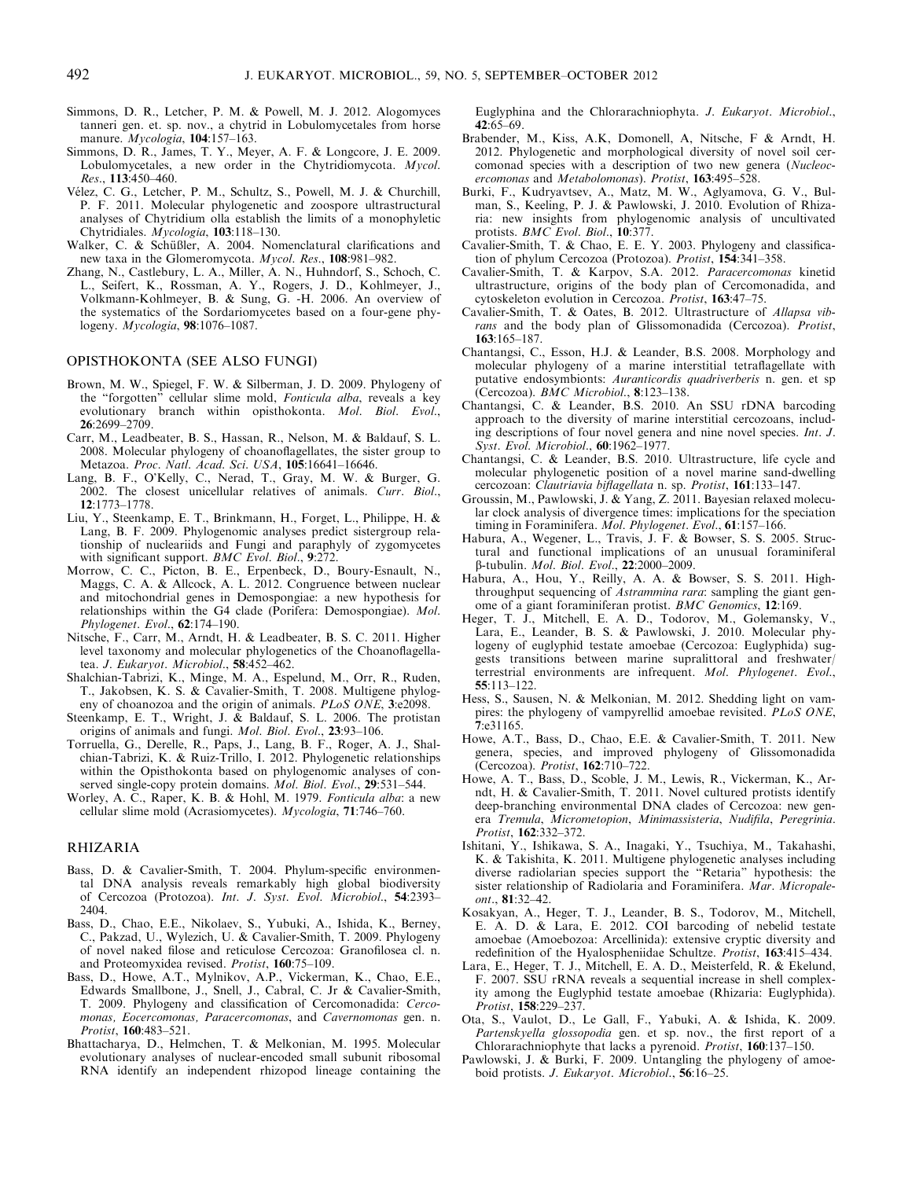Simmons, D. R., Letcher, P. M. & Powell, M. J. 2012. Alogomyces tanneri gen. et. sp. nov., a chytrid in Lobulomycetales from horse manure. *Mycologia*, **104**:157–163.

Simmons, D. R., James, T. Y., Meyer, A. F. & Longcore, J. E. 2009. Lobulomycetales, a new order in the Chytridiomycota. *Mycol. Res*., **113**:450–460.

Vélez, C. G., Letcher, P. M., Schultz, S., Powell, M. J. & Churchill, P. F. 2011. Molecular phylogenetic and zoospore ultrastructural analyses of Chytridium olla establish the limits of a monophyletic Chytridiales. *Mycologia*, **103**:118–130.

Walker, C. & Schüßler, A. 2004. Nomenclatural clarifications and new taxa in the Glomeromycota. *Mycol. Res*., **108**:981–982.

Zhang, N., Castlebury, L. A., Miller, A. N., Huhndorf, S., Schoch, C. L., Seifert, K., Rossman, A. Y., Rogers, J. D., Kohlmeyer, J., Volkmann-Kohlmeyer, B. & Sung, G. -H. 2006. An overview of the systematics of the Sordariomycetes based on a four-gene phylogeny. *Mycologia*, **98**:1076–1087.

## OPISTHOKONTA (SEE ALSO FUNGI)

Brown, M. W., Spiegel, F. W. & Silberman, J. D. 2009. Phylogeny of the "forgotten" cellular slime mold, *Fonticula alba*, reveals a key evolutionary branch within opisthokonta. *Mol. Biol. Evol*., **26**:2699–2709.

Carr, M., Leadbeater, B. S., Hassan, R., Nelson, M. & Baldauf, S. L. 2008. Molecular phylogeny of choanoflagellates, the sister group to Metazoa. *Proc. Natl. Acad. Sci. USA*, **105**:16641–16646.

Lang, B. F., O'Kelly, C., Nerad, T., Gray, M. W. & Burger, G. 2002. The closest unicellular relatives of animals. *Curr. Biol*., **12**:1773–1778.

Liu, Y., Steenkamp, E. T., Brinkmann, H., Forget, L., Philippe, H. & Lang, B. F. 2009. Phylogenomic analyses predict sistergroup relationship of nucleariids and Fungi and paraphyly of zygomycetes with significant support. *BMC Evol. Biol*., **9**:272.

Morrow, C. C., Picton, B. E., Erpenbeck, D., Boury-Esnault, N., Maggs, C. A. & Allcock, A. L. 2012. Congruence between nuclear and mitochondrial genes in Demospongiae: a new hypothesis for relationships within the G4 clade (Porifera: Demospongiae). *Mol. Phylogenet. Evol*., **62**:174–190.

Nitsche, F., Carr, M., Arndt, H. & Leadbeater, B. S. C. 2011. Higher level taxonomy and molecular phylogenetics of the Choanoflagellatea. *J. Eukaryot. Microbiol*., **58**:452–462.

Shalchian-Tabrizi, K., Minge, M. A., Espelund, M., Orr, R., Ruden, T., Jakobsen, K. S. & Cavalier-Smith, T. 2008. Multigene phylogeny of choanozoa and the origin of animals. *PLoS ONE*, **3**:e2098.

Steenkamp, E. T., Wright, J. & Baldauf, S. L. 2006. The protistan origins of animals and fungi. *Mol. Biol. Evol*., **23**:93–106.

Torruella, G., Derelle, R., Paps, J., Lang, B. F., Roger, A. J., Shalchian-Tabrizi, K. & Ruiz-Trillo, I. 2012. Phylogenetic relationships within the Opisthokonta based on phylogenomic analyses of conserved single-copy protein domains. *Mol. Biol. Evol*., **29**:531–544.

Worley, A. C., Raper, K. B. & Hohl, M. 1979. *Fonticula alba*: a new cellular slime mold (Acrasiomycetes). *Mycologia*, **71**:746–760.

## RHIZARIA

Bass, D. & Cavalier-Smith, T. 2004. Phylum-specific environmental DNA analysis reveals remarkably high global biodiversity of Cercozoa (Protozoa). *Int. J. Syst. Evol. Microbiol*., **54**:2393–2404.

Bass, D., Chao, E.E., Nikolaev, S., Yubuki, A., Ishida, K., Berney, C., Pakzad, U., Wylezich, U. & Cavalier-Smith, T. 2009. Phylogeny of novel naked filose and reticulose Cercozoa: Granofilosea cl. n. and Proteomyxidea revised. *Protist*, **160**:75–109.

Bass, D., Howe, A.T., Mylnikov, A.P., Vickerman, K., Chao, E.E., Edwards Smallbone, J., Snell, J., Cabral, C. Jr & Cavalier-Smith, T. 2009. Phylogeny and classification of Cercomonadida: *Cercomonas, Eocercomonas, Paracercomonas*, and *Cavernomonas* gen. n. *Protist*, **160**:483–521.

Bhattacharya, D., Helmchen, T. & Melkonian, M. 1995. Molecular evolutionary analyses of nuclear-encoded small subunit ribosomal RNA identify an independent rhizopod lineage containing the Euglyphina and the Chlorarachniophyta. *J. Eukaryot. Microbiol*., **42**:65–69.

Brabender, M., Kiss, A.K, Domonell, A, Nitsche, F & Arndt, H. 2012. Phylogenetic and morphological diversity of novel soil cercomonad species with a description of two new genera (*Nucleocercomonas* and *Metabolomonas*). *Protist*, **163**:495–528.

Burki, F., Kudryavtsev, A., Matz, M. W., Aglyamova, G. V., Bulman, S., Keeling, P. J. & Pawlowski, J. 2010. Evolution of Rhizaria: new insights from phylogenomic analysis of uncultivated protists. *BMC Evol. Biol*., **10**:377.

Cavalier-Smith, T. & Chao, E. E. Y. 2003. Phylogeny and classification of phylum Cercozoa (Protozoa). *Protist*, **154**:341–358.

Cavalier-Smith, T. & Karpov, S.A. 2012. *Paracercomonas* kinetid ultrastructure, origins of the body plan of Cercomonadida, and cytoskeleton evolution in Cercozoa. *Protist*, **163**:47–75.

Cavalier-Smith, T. & Oates, B. 2012. Ultrastructure of *Allapsa vibrans* and the body plan of Glissomonadida (Cercozoa). *Protist*, **163**:165–187.

Chantangsi, C., Esson, H.J. & Leander, B.S. 2008. Morphology and molecular phylogeny of a marine interstitial tetraflagellate with putative endosymbionts: *Auranticordis quadriverberis* n. gen. et sp (Cercozoa). *BMC Microbiol*., **8**:123–138.

Chantangsi, C. & Leander, B.S. 2010. An SSU rDNA barcoding approach to the diversity of marine interstitial cercozoans, including descriptions of four novel genera and nine novel species. *Int. J. Syst. Evol. Microbiol*., **60**:1962–1977.

Chantangsi, C. & Leander, B.S. 2010. Ultrastructure, life cycle and molecular phylogenetic position of a novel marine sand-dwelling cercozoan: *Clautriavia biflagellata* n. sp. *Protist*, **161**:133–147.

Groussin, M., Pawlowski, J. & Yang, Z. 2011. Bayesian relaxed molecular clock analysis of divergence times: implications for the speciation timing in Foraminifera. *Mol. Phylogenet. Evol*., **61**:157–166.

Habura, A., Wegener, L., Travis, J. F. & Bowser, S. S. 2005. Structural and functional implications of an unusual foraminiferal β-tubulin. *Mol. Biol. Evol*., **22**:2000–2009.

Habura, A., Hou, Y., Reilly, A. A. & Bowser, S. S. 2011. High-throughput sequencing of *Astrammina rara*: sampling the giant genome of a giant foraminiferan protist. *BMC Genomics*, **12**:169.

Heger, T. J., Mitchell, E. A. D., Todorov, M., Golemansky, V., Lara, E., Leander, B. S. & Pawlowski, J. 2010. Molecular phylogeny of euglyphid testate amoebae (Cercozoa: Euglyphida) suggests transitions between marine supralittoral and freshwater/terrestrial environments are infrequent. *Mol. Phylogenet. Evol*., **55**:113–122.

Hess, S., Sausen, N. & Melkonian, M. 2012. Shedding light on vampires: the phylogeny of vampyrellid amoebae revisited. *PLoS ONE*, **7**:e31165.

Howe, A.T., Bass, D., Chao, E.E. & Cavalier-Smith, T. 2011. New genera, species, and improved phylogeny of Glissomonadida (Cercozoa). *Protist*, **162**:710–722.

Howe, A. T., Bass, D., Scoble, J. M., Lewis, R., Vickerman, K., Arndt, H. & Cavalier-Smith, T. 2011. Novel cultured protists identify deep-branching environmental DNA clades of Cercozoa: new genera *Tremula*, *Micrometopion*, *Minimassisteria*, *Nudifila*, *Peregrinia*. *Protist*, **162**:332–372.

Ishitani, Y., Ishikawa, S. A., Inagaki, Y., Tsuchiya, M., Takahashi, K. & Takishita, K. 2011. Multigene phylogenetic analyses including diverse radiolarian species support the "Retaria" hypothesis: the sister relationship of Radiolaria and Foraminifera. *Mar. Micropaleont*., **81**:32–42.

Kosakyan, A., Heger, T. J., Leander, B. S., Todorov, M., Mitchell, E. A. D. & Lara, E. 2012. COI barcoding of nebelid testate amoebae (Amoebozoa: Arcellinida): extensive cryptic diversity and redefinition of the Hyalospheniidae Schultze. *Protist*, **163**:415–434.

Lara, E., Heger, T. J., Mitchell, E. A. D., Meisterfeld, R. & Ekelund, F. 2007. SSU rRNA reveals a sequential increase in shell complexity among the Euglyphid testate amoebae (Rhizaria: Euglyphida). *Protist*, **158**:229–237.

Ota, S., Vaulot, D., Le Gall, F., Yabuki, A. & Ishida, K. 2009. *Partenskyella glossopodia* gen. et sp. nov., the first report of a Chlorarachniophyte that lacks a pyrenoid. *Protist*, **160**:137–150.

Pawlowski, J. & Burki, F. 2009. Untangling the phylogeny of amoeboid protists. *J. Eukaryot. Microbiol*., **56**:16–25.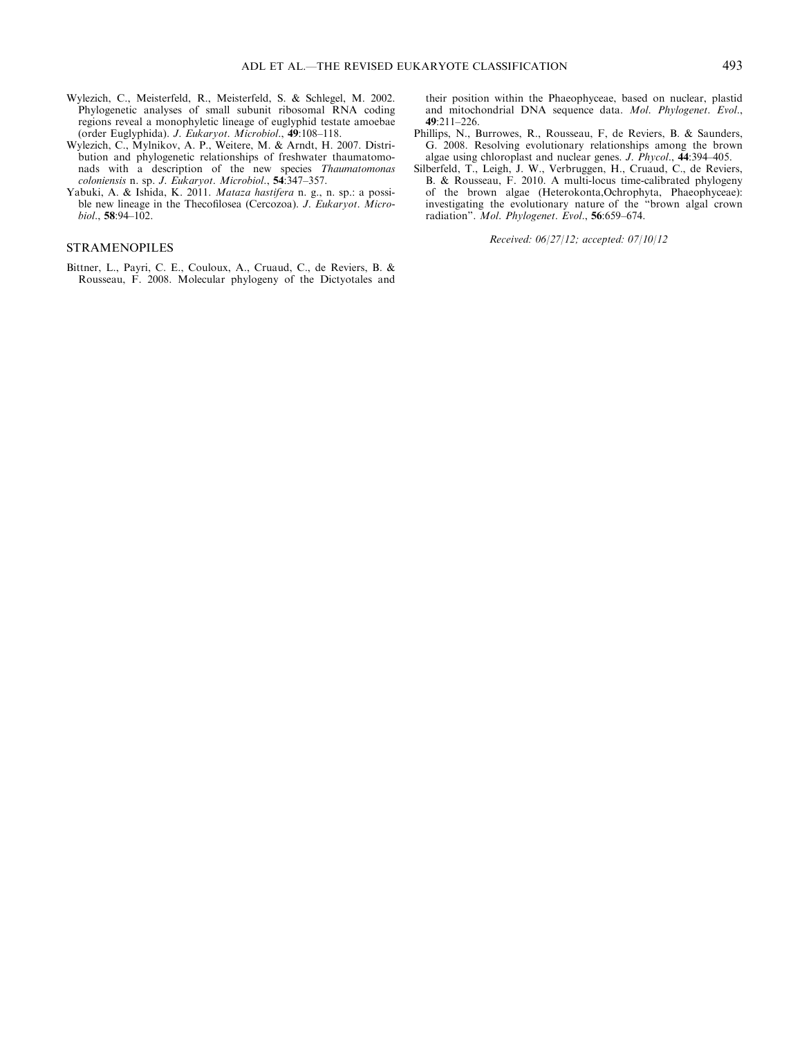Wylezich, C., Meisterfeld, R., Meisterfeld, S. & Schlegel, M. 2002. Phylogenetic analyses of small subunit ribosomal RNA coding regions reveal a monophyletic lineage of euglyphid testate amoebae (order Euglyphida). *J. Eukaryot. Microbiol.*, **49**:108–118.

Wylezich, C., Mylnikov, A. P., Weitere, M. & Arndt, H. 2007. Distribution and phylogenetic relationships of freshwater thaumatomonads with a description of the new species *Thaumatomonas coloniensis* n. sp. *J. Eukaryot. Microbiol.*, **54**:347–357.

Yabuki, A. & Ishida, K. 2011. *Mataza hastifera* n. g., n. sp.: a possible new lineage in the Thecofilosea (Cercozoa). *J. Eukaryot. Microbiol.*, **58**:94–102.

## STRAMENOPILES

Bittner, L., Payri, C. E., Couloux, A., Cruaud, C., de Reviers, B. & Rousseau, F. 2008. Molecular phylogeny of the Dictyotales and their position within the Phaeophyceae, based on nuclear, plastid and mitochondrial DNA sequence data. *Mol. Phylogenet. Evol.*, **49**:211–226.

Phillips, N., Burrowes, R., Rousseau, F, de Reviers, B. & Saunders, G. 2008. Resolving evolutionary relationships among the brown algae using chloroplast and nuclear genes. *J. Phycol.*, **44**:394–405.

Silberfeld, T., Leigh, J. W., Verbruggen, H., Cruaud, C., de Reviers, B. & Rousseau, F. 2010. A multi-locus time-calibrated phylogeny of the brown algae (Heterokonta,Ochrophyta, Phaeophyceae): investigating the evolutionary nature of the "brown algal crown radiation". *Mol. Phylogenet. Evol.*, **56**:659–674.

*Received: 06/27/12; accepted: 07/10/12*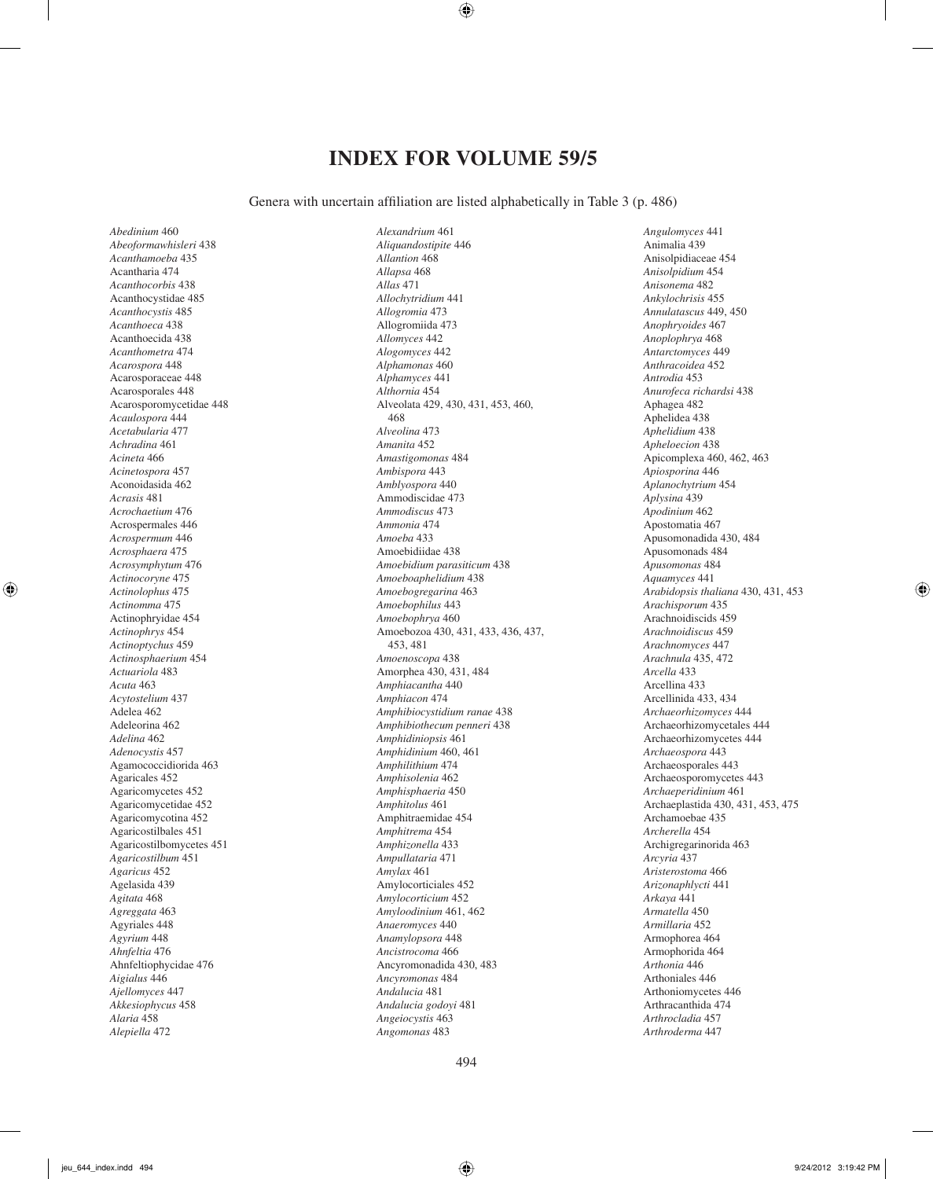# INDEX FOR VOLUME 59/5

Genera with uncertain affiliation are listed alphabetically in Table 3 (p. 486)

*Abedinium* 460
*Abeoformawhisleri* 438
*Acanthamoeba* 435
Acantharia 474
*Acanthocorbis* 438
Acanthocystidae 485
*Acanthocystis* 485
*Acanthoeca* 438
Acanthoecida 438
*Acanthometra* 474
*Acarospora* 448
Acarosporaceae 448
Acarosporales 448
Acarosporomycetidae 448
*Acaulospora* 444
*Acetabularia* 477
*Achradina* 461
*Acineta* 466
*Acinetospora* 457
Aconoidasida 462
*Acrasis* 481
*Acrochaetium* 476
Acrospermales 446
*Acrospermum* 446
*Acrosphaera* 475
*Acrosymphytum* 476
*Actinocoryne* 475
*Actinolophus* 475
*Actinomma* 475
Actinophryidae 454
*Actinophrys* 454
*Actinoptychus* 459
*Actinosphaerium* 454
*Actuariola* 483
*Acuta* 463
*Acytostelium* 437
Adelea 462
Adeleorina 462
*Adelina* 462
*Adenocystis* 457
Agamococcidiorida 463
Agaricales 452
Agaricomycetes 452
Agaricomycetidae 452
Agaricomycotina 452
Agaricostilbales 451
Agaricostilbomycetes 451
*Agaricostilbum* 451
*Agaricus* 452
Agelasida 439
*Agitata* 468
*Agreggata* 463
Agyriales 448
*Agyrium* 448
*Ahnfeltia* 476
Ahnfeltiophycidae 476
*Aigialus* 446
*Ajellomyces* 447
*Akkesiophycus* 458
*Alaria* 458
*Alepiella* 472
*Alexandrium* 461
*Aliquandostipite* 446
*Allantion* 468
*Allapsa* 468
*Allas* 471
*Allochytridium* 441
*Allogromia* 473
Allogromiida 473
*Allomyces* 442
*Alogomyces* 442
*Alphamonas* 460
*Alphamyces* 441
*Althornia* 454
Alveolata 429, 430, 431, 453, 460, 468
*Alveolina* 473
*Amanita* 452
*Amastigomonas* 484
*Ambispora* 443
*Amblyospora* 440
Ammodiscidae 473
*Ammodiscus* 473
*Ammonia* 474
*Amoeba* 433
Amoebidiidae 438
*Amoebidium parasiticum* 438
*Amoeboaphelidium* 438
*Amoebogregarina* 463
*Amoebophilus* 443
*Amoebophrya* 460
Amoebozoa 430, 431, 433, 436, 437, 453, 481
*Amoenoscopa* 438
Amorphea 430, 431, 484
*Amphiacantha* 440
*Amphiacon* 474
*Amphibiocystidium ranae* 438
*Amphibiothecum penneri* 438
*Amphidiniopsis* 461
*Amphidinium* 460, 461
*Amphilithium* 474
*Amphisolenia* 462
*Amphisphaeria* 450
*Amphitolus* 461
Amphitraemidae 454
*Amphitrema* 454
*Amphizonella* 433
*Ampullataria* 471
*Amylax* 461
Amylocorticiales 452
*Amylocorticium* 452
*Amyloodinium* 461, 462
*Anaeromyces* 440
*Anamylopsora* 448
*Ancistrocoma* 466
Ancyromonadida 430, 483
*Ancyromonas* 484
*Andalucia* 481
*Andalucia godoyi* 481
*Angeiocystis* 463
*Angomonas* 483
*Angulomyces* 441
Animalia 439
Anisolpidiaceae 454
*Anisolpidium* 454
*Anisonema* 482
*Ankylochrisis* 455
*Annulatascus* 449, 450
*Anophryoides* 467
*Anoplophrya* 468
*Antarctomyces* 449
*Anthracoidea* 452
*Antrodia* 453
*Anurofeca richardsi* 438
Aphagea 482
Aphelidea 438
*Aphelidium* 438
*Apheloecion* 438
Apicomplexa 460, 462, 463
*Apiosporina* 446
*Aplanochytrium* 454
*Aplysina* 439
*Apodinium* 462
Apostomatia 467
Apusomonadida 430, 484
Apusomonads 484
*Apusomonas* 484
*Aquamyces* 441
*Arabidopsis thaliana* 430, 431, 453
*Arachisporum* 435
Arachnoidiscids 459
*Arachnoidiscus* 459
*Arachnomyces* 447
*Arachnula* 435, 472
*Arcella* 433
Arcellina 433
Arcellinida 433, 434
*Archaeorhizomyces* 444
Archaeorhizomycetales 444
Archaeorhizomycetes 444
*Archaeospora* 443
Archaeosporales 443
Archaeosporomycetes 443
*Archaeperidinium* 461
Archaeplastida 430, 431, 453, 475
Archamoebae 435
*Archerella* 454
Archigregarinorida 463
*Arcyria* 437
*Aristerostoma* 466
*Arizonaphlycti* 441
*Arkaya* 441
*Armatella* 450
*Armillaria* 452
Armophorea 464
Armophorida 464
*Arthonia* 446
Arthoniales 446
Arthoniomycetes 446
Arthracanthida 474
*Arthrocladia* 457
*Arthroderma* 447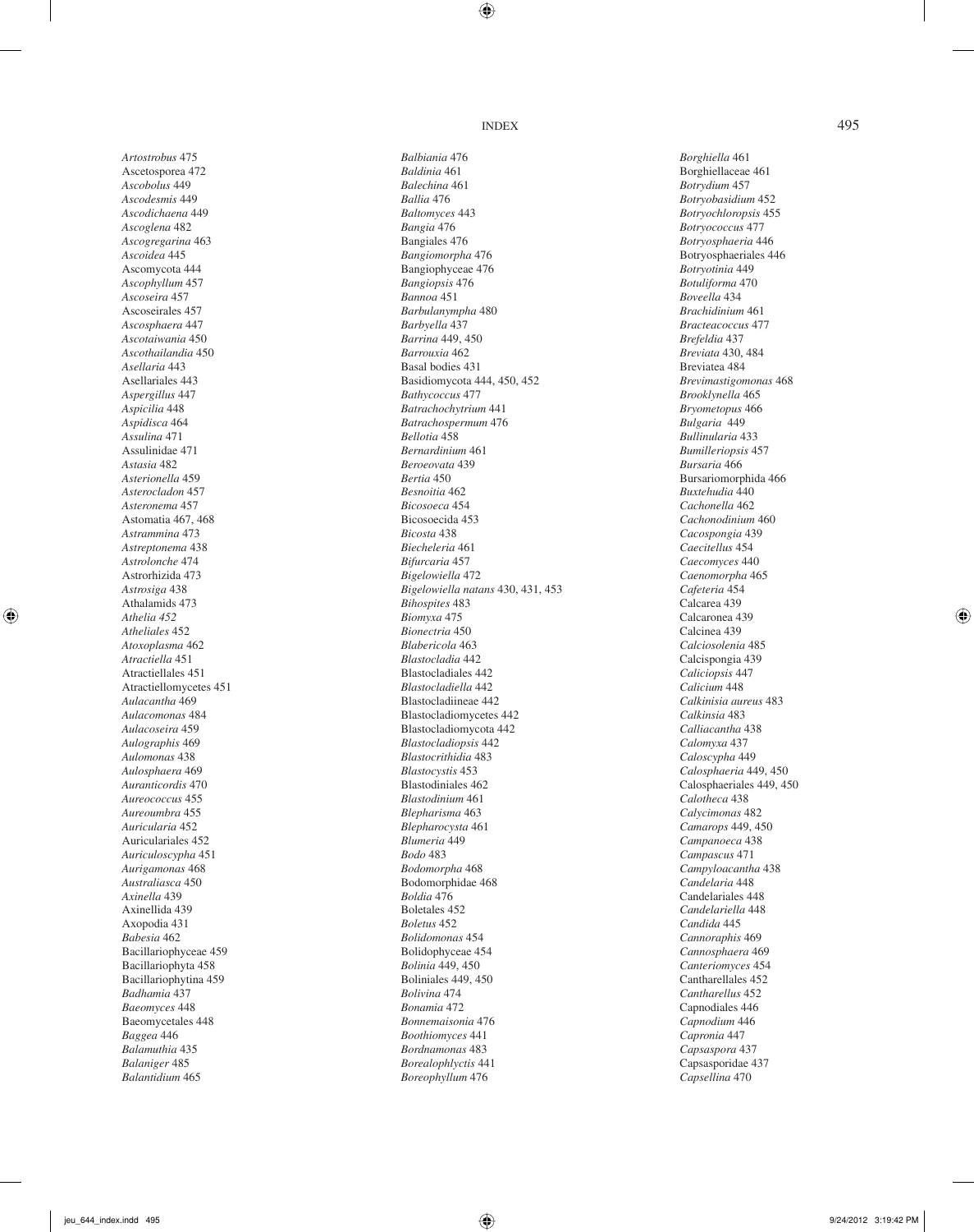*Artostrobus* 475
Ascetosporea 472
*Ascobolus* 449
*Ascodesmis* 449
*Ascodichaena* 449
*Ascoglena* 482
*Ascogregarina* 463
*Ascoidea* 445
Ascomycota 444
*Ascophyllum* 457
*Ascoseira* 457
Ascoseirales 457
*Ascosphaera* 447
*Ascotaiwania* 450
*Ascothailandia* 450
*Asellaria* 443
Asellariales 443
*Aspergillus* 447
*Aspicilia* 448
*Aspidisca* 464
*Assulina* 471
Assulinidae 471
*Astasia* 482
*Asterionella* 459
*Asterocladon* 457
*Asteronema* 457
Astomatia 467, 468
*Astrammina* 473
*Astreptonema* 438
*Astrolonche* 474
Astrorhizida 473
*Astrosiga* 438
Athalamids 473
*Athelia 452*
*Atheliales* 452
*Atoxoplasma* 462
*Atractiella* 451
Atractiellales 451
Atractiellomycetes 451
*Aulacantha* 469
*Aulacomonas* 484
*Aulacoseira* 459
*Aulographis* 469
*Aulomonas* 438
*Aulosphaera* 469
*Auranticordis* 470
*Aureococcus* 455
*Aureoumbra* 455
*Auricularia* 452
Auriculariales 452
*Auriculoscypha* 451
*Aurigamonas* 468
*Australiasca* 450
*Axinella* 439
Axinellida 439
Axopodia 431
*Babesia* 462
Bacillariophyceae 459
Bacillariophyta 458
Bacillariophytina 459
*Badhamia* 437
*Baeomyces* 448
Baeomycetales 448
*Baggea* 446
*Balamuthia* 435
*Balaniger* 485
*Balantidium* 465
*Balbiania* 476
*Baldinia* 461
*Balechina* 461
*Ballia* 476
*Baltomyces* 443
*Bangia* 476
Bangiales 476
*Bangiomorpha* 476
Bangiophyceae 476
*Bangiopsis* 476
*Bannoa* 451
*Barbulanympha* 480
*Barbyella* 437
*Barrina* 449, 450
*Barrouxia* 462
Basal bodies 431
Basidiomycota 444, 450, 452
*Bathycoccus* 477
*Batrachochytrium* 441
*Batrachospermum* 476
*Bellotia* 458
*Bernardinium* 461
*Beroeovata* 439
*Bertia* 450
*Besnoitia* 462
*Bicosoeca* 454
Bicosoecida 453
*Bicosta* 438
*Biecheleria* 461
*Bifurcaria* 457
*Bigelowiella* 472
*Bigelowiella natans* 430, 431, 453
*Bihospites* 483
*Biomyxa* 475
*Bionectria* 450
*Blabericola* 463
*Blastocladia* 442
Blastocladiales 442
*Blastocladiella* 442
Blastocladiineae 442
Blastocladiomycetes 442
Blastocladiomycota 442
*Blastocladiopsis* 442
*Blastocrithidia* 483
*Blastocystis* 453
Blastodiniales 462
*Blastodinium* 461
*Blepharisma* 463
*Blepharocysta* 461
*Blumeria* 449
*Bodo* 483
*Bodomorpha* 468
Bodomorphidae 468
*Boldia* 476
Boletales 452
*Boletus* 452
*Bolidomonas* 454
Bolidophyceae 454
*Bolinia* 449, 450
Boliniales 449, 450
*Bolivina* 474
*Bonamia* 472
*Bonnemaisonia* 476
*Boothiomyces* 441
*Bordnamonas* 483
*Borealophlyctis* 441
*Boreophyllum* 476
*Borghiella* 461
Borghiellaceae 461
*Botrydium* 457
*Botryobasidium* 452
*Botryochloropsis* 455
*Botryococcus* 477
*Botryosphaeria* 446
Botryosphaeriales 446
*Botryotinia* 449
*Botuliforma* 470
*Boveella* 434
*Brachidinium* 461
*Bracteacoccus* 477
*Brefeldia* 437
*Breviata* 430, 484
Breviatea 484
*Brevimastigomonas* 468
*Brooklynella* 465
*Bryometopus* 466
*Bulgaria* 449
*Bullinularia* 433
*Bumilleriopsis* 457
*Bursaria* 466
Bursariomorphida 466
*Buxtehudia* 440
*Cachonella* 462
*Cachonodinium* 460
*Cacospongia* 439
*Caecitellus* 454
*Caecomyces* 440
*Caenomorpha* 465
*Cafeteria* 454
Calcarea 439
Calcaronea 439
Calcinea 439
*Calciosolenia* 485
Calcispongia 439
*Caliciopsis* 447
*Calicium* 448
*Calkinisia aureus* 483
*Calkinsia* 483
*Calliacantha* 438
*Calomyxa* 437
*Caloscypha* 449
*Calosphaeria* 449, 450
Calosphaeriales 449, 450
*Calotheca* 438
*Calycimonas* 482
*Camarops* 449, 450
*Campanoeca* 438
*Campascus* 471
*Campyloacantha* 438
*Candelaria* 448
Candelariales 448
*Candelariella* 448
*Candida* 445
*Cannoraphis* 469
*Cannosphaera* 469
*Canteriomyces* 454
Cantharellales 452
*Cantharellus* 452
Capnodiales 446
*Capnodium* 446
*Capronia* 447
*Capsaspora* 437
Capsasporidae 437
*Capsellina* 470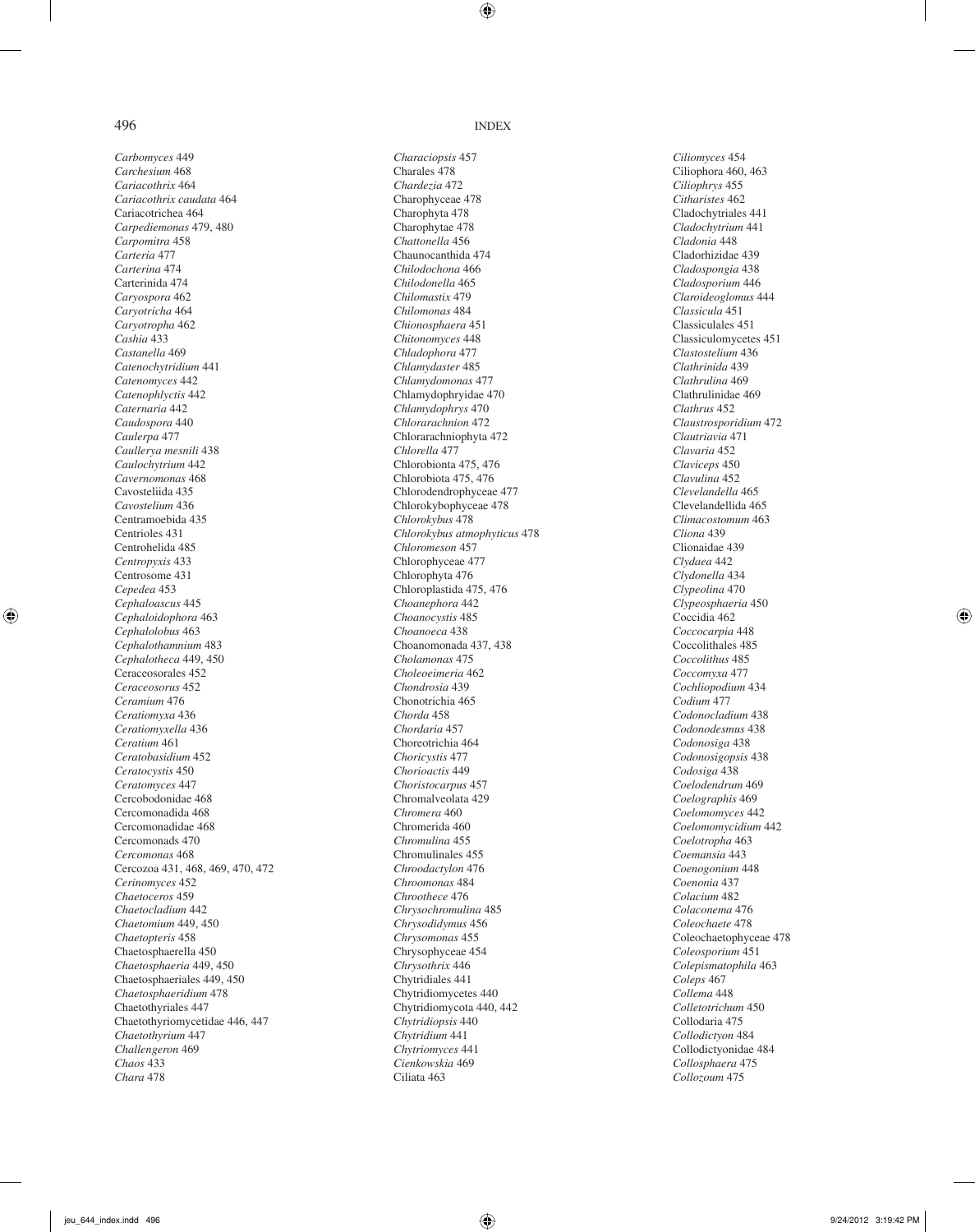*Carbomyces* 449
*Carchesium* 468
*Cariacothrix* 464
*Cariacothrix caudata* 464
Cariacotrichea 464
*Carpediemonas* 479, 480
*Carpomitra* 458
*Carteria* 477
*Carterina* 474
Carterinida 474
*Caryospora* 462
*Caryotricha* 464
*Caryotropha* 462
*Cashia* 433
*Castanella* 469
*Catenochytridium* 441
*Catenomyces* 442
*Catenophlyctis* 442
*Caternaria* 442
*Caudospora* 440
*Caulerpa* 477
*Caullerya mesnili* 438
*Caulochytrium* 442
*Cavernomonas* 468
Cavosteliida 435
*Cavostelium* 436
Centramoebida 435
Centrioles 431
Centrohelida 485
*Centropyxis* 433
Centrosome 431
*Cepedea* 453
*Cephaloascus* 445
*Cephaloidophora* 463
*Cephalolobus* 463
*Cephalothamnium* 483
*Cephalotheca* 449, 450
Ceraceosorales 452
*Ceraceosorus* 452
*Ceramium* 476
*Ceratiomyxa* 436
*Ceratiomyxella* 436
*Ceratium* 461
*Ceratobasidium* 452
*Ceratocystis* 450
*Ceratomyces* 447
Cercobodonidae 468
Cercomonadida 468
Cercomonadidae 468
Cercomonads 470
*Cercomonas* 468
Cercozoa 431, 468, 469, 470, 472
*Cerinomyces* 452
*Chaetoceros* 459
*Chaetocladium* 442
*Chaetomium* 449, 450
*Chaetopteris* 458
Chaetosphaerella 450
*Chaetosphaeria* 449, 450
Chaetosphaeriales 449, 450
*Chaetosphaeridium* 478
Chaetothyriales 447
Chaetothyriomycetidae 446, 447
*Chaetothyrium* 447
*Challengeron* 469
*Chaos* 433
*Chara* 478
*Characiopsis* 457
Charales 478
*Chardezia* 472
Charophyceae 478
Charophyta 478
Charophytae 478
*Chattonella* 456
Chaunocanthida 474
*Chilodochona* 466
*Chilodonella* 465
*Chilomastix* 479
*Chilomonas* 484
*Chionosphaera* 451
*Chitonomyces* 448
*Chladophora* 477
*Chlamydaster* 485
*Chlamydomonas* 477
Chlamydophryidae 470
*Chlamydophrys* 470
*Chlorarachnion* 472
Chlorarachniophyta 472
*Chlorella* 477
Chlorobionta 475, 476
Chlorobiota 475, 476
Chlorodendrophyceae 477
Chlorokybophyceae 478
*Chlorokybus* 478
*Chlorokybus atmophyticus* 478
*Chloromeson* 457
Chlorophyceae 477
Chlorophyta 476
Chloroplastida 475, 476
*Choanephora* 442
*Choanocystis* 485
*Choanoeca* 438
Choanomonada 437, 438
*Cholamonas* 475
*Choleoeimeria* 462
*Chondrosia* 439
Chonotrichia 465
*Chorda* 458
*Chordaria* 457
Choreotrichia 464
*Choricystis* 477
*Chorioactis* 449
*Choristocarpus* 457
Chromalveolata 429
*Chromera* 460
Chromerida 460
*Chromulina* 455
Chromulinales 455
*Chroodactylon* 476
*Chroomonas* 484
*Chroothece* 476
*Chrysochromulina* 485
*Chrysodidymus* 456
*Chrysomonas* 455
Chrysophyceae 454
*Chrysothrix* 446
Chytridiales 441
Chytridiomycetes 440
Chytridiomycota 440, 442
*Chytridiopsis* 440
*Chytridium* 441
*Chytriomyces* 441
*Cienkowskia* 469
Ciliata 463
*Ciliomyces* 454
Ciliophora 460, 463
*Ciliophrys* 455
*Citharistes* 462
Cladochytriales 441
*Cladochytrium* 441
*Cladonia* 448
Cladorhizidae 439
*Cladospongia* 438
*Cladosporium* 446
*Claroideoglomus* 444
*Classicula* 451
Classiculales 451
Classiculomycetes 451
*Clastostelium* 436
*Clathrinida* 439
*Clathrulina* 469
Clathrulinidae 469
*Clathrus* 452
*Claustrosporidium* 472
*Clautriavia* 471
*Clavaria* 452
*Claviceps* 450
*Clavulina* 452
*Clevelandella* 465
Clevelandellida 465
*Climacostomum* 463
*Cliona* 439
Clionaidae 439
*Clydaea* 442
*Clydonella* 434
*Clypeolina* 470
*Clypeosphaeria* 450
Coccidia 462
*Coccocarpia* 448
Coccolithales 485
*Coccolithus* 485
*Coccomyxa* 477
*Cochliopodium* 434
*Codium* 477
*Codonocladium* 438
*Codonodesmus* 438
*Codonosiga* 438
*Codonosigopsis* 438
*Codosiga* 438
*Coelodendrum* 469
*Coelographis* 469
*Coelomomyces* 442
*Coelomomycidium* 442
*Coelotropha* 463
*Coemansia* 443
*Coenogonium* 448
*Coenonia* 437
*Colacium* 482
*Colaconema* 476
*Coleochaete* 478
Coleochaetophyceae 478
*Coleosporium* 451
*Colepismatophila* 463
*Coleps* 467
*Collema* 448
*Colletotrichum* 450
Collodaria 475
*Collodictyon* 484
Collodictyonidae 484
*Collosphaera* 475
*Collozoum* 475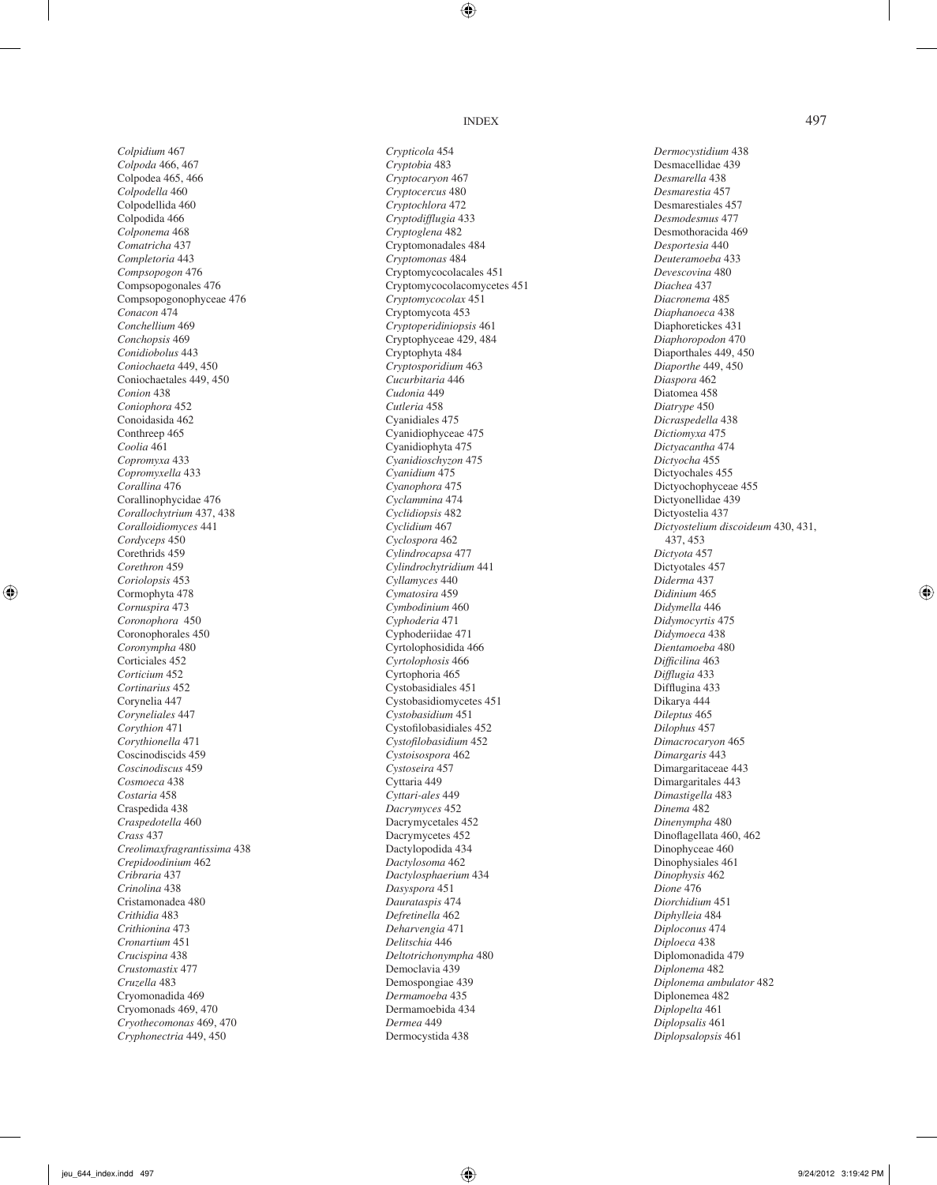*Colpidium* 467
*Colpoda* 466, 467
Colpodea 465, 466
*Colpodella* 460
Colpodellida 460
Colpodida 466
*Colponema* 468
*Comatricha* 437
*Completoria* 443
*Compsopogon* 476
Compsopogonales 476
Compsopogonophyceae 476
*Conacon* 474
*Conchellium* 469
*Conchopsis* 469
*Conidiobolus* 443
*Coniochaeta* 449, 450
Coniochaetales 449, 450
*Conion* 438
*Coniophora* 452
Conoidasida 462
Conthreep 465
*Coolia* 461
*Copromyxa* 433
*Copromyxella* 433
*Corallina* 476
Corallinophycidae 476
*Corallochytrium* 437, 438
*Coralloidiomyces* 441
*Cordyceps* 450
Corethrids 459
*Corethron* 459
*Coriolopsis* 453
Cormophyta 478
*Cornuspira* 473
*Coronophora* 450
Coronophorales 450
*Coronympha* 480
Corticiales 452
*Corticium* 452
*Cortinarius* 452
Corynelia 447
*Coryneliales* 447
*Corythion* 471
*Corythionella* 471
Coscinodiscids 459
*Coscinodiscus* 459
*Cosmoeca* 438
*Costaria* 458
Craspedida 438
*Craspedotella* 460
*Crass* 437
*Creolimaxfragrantissima* 438
*Crepidoodinium* 462
*Cribraria* 437
*Crinolina* 438
Cristamonadea 480
*Crithidia* 483
*Crithionina* 473
*Cronartium* 451
*Crucispina* 438
*Crustomastix* 477
*Cruzella* 483
Cryomonadida 469
Cryomonads 469, 470
*Cryothecomonas* 469, 470
*Cryphonectria* 449, 450
*Crypticola* 454
*Cryptobia* 483
*Cryptocaryon* 467
*Cryptocercus* 480
*Cryptochlora* 472
*Cryptodifflugia* 433
*Cryptoglena* 482
Cryptomonadales 484
*Cryptomonas* 484
Cryptomycocolacales 451
Cryptomycocolacomycetes 451
*Cryptomycocolax* 451
Cryptomycota 453
*Cryptoperidiniopsis* 461
Cryptophyceae 429, 484
Cryptophyta 484
*Cryptosporidium* 463
*Cucurbitaria* 446
*Cudonia* 449
*Cutleria* 458
Cyanidiales 475
Cyanidiophyceae 475
Cyanidiophyta 475
*Cyanidioschyzon* 475
*Cyanidium* 475
*Cyanophora* 475
*Cyclammina* 474
*Cyclidiopsis* 482
*Cyclidium* 467
*Cyclospora* 462
*Cylindrocapsa* 477
*Cylindrochytridium* 441
*Cyllamyces* 440
*Cymatosira* 459
*Cymbodinium* 460
*Cyphoderia* 471
Cyphoderiidae 471
Cyrtolophosidida 466
*Cyrtolophosis* 466
Cyrtophoria 465
Cystobasidiales 451
Cystobasidiomycetes 451
*Cystobasidium* 451
Cystofilobasidiales 452
*Cystofilobasidium* 452
*Cystoisospora* 462
*Cystoseira* 457
Cyttaria 449
*Cyttari-ales* 449
*Dacrymyces* 452
Dacrymycetales 452
Dacrymycetes 452
Dactylopodida 434
*Dactylosoma* 462
*Dactylosphaerium* 434
*Dasyspora* 451
*Daurataspis* 474
*Defretinella* 462
*Deharvengia* 471
*Delitschia* 446
*Deltotrichonympha* 480
Democlavia 439
Demospongiae 439
*Dermamoeba* 435
Dermamoebida 434
*Dermea* 449
Dermocystida 438
*Dermocystidium* 438
Desmacellidae 439
*Desmarella* 438
*Desmarestia* 457
Desmarestiales 457
*Desmodesmus* 477
Desmothoracida 469
*Desportesia* 440
*Deuteramoeba* 433
*Devescovina* 480
*Diachea* 437
*Diacronema* 485
*Diaphanoeca* 438
Diaphoretickes 431
*Diaphoropodon* 470
Diaporthales 449, 450
*Diaporthe* 449, 450
*Diaspora* 462
Diatomea 458
*Diatrype* 450
*Dicraspedella* 438
*Dictiomyxa* 475
*Dictyacantha* 474
*Dictyocha* 455
Dictyochales 455
Dictyochophyceae 455
Dictyonellidae 439
Dictyostelia 437
*Dictyostelium discoideum* 430, 431, 437, 453
*Dictyota* 457
Dictyotales 457
*Diderma* 437
*Didinium* 465
*Didymella* 446
*Didymocyrtis* 475
*Didymoeca* 438
*Dientamoeba* 480
*Difficilina* 463
*Difflugia* 433
Difflugina 433
Dikarya 444
*Dileptus* 465
*Dilophus* 457
*Dimacrocaryon* 465
*Dimargaris* 443
Dimargaritaceae 443
Dimargaritales 443
*Dimastigella* 483
*Dinema* 482
*Dinenympha* 480
Dinoflagellata 460, 462
Dinophyceae 460
Dinophysiales 461
*Dinophysis* 462
*Dione* 476
*Diorchidium* 451
*Diphylleia* 484
*Diploconus* 474
*Diploeca* 438
Diplomonadida 479
*Diplonema* 482
*Diplonema ambulator* 482
Diplonemea 482
*Diplopelta* 461
*Diplopsalis* 461
*Diplopsalopsis* 461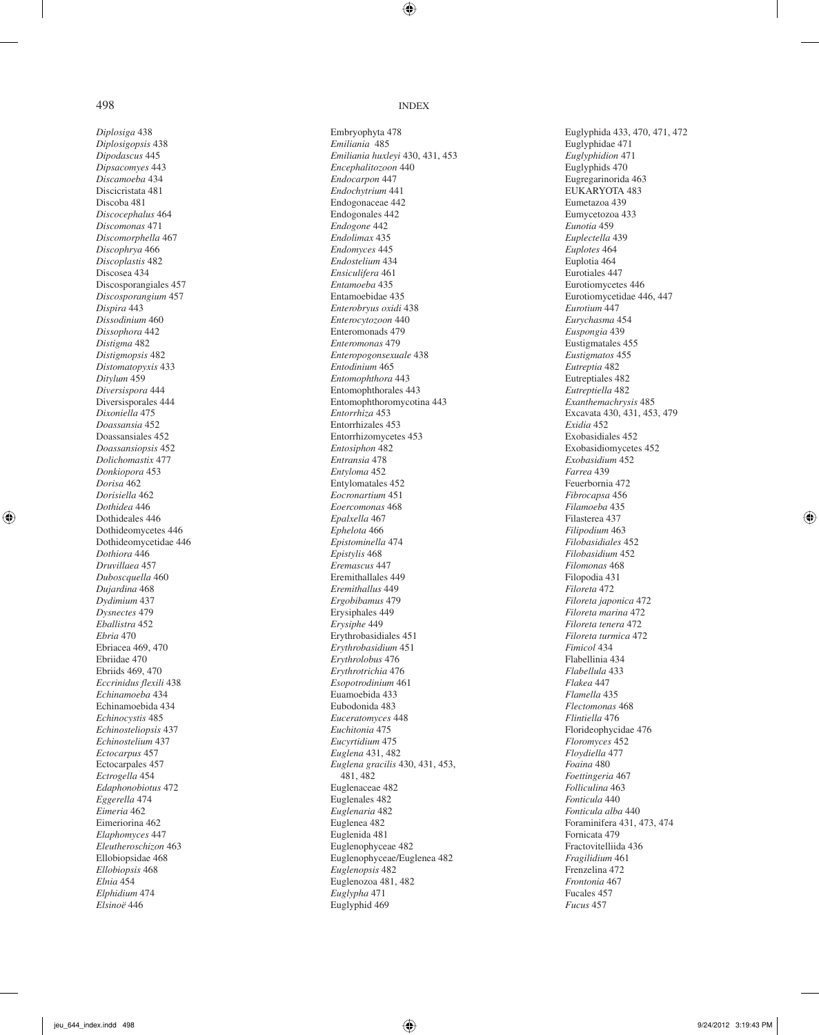*Diplosiga* 438
*Diplosigopsis* 438
*Dipodascus* 445
*Dipsacomyes* 443
*Discamoeba* 434
Discicristata 481
Discoba 481
*Discocephalus* 464
*Discomonas* 471
*Discomorphella* 467
*Discophrya* 466
*Discoplastis* 482
Discosea 434
Discosporangiales 457
*Discosporangium* 457
*Dispira* 443
*Dissodinium* 460
*Dissophora* 442
*Distigma* 482
*Distigmopsis* 482
*Distomatopyxis* 433
*Ditylum* 459
*Diversispora* 444
Diversisporales 444
*Dixoniella* 475
*Doassansia* 452
Doassansiales 452
*Doassansiopsis* 452
*Dolichomastix* 477
*Donkiopora* 453
*Dorisa* 462
*Dorisiella* 462
*Dothidea* 446
Dothideales 446
Dothideomycetes 446
Dothideomycetidae 446
*Dothiora* 446
*Druvillaea* 457
*Duboscquella* 460
*Dujardina* 468
*Dydimium* 437
*Dysnectes* 479
*Eballistra* 452
*Ebria* 470
Ebriacea 469, 470
Ebriidae 470
Ebriids 469, 470
*Eccrinidus flexili* 438
*Echinamoeba* 434
Echinamoebida 434
*Echinocystis* 485
*Echinosteliopsis* 437
*Echinostelium* 437
*Ectocarpus* 457
Ectocarpales 457
*Ectrogella* 454
*Edaphonobiotus* 472
*Eggerella* 474
*Eimeria* 462
Eimeriorina 462
*Elaphomyces* 447
*Eleutheroschizon* 463
Ellobiopsidae 468
*Ellobiopsis* 468
*Elnia* 454
*Elphidium* 474
*Elsinoë* 446
Embryophyta 478
*Emiliania* 485
*Emiliania huxleyi* 430, 431, 453
*Encephalitozoon* 440
*Endocarpon* 447
*Endochytrium* 441
Endogonaceae 442
Endogonales 442
*Endogone* 442
*Endolimax* 435
*Endomyces* 445
*Endostelium* 434
*Ensiculifera* 461
*Entamoeba* 435
Entamoebidae 435
*Enterobryus oxidi* 438
*Enterocytozoon* 440
Enteromonads 479
*Enteromonas* 479
*Enteropogonsexuale* 438
*Entodinium* 465
*Entomophthora* 443
Entomophthorales 443
Entomophthoromycotina 443
*Entorrhiza* 453
Entorrhizales 453
Entorrhizomycetes 453
*Entosiphon* 482
*Entransia* 478
*Entyloma* 452
Entylomatales 452
*Eocronartium* 451
*Eoercomonas* 468
*Epalxella* 467
*Ephelota* 466
*Epistominella* 474
*Epistylis* 468
*Eremascus* 447
Eremithallales 449
*Eremithallus* 449
*Ergobibamus* 479
Erysiphales 449
*Erysiphe* 449
Erythrobasidiales 451
*Erythrobasidium* 451
*Erythrolobus* 476
*Erythrotrichia* 476
*Esopotrodinium* 461
Euamoebida 433
Eubodonida 483
*Euceratomyces* 448
*Euchitonia* 475
*Eucyrtidium* 475
*Euglena* 431, 482
*Euglena gracilis* 430, 431, 453, 481, 482
Euglenaceae 482
Euglenales 482
*Euglenaria* 482
Euglenea 482
Euglenida 481
Euglenophyceae 482
Euglenophyceae/Euglenea 482
*Euglenopsis* 482
Euglenozoa 481, 482
*Euglypha* 471
Euglyphid 469
Euglyphida 433, 470, 471, 472
Euglyphidae 471
*Euglyphidion* 471
Euglyphids 470
Eugregarinorida 463
EUKARYOTA 483
Eumetazoa 439
Eumycetozoa 433
*Eunotia* 459
*Euplectella* 439
*Euplotes* 464
Euplotia 464
Eurotiales 447
Eurotiomycetes 446
Eurotiomycetidae 446, 447
*Eurotium* 447
*Eurychasma* 454
*Euspongia* 439
Eustigmatales 455
*Eustigmatos* 455
*Eutreptia* 482
Eutreptiales 482
*Eutreptiella* 482
*Exanthemachrysis* 485
Excavata 430, 431, 453, 479
*Exidia* 452
Exobasidiales 452
Exobasidiomycetes 452
*Exobasidium* 452
*Farrea* 439
Feuerbornia 472
*Fibrocapsa* 456
*Filamoeba* 435
Filasterea 437
*Filipodium* 463
*Filobasidiales* 452
*Filobasidium* 452
*Filomonas* 468
Filopodia 431
*Filoreta* 472
*Filoreta japonica* 472
*Filoreta marina* 472
*Filoreta tenera* 472
*Filoreta turmica* 472
*Fimicol* 434
Flabellinia 434
*Flabellula* 433
*Flakea* 447
*Flamella* 435
*Flectomonas* 468
*Flintiella* 476
Florideophycidae 476
*Floromyces* 452
*Floydiella* 477
*Foaina* 480
*Foettingeria* 467
*Folliculina* 463
*Fonticula* 440
*Fonticula alba* 440
Foraminifera 431, 473, 474
Fornicata 479
Fractovitelliida 436
*Fragilidium* 461
Frenzelina 472
*Frontonia* 467
Fucales 457
*Fucus* 457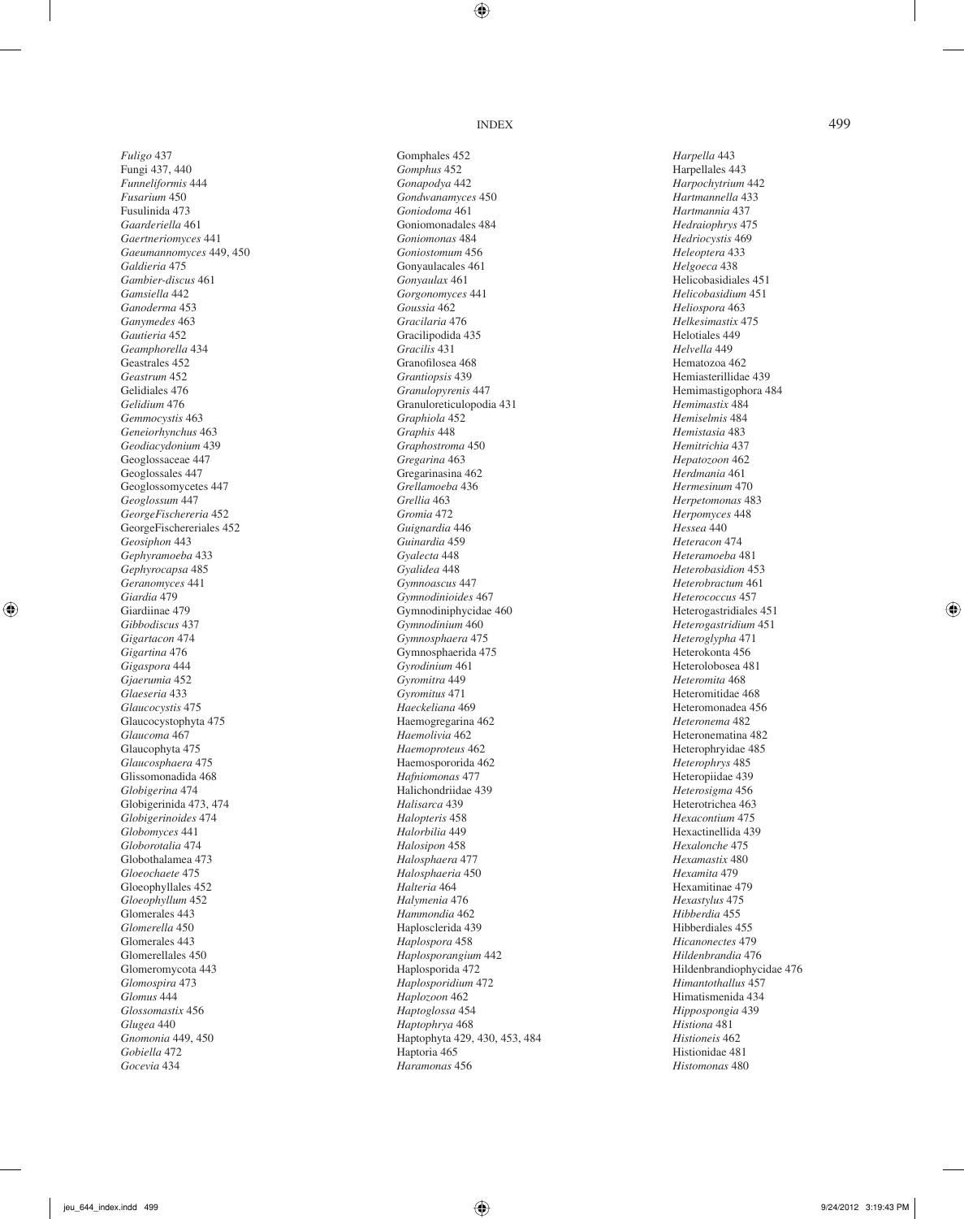*Fuligo* 437
Fungi 437, 440
*Funneliformis* 444
*Fusarium* 450
Fusulinida 473
*Gaarderiella* 461
*Gaertneriomyces* 441
*Gaeumannomyces* 449, 450
*Galdieria* 475
*Gambier-discus* 461
*Gamsiella* 442
*Ganoderma* 453
*Ganymedes* 463
*Gautieria* 452
*Geamphorella* 434
Geastrales 452
*Geastrum* 452
Gelidiales 476
*Gelidium* 476
*Gemmocystis* 463
*Geneiorhynchus* 463
*Geodiacydonium* 439
Geoglossaceae 447
Geoglossales 447
Geoglossomycetes 447
*Geoglossum* 447
*GeorgeFischereria* 452
GeorgeFischereriales 452
*Geosiphon* 443
*Gephyramoeba* 433
*Gephyrocapsa* 485
*Geranomyces* 441
*Giardia* 479
Giardiinae 479
*Gibbodiscus* 437
*Gigartacon* 474
*Gigartina* 476
*Gigaspora* 444
*Gjaerumia* 452
*Glaeseria* 433
*Glaucocystis* 475
Glaucocystophyta 475
*Glaucoma* 467
Glaucophyta 475
*Glaucosphaera* 475
Glissomonadida 468
*Globigerina* 474
Globigerinida 473, 474
*Globigerinoides* 474
*Globomyces* 441
*Globorotalia* 474
Globothalamea 473
*Gloeochaete* 475
Gloeophyllales 452
*Gloeophyllum* 452
Glomerales 443
*Glomerella* 450
Glomerales 443
Glomerellales 450
Glomeromycota 443
*Glomospira* 473
*Glomus* 444
*Glossomastix* 456
*Glugea* 440
*Gnomonia* 449, 450
*Gobiella* 472
*Gocevia* 434
Gomphales 452
*Gomphus* 452
*Gonapodya* 442
*Gondwanamyces* 450
*Goniodoma* 461
Goniomonadales 484
*Goniomonas* 484
*Goniostomum* 456
Gonyaulacales 461
*Gonyaulax* 461
*Gorgonomyces* 441
*Goussia* 462
*Gracilaria* 476
Gracilipodida 435
*Gracilis* 431
Granofilosea 468
*Grantiopsis* 439
*Granulopyrenis* 447
Granuloreticulopodia 431
*Graphiola* 452
*Graphis* 448
*Graphostroma* 450
*Gregarina* 463
Gregarinasina 462
*Grellamoeba* 436
*Grellia* 463
*Gromia* 472
*Guignardia* 446
*Guinardia* 459
*Gyalecta* 448
*Gyalidea* 448
*Gymnoascus* 447
*Gymnodinioides* 467
Gymnodiniphycidae 460
*Gymnodinium* 460
*Gymnosphaera* 475
Gymnosphaerida 475
*Gyrodinium* 461
*Gyromitra* 449
*Gyromitus* 471
*Haeckeliana* 469
Haemogregarina 462
*Haemolivia* 462
*Haemoproteus* 462
Haemospororida 462
*Hafniomonas* 477
Halichondriidae 439
*Halisarca* 439
*Halopteris* 458
*Halorbilia* 449
*Halosipon* 458
*Halosphaera* 477
*Halosphaeria* 450
*Halteria* 464
*Halymenia* 476
*Hammondia* 462
Haplosclerida 439
*Haplospora* 458
*Haplosporangium* 442
Haplosporida 472
*Haplosporidium* 472
*Haplozoon* 462
*Haptoglossa* 454
*Haptophrya* 468
Haptophyta 429, 430, 453, 484
Haptoria 465
*Haramonas* 456
*Harpella* 443
Harpellales 443
*Harpochytrium* 442
*Hartmannella* 433
*Hartmannia* 437
*Hedraiophrys* 475
*Hedriocystis* 469
*Heleoptera* 433
*Helgoeca* 438
Helicobasidiales 451
*Helicobasidium* 451
*Heliospora* 463
*Helkesimastix* 475
Helotiales 449
*Helvella* 449
Hematozoa 462
Hemiasterillidae 439
Hemimastigophora 484
*Hemimastix* 484
*Hemiselmis* 484
*Hemistasia* 483
*Hemitrichia* 437
*Hepatozoon* 462
*Herdmania* 461
*Hermesinum* 470
*Herpetomonas* 483
*Herpomyces* 448
*Hessea* 440
*Heteracon* 474
*Heteramoeba* 481
*Heterobasidion* 453
*Heterobractum* 461
*Heterococcus* 457
Heterogastridiales 451
*Heterogastridium* 451
*Heteroglypha* 471
Heterokonta 456
Heterolobosea 481
*Heteromita* 468
Heteromitidae 468
Heteromonadea 456
*Heteronema* 482
Heteronematina 482
Heterophryidae 485
*Heterophrys* 485
Heteropiidae 439
*Heterosigma* 456
Heterotrichea 463
*Hexacontium* 475
Hexactinellida 439
*Hexalonche* 475
*Hexamastix* 480
*Hexamita* 479
Hexamitinae 479
*Hexastylus* 475
*Hibberdia* 455
Hibberdiales 455
*Hicanonectes* 479
*Hildenbrandia* 476
Hildenbrandiophycidae 476
*Himantothallus* 457
Himatismenida 434
*Hippospongia* 439
*Histiona* 481
*Histioneis* 462
Histionidae 481
*Histomonas* 480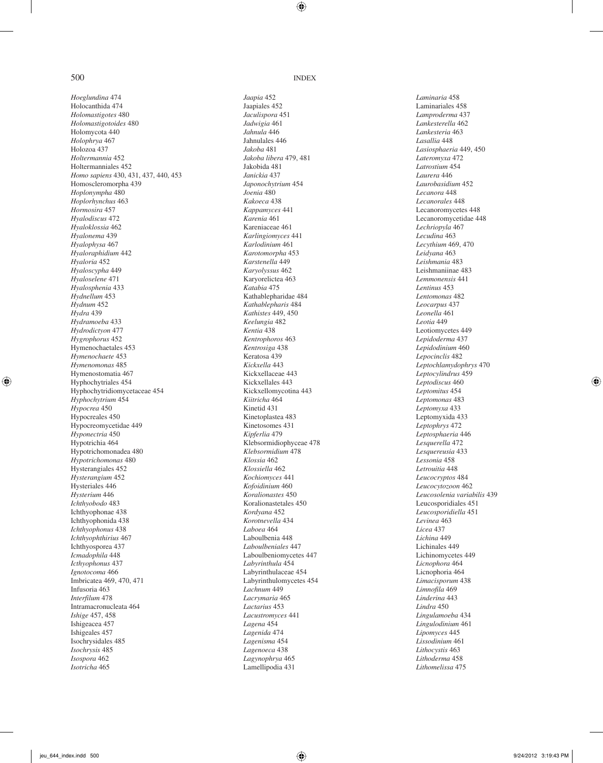*Hoeglundina* 474
Holocanthida 474
*Holomastigotes* 480
*Holomastigotoides* 480
Holomycota 440
*Holophrya* 467
Holozoa 437
*Holtermannia* 452
Holtermanniales 452
*Homo sapiens* 430, 431, 437, 440, 453
Homoscleromorpha 439
*Hoplonympha* 480
*Hoplorhynchus* 463
*Hormosira* 457
*Hyalodiscus* 472
*Hyaloklossia* 462
*Hyalonema* 439
*Hyalophysa* 467
*Hyaloraphidium* 442
*Hyaloria* 452
*Hyaloscypha* 449
*Hyaloselene* 471
*Hyalosphenia* 433
*Hydnellum* 453
*Hydnum* 452
*Hydra* 439
*Hydramoeba* 433
*Hydrodictyon* 477
*Hygrophorus* 452
Hymenochaetales 453
*Hymenochaete* 453
*Hymenomonas* 485
Hymenostomatia 467
Hyphochytriales 454
Hyphochytridiomycetaceae 454
*Hyphochytrium* 454
*Hypocrea* 450
Hypocreales 450
Hypocreomycetidae 449
*Hyponectria* 450
Hypotrichia 464
Hypotrichomonadea 480
*Hypotrichomonas* 480
Hysterangiales 452
*Hysterangium* 452
Hysteriales 446
*Hysterium* 446
*Ichthyobodo* 483
Ichthyophonae 438
Ichthyophonida 438
*Ichthyophonus* 438
*Ichthyophthirius* 467
Ichthyosporea 437
*Icmadophila* 448
*Icthyophonus* 437
*Ignotocoma* 466
Imbricatea 469, 470, 471
Infusoria 463
*Interfilum* 478
Intramacronucleata 464
*Ishige* 457, 458
Ishigeacea 457
Ishigeales 457
Isochrysidales 485
*Isochrysis* 485
*Isospora* 462
*Isotricha* 465
*Jaapia* 452
Jaapiales 452
*Jaculispora* 451
*Jadwigia* 461
*Jahnula* 446
Jahnulales 446
*Jakoba* 481
*Jakoba libera* 479, 481
Jakobida 481
*Janickia* 437
*Japonochytrium* 454
*Joenia* 480
*Kakoeca* 438
*Kappamyces* 441
*Karenia* 461
Kareniaceae 461
*Karlingiomyces* 441
*Karlodinium* 461
*Karotomorpha* 453
*Karstenella* 449
*Karyolyssus* 462
Karyorelictea 463
*Katabia* 475
Kathablepharidae 484
*Kathablepharis* 484
*Kathistes* 449, 450
*Keelungia* 482
*Kentia* 438
*Kentrophoros* 463
*Kentrosiga* 438
Keratosa 439
*Kickxella* 443
Kickxellaceae 443
Kickxellales 443
Kickxellomycotina 443
*Kiitricha* 464
Kinetid 431
Kinetoplastea 483
Kinetosomes 431
*Kipferlia* 479
Klebsormidiophyceae 478
*Klebsormidium* 478
*Klossia* 462
*Klossiella* 462
*Kochiomyces* 441
*Kofoidinium* 460
*Koralionastes* 450
Koralionastetales 450
*Kordyana* 452
*Korotnevella* 434
*Laboea* 464
Laboulbenia 448
*Laboulbeniales* 447
Laboulbeniomycetes 447
*Labyrinthula* 454
Labyrinthulaceae 454
Labyrinthulomycetes 454
*Lachnum* 449
*Lacrymaria* 465
*Lactarius* 453
*Lacustromyces* 441
*Lagena* 454
*Lagenida* 474
*Lagenisma* 454
*Lagenoeca* 438
*Lagynophrya* 465
Lamellipodia 431
*Laminaria* 458
Laminariales 458
*Lamproderma* 437
*Lankesterella* 462
*Lankesteria* 463
*Lasallia* 448
*Lasiosphaeria* 449, 450
*Lateromyxa* 472
*Latrostium* 454
*Laurera* 446
*Laurobasidium* 452
*Lecanora* 448
*Lecanorales* 448
Lecanoromycetes 448
Lecanoromycetidae 448
*Lechriopyla* 467
*Lecudina* 463
*Lecythium* 469, 470
*Leidyana* 463
*Leishmania* 483
Leishmaniinae 483
*Lemmonensis* 441
*Lentinus* 453
*Lentomonas* 482
*Leocarpus* 437
*Leonella* 461
*Leotia* 449
Leotiomycetes 449
*Lepidoderma* 437
*Lepidodinium* 460
*Lepocinclis* 482
*Leptochlamydophrys* 470
*Leptocylindrus* 459
*Leptodiscus* 460
*Leptomitus* 454
*Leptomonas* 483
*Leptomyxa* 433
Leptomyxida 433
*Leptophrys* 472
*Leptosphaeria* 446
*Lesquerella* 472
*Lesquereusia* 433
*Lessonia* 458
*Letrouitia* 448
*Leucocryptos* 484
*Leucocytozoon* 462
*Leucosolenia variabilis* 439
Leucosporidiales 451
*Leucosporidiella* 451
*Levinea* 463
*Licea* 437
*Lichina* 449
Lichinales 449
Lichinomycetes 449
*Licnophora* 464
Licnophoria 464
*Limacisporum* 438
*Limnofila* 469
*Linderina* 443
*Lindra* 450
*Lingulamoeba* 434
*Lingulodinium* 461
*Lipomyces* 445
*Lissodinium* 461
*Lithocystis* 463
*Lithoderma* 458
*Lithomelissa* 475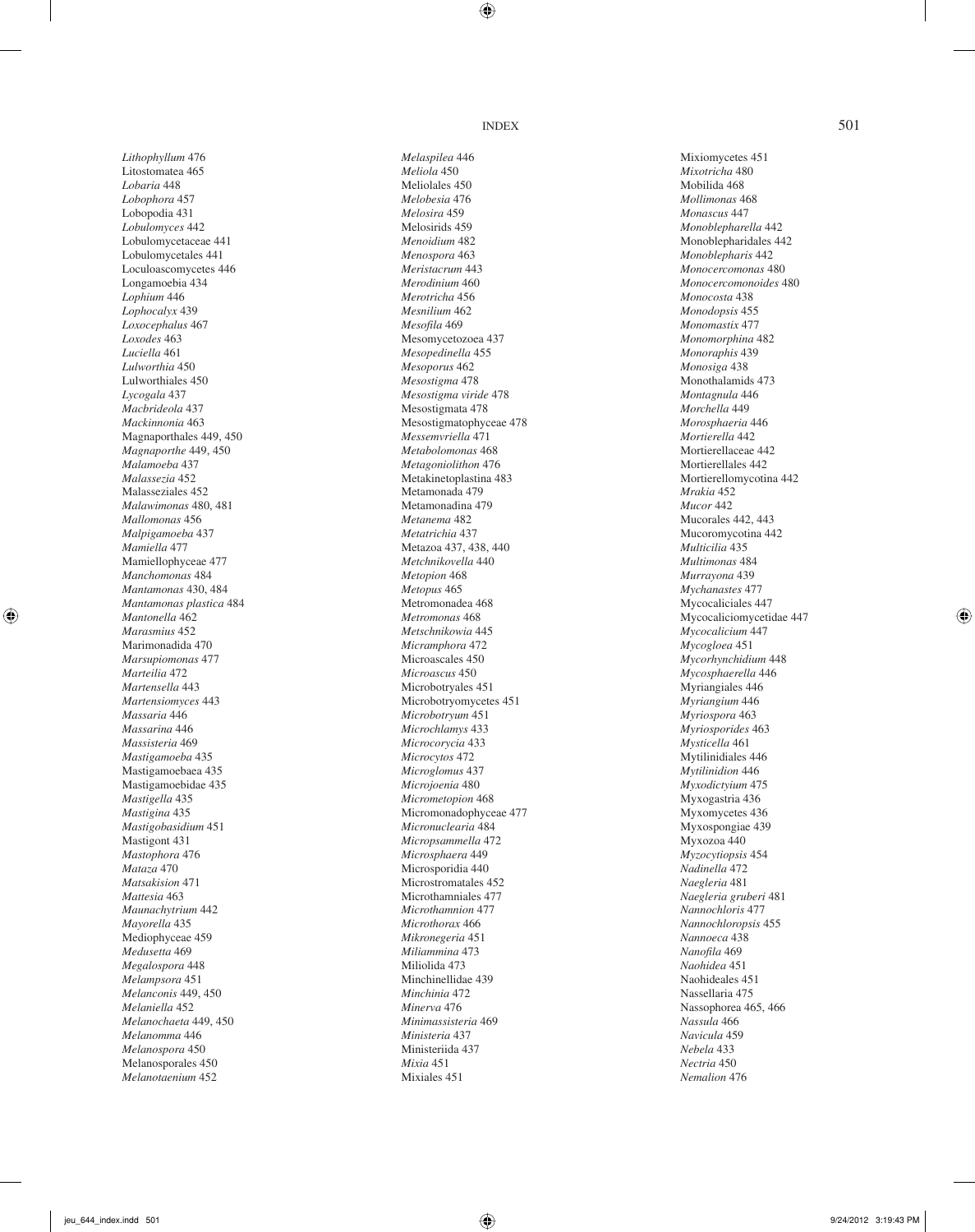*Lithophyllum* 476
Litostomatea 465
*Lobaria* 448
*Lobophora* 457
Lobopodia 431
*Lobulomyces* 442
Lobulomycetaceae 441
Lobulomycetales 441
Loculoascomycetes 446
Longamoebia 434
*Lophium* 446
*Lophocalyx* 439
*Loxocephalus* 467
*Loxodes* 463
*Luciella* 461
*Lulworthia* 450
Lulworthiales 450
*Lycogala* 437
*Macbrideola* 437
*Mackinnonia* 463
Magnaporthales 449, 450
*Magnaporthe* 449, 450
*Malamoeba* 437
*Malassezia* 452
Malasseziales 452
*Malawimonas* 480, 481
*Mallomonas* 456
*Malpigamoeba* 437
*Mamiella* 477
Mamiellophyceae 477
*Manchomonas* 484
*Mantamonas* 430, 484
*Mantamonas plastica* 484
*Mantonella* 462
*Marasmius* 452
Marimonadida 470
*Marsupiomonas* 477
*Marteilia* 472
*Martensella* 443
*Martensiomyces* 443
*Massaria* 446
*Massarina* 446
*Massisteria* 469
*Mastigamoeba* 435
Mastigamoebaea 435
Mastigamoebidae 435
*Mastigella* 435
*Mastigina* 435
*Mastigobasidium* 451
Mastigont 431
*Mastophora* 476
*Mataza* 470
*Matsakision* 471
*Mattesia* 463
*Maunachytrium* 442
*Mayorella* 435
Mediophyceae 459
*Medusetta* 469
*Megalospora* 448
*Melampsora* 451
*Melanconis* 449, 450
*Melaniella* 452
*Melanochaeta* 449, 450
*Melanomma* 446
*Melanospora* 450
Melanosporales 450
*Melanotaenium* 452
*Melaspilea* 446
*Meliola* 450
Meliolales 450
*Melobesia* 476
*Melosira* 459
Melosirids 459
*Menoidium* 482
*Menospora* 463
*Meristacrum* 443
*Merodinium* 460
*Merotricha* 456
*Mesnilium* 462
*Mesofila* 469
Mesomycetozoea 437
*Mesopedinella* 455
*Mesoporus* 462
*Mesostigma* 478
*Mesostigma viride* 478
Mesostigmata 478
Mesostigmatophyceae 478
*Messemvriella* 471
*Metabolomonas* 468
*Metagoniolithon* 476
Metakinetoplastina 483
Metamonada 479
Metamonadina 479
*Metanema* 482
*Metatrichia* 437
Metazoa 437, 438, 440
*Metchnikovella* 440
*Metopion* 468
*Metopus* 465
Metromonadea 468
*Metromonas* 468
*Metschnikowia* 445
*Micramphora* 472
Microascales 450
*Microascus* 450
Microbotryales 451
Microbotryomycetes 451
*Microbotryum* 451
*Microchlamys* 433
*Micrococycia* 433
*Microcytos* 472
*Microglomus* 437
*Microjoenia* 480
*Micrometopion* 468
Micromonadophyceae 477
*Micronuclearia* 484
*Micropsammella* 472
*Microsphaera* 449
Microsporidia 440
Microstromatales 452
Microthamniales 477
*Microthamnion* 477
*Microthorax* 466
*Mikronegeria* 451
*Miliammina* 473
Miliolida 473
Minchinellidae 439
*Minchinia* 472
*Minerva* 476
*Minimassisteria* 469
*Ministeria* 437
Ministeriida 437
*Mixia* 451
Mixiales 451
Mixiomycetes 451
*Mixotricha* 480
Mobilida 468
*Mollimonas* 468
*Monascus* 447
*Monoblepharella* 442
Monoblepharidales 442
*Monoblepharis* 442
*Monocercomonas* 480
*Monocercomonoides* 480
*Monocosta* 438
*Monodopsis* 455
*Monomastix* 477
*Monomorphina* 482
*Monoraphis* 439
*Monosiga* 438
Monothalamids 473
*Montagnula* 446
*Morchella* 449
*Morosphaeria* 446
*Mortierella* 442
Mortierellaceae 442
Mortierellales 442
Mortierellomycotina 442
*Mrakia* 452
*Mucor* 442
Mucorales 442, 443
Mucoromycotina 442
*Multicilia* 435
*Multimonas* 484
*Murrayona* 439
*Mychanastes* 477
Mycocaliciales 447
Mycocaliciomycetidae 447
*Mycocalicium* 447
*Mycogloea* 451
*Mycorhynchidium* 448
*Mycosphaerella* 446
Myriangiales 446
*Myriangium* 446
*Myriospora* 463
*Myriosporides* 463
*Mysticella* 461
Mytilinidiales 446
*Mytilinidion* 446
*Myxodictyium* 475
Myxogastria 436
Myxomycetes 436
Myxospongiae 439
Myxozoa 440
*Myzocytiopsis* 454
*Nadinella* 472
*Naegleria* 481
*Naegleria gruberi* 481
*Nannochloris* 477
*Nannochloropsis* 455
*Nannoeca* 438
*Nanofila* 469
*Naohidea* 451
Naohideales 451
Nassellaria 475
Nassophorea 465, 466
*Nassula* 466
*Navicula* 459
*Nebela* 433
*Nectria* 450
*Nemalion* 476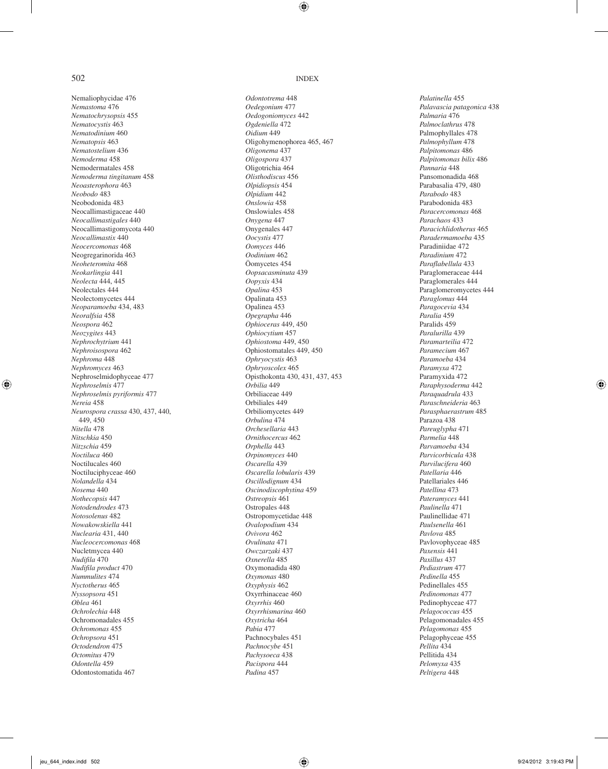Nemaliophycidae 476
*Nemastoma* 476
*Nematochrysopsis* 455
*Nematocystis* 463
*Nematodinium* 460
*Nematopsis* 463
*Nematostelium* 436
*Nemoderma* 458
Nemodermatales 458
*Nemoderma tingitanum* 458
*Neoasterophora* 463
*Neobodo* 483
Neobodonida 483
Neocallimastigaceae 440
*Neocallimastigales* 440
Neocallimastigomycota 440
*Neocallimastix* 440
*Neocercomonas* 468
Neogregarinorida 463
*Neoheteromita* 468
*Neokarlingia* 441
*Neolecta* 444, 445
Neolectales 444
Neolectomycetes 444
*Neoparamoeba* 434, 483
*Neoralfsia* 458
*Neospora* 462
*Neozygites* 443
*Nephrochytrium* 441
*Nephroisospora* 462
*Nephroma* 448
*Nephromyces* 463
Nephroselmidophyceae 477
*Nephroselmis* 477
*Nephroselmis pyriformis* 477
*Nereia* 458
*Neurospora crassa* 430, 437, 440, 449, 450
*Nitella* 478
*Nitschkia* 450
*Nitzschia* 459
*Noctiluca* 460
Noctilucales 460
Noctiluciphyceae 460
*Nolandella* 434
*Nosema* 440
*Nothecopsis* 447
*Notodendrodes* 473
*Notosolenus* 482
*Nowakowskiella* 441
*Nuclearia* 431, 440
*Nucleocercomonas* 468
Nucletmycea 440
*Nudifila* 470
*Nudifila product* 470
*Nummulites* 474
*Nyctotherus* 465
*Nyssopsora* 451
*Oblea* 461
*Ochrolechia* 448
Ochromonadales 455
*Ochromonas* 455
*Ochropsora* 451
*Octodendron* 475
*Octomitus* 479
*Odontella* 459
Odontostomatida 467
*Odontotrema* 448
*Oedegonium* 477
*Oedogoniomyces* 442
*Ogdeniella* 472
*Oidium* 449
Oligohymenophorea 465, 467
*Oligonema* 437
*Oligospora* 437
Oligotrichia 464
*Olisthodiscus* 456
*Olpidiopsis* 454
*Olpidium* 442
*Onslowia* 458
Onslowiales 458
*Onygena* 447
Onygenales 447
*Oocystis* 477
*Oomyces* 446
*Oodinium* 462
Öomycetes 454
*Oopsacasminuta* 439
*Oopyxis* 434
*Opalina* 453
Opalinata 453
Opalinea 453
*Opegrapha* 446
*Ophioceras* 449, 450
*Ophiocytium* 457
*Ophiostoma* 449, 450
Ophiostomatales 449, 450
*Ophryocystis* 463
*Ophryoscolex* 465
Opisthokonta 430, 431, 437, 453
*Orbilia* 449
Orbiliaceae 449
Orbiliales 449
Orbiliomycetes 449
*Orbulina* 474
*Orchesellaria* 443
*Ornithocercus* 462
*Orphella* 443
*Orpinomyces* 440
*Oscarella* 439
*Oscarella lobularis* 439
*Oscillodignum* 434
*Oscinodiscophytina* 459
*Ostreopsis* 461
Ostropales 448
Ostropomycetidae 448
*Ovalopodium* 434
*Ovivora* 462
*Ovulinata* 471
*Owczarzaki* 437
*Oxnerella* 485
Oxymonadida 480
*Oxymonas* 480
*Oxyphysis* 462
Oxyrrhinaceae 460
*Oxyrrhis* 460
*Oxyrrhismarina* 460
*Oxytricha* 464
*Pabia* 477
Pachnocybales 451
*Pachnocybe* 451
*Pachysoeca* 438
*Pacispora* 444
*Padina* 457
*Palatinella* 455
*Palavascia patagonica* 438
*Palmaria* 476
*Palmoclathrus* 478
Palmophyllales 478
*Palmophyllum* 478
*Palpitomonas* 486
*Palpitomonas bilix* 486
*Pannaria* 448
Pansomonadida 468
Parabasalia 479, 480
*Parabodo* 483
Parabodonida 483
*Paracercomonas* 468
*Parachaos* 433
*Paracichlidotherus* 465
*Paradermamoeba* 435
Paradiniidae 472
*Paradinium* 472
*Paraflabellula* 433
Paraglomeraceae 444
Paraglomerales 444
Paraglomeromycetes 444
*Paraglomus* 444
*Paragocevia* 434
*Paralia* 459
Paralids 459
*Paralurilla* 439
*Paramarteilia* 472
*Paramecium* 467
*Paramoeba* 434
*Paramyxa* 472
Paramyxida 472
*Paraphysoderma* 442
*Paraquadrula* 433
*Paraschneideria* 463
*Parasphaerastrum* 485
Parazoa 438
*Pareuglypha* 471
*Parmelia* 448
*Parvamoeba* 434
*Parvicorbicula* 438
*Parvilucifera* 460
*Patellaria* 446
Patellariales 446
*Patellina* 473
*Pateramyces* 441
*Paulinella* 471
Paulinellidae 471
*Paulsenella* 461
*Pavlova* 485
Pavlovophyceae 485
*Paxensis* 441
*Paxillus* 437
*Pediastrum* 477
*Pedinella* 455
Pedinellales 455
*Pedinomonas* 477
Pedinophyceae 477
*Pelagococcus* 455
Pelagomonadales 455
*Pelagomonas* 455
Pelagophyceae 455
*Pellita* 434
Pellitida 434
*Pelomyxa* 435
*Peltigera* 448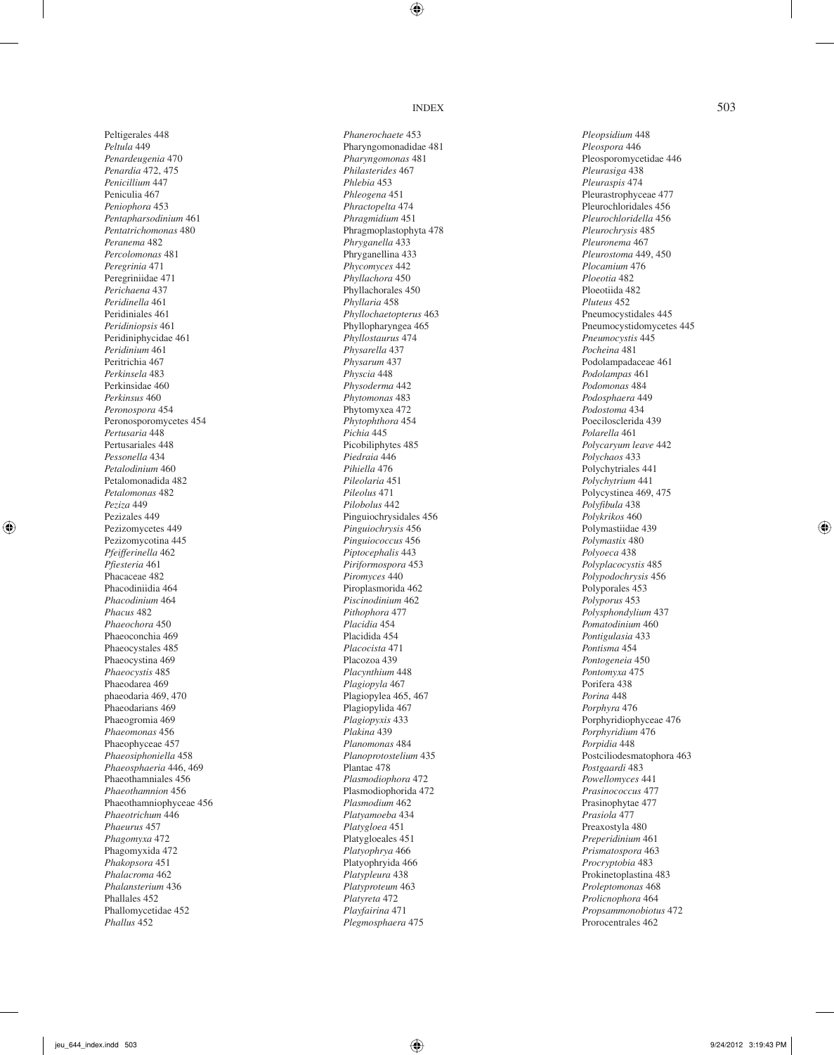Peltigerales 448  
*Peltula* 449  
*Penardeugenia* 470  
*Penardia* 472, 475  
*Penicillium* 447  
Peniculia 467  
*Peniophora* 453  
*Pentapharsodinium* 461  
*Pentatrichomonas* 480  
*Peranema* 482  
*Percolomonas* 481  
*Peregrinia* 471  
Peregriniidae 471  
*Perichaena* 437  
*Peridinella* 461  
Peridiniales 461  
*Peridiniopsis* 461  
Peridiniphycidae 461  
*Peridinium* 461  
Peritrichia 467  
*Perkinsela* 483  
Perkinsidae 460  
*Perkinsus* 460  
*Peronospora* 454  
Peronosporomycetes 454  
*Pertusaria* 448  
Pertusariales 448  
*Pessonella* 434  
*Petalodinium* 460  
Petalomonadida 482  
*Petalomonas* 482  
*Peziza* 449  
Pezizales 449  
Pezizomycetes 449  
Pezizomycotina 445  
*Pfeifferinella* 462  
*Pfiesteria* 461  
Phacaceae 482  
Phacodiniidia 464  
*Phacodinium* 464  
*Phacus* 482  
*Phaeochora* 450  
Phaeoconchia 469  
Phaeocystales 485  
Phaeocystina 469  
*Phaeocystis* 485  
Phaeodarea 469  
phaeodaria 469, 470  
Phaeodarians 469  
Phaeogromia 469  
*Phaeomonas* 456  
Phaeophyceae 457  
*Phaeosiphoniella* 458  
*Phaeosphaeria* 446, 469  
Phaeothamniales 456  
*Phaeothamnion* 456  
Phaeothamniophyceae 456  
*Phaeotrichum* 446  
*Phaeurus* 457  
*Phagomyxa* 472  
Phagomyxida 472  
*Phakopsora* 451  
*Phalacroma* 462  
*Phalansterium* 436  
Phallales 452  
Phallomycetidae 452  
*Phallus* 452  
*Phanerochaete* 453  
Pharyngomonadidae 481  
*Pharyngomonas* 481  
*Philasterides* 467  
*Phlebia* 453  
*Phleogena* 451  
*Phractopelta* 474  
*Phragmidium* 451  
Phragmoplastophyta 478  
*Phryganella* 433  
Phryganellina 433  
*Phycomyces* 442  
*Phyllachora* 450  
Phyllachorales 450  
*Phyllaria* 458  
*Phyllochaetopterus* 463  
Phyllopharyngea 465  
*Phyllostaurus* 474  
*Physarella* 437  
*Physarum* 437  
*Physcia* 448  
*Physoderma* 442  
*Phytomonas* 483  
Phytomyxea 472  
*Phytophthora* 454  
*Pichia* 445  
Picobiliphytes 485  
*Piedraia* 446  
*Pihiella* 476  
*Pileolaria* 451  
*Pileolus* 471  
*Pilobolus* 442  
Pinguiochrysidales 456  
*Pinguiochrysis* 456  
*Pinguiococcus* 456  
*Piptocephalis* 443  
*Piriformospora* 453  
*Piromyces* 440  
Piroplasmorida 462  
*Piscinodinium* 462  
*Pithophora* 477  
*Placidia* 454  
Placidida 454  
*Placocista* 471  
Placozoa 439  
*Placynthium* 448  
*Plagiopyla* 467  
Plagiopylea 465, 467  
Plagiopylida 467  
*Plagiopyxis* 433  
*Plakina* 439  
*Planomonas* 484  
*Planoprotostelium* 435  
Plantae 478  
*Plasmodiophora* 472  
Plasmodiophorida 472  
*Plasmodium* 462  
*Platyamoeba* 434  
*Platygloea* 451  
Platygloeales 451  
*Platyophrya* 466  
Platyophryida 466  
*Platypleura* 438  
*Platyproteum* 463  
*Platyreta* 472  
*Playfairina* 471  
*Plegmosphaera* 475  
*Pleopsidium* 448  
*Pleospora* 446  
Pleosporomycetidae 446  
*Pleurasiga* 438  
*Pleuraspis* 474  
Pleurastrophyceae 477  
Pleurochloridales 456  
*Pleurochloridella* 456  
*Pleurochrysis* 485  
*Pleuronema* 467  
*Pleurostoma* 449, 450  
*Plocamium* 476  
*Ploeotia* 482  
Ploeotiida 482  
*Pluteus* 452  
Pneumocystidales 445  
Pneumocystidomycetes 445  
*Pneumocystis* 445  
*Pocheina* 481  
Podolampadaceae 461  
*Podolampas* 461  
*Podomonas* 484  
*Podosphaera* 449  
*Podostoma* 434  
Poecilosclerida 439  
*Polarella* 461  
*Polycaryum leave* 442  
*Polychaos* 433  
Polychytriales 441  
*Polychytrium* 441  
Polycystinea 469, 475  
*Polyfibula* 438  
*Polykrikos* 460  
Polymastiidae 439  
*Polymastix* 480  
*Polyoeca* 438  
*Polyplacocystis* 485  
*Polypodochrysis* 456  
Polyporales 453  
*Polyporus* 453  
*Polysphondylium* 437  
*Pomatodinium* 460  
*Pontigulasia* 433  
*Pontisma* 454  
*Pontogeneia* 450  
*Pontomyxa* 475  
Porifera 438  
*Porina* 448  
*Porphyra* 476  
Porphyridiophyceae 476  
*Porphyridium* 476  
*Porpidia* 448  
Postciliodesmatophora 463  
*Postgaardi* 483  
*Powellomyces* 441  
*Prasinococcus* 477  
Prasinophytae 477  
*Prasiola* 477  
Preaxostyla 480  
*Preperidinium* 461  
*Prismatospora* 463  
*Procryptobia* 483  
Prokinetoplastina 483  
*Proleptomonas* 468  
*Prolicnophora* 464  
*Propsammonobiotus* 472  
Prorocentrales 462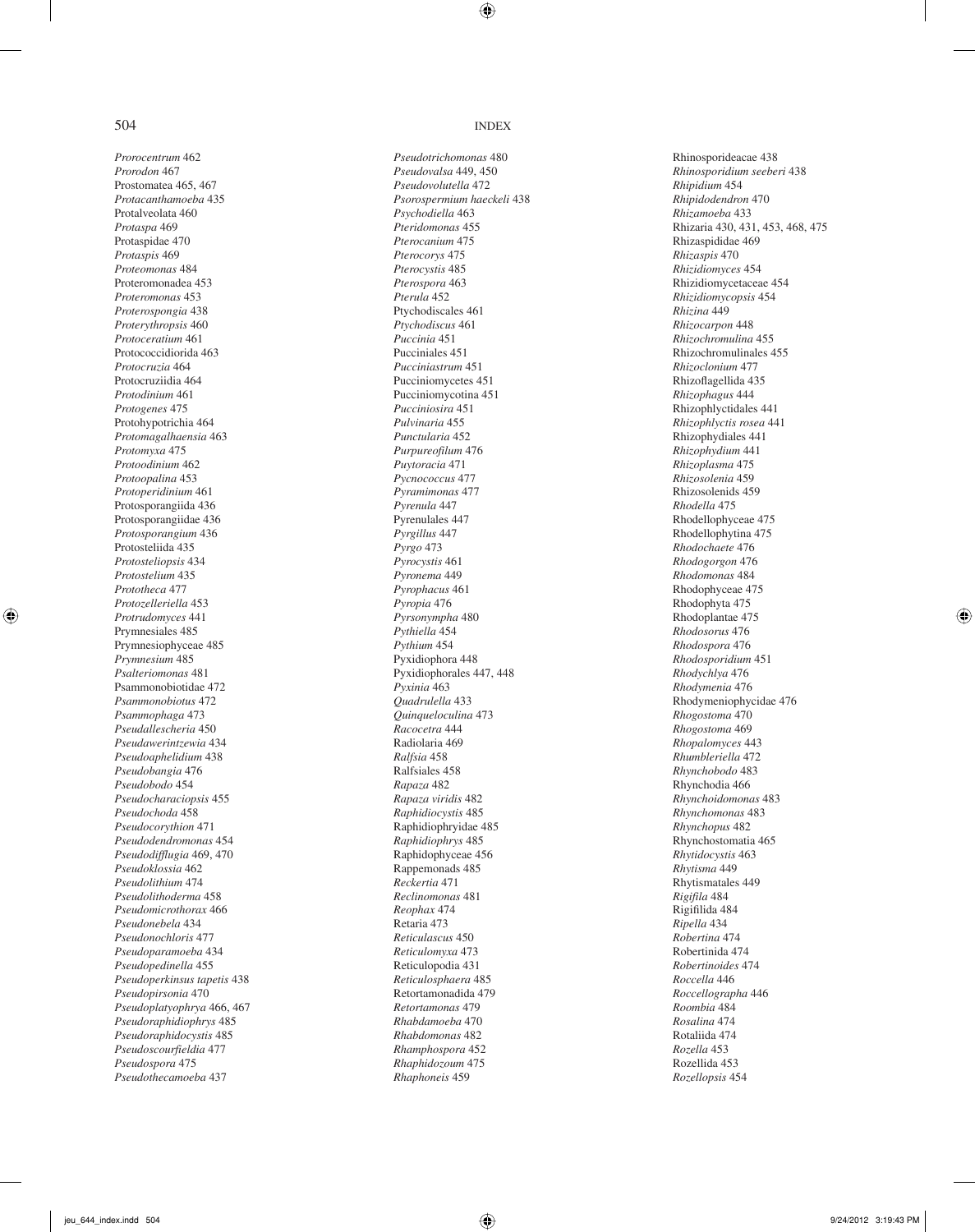*Prorocentrum* 462
*Prorodon* 467
Prostomatea 465, 467
*Protacanthamoeba* 435
Protalveolata 460
*Protaspa* 469
Protaspidae 470
*Protaspis* 469
*Proteomonas* 484
Proteromonadea 453
*Proteromonas* 453
*Proterospongia* 438
*Proterythropsis* 460
*Protoceratium* 461
Protococcidiorida 463
*Protocruzia* 464
Protocruziidia 464
*Protodinium* 461
*Protogenes* 475
Protohypotrichia 464
*Protomagalhaensia* 463
*Protomyxa* 475
*Protoodinium* 462
*Protoopalina* 453
*Protoperidinium* 461
Protosporangiida 436
Protosporangiidae 436
*Protosporangium* 436
Protosteliida 435
*Protosteliopsis* 434
*Protostelium* 435
*Prototheca* 477
*Protozelleriella* 453
*Protrudomyces* 441
Prymnesiales 485
Prymnesiophyceae 485
*Prymnesium* 485
*Psalteriomonas* 481
Psammonobiotidae 472
*Psammonobiotus* 472
*Psammophaga* 473
*Pseudallescheria* 450
*Pseudawerintzewia* 434
*Pseudoaphelidium* 438
*Pseudobangia* 476
*Pseudobodo* 454
*Pseudocharaciopsis* 455
*Pseudochoda* 458
*Pseudocorythion* 471
*Pseudodendromonas* 454
*Pseudodifflugia* 469, 470
*Pseudoklossia* 462
*Pseudolithium* 474
*Pseudolithoderma* 458
*Pseudomicrothorax* 466
*Pseudonebela* 434
*Pseudonochloris* 477
*Pseudoparamoeba* 434
*Pseudopedinella* 455
*Pseudoperkinsus tapetis* 438
*Pseudopirsonia* 470
*Pseudoplatyophrya* 466, 467
*Pseudoraphidiophrys* 485
*Pseudoraphidocystis* 485
*Pseudoscourfieldia* 477
*Pseudospora* 475
*Pseudothecamoeba* 437
*Pseudotrichomonas* 480
*Pseudovalsa* 449, 450
*Pseudovolutella* 472
*Psorospermium haeckeli* 438
*Psychodiella* 463
*Pteridomonas* 455
*Pterocanium* 475
*Pterocorys* 475
*Pterocystis* 485
*Pterospora* 463
*Pterula* 452
Ptychodiscales 461
*Ptychodiscus* 461
*Puccinia* 451
Pucciniales 451
*Pucciniastrum* 451
Pucciniomycetes 451
Pucciniomycotina 451
*Pucciniosira* 451
*Pulvinaria* 455
*Punctularia* 452
*Purpureofilum* 476
*Puytoracia* 471
*Pycnococcus* 477
*Pyramimonas* 477
*Pyrenula* 447
Pyrenulales 447
*Pyrgillus* 447
*Pyrgo* 473
*Pyrocystis* 461
*Pyronema* 449
*Pyrophacus* 461
*Pyropia* 476
*Pyrsonympha* 480
*Pythiella* 454
*Pythium* 454
Pyxidiophora 448
Pyxidiophorales 447, 448
*Pyxinia* 463
*Quadrulella* 433
*Quinqueloculina* 473
*Racocetra* 444
Radiolaria 469
*Ralfsia* 458
Ralfsiales 458
*Rapaza* 482
*Rapaza viridis* 482
*Raphidiocystis* 485
Raphidiophryidae 485
*Raphidiophrys* 485
Raphidophyceae 456
Rappemonads 485
*Reckertia* 471
*Reclinomonas* 481
*Reophax* 474
Retaria 473
*Reticulascus* 450
*Reticulomyxa* 473
Reticulopodia 431
*Reticulosphaera* 485
Retortamonadida 479
*Retortamonas* 479
*Rhabdamoeba* 470
*Rhabdomonas* 482
*Rhamphospora* 452
*Rhaphidozoum* 475
*Rhaphoneis* 459
Rhinosporideacae 438
*Rhinosporidium seeberi* 438
*Rhipidium* 454
*Rhipidodendron* 470
*Rhizamoeba* 433
Rhizaria 430, 431, 453, 468, 475
Rhizaspididae 469
*Rhizaspis* 470
*Rhizidiomyces* 454
Rhizidiomycetaceae 454
*Rhizidiomycopsis* 454
*Rhizina* 449
*Rhizocarpon* 448
*Rhizochromulina* 455
Rhizochromulinales 455
*Rhizoclonium* 477
Rhizoflagellida 435
*Rhizophagus* 444
Rhizophlyctidales 441
*Rhizophlyctis rosea* 441
Rhizophydiales 441
*Rhizophydium* 441
*Rhizoplasma* 475
*Rhizosolenia* 459
Rhizosolenids 459
*Rhodella* 475
Rhodellophyceae 475
Rhodellophytina 475
*Rhodochaete* 476
*Rhodogorgon* 476
*Rhodomonas* 484
Rhodophyceae 475
Rhodophyta 475
Rhodoplantae 475
*Rhodosorus* 476
*Rhodospora* 476
*Rhodosporidium* 451
*Rhodychlya* 476
*Rhodymenia* 476
Rhodymeniophycidae 476
*Rhogostoma* 470
*Rhogostoma* 469
*Rhopalomyces* 443
*Rhumbleriella* 472
*Rhynchobodo* 483
Rhynchodia 466
*Rhynchoidomonas* 483
*Rhynchomonas* 483
*Rhynchopus* 482
Rhynchostomatia 465
*Rhytidocystis* 463
*Rhytisma* 449
Rhytismatales 449
*Rigifila* 484
Rigifilida 484
*Ripella* 434
*Robertina* 474
Robertinida 474
*Robertinoides* 474
*Roccella* 446
*Roccellographa* 446
*Roombia* 484
*Rosalina* 474
Rotaliida 474
*Rozella* 453
Rozellida 453
*Rozellopsis* 454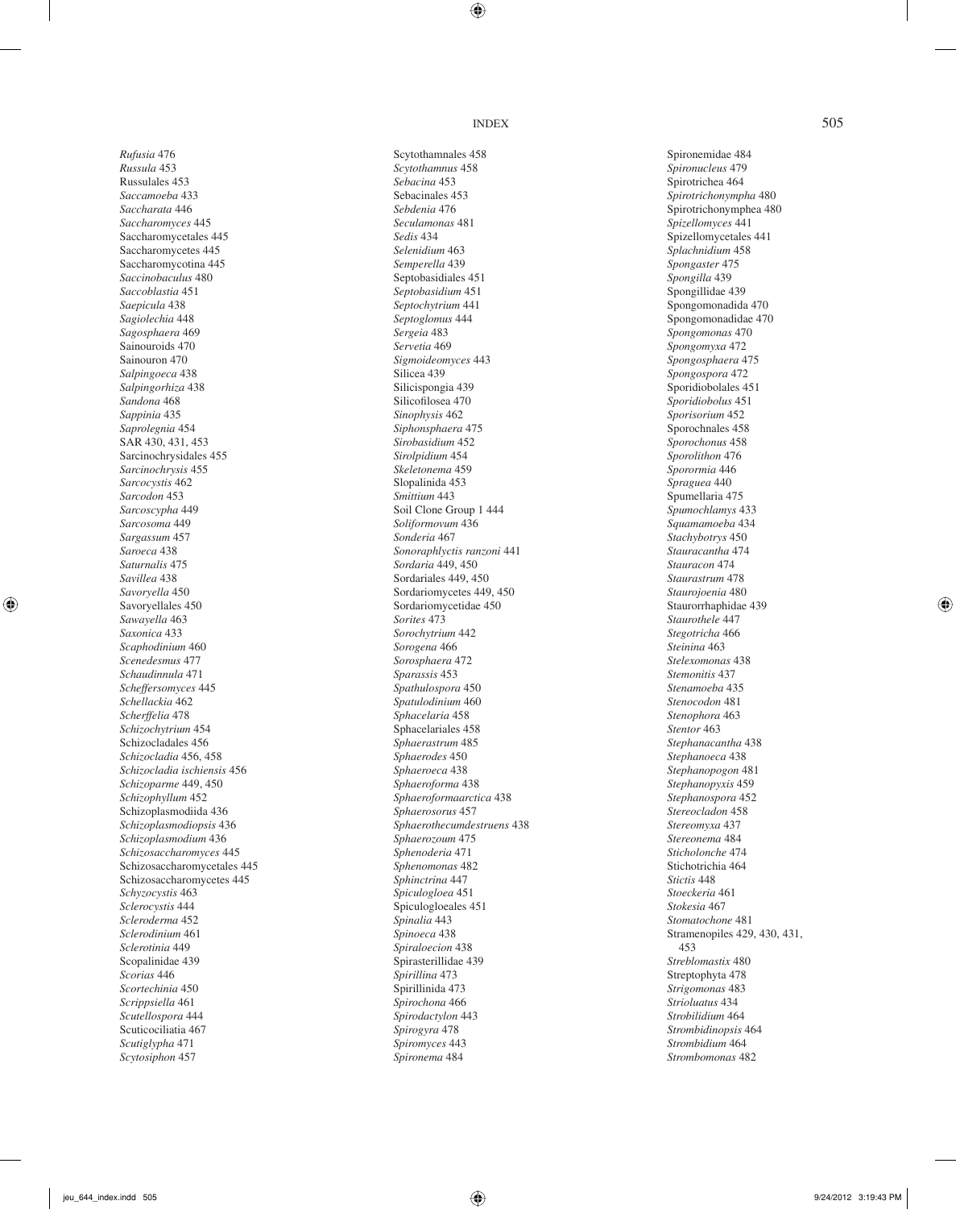*Rufusia* 476
*Russula* 453
Russulales 453
*Saccamoeba* 433
*Saccharata* 446
*Saccharomyces* 445
Saccharomycetales 445
Saccharomycetes 445
Saccharomycotina 445
*Saccinobaculus* 480
*Saccoblastia* 451
*Saepicula* 438
*Sagiolechia* 448
*Sagosphaera* 469
Sainouroids 470
Sainouron 470
*Salpingoeca* 438
*Salpingorhiza* 438
*Sandona* 468
*Sappinia* 435
*Saprolegnia* 454
SAR 430, 431, 453
Sarcinochrysidales 455
*Sarcinochrysis* 455
*Sarcocystis* 462
*Sarcodon* 453
*Sarcoscypha* 449
*Sarcosoma* 449
*Sargassum* 457
*Saroeca* 438
*Saturnalis* 475
*Savillea* 438
*Savoryella* 450
Savoryellales 450
*Sawayella* 463
*Saxonica* 433
*Scaphodinium* 460
*Scenedesmus* 477
*Schaudinnula* 471
*Scheffersomyces* 445
*Schellackia* 462
*Scherffelia* 478
*Schizochytrium* 454
Schizocladales 456
*Schizocladia* 456, 458
*Schizocladia ischiensis* 456
*Schizoparme* 449, 450
*Schizophyllum* 452
Schizoplasmodiida 436
*Schizoplasmodiopsis* 436
*Schizoplasmodium* 436
*Schizosaccharomyces* 445
Schizosaccharomycetales 445
Schizosaccharomycetes 445
*Schyzocystis* 463
*Sclerocystis* 444
*Scleroderma* 452
*Sclerodinium* 461
*Sclerotinia* 449
Scopalinidae 439
*Scorias* 446
*Scortechinia* 450
*Scrippsiella* 461
*Scutellospora* 444
Scuticociliatia 467
*Scutiglypha* 471
*Scytosiphon* 457
Scytothamnales 458
*Scytothamnus* 458
*Sebacina* 453
Sebacinales 453
*Sebdenia* 476
*Seculamonas* 481
*Sedis* 434
*Selenidium* 463
*Semperella* 439
Septobasidiales 451
*Septobasidium* 451
*Septochytrium* 441
*Septoglomus* 444
*Sergeia* 483
*Servetia* 469
*Sigmoideomyces* 443
Silicea 439
Silicispongia 439
Silicofilosea 470
*Sinophysis* 462
*Siphonsphaera* 475
*Sirobasidium* 452
*Sirolpidium* 454
*Skeletonema* 459
Slopalinida 453
*Smittium* 443
Soil Clone Group 1 444
*Soliformovum* 436
*Sonderia* 467
*Sonoraphlyctis ranzoni* 441
*Sordaria* 449, 450
Sordariales 449, 450
Sordariomycetes 449, 450
Sordariomycetidae 450
*Sorites* 473
*Sorochytrium* 442
*Sorogena* 466
*Sorosphaera* 472
*Sparassis* 453
*Spathulospora* 450
*Spatulodinium* 460
*Sphacelaria* 458
Sphacelariales 458
*Sphaerastrum* 485
*Sphaerodes* 450
*Sphaeroeca* 438
*Sphaeroforma* 438
*Sphaeroformaarctica* 438
*Sphaerosorus* 457
*Sphaerothecumdestruens* 438
*Sphaerozoum* 475
*Sphenoderia* 471
*Sphenomonas* 482
*Sphinctrina* 447
*Spiculogloea* 451
Spiculogloeales 451
*Spinalia* 443
*Spinoeca* 438
*Spiraloecion* 438
Spirasterillidae 439
*Spirillina* 473
Spirillinida 473
*Spirochona* 466
*Spirodactylon* 443
*Spirogyra* 478
*Spiromyces* 443
*Spironema* 484
Spironemidae 484
*Spironucleus* 479
Spirotrichea 464
*Spirotrichonympha* 480
Spirotrichonymphea 480
*Spizellomyces* 441
Spizellomycetales 441
*Splachnidium* 458
*Spongaster* 475
*Spongilla* 439
Spongillidae 439
Spongomonadida 470
Spongomonadidae 470
*Spongomonas* 470
*Spongomyxa* 472
*Spongosphaera* 475
*Spongospora* 472
Sporidiobolales 451
*Sporidiobolus* 451
*Sporisorium* 452
Sporochnales 458
*Sporochonus* 458
*Sporolithon* 476
*Sporormia* 446
*Spraguea* 440
Spumellaria 475
*Spumochlamys* 433
*Squamamoeba* 434
*Stachybotrys* 450
*Stauracantha* 474
*Stauracon* 474
*Staurastrum* 478
*Staurojoenia* 480
Staurorrhaphidae 439
*Staurothele* 447
*Stegotricha* 466
*Steinina* 463
*Stelexomonas* 438
*Stemonitis* 437
*Stenamoeba* 435
*Stenocodon* 481
*Stenophora* 463
*Stentor* 463
*Stephanacantha* 438
*Stephanoeca* 438
*Stephanopogon* 481
*Stephanopyxis* 459
*Stephanospora* 452
*Stereocladon* 458
*Stereomyxa* 437
*Stereonema* 484
*Sticholonche* 474
Stichotrichia 464
*Stictis* 448
*Stoeckeria* 461
*Stokesia* 467
*Stomatochone* 481
Stramenopiles 429, 430, 431, 453
*Streblomastix* 480
Streptophyta 478
*Strigomonas* 483
*Strioluatus* 434
*Strobilidium* 464
*Strombidinopsis* 464
*Strombidium* 464
*Strombomonas* 482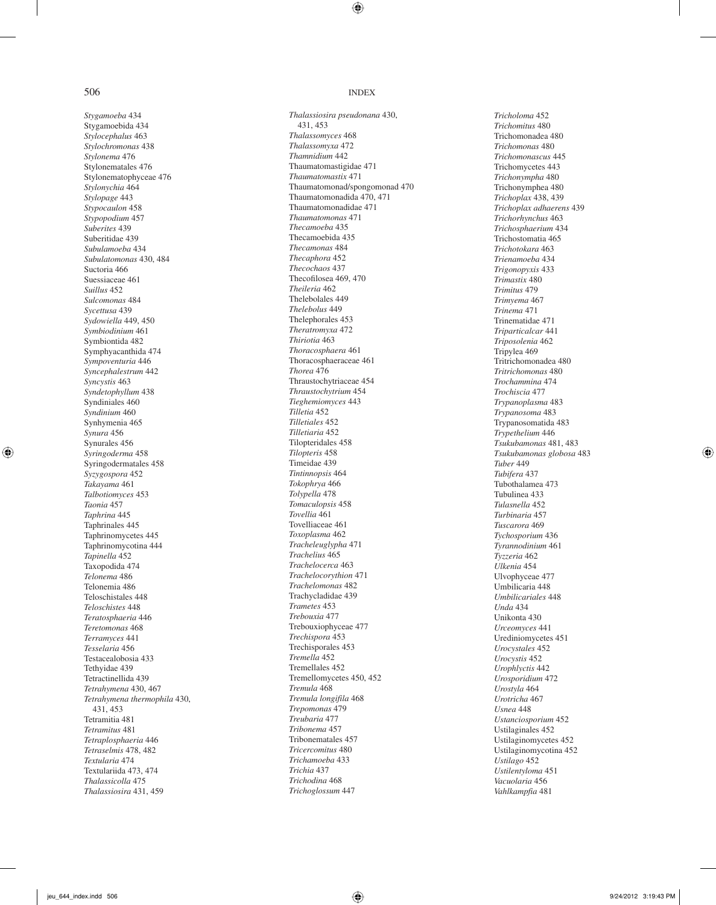*Stygamoeba* 434
Stygamoebida 434
*Stylocephalus* 463
*Stylochromonas* 438
*Stylonema* 476
Stylonematales 476
Stylonematophyceae 476
*Stylonychia* 464
*Stylopage* 443
*Stypocaulon* 458
*Stypopodium* 457
*Suberites* 439
Suberitidae 439
*Subulamoeba* 434
*Subulatomonas* 430, 484
Suctoria 466
Suessiaceae 461
*Suillus* 452
*Sulcomonas* 484
*Sycettusa* 439
*Sydowiella* 449, 450
*Symbiodinium* 461
Symbiontida 482
Symphyacanthida 474
*Sympoventuria* 446
*Syncephalestrum* 442
*Syncystis* 463
*Syndetophyllum* 438
Syndiniales 460
*Syndinium* 460
Synhymenia 465
*Synura* 456
Synurales 456
*Syringoderma* 458
Syringodermatales 458
*Syzygospora* 452
*Takayama* 461
*Talbotiomyces* 453
*Taonia* 457
*Taphrina* 445
Taphrinales 445
Taphrinomycetes 445
Taphrinomycotina 444
*Tapinella* 452
Taxopodida 474
*Telonema* 486
Telonemia 486
Teloschistales 448
*Teloschistes* 448
*Teratosphaeria* 446
*Teretomonas* 468
*Terramyces* 441
*Tesselaria* 456
Testacealobosia 433
Tethyidae 439
Tetractinellida 439
*Tetrahymena* 430, 467
*Tetrahymena thermophila* 430, 431, 453
Tetramitia 481
*Tetramitus* 481
*Tetraplosphaeria* 446
*Tetraselmis* 478, 482
*Textularia* 474
Textulariida 473, 474
*Thalassicolla* 475
*Thalassiosira* 431, 459
*Thalassiosira pseudonana* 430, 431, 453
*Thalassomyces* 468
*Thalassomyxa* 472
*Thamnidium* 442
Thaumatomastigidae 471
*Thaumatomastix* 471
Thaumatomonad/spongomonad 470
Thaumatomonadida 470, 471
Thaumatomonadidae 471
*Thaumatomonas* 471
*Thecamoeba* 435
Thecamoebida 435
*Thecamonas* 484
*Thecaphora* 452
*Thecochaos* 437
Thecofilosea 469, 470
*Theileria* 462
Thelebolales 449
*Thelebolus* 449
Thelephorales 453
*Theratromyxa* 472
*Thiriotia* 463
*Thoracosphaera* 461
Thoracosphaeraceae 461
*Thorea* 476
Thraustochytriaceae 454
*Thraustochytrium* 454
*Tieghemiomyces* 443
*Tilletia* 452
*Tilletiales* 452
*Tilletiaria* 452
Tilopteridales 458
*Tilopteris* 458
Timeidae 439
*Tintinnopsis* 464
*Tokophrya* 466
*Tolypella* 478
*Tomaculopsis* 458
*Tovellia* 461
Tovelliaceae 461
*Toxoplasma* 462
*Tracheleuglypha* 471
*Trachelius* 465
*Trachelocerca* 463
*Trachelocorythion* 471
*Trachelomonas* 482
Trachycladidae 439
*Trametes* 453
*Trebouxia* 477
Trebouxiophyceae 477
*Trechispora* 453
Trechisporales 453
*Tremella* 452
Tremellales 452
Tremellomycetes 450, 452
*Tremula* 468
*Tremula longifila* 468
*Trepomonas* 479
*Treubaria* 477
*Tribonema* 457
Tribonematales 457
*Tricercomitus* 480
*Trichamoeba* 433
*Trichia* 437
*Trichodina* 468
*Trichoglossum* 447
*Tricholoma* 452
*Trichomitus* 480
Trichomonadea 480
*Trichomonas* 480
*Trichomonascus* 445
Trichomycetes 443
*Trichonympha* 480
Trichonymphea 480
*Trichoplax* 438, 439
*Trichoplax adhaerens* 439
*Trichorhynchus* 463
*Trichosphaerium* 434
Trichostomatia 465
*Trichotokara* 463
*Trienamoeba* 434
*Trigonopyxis* 433
*Trimastix* 480
*Trimitus* 479
*Trimyema* 467
*Trinema* 471
Trinematidae 471
*Triparticalcar* 441
*Triposolenia* 462
Tripylea 469
Tritrichomonadea 480
*Tritrichomonas* 480
*Trochammina* 474
*Trochiscia* 477
*Trypanoplasma* 483
*Trypanosoma* 483
Trypanosomatida 483
*Trypethelium* 446
*Tsukubamonas* 481, 483
*Tsukubamonas globosa* 483
*Tuber* 449
*Tubifera* 437
Tubothalamea 473
Tubulinea 433
*Tulasnella* 452
*Turbinaria* 457
*Tuscarora* 469
*Tychosporium* 436
*Tyrannodinium* 461
*Tyzzeria* 462
*Ulkenia* 454
Ulvophyceae 477
Umbilicaria 448
*Umbilicariales* 448
*Unda* 434
Unikonta 430
*Urceomyces* 441
Urediniomycetes 451
*Urocystales* 452
*Urocystis* 452
*Urophlyctis* 442
*Urosporidium* 472
*Urostyla* 464
*Urotricha* 467
*Usnea* 448
*Ustanciosporium* 452
Ustilaginales 452
Ustilaginomycetes 452
Ustilaginomycotina 452
*Ustilago* 452
*Ustilentyloma* 451
*Vacuolaria* 456
*Vahlkampfia* 481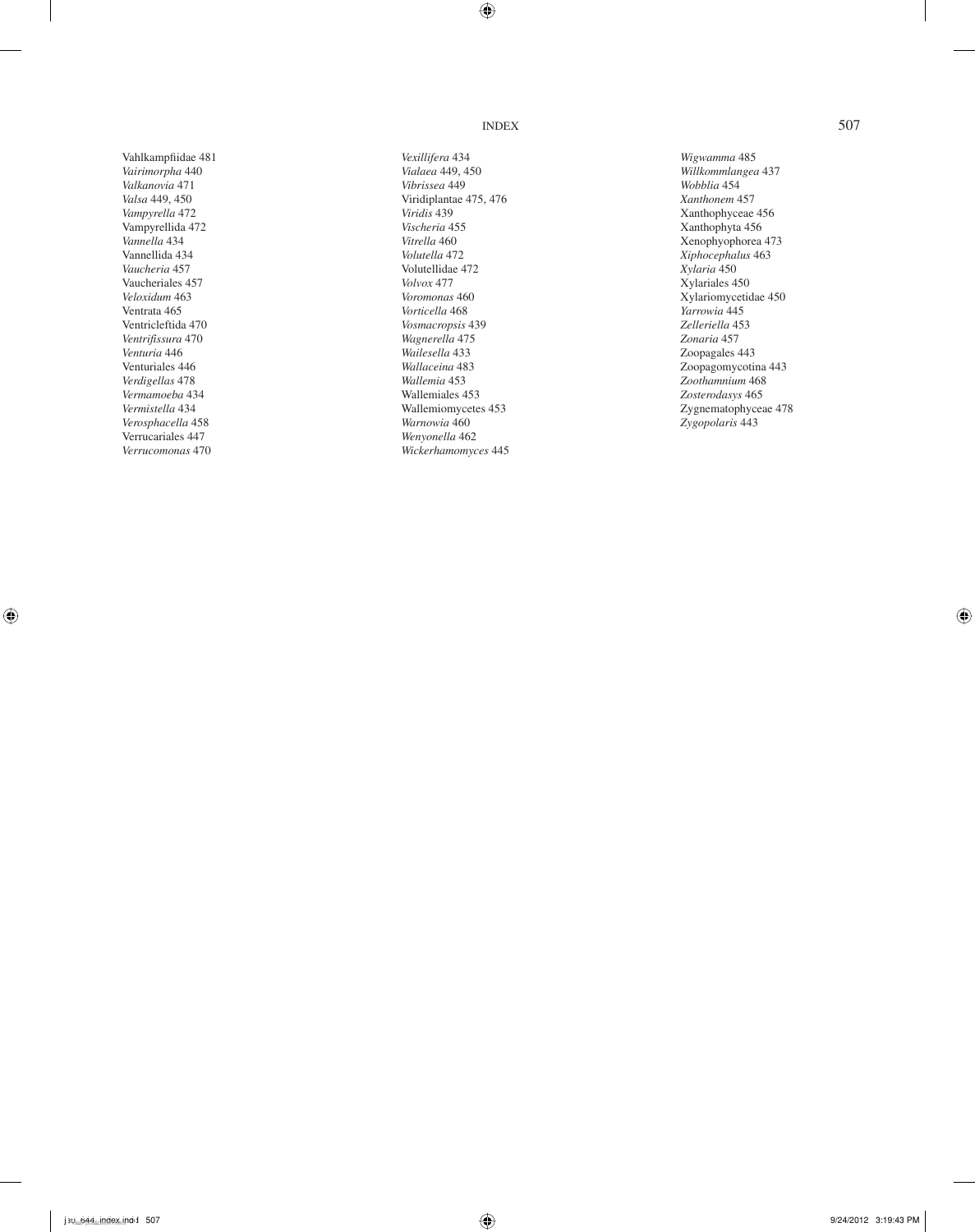Vahlkampfiidae 481
*Vairimorpha* 440
*Valkanovia* 471
*Valsa* 449, 450
*Vampyrella* 472
Vampyrellida 472
*Vannella* 434
Vannellida 434
*Vaucheria* 457
Vaucheriales 457
*Veloxidum* 463
Ventrata 465
Ventricleftida 470
*Ventrifissura* 470
*Venturia* 446
Venturiales 446
*Verdigellas* 478
*Vermamoeba* 434
*Vermistella* 434
*Verosphacella* 458
Verrucariales 447
*Verrucomonas* 470
*Vexillifera* 434
*Vialaea* 449, 450
*Vibrissea* 449
Viridiplantae 475, 476
*Viridis* 439
*Vischeria* 455
*Vitrella* 460
*Volutella* 472
Volutellidae 472
*Volvox* 477
*Voromonas* 460
*Vorticella* 468
*Vosmacropsis* 439
*Wagnerella* 475
*Wailesella* 433
*Wallaceina* 483
*Wallemia* 453
Wallemiales 453
Wallemiomycetes 453
*Warnowia* 460
*Wenyonella* 462
*Wickerhamomyces* 445
*Wigwamma* 485
*Willkommlangea* 437
*Wobblia* 454
*Xanthonem* 457
Xanthophyceae 456
Xanthophyta 456
Xenophyophorea 473
*Xiphocephalus* 463
*Xylaria* 450
Xylariales 450
Xylariomycetidae 450
*Yarrowia* 445
*Zelleriella* 453
*Zonaria* 457
Zoopagales 443
Zoopagomycotina 443
*Zoothamnium* 468
*Zosterodasys* 465
Zygnematophyceae 478
*Zygopolaris* 443